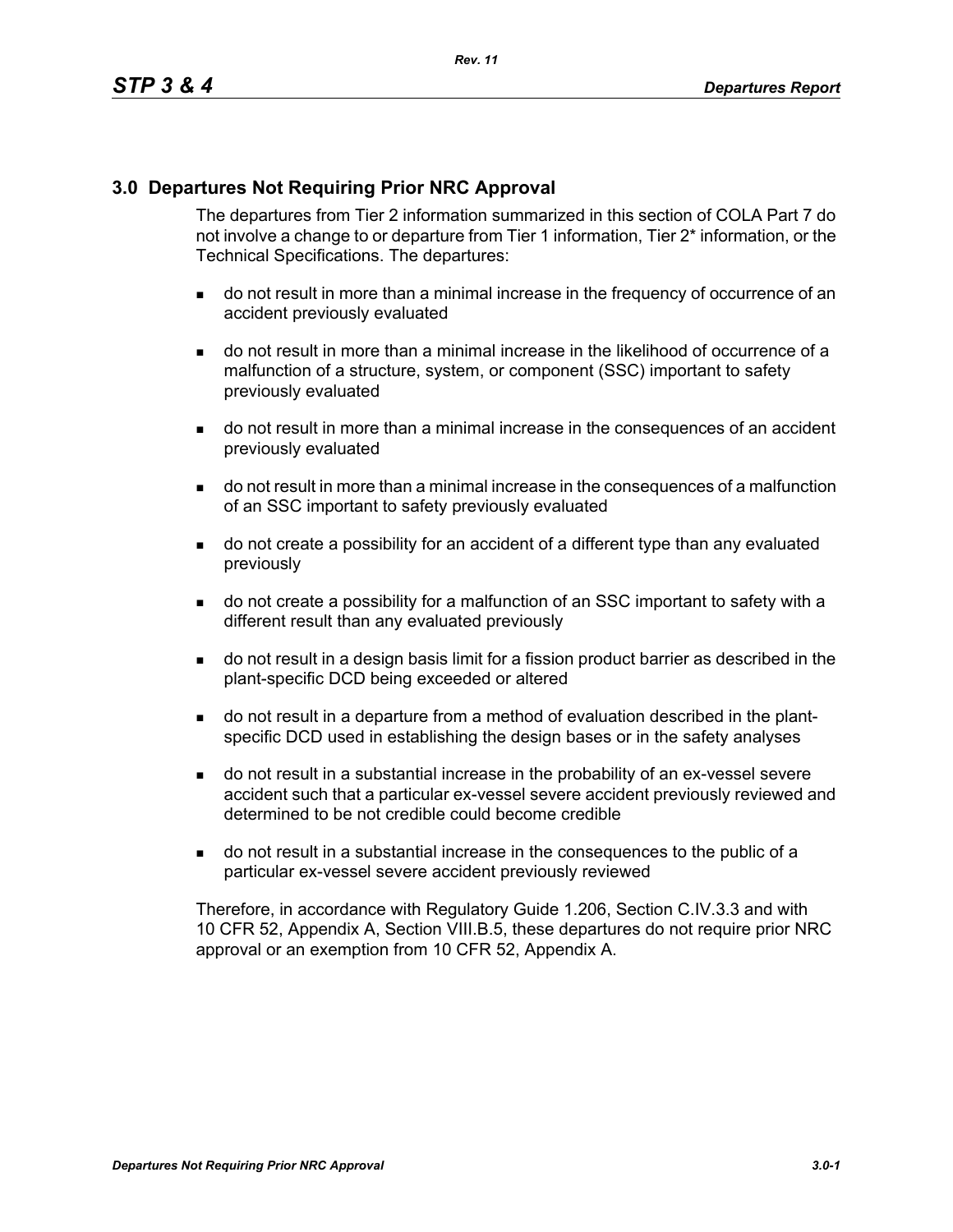## 3.0 Departures Not Requiring Prior NRC Approval

The departures from Tier 2 information summarized in this section of COLA Part 7 do not involve a change to or departure from Tier 1 information, Tier 2* information, or the Technical Specifications. The departures:

- do not result in more than a minimal increase in the frequency of occurrence of an accident previously evaluated
- do not result in more than a minimal increase in the likelihood of occurrence of a malfunction of a structure, system, or component (SSC) important to safety previously evaluated
- do not result in more than a minimal increase in the consequences of an accident previously evaluated
- do not result in more than a minimal increase in the consequences of a malfunction of an SSC important to safety previously evaluated
- do not create a possibility for an accident of a different type than any evaluated previously
- do not create a possibility for a malfunction of an SSC important to safety with a different result than any evaluated previously
- do not result in a design basis limit for a fission product barrier as described in the plant-specific DCD being exceeded or altered
- do not result in a departure from a method of evaluation described in the plant-specific DCD used in establishing the design bases or in the safety analyses
- do not result in a substantial increase in the probability of an ex-vessel severe accident such that a particular ex-vessel severe accident previously reviewed and determined to be not credible could become credible
- do not result in a substantial increase in the consequences to the public of a particular ex-vessel severe accident previously reviewed

Therefore, in accordance with Regulatory Guide 1.206, Section C.IV.3.3 and with 10 CFR 52, Appendix A, Section VIII.B.5, these departures do not require prior NRC approval or an exemption from 10 CFR 52, Appendix A.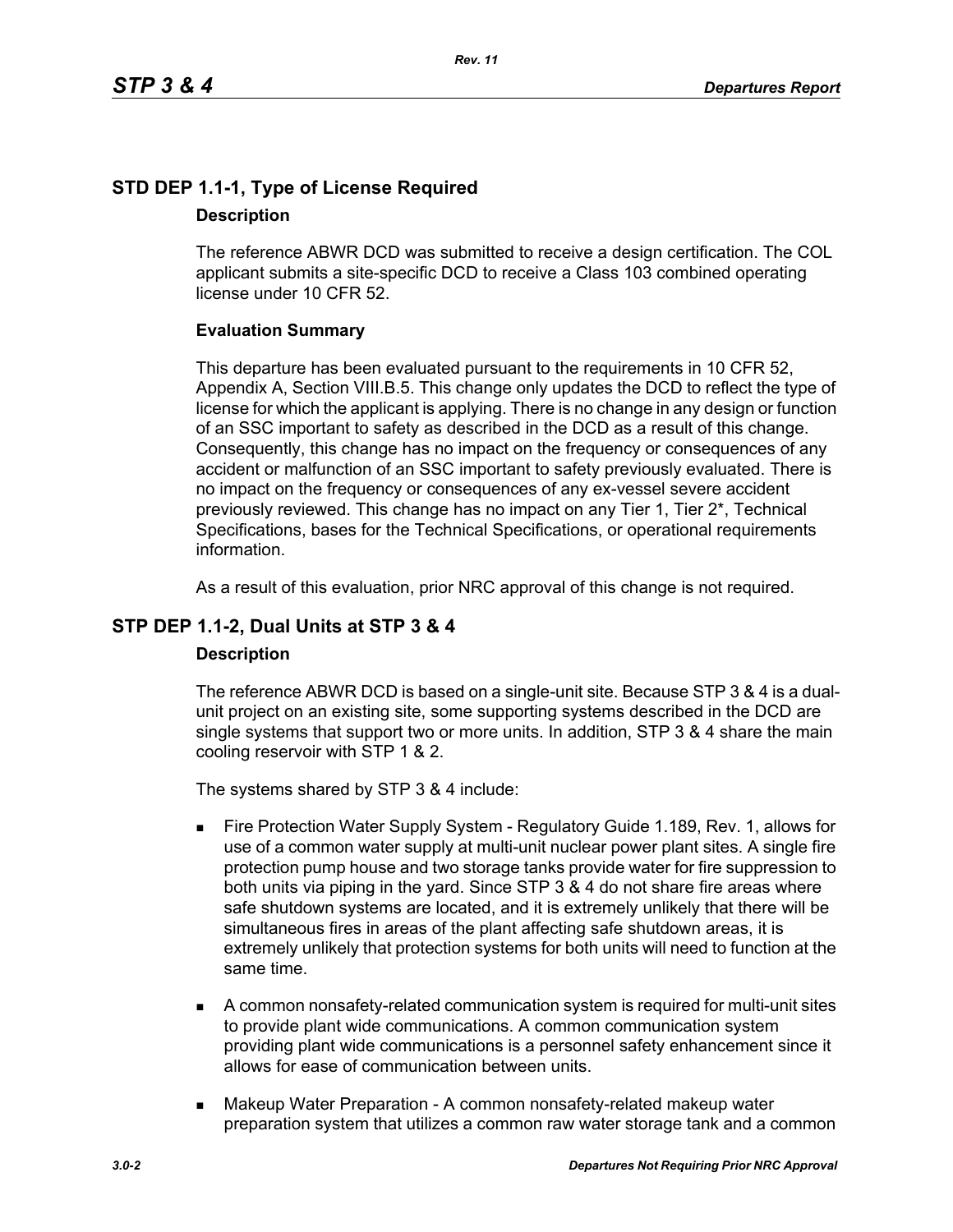## STD DEP 1.1-1, Type of License Required

### Description

The reference ABWR DCD was submitted to receive a design certification. The COL applicant submits a site-specific DCD to receive a Class 103 combined operating license under 10 CFR 52.

### Evaluation Summary

This departure has been evaluated pursuant to the requirements in 10 CFR 52, Appendix A, Section VIII.B.5. This change only updates the DCD to reflect the type of license for which the applicant is applying. There is no change in any design or function of an SSC important to safety as described in the DCD as a result of this change. Consequently, this change has no impact on the frequency or consequences of any accident or malfunction of an SSC important to safety previously evaluated. There is no impact on the frequency or consequences of any ex-vessel severe accident previously reviewed. This change has no impact on any Tier 1, Tier 2*, Technical Specifications, bases for the Technical Specifications, or operational requirements information.

As a result of this evaluation, prior NRC approval of this change is not required.

## STP DEP 1.1-2, Dual Units at STP 3 & 4

### Description

The reference ABWR DCD is based on a single-unit site. Because STP 3 & 4 is a dual-unit project on an existing site, some supporting systems described in the DCD are single systems that support two or more units. In addition, STP 3 & 4 share the main cooling reservoir with STP 1 & 2.

The systems shared by STP 3 & 4 include:

- Fire Protection Water Supply System - Regulatory Guide 1.189, Rev. 1, allows for use of a common water supply at multi-unit nuclear power plant sites. A single fire protection pump house and two storage tanks provide water for fire suppression to both units via piping in the yard. Since STP 3 & 4 do not share fire areas where safe shutdown systems are located, and it is extremely unlikely that there will be simultaneous fires in areas of the plant affecting safe shutdown areas, it is extremely unlikely that protection systems for both units will need to function at the same time.
- A common nonsafety-related communication system is required for multi-unit sites to provide plant wide communications. A common communication system providing plant wide communications is a personnel safety enhancement since it allows for ease of communication between units.
- Makeup Water Preparation - A common nonsafety-related makeup water preparation system that utilizes a common raw water storage tank and a common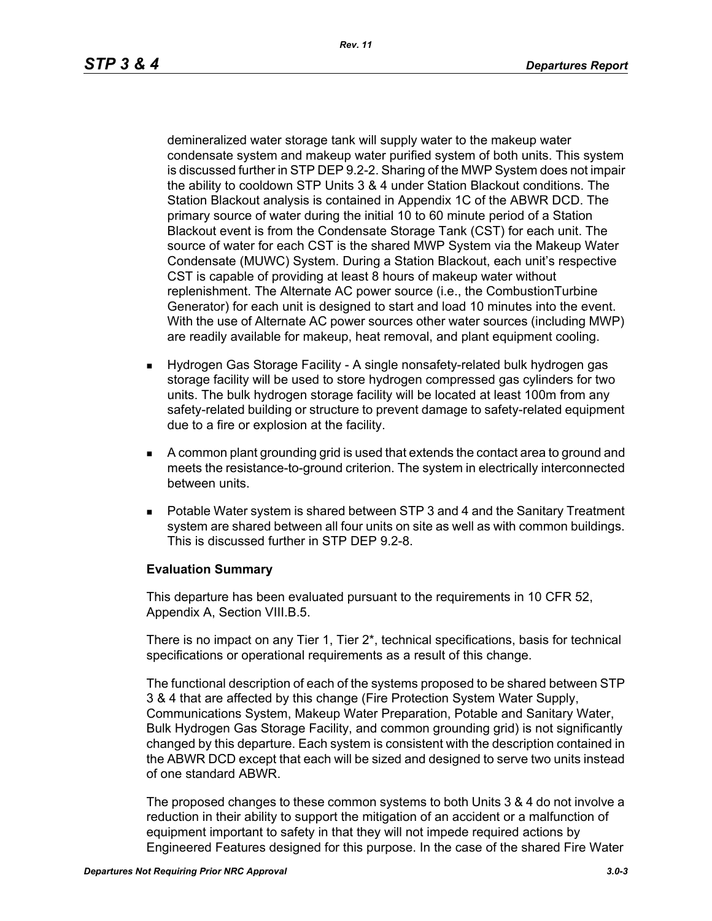demineralized water storage tank will supply water to the makeup water condensate system and makeup water purified system of both units. This system is discussed further in STP DEP 9.2-2. Sharing of the MWP System does not impair the ability to cooldown STP Units 3 & 4 under Station Blackout conditions. The Station Blackout analysis is contained in Appendix 1C of the ABWR DCD. The primary source of water during the initial 10 to 60 minute period of a Station Blackout event is from the Condensate Storage Tank (CST) for each unit. The source of water for each CST is the shared MWP System via the Makeup Water Condensate (MUWC) System. During a Station Blackout, each unit's respective CST is capable of providing at least 8 hours of makeup water without replenishment. The Alternate AC power source (i.e., the CombustionTurbine Generator) for each unit is designed to start and load 10 minutes into the event. With the use of Alternate AC power sources other water sources (including MWP) are readily available for makeup, heat removal, and plant equipment cooling.

- Hydrogen Gas Storage Facility - A single nonsafety-related bulk hydrogen gas storage facility will be used to store hydrogen compressed gas cylinders for two units. The bulk hydrogen storage facility will be located at least 100m from any safety-related building or structure to prevent damage to safety-related equipment due to a fire or explosion at the facility.
- A common plant grounding grid is used that extends the contact area to ground and meets the resistance-to-ground criterion. The system in electrically interconnected between units.
- Potable Water system is shared between STP 3 and 4 and the Sanitary Treatment system are shared between all four units on site as well as with common buildings. This is discussed further in STP DEP 9.2-8.

**Evaluation Summary**

This departure has been evaluated pursuant to the requirements in 10 CFR 52, Appendix A, Section VIII.B.5.

There is no impact on any Tier 1, Tier 2*, technical specifications, basis for technical specifications or operational requirements as a result of this change.

The functional description of each of the systems proposed to be shared between STP 3 & 4 that are affected by this change (Fire Protection System Water Supply, Communications System, Makeup Water Preparation, Potable and Sanitary Water, Bulk Hydrogen Gas Storage Facility, and common grounding grid) is not significantly changed by this departure. Each system is consistent with the description contained in the ABWR DCD except that each will be sized and designed to serve two units instead of one standard ABWR.

The proposed changes to these common systems to both Units 3 & 4 do not involve a reduction in their ability to support the mitigation of an accident or a malfunction of equipment important to safety in that they will not impede required actions by Engineered Features designed for this purpose. In the case of the shared Fire Water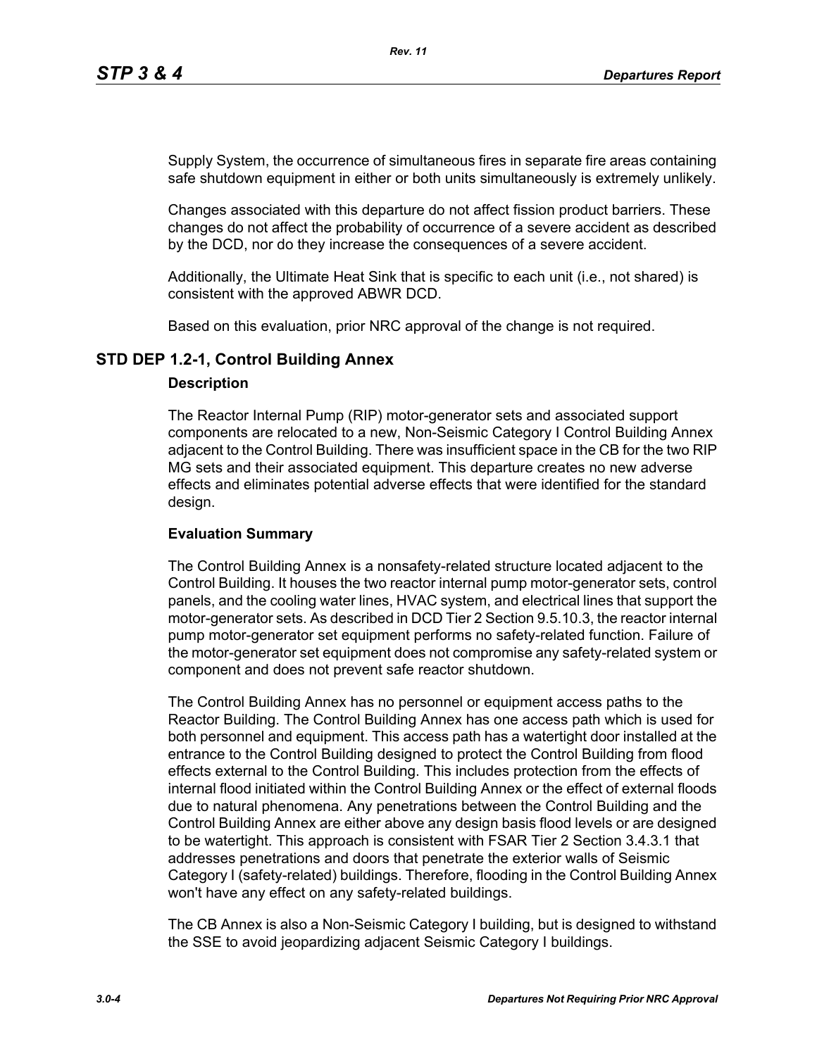Supply System, the occurrence of simultaneous fires in separate fire areas containing safe shutdown equipment in either or both units simultaneously is extremely unlikely.

Changes associated with this departure do not affect fission product barriers. These changes do not affect the probability of occurrence of a severe accident as described by the DCD, nor do they increase the consequences of a severe accident.

Additionally, the Ultimate Heat Sink that is specific to each unit (i.e., not shared) is consistent with the approved ABWR DCD.

Based on this evaluation, prior NRC approval of the change is not required.

## STD DEP 1.2-1, Control Building Annex

### Description

The Reactor Internal Pump (RIP) motor-generator sets and associated support components are relocated to a new, Non-Seismic Category I Control Building Annex adjacent to the Control Building. There was insufficient space in the CB for the two RIP MG sets and their associated equipment. This departure creates no new adverse effects and eliminates potential adverse effects that were identified for the standard design.

### Evaluation Summary

The Control Building Annex is a nonsafety-related structure located adjacent to the Control Building. It houses the two reactor internal pump motor-generator sets, control panels, and the cooling water lines, HVAC system, and electrical lines that support the motor-generator sets. As described in DCD Tier 2 Section 9.5.10.3, the reactor internal pump motor-generator set equipment performs no safety-related function. Failure of the motor-generator set equipment does not compromise any safety-related system or component and does not prevent safe reactor shutdown.

The Control Building Annex has no personnel or equipment access paths to the Reactor Building. The Control Building Annex has one access path which is used for both personnel and equipment. This access path has a watertight door installed at the entrance to the Control Building designed to protect the Control Building from flood effects external to the Control Building. This includes protection from the effects of internal flood initiated within the Control Building Annex or the effect of external floods due to natural phenomena. Any penetrations between the Control Building and the Control Building Annex are either above any design basis flood levels or are designed to be watertight. This approach is consistent with FSAR Tier 2 Section 3.4.3.1 that addresses penetrations and doors that penetrate the exterior walls of Seismic Category I (safety-related) buildings. Therefore, flooding in the Control Building Annex won't have any effect on any safety-related buildings.

The CB Annex is also a Non-Seismic Category I building, but is designed to withstand the SSE to avoid jeopardizing adjacent Seismic Category I buildings.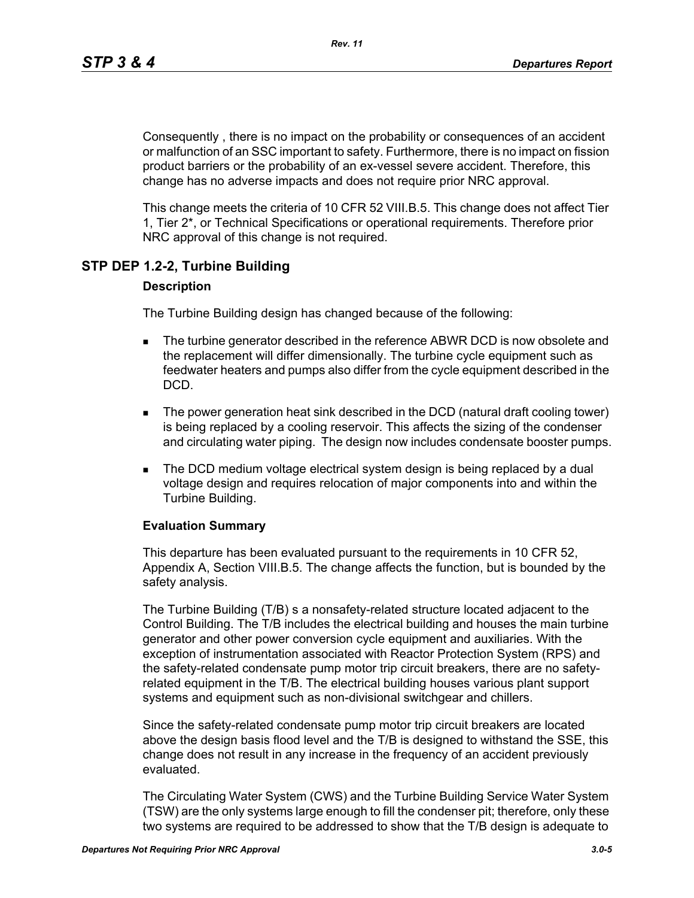Consequently , there is no impact on the probability or consequences of an accident or malfunction of an SSC important to safety. Furthermore, there is no impact on fission product barriers or the probability of an ex-vessel severe accident. Therefore, this change has no adverse impacts and does not require prior NRC approval.

This change meets the criteria of 10 CFR 52 VIII.B.5. This change does not affect Tier 1, Tier 2*, or Technical Specifications or operational requirements. Therefore prior NRC approval of this change is not required.

## STP DEP 1.2-2, Turbine Building

**Description**

The Turbine Building design has changed because of the following:

- The turbine generator described in the reference ABWR DCD is now obsolete and the replacement will differ dimensionally. The turbine cycle equipment such as feedwater heaters and pumps also differ from the cycle equipment described in the DCD.
- The power generation heat sink described in the DCD (natural draft cooling tower) is being replaced by a cooling reservoir. This affects the sizing of the condenser and circulating water piping. The design now includes condensate booster pumps.
- The DCD medium voltage electrical system design is being replaced by a dual voltage design and requires relocation of major components into and within the Turbine Building.

**Evaluation Summary**

This departure has been evaluated pursuant to the requirements in 10 CFR 52, Appendix A, Section VIII.B.5. The change affects the function, but is bounded by the safety analysis.

The Turbine Building (T/B) s a nonsafety-related structure located adjacent to the Control Building. The T/B includes the electrical building and houses the main turbine generator and other power conversion cycle equipment and auxiliaries. With the exception of instrumentation associated with Reactor Protection System (RPS) and the safety-related condensate pump motor trip circuit breakers, there are no safety-related equipment in the T/B. The electrical building houses various plant support systems and equipment such as non-divisional switchgear and chillers.

Since the safety-related condensate pump motor trip circuit breakers are located above the design basis flood level and the T/B is designed to withstand the SSE, this change does not result in any increase in the frequency of an accident previously evaluated.

The Circulating Water System (CWS) and the Turbine Building Service Water System (TSW) are the only systems large enough to fill the condenser pit; therefore, only these two systems are required to be addressed to show that the T/B design is adequate to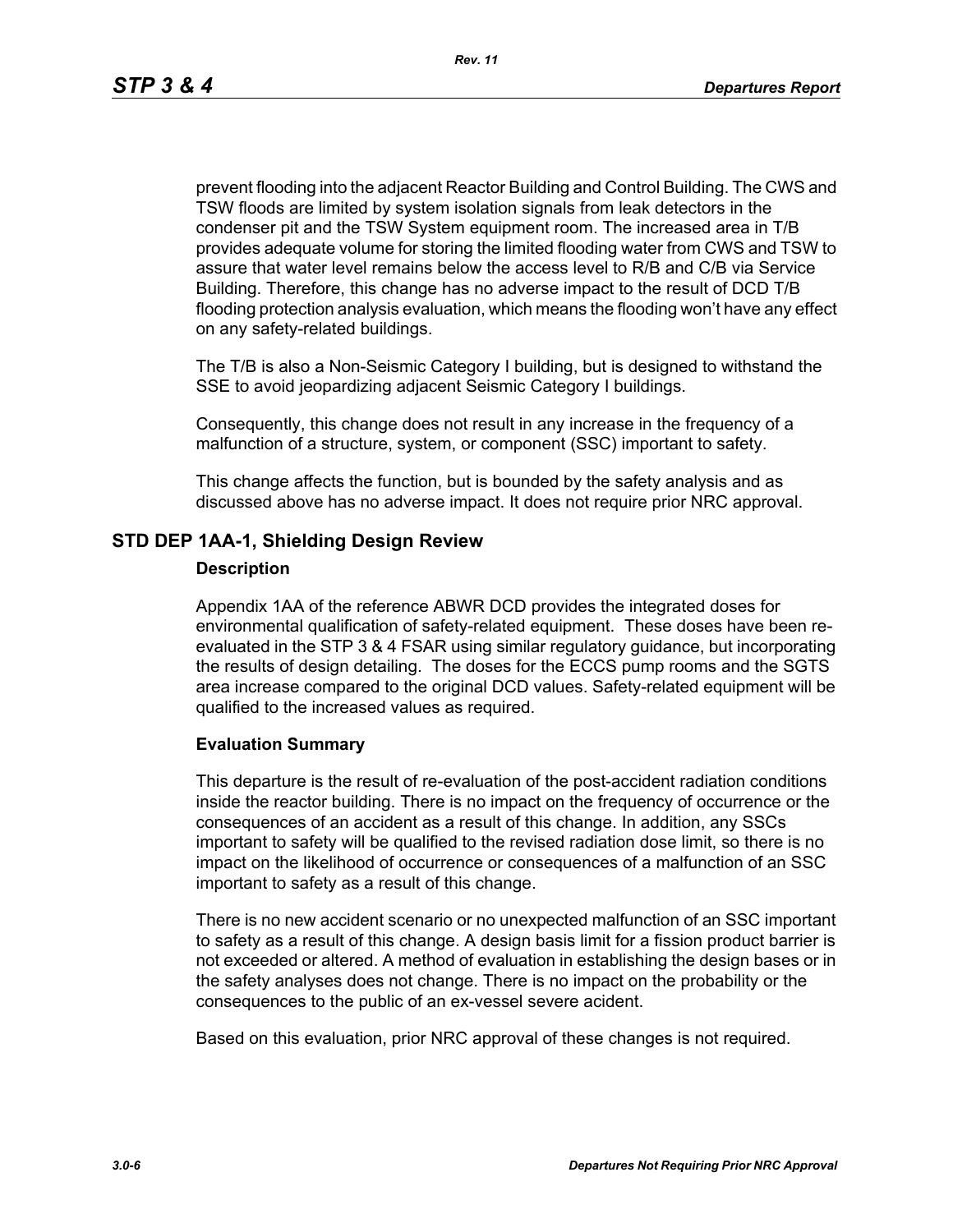prevent flooding into the adjacent Reactor Building and Control Building. The CWS and TSW floods are limited by system isolation signals from leak detectors in the condenser pit and the TSW System equipment room. The increased area in T/B provides adequate volume for storing the limited flooding water from CWS and TSW to assure that water level remains below the access level to R/B and C/B via Service Building. Therefore, this change has no adverse impact to the result of DCD T/B flooding protection analysis evaluation, which means the flooding won't have any effect on any safety-related buildings.

The T/B is also a Non-Seismic Category I building, but is designed to withstand the SSE to avoid jeopardizing adjacent Seismic Category I buildings.

Consequently, this change does not result in any increase in the frequency of a malfunction of a structure, system, or component (SSC) important to safety.

This change affects the function, but is bounded by the safety analysis and as discussed above has no adverse impact. It does not require prior NRC approval.

## STD DEP 1AA-1, Shielding Design Review

### Description

Appendix 1AA of the reference ABWR DCD provides the integrated doses for environmental qualification of safety-related equipment. These doses have been re-evaluated in the STP 3 & 4 FSAR using similar regulatory guidance, but incorporating the results of design detailing. The doses for the ECCS pump rooms and the SGTS area increase compared to the original DCD values. Safety-related equipment will be qualified to the increased values as required.

### Evaluation Summary

This departure is the result of re-evaluation of the post-accident radiation conditions inside the reactor building. There is no impact on the frequency of occurrence or the consequences of an accident as a result of this change. In addition, any SSCs important to safety will be qualified to the revised radiation dose limit, so there is no impact on the likelihood of occurrence or consequences of a malfunction of an SSC important to safety as a result of this change.

There is no new accident scenario or no unexpected malfunction of an SSC important to safety as a result of this change. A design basis limit for a fission product barrier is not exceeded or altered. A method of evaluation in establishing the design bases or in the safety analyses does not change. There is no impact on the probability or the consequences to the public of an ex-vessel severe acident.

Based on this evaluation, prior NRC approval of these changes is not required.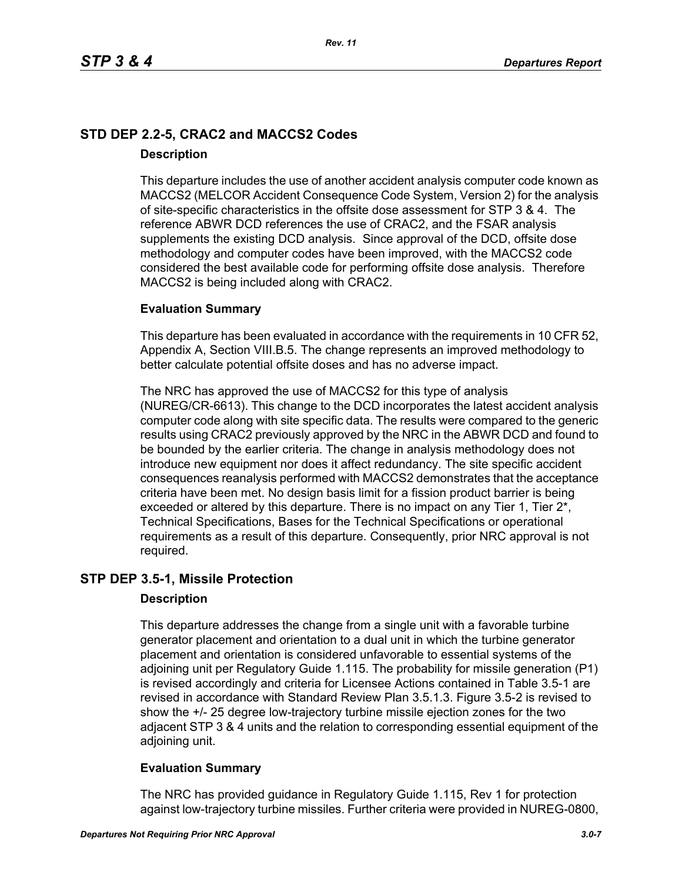## STD DEP 2.2-5, CRAC2 and MACCS2 Codes

### Description

This departure includes the use of another accident analysis computer code known as MACCS2 (MELCOR Accident Consequence Code System, Version 2) for the analysis of site-specific characteristics in the offsite dose assessment for STP 3 & 4. The reference ABWR DCD references the use of CRAC2, and the FSAR analysis supplements the existing DCD analysis. Since approval of the DCD, offsite dose methodology and computer codes have been improved, with the MACCS2 code considered the best available code for performing offsite dose analysis. Therefore MACCS2 is being included along with CRAC2.

### Evaluation Summary

This departure has been evaluated in accordance with the requirements in 10 CFR 52, Appendix A, Section VIII.B.5. The change represents an improved methodology to better calculate potential offsite doses and has no adverse impact.

The NRC has approved the use of MACCS2 for this type of analysis (NUREG/CR-6613). This change to the DCD incorporates the latest accident analysis computer code along with site specific data. The results were compared to the generic results using CRAC2 previously approved by the NRC in the ABWR DCD and found to be bounded by the earlier criteria. The change in analysis methodology does not introduce new equipment nor does it affect redundancy. The site specific accident consequences reanalysis performed with MACCS2 demonstrates that the acceptance criteria have been met. No design basis limit for a fission product barrier is being exceeded or altered by this departure. There is no impact on any Tier 1, Tier 2*, Technical Specifications, Bases for the Technical Specifications or operational requirements as a result of this departure. Consequently, prior NRC approval is not required.

## STP DEP 3.5-1, Missile Protection

### Description

This departure addresses the change from a single unit with a favorable turbine generator placement and orientation to a dual unit in which the turbine generator placement and orientation is considered unfavorable to essential systems of the adjoining unit per Regulatory Guide 1.115. The probability for missile generation (P1) is revised accordingly and criteria for Licensee Actions contained in Table 3.5-1 are revised in accordance with Standard Review Plan 3.5.1.3. Figure 3.5-2 is revised to show the +/- 25 degree low-trajectory turbine missile ejection zones for the two adjacent STP 3 & 4 units and the relation to corresponding essential equipment of the adjoining unit.

### Evaluation Summary

The NRC has provided guidance in Regulatory Guide 1.115, Rev 1 for protection against low-trajectory turbine missiles. Further criteria were provided in NUREG-0800,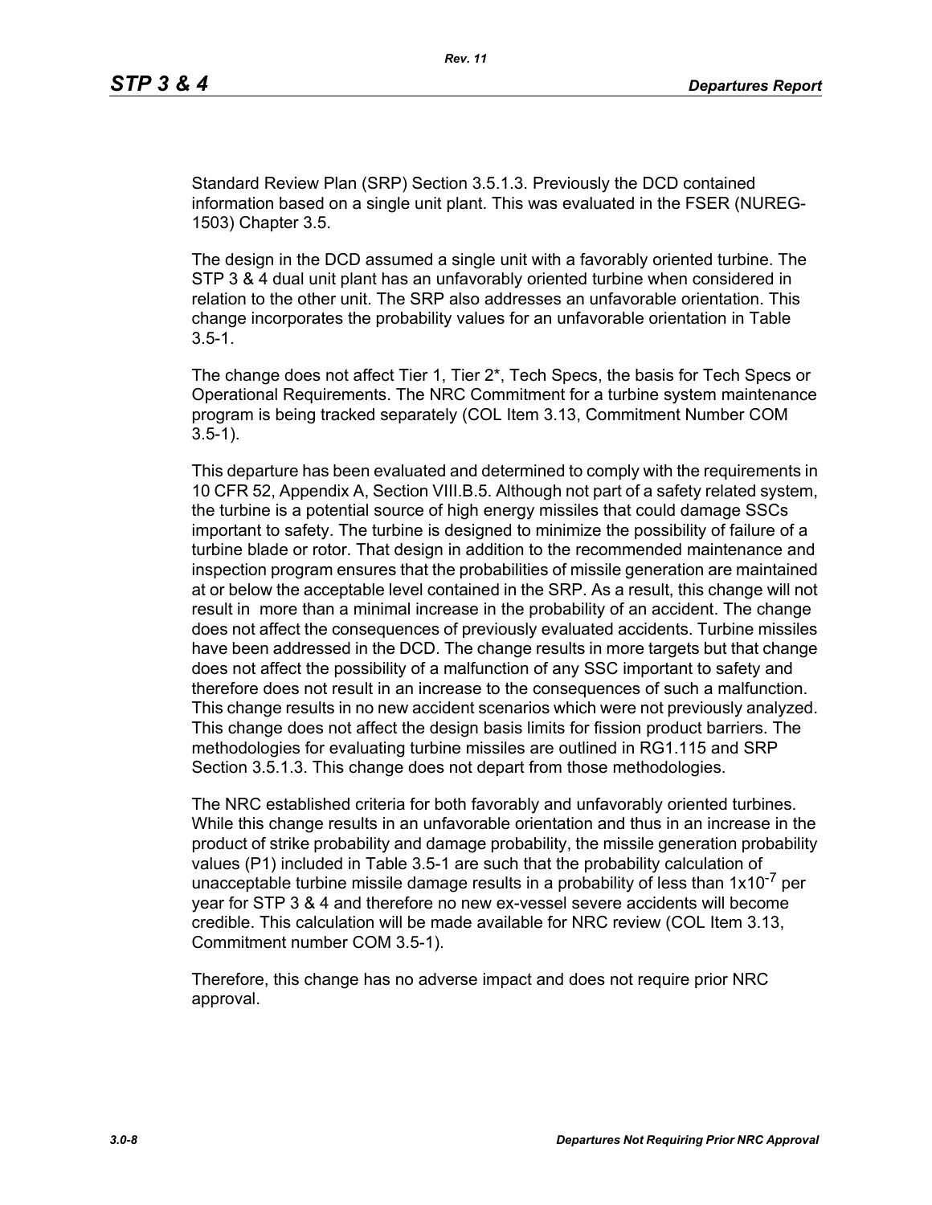Standard Review Plan (SRP) Section 3.5.1.3. Previously the DCD contained information based on a single unit plant. This was evaluated in the FSER (NUREG-1503) Chapter 3.5.

The design in the DCD assumed a single unit with a favorably oriented turbine. The STP 3 & 4 dual unit plant has an unfavorably oriented turbine when considered in relation to the other unit. The SRP also addresses an unfavorable orientation. This change incorporates the probability values for an unfavorable orientation in Table 3.5-1.

The change does not affect Tier 1, Tier 2*, Tech Specs, the basis for Tech Specs or Operational Requirements. The NRC Commitment for a turbine system maintenance program is being tracked separately (COL Item 3.13, Commitment Number COM 3.5-1).

This departure has been evaluated and determined to comply with the requirements in 10 CFR 52, Appendix A, Section VIII.B.5. Although not part of a safety related system, the turbine is a potential source of high energy missiles that could damage SSCs important to safety. The turbine is designed to minimize the possibility of failure of a turbine blade or rotor. That design in addition to the recommended maintenance and inspection program ensures that the probabilities of missile generation are maintained at or below the acceptable level contained in the SRP. As a result, this change will not result in more than a minimal increase in the probability of an accident. The change does not affect the consequences of previously evaluated accidents. Turbine missiles have been addressed in the DCD. The change results in more targets but that change does not affect the possibility of a malfunction of any SSC important to safety and therefore does not result in an increase to the consequences of such a malfunction. This change results in no new accident scenarios which were not previously analyzed. This change does not affect the design basis limits for fission product barriers. The methodologies for evaluating turbine missiles are outlined in RG1.115 and SRP Section 3.5.1.3. This change does not depart from those methodologies.

The NRC established criteria for both favorably and unfavorably oriented turbines. While this change results in an unfavorable orientation and thus in an increase in the product of strike probability and damage probability, the missile generation probability values (P1) included in Table 3.5-1 are such that the probability calculation of unacceptable turbine missile damage results in a probability of less than $1x10^{-7}$ per year for STP 3 & 4 and therefore no new ex-vessel severe accidents will become credible. This calculation will be made available for NRC review (COL Item 3.13, Commitment number COM 3.5-1).

Therefore, this change has no adverse impact and does not require prior NRC approval.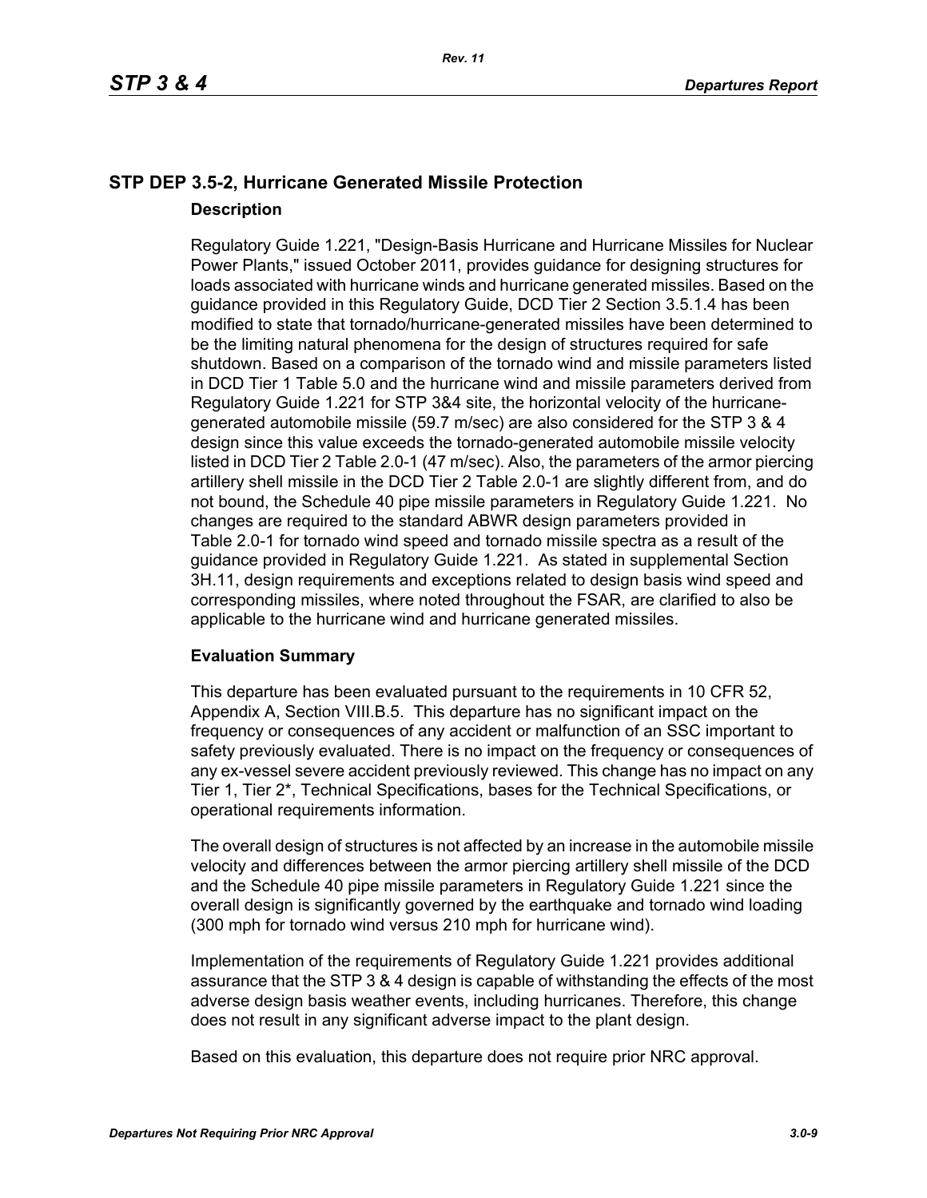## STP DEP 3.5-2, Hurricane Generated Missile Protection

### Description

Regulatory Guide 1.221, "Design-Basis Hurricane and Hurricane Missiles for Nuclear Power Plants," issued October 2011, provides guidance for designing structures for loads associated with hurricane winds and hurricane generated missiles. Based on the guidance provided in this Regulatory Guide, DCD Tier 2 Section 3.5.1.4 has been modified to state that tornado/hurricane-generated missiles have been determined to be the limiting natural phenomena for the design of structures required for safe shutdown. Based on a comparison of the tornado wind and missile parameters listed in DCD Tier 1 Table 5.0 and the hurricane wind and missile parameters derived from Regulatory Guide 1.221 for STP 3&4 site, the horizontal velocity of the hurricane-generated automobile missile (59.7 m/sec) are also considered for the STP 3 & 4 design since this value exceeds the tornado-generated automobile missile velocity listed in DCD Tier 2 Table 2.0-1 (47 m/sec). Also, the parameters of the armor piercing artillery shell missile in the DCD Tier 2 Table 2.0-1 are slightly different from, and do not bound, the Schedule 40 pipe missile parameters in Regulatory Guide 1.221. No changes are required to the standard ABWR design parameters provided in Table 2.0-1 for tornado wind speed and tornado missile spectra as a result of the guidance provided in Regulatory Guide 1.221. As stated in supplemental Section 3H.11, design requirements and exceptions related to design basis wind speed and corresponding missiles, where noted throughout the FSAR, are clarified to also be applicable to the hurricane wind and hurricane generated missiles.

### Evaluation Summary

This departure has been evaluated pursuant to the requirements in 10 CFR 52, Appendix A, Section VIII.B.5. This departure has no significant impact on the frequency or consequences of any accident or malfunction of an SSC important to safety previously evaluated. There is no impact on the frequency or consequences of any ex-vessel severe accident previously reviewed. This change has no impact on any Tier 1, Tier 2*, Technical Specifications, bases for the Technical Specifications, or operational requirements information.

The overall design of structures is not affected by an increase in the automobile missile velocity and differences between the armor piercing artillery shell missile of the DCD and the Schedule 40 pipe missile parameters in Regulatory Guide 1.221 since the overall design is significantly governed by the earthquake and tornado wind loading (300 mph for tornado wind versus 210 mph for hurricane wind).

Implementation of the requirements of Regulatory Guide 1.221 provides additional assurance that the STP 3 & 4 design is capable of withstanding the effects of the most adverse design basis weather events, including hurricanes. Therefore, this change does not result in any significant adverse impact to the plant design.

Based on this evaluation, this departure does not require prior NRC approval.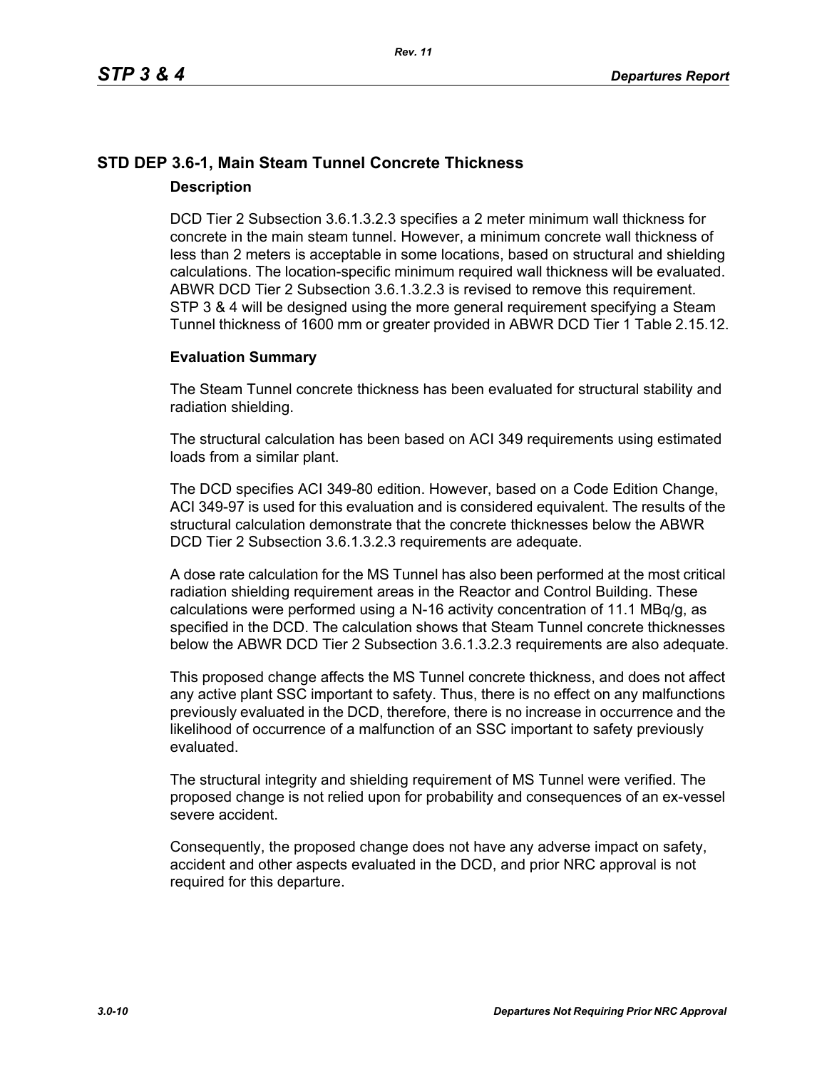## STD DEP 3.6-1, Main Steam Tunnel Concrete Thickness

### Description

DCD Tier 2 Subsection 3.6.1.3.2.3 specifies a 2 meter minimum wall thickness for concrete in the main steam tunnel. However, a minimum concrete wall thickness of less than 2 meters is acceptable in some locations, based on structural and shielding calculations. The location-specific minimum required wall thickness will be evaluated. ABWR DCD Tier 2 Subsection 3.6.1.3.2.3 is revised to remove this requirement. STP 3 & 4 will be designed using the more general requirement specifying a Steam Tunnel thickness of 1600 mm or greater provided in ABWR DCD Tier 1 Table 2.15.12.

### Evaluation Summary

The Steam Tunnel concrete thickness has been evaluated for structural stability and radiation shielding.

The structural calculation has been based on ACI 349 requirements using estimated loads from a similar plant.

The DCD specifies ACI 349-80 edition. However, based on a Code Edition Change, ACI 349-97 is used for this evaluation and is considered equivalent. The results of the structural calculation demonstrate that the concrete thicknesses below the ABWR DCD Tier 2 Subsection 3.6.1.3.2.3 requirements are adequate.

A dose rate calculation for the MS Tunnel has also been performed at the most critical radiation shielding requirement areas in the Reactor and Control Building. These calculations were performed using a N-16 activity concentration of 11.1 MBq/g, as specified in the DCD. The calculation shows that Steam Tunnel concrete thicknesses below the ABWR DCD Tier 2 Subsection 3.6.1.3.2.3 requirements are also adequate.

This proposed change affects the MS Tunnel concrete thickness, and does not affect any active plant SSC important to safety. Thus, there is no effect on any malfunctions previously evaluated in the DCD, therefore, there is no increase in occurrence and the likelihood of occurrence of a malfunction of an SSC important to safety previously evaluated.

The structural integrity and shielding requirement of MS Tunnel were verified. The proposed change is not relied upon for probability and consequences of an ex-vessel severe accident.

Consequently, the proposed change does not have any adverse impact on safety, accident and other aspects evaluated in the DCD, and prior NRC approval is not required for this departure.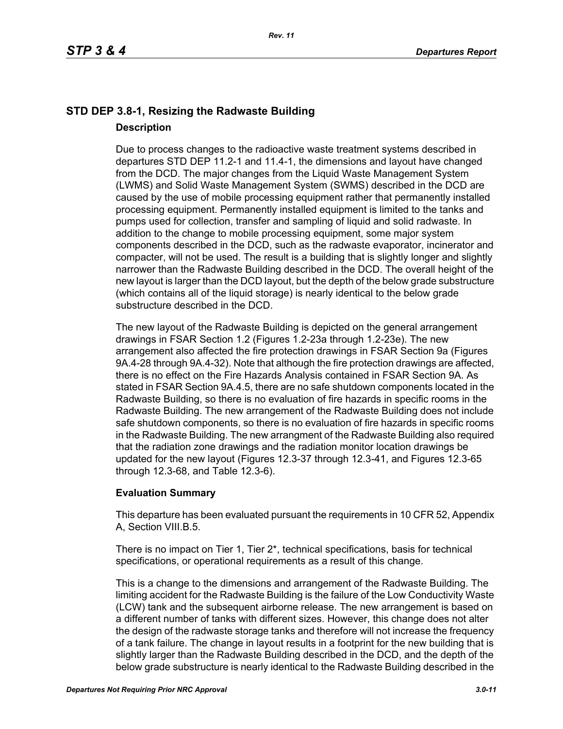## STD DEP 3.8-1, Resizing the Radwaste Building

### Description

Due to process changes to the radioactive waste treatment systems described in departures STD DEP 11.2-1 and 11.4-1, the dimensions and layout have changed from the DCD. The major changes from the Liquid Waste Management System (LWMS) and Solid Waste Management System (SWMS) described in the DCD are caused by the use of mobile processing equipment rather that permanently installed processing equipment. Permanently installed equipment is limited to the tanks and pumps used for collection, transfer and sampling of liquid and solid radwaste. In addition to the change to mobile processing equipment, some major system components described in the DCD, such as the radwaste evaporator, incinerator and compacter, will not be used. The result is a building that is slightly longer and slightly narrower than the Radwaste Building described in the DCD. The overall height of the new layout is larger than the DCD layout, but the depth of the below grade substructure (which contains all of the liquid storage) is nearly identical to the below grade substructure described in the DCD.

The new layout of the Radwaste Building is depicted on the general arrangement drawings in FSAR Section 1.2 (Figures 1.2-23a through 1.2-23e). The new arrangement also affected the fire protection drawings in FSAR Section 9a (Figures 9A.4-28 through 9A.4-32). Note that although the fire protection drawings are affected, there is no effect on the Fire Hazards Analysis contained in FSAR Section 9A. As stated in FSAR Section 9A.4.5, there are no safe shutdown components located in the Radwaste Building, so there is no evaluation of fire hazards in specific rooms in the Radwaste Building. The new arrangement of the Radwaste Building does not include safe shutdown components, so there is no evaluation of fire hazards in specific rooms in the Radwaste Building. The new arrangment of the Radwaste Building also required that the radiation zone drawings and the radiation monitor location drawings be updated for the new layout (Figures 12.3-37 through 12.3-41, and Figures 12.3-65 through 12.3-68, and Table 12.3-6).

### Evaluation Summary

This departure has been evaluated pursuant the requirements in 10 CFR 52, Appendix A, Section VIII.B.5.

There is no impact on Tier 1, Tier 2*, technical specifications, basis for technical specifications, or operational requirements as a result of this change.

This is a change to the dimensions and arrangement of the Radwaste Building. The limiting accident for the Radwaste Building is the failure of the Low Conductivity Waste (LCW) tank and the subsequent airborne release. The new arrangement is based on a different number of tanks with different sizes. However, this change does not alter the design of the radwaste storage tanks and therefore will not increase the frequency of a tank failure. The change in layout results in a footprint for the new building that is slightly larger than the Radwaste Building described in the DCD, and the depth of the below grade substructure is nearly identical to the Radwaste Building described in the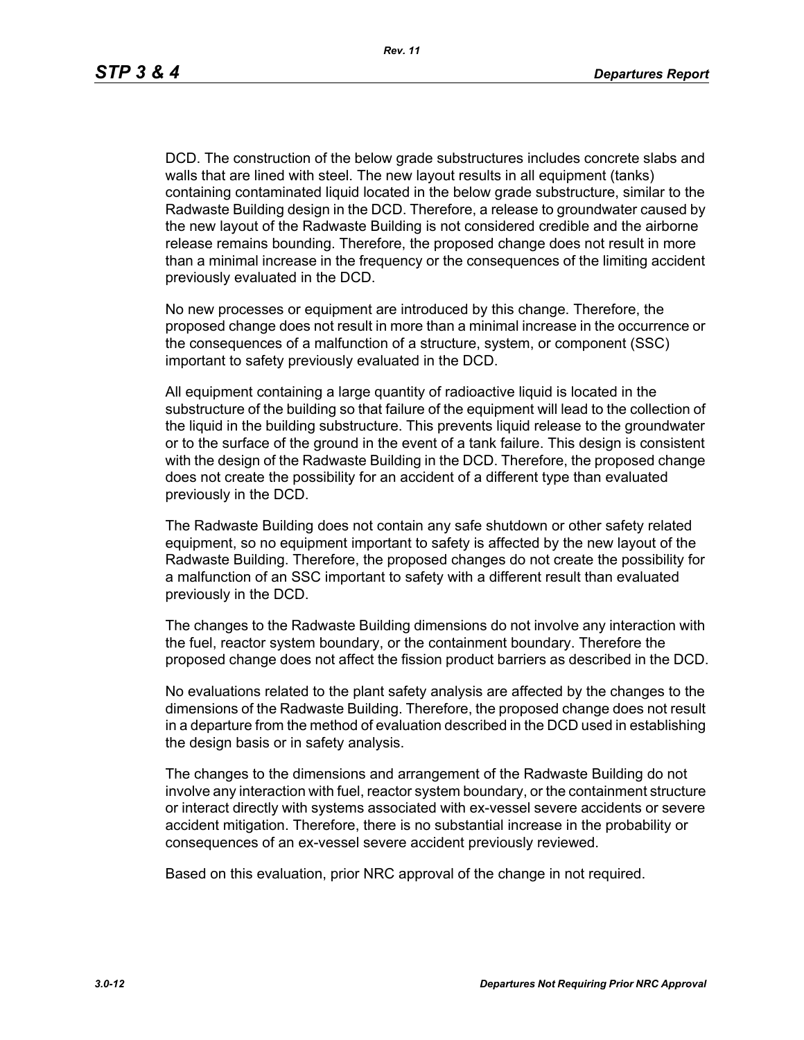DCD. The construction of the below grade substructures includes concrete slabs and walls that are lined with steel. The new layout results in all equipment (tanks) containing contaminated liquid located in the below grade substructure, similar to the Radwaste Building design in the DCD. Therefore, a release to groundwater caused by the new layout of the Radwaste Building is not considered credible and the airborne release remains bounding. Therefore, the proposed change does not result in more than a minimal increase in the frequency or the consequences of the limiting accident previously evaluated in the DCD.

No new processes or equipment are introduced by this change. Therefore, the proposed change does not result in more than a minimal increase in the occurrence or the consequences of a malfunction of a structure, system, or component (SSC) important to safety previously evaluated in the DCD.

All equipment containing a large quantity of radioactive liquid is located in the substructure of the building so that failure of the equipment will lead to the collection of the liquid in the building substructure. This prevents liquid release to the groundwater or to the surface of the ground in the event of a tank failure. This design is consistent with the design of the Radwaste Building in the DCD. Therefore, the proposed change does not create the possibility for an accident of a different type than evaluated previously in the DCD.

The Radwaste Building does not contain any safe shutdown or other safety related equipment, so no equipment important to safety is affected by the new layout of the Radwaste Building. Therefore, the proposed changes do not create the possibility for a malfunction of an SSC important to safety with a different result than evaluated previously in the DCD.

The changes to the Radwaste Building dimensions do not involve any interaction with the fuel, reactor system boundary, or the containment boundary. Therefore the proposed change does not affect the fission product barriers as described in the DCD.

No evaluations related to the plant safety analysis are affected by the changes to the dimensions of the Radwaste Building. Therefore, the proposed change does not result in a departure from the method of evaluation described in the DCD used in establishing the design basis or in safety analysis.

The changes to the dimensions and arrangement of the Radwaste Building do not involve any interaction with fuel, reactor system boundary, or the containment structure or interact directly with systems associated with ex-vessel severe accidents or severe accident mitigation. Therefore, there is no substantial increase in the probability or consequences of an ex-vessel severe accident previously reviewed.

Based on this evaluation, prior NRC approval of the change in not required.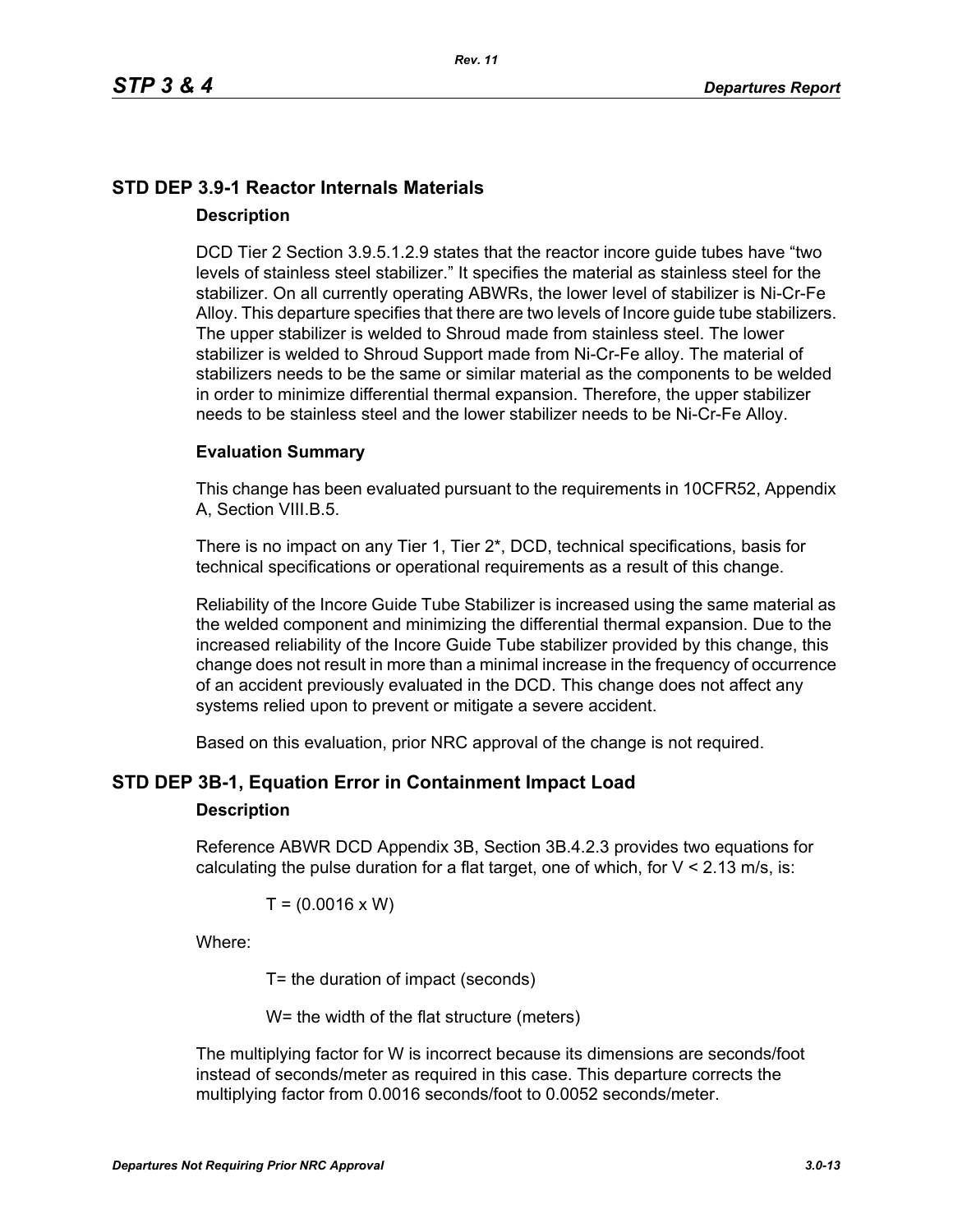## STD DEP 3.9-1 Reactor Internals Materials

### Description

DCD Tier 2 Section 3.9.5.1.2.9 states that the reactor incore guide tubes have "two levels of stainless steel stabilizer." It specifies the material as stainless steel for the stabilizer. On all currently operating ABWRs, the lower level of stabilizer is Ni-Cr-Fe Alloy. This departure specifies that there are two levels of Incore guide tube stabilizers. The upper stabilizer is welded to Shroud made from stainless steel. The lower stabilizer is welded to Shroud Support made from Ni-Cr-Fe alloy. The material of stabilizers needs to be the same or similar material as the components to be welded in order to minimize differential thermal expansion. Therefore, the upper stabilizer needs to be stainless steel and the lower stabilizer needs to be Ni-Cr-Fe Alloy.

### Evaluation Summary

This change has been evaluated pursuant to the requirements in 10CFR52, Appendix A, Section VIII.B.5.

There is no impact on any Tier 1, Tier 2*, DCD, technical specifications, basis for technical specifications or operational requirements as a result of this change.

Reliability of the Incore Guide Tube Stabilizer is increased using the same material as the welded component and minimizing the differential thermal expansion. Due to the increased reliability of the Incore Guide Tube stabilizer provided by this change, this change does not result in more than a minimal increase in the frequency of occurrence of an accident previously evaluated in the DCD. This change does not affect any systems relied upon to prevent or mitigate a severe accident.

Based on this evaluation, prior NRC approval of the change is not required.

## STD DEP 3B-1, Equation Error in Containment Impact Load

### Description

Reference ABWR DCD Appendix 3B, Section 3B.4.2.3 provides two equations for calculating the pulse duration for a flat target, one of which, for $V < 2.13$ m/s, is:

$$T = (0.0016 \times W)$$

Where:

T= the duration of impact (seconds)

W= the width of the flat structure (meters)

The multiplying factor for W is incorrect because its dimensions are seconds/foot instead of seconds/meter as required in this case. This departure corrects the multiplying factor from 0.0016 seconds/foot to 0.0052 seconds/meter.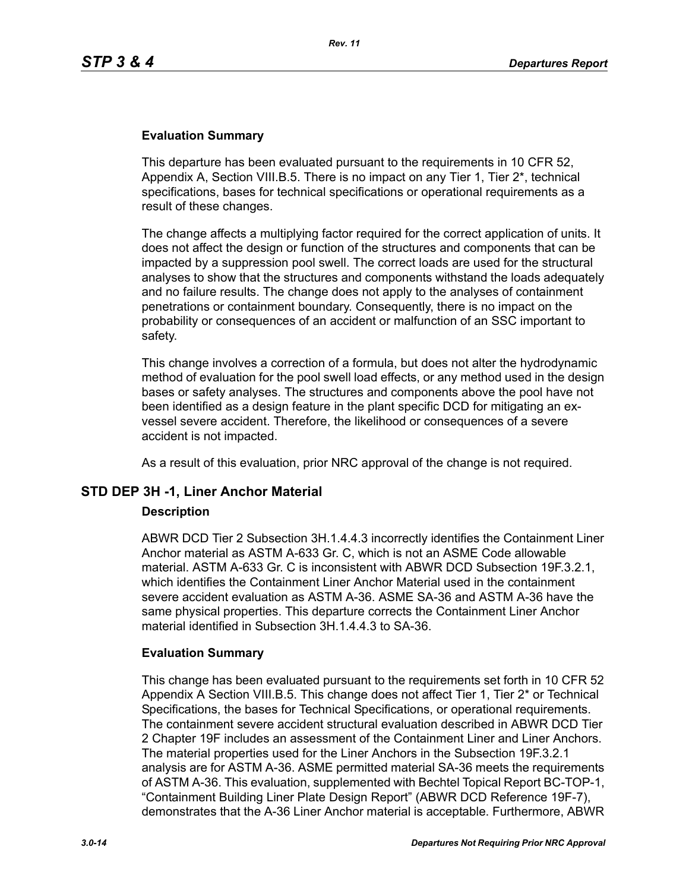### Evaluation Summary

This departure has been evaluated pursuant to the requirements in 10 CFR 52, Appendix A, Section VIII.B.5. There is no impact on any Tier 1, Tier 2*, technical specifications, bases for technical specifications or operational requirements as a result of these changes.

The change affects a multiplying factor required for the correct application of units. It does not affect the design or function of the structures and components that can be impacted by a suppression pool swell. The correct loads are used for the structural analyses to show that the structures and components withstand the loads adequately and no failure results. The change does not apply to the analyses of containment penetrations or containment boundary. Consequently, there is no impact on the probability or consequences of an accident or malfunction of an SSC important to safety.

This change involves a correction of a formula, but does not alter the hydrodynamic method of evaluation for the pool swell load effects, or any method used in the design bases or safety analyses. The structures and components above the pool have not been identified as a design feature in the plant specific DCD for mitigating an ex-vessel severe accident. Therefore, the likelihood or consequences of a severe accident is not impacted.

As a result of this evaluation, prior NRC approval of the change is not required.

## STD DEP 3H -1, Liner Anchor Material

### Description

ABWR DCD Tier 2 Subsection 3H.1.4.4.3 incorrectly identifies the Containment Liner Anchor material as ASTM A-633 Gr. C, which is not an ASME Code allowable material. ASTM A-633 Gr. C is inconsistent with ABWR DCD Subsection 19F.3.2.1, which identifies the Containment Liner Anchor Material used in the containment severe accident evaluation as ASTM A-36. ASME SA-36 and ASTM A-36 have the same physical properties. This departure corrects the Containment Liner Anchor material identified in Subsection 3H.1.4.4.3 to SA-36.

### Evaluation Summary

This change has been evaluated pursuant to the requirements set forth in 10 CFR 52 Appendix A Section VIII.B.5. This change does not affect Tier 1, Tier 2* or Technical Specifications, the bases for Technical Specifications, or operational requirements. The containment severe accident structural evaluation described in ABWR DCD Tier 2 Chapter 19F includes an assessment of the Containment Liner and Liner Anchors. The material properties used for the Liner Anchors in the Subsection 19F.3.2.1 analysis are for ASTM A-36. ASME permitted material SA-36 meets the requirements of ASTM A-36. This evaluation, supplemented with Bechtel Topical Report BC-TOP-1, “Containment Building Liner Plate Design Report” (ABWR DCD Reference 19F-7), demonstrates that the A-36 Liner Anchor material is acceptable. Furthermore, ABWR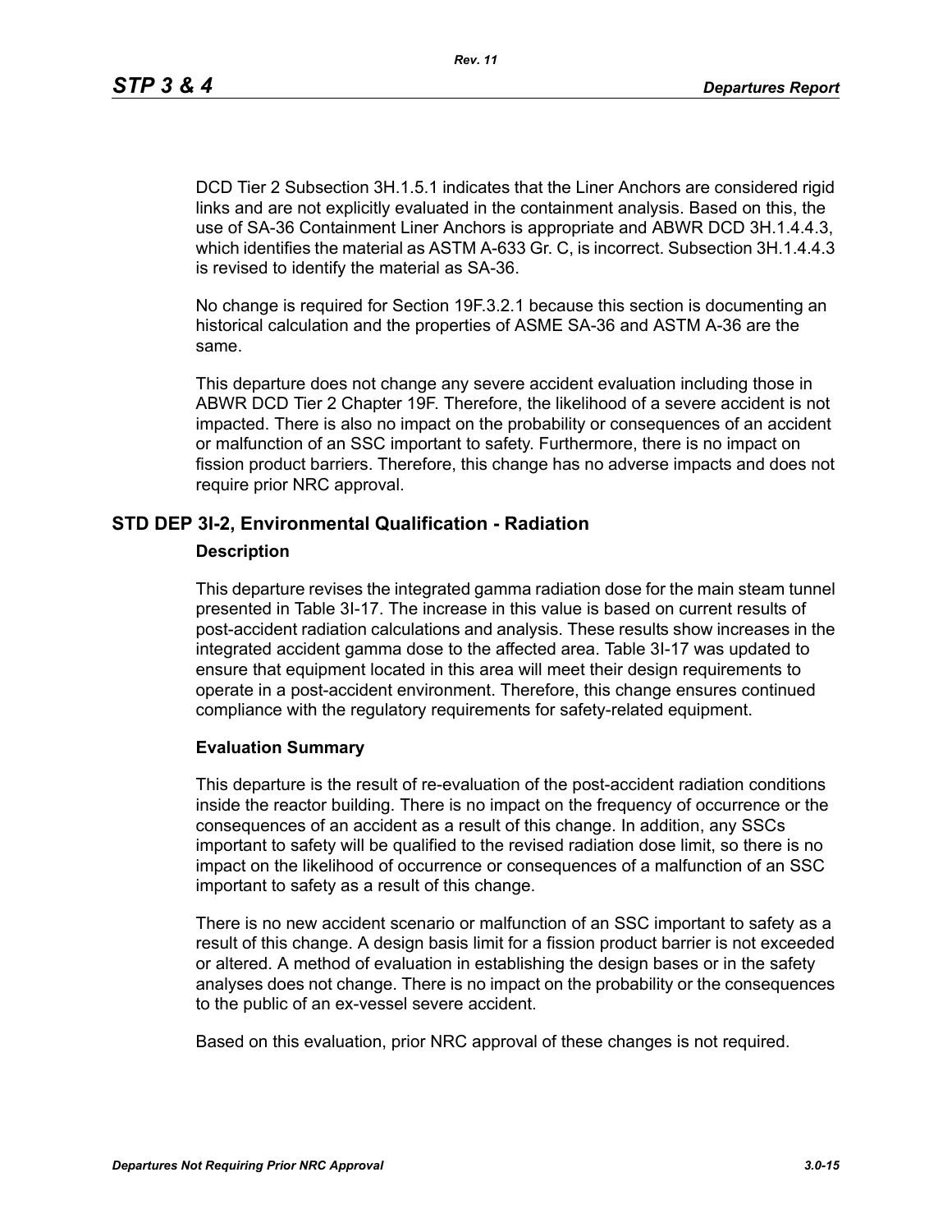DCD Tier 2 Subsection 3H.1.5.1 indicates that the Liner Anchors are considered rigid links and are not explicitly evaluated in the containment analysis. Based on this, the use of SA-36 Containment Liner Anchors is appropriate and ABWR DCD 3H.1.4.4.3, which identifies the material as ASTM A-633 Gr. C, is incorrect. Subsection 3H.1.4.4.3 is revised to identify the material as SA-36.

No change is required for Section 19F.3.2.1 because this section is documenting an historical calculation and the properties of ASME SA-36 and ASTM A-36 are the same.

This departure does not change any severe accident evaluation including those in ABWR DCD Tier 2 Chapter 19F. Therefore, the likelihood of a severe accident is not impacted. There is also no impact on the probability or consequences of an accident or malfunction of an SSC important to safety. Furthermore, there is no impact on fission product barriers. Therefore, this change has no adverse impacts and does not require prior NRC approval.

## STD DEP 3I-2, Environmental Qualification - Radiation

### Description

This departure revises the integrated gamma radiation dose for the main steam tunnel presented in Table 3I-17. The increase in this value is based on current results of post-accident radiation calculations and analysis. These results show increases in the integrated accident gamma dose to the affected area. Table 3I-17 was updated to ensure that equipment located in this area will meet their design requirements to operate in a post-accident environment. Therefore, this change ensures continued compliance with the regulatory requirements for safety-related equipment.

### Evaluation Summary

This departure is the result of re-evaluation of the post-accident radiation conditions inside the reactor building. There is no impact on the frequency of occurrence or the consequences of an accident as a result of this change. In addition, any SSCs important to safety will be qualified to the revised radiation dose limit, so there is no impact on the likelihood of occurrence or consequences of a malfunction of an SSC important to safety as a result of this change.

There is no new accident scenario or malfunction of an SSC important to safety as a result of this change. A design basis limit for a fission product barrier is not exceeded or altered. A method of evaluation in establishing the design bases or in the safety analyses does not change. There is no impact on the probability or the consequences to the public of an ex-vessel severe accident.

Based on this evaluation, prior NRC approval of these changes is not required.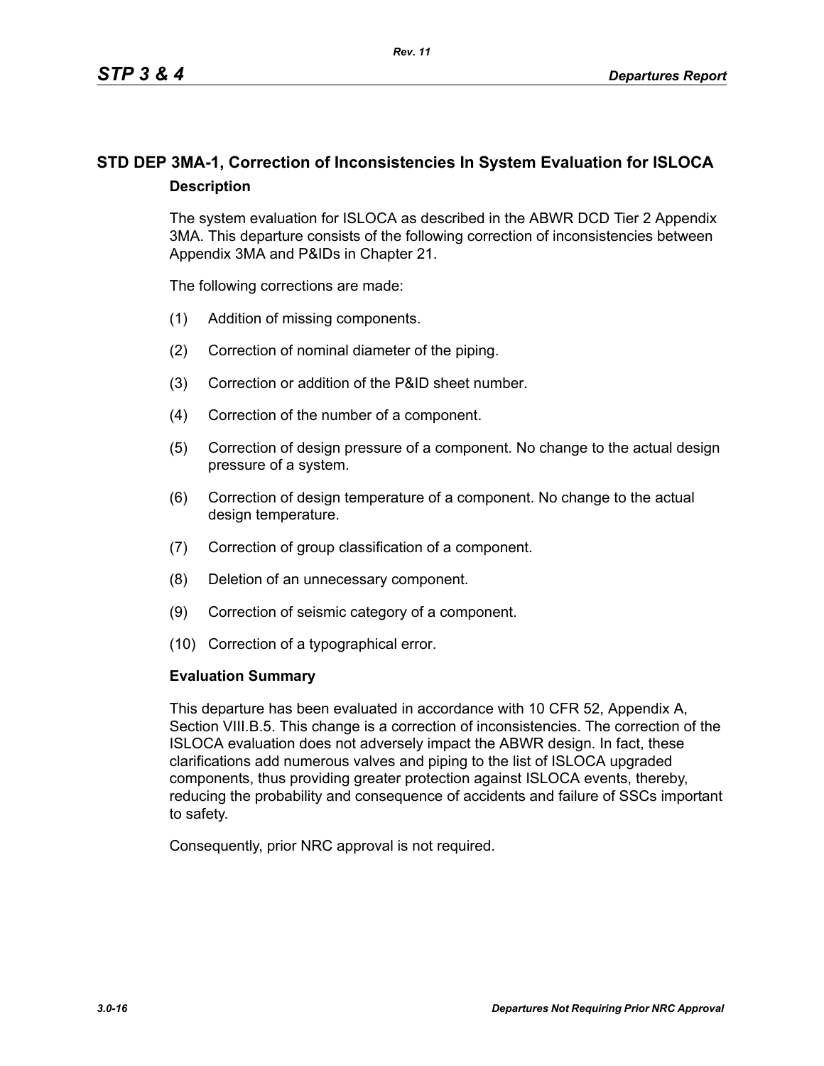## STD DEP 3MA-1, Correction of Inconsistencies In System Evaluation for ISLOCA

### Description

The system evaluation for ISLOCA as described in the ABWR DCD Tier 2 Appendix 3MA. This departure consists of the following correction of inconsistencies between Appendix 3MA and P&IDs in Chapter 21.

The following corrections are made:

(1) Addition of missing components.

(2) Correction of nominal diameter of the piping.

(3) Correction or addition of the P&ID sheet number.

(4) Correction of the number of a component.

(5) Correction of design pressure of a component. No change to the actual design pressure of a system.

(6) Correction of design temperature of a component. No change to the actual design temperature.

(7) Correction of group classification of a component.

(8) Deletion of an unnecessary component.

(9) Correction of seismic category of a component.

(10) Correction of a typographical error.

### Evaluation Summary

This departure has been evaluated in accordance with 10 CFR 52, Appendix A, Section VIII.B.5. This change is a correction of inconsistencies. The correction of the ISLOCA evaluation does not adversely impact the ABWR design. In fact, these clarifications add numerous valves and piping to the list of ISLOCA upgraded components, thus providing greater protection against ISLOCA events, thereby, reducing the probability and consequence of accidents and failure of SSCs important to safety.

Consequently, prior NRC approval is not required.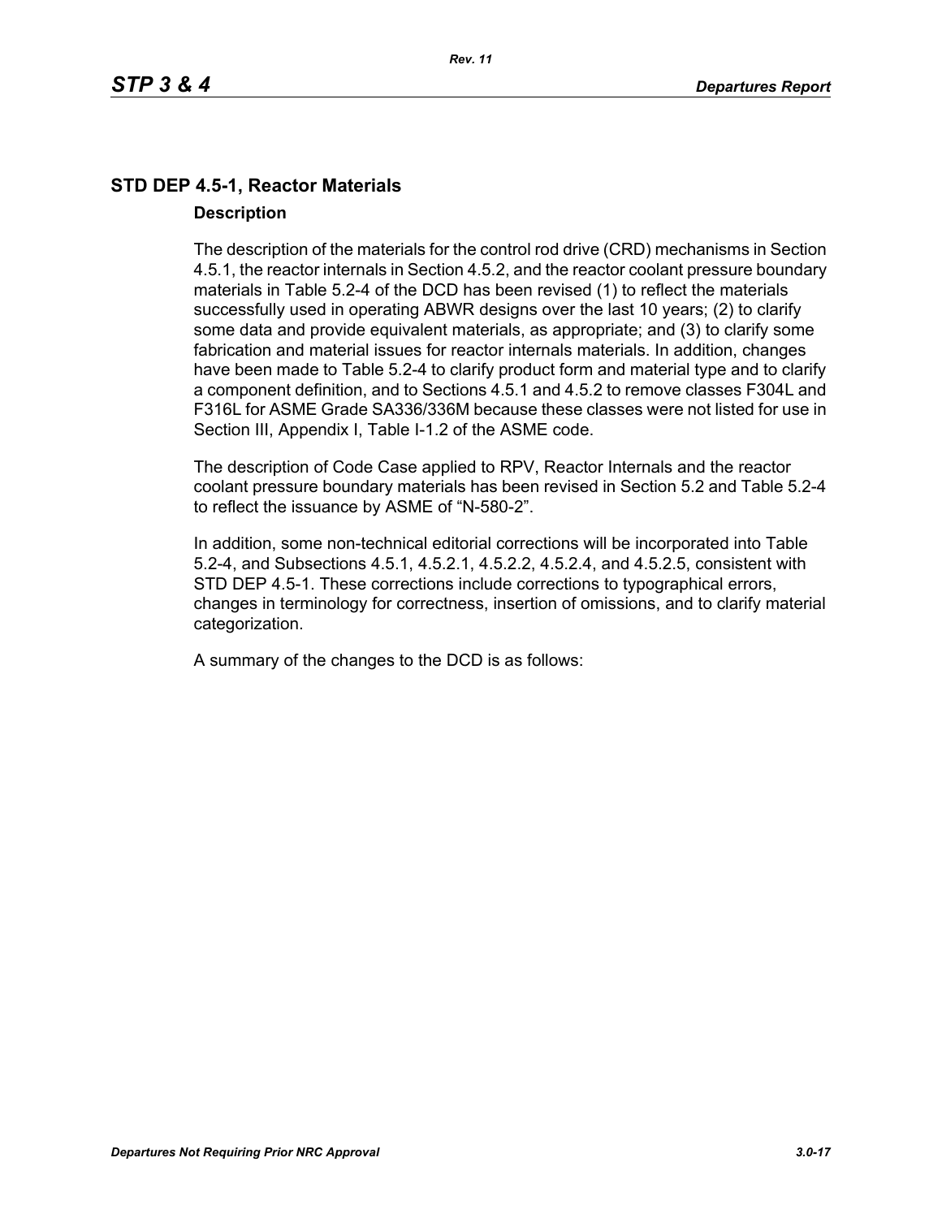## STD DEP 4.5-1, Reactor Materials

### Description

The description of the materials for the control rod drive (CRD) mechanisms in Section 4.5.1, the reactor internals in Section 4.5.2, and the reactor coolant pressure boundary materials in Table 5.2-4 of the DCD has been revised (1) to reflect the materials successfully used in operating ABWR designs over the last 10 years; (2) to clarify some data and provide equivalent materials, as appropriate; and (3) to clarify some fabrication and material issues for reactor internals materials. In addition, changes have been made to Table 5.2-4 to clarify product form and material type and to clarify a component definition, and to Sections 4.5.1 and 4.5.2 to remove classes F304L and F316L for ASME Grade SA336/336M because these classes were not listed for use in Section III, Appendix I, Table I-1.2 of the ASME code.

The description of Code Case applied to RPV, Reactor Internals and the reactor coolant pressure boundary materials has been revised in Section 5.2 and Table 5.2-4 to reflect the issuance by ASME of "N-580-2".

In addition, some non-technical editorial corrections will be incorporated into Table 5.2-4, and Subsections 4.5.1, 4.5.2.1, 4.5.2.2, 4.5.2.4, and 4.5.2.5, consistent with STD DEP 4.5-1. These corrections include corrections to typographical errors, changes in terminology for correctness, insertion of omissions, and to clarify material categorization.

A summary of the changes to the DCD is as follows: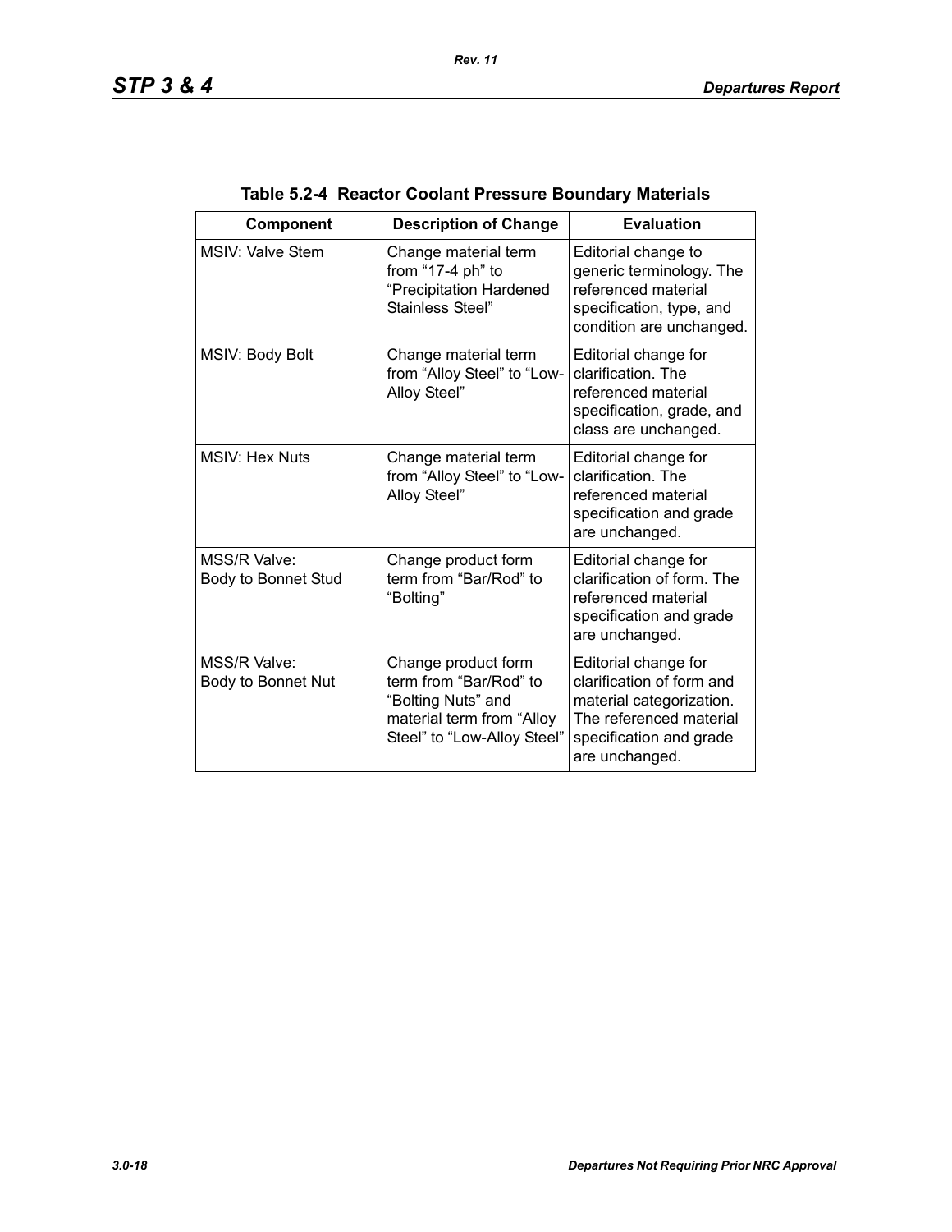**Table 5.2-4 Reactor Coolant Pressure Boundary Materials**

| Component | Description of Change | Evaluation |
|---|---|---|
| MSIV: Valve Stem | Change material term from "17-4 ph" to "Precipitation Hardened Stainless Steel" | Editorial change to generic terminology. The referenced material specification, type, and condition are unchanged. |
| MSIV: Body Bolt | Change material term from "Alloy Steel" to "Low-Alloy Steel" | Editorial change for clarification. The referenced material specification, grade, and class are unchanged. |
| MSIV: Hex Nuts | Change material term from "Alloy Steel" to "Low-Alloy Steel" | Editorial change for clarification. The referenced material specification and grade are unchanged. |
| MSS/R Valve: Body to Bonnet Stud | Change product form term from "Bar/Rod" to "Bolting" | Editorial change for clarification of form. The referenced material specification and grade are unchanged. |
| MSS/R Valve: Body to Bonnet Nut | Change product form term from "Bar/Rod" to "Bolting Nuts" and material term from "Alloy Steel" to "Low-Alloy Steel" | Editorial change for clarification of form and material categorization. The referenced material specification and grade are unchanged. |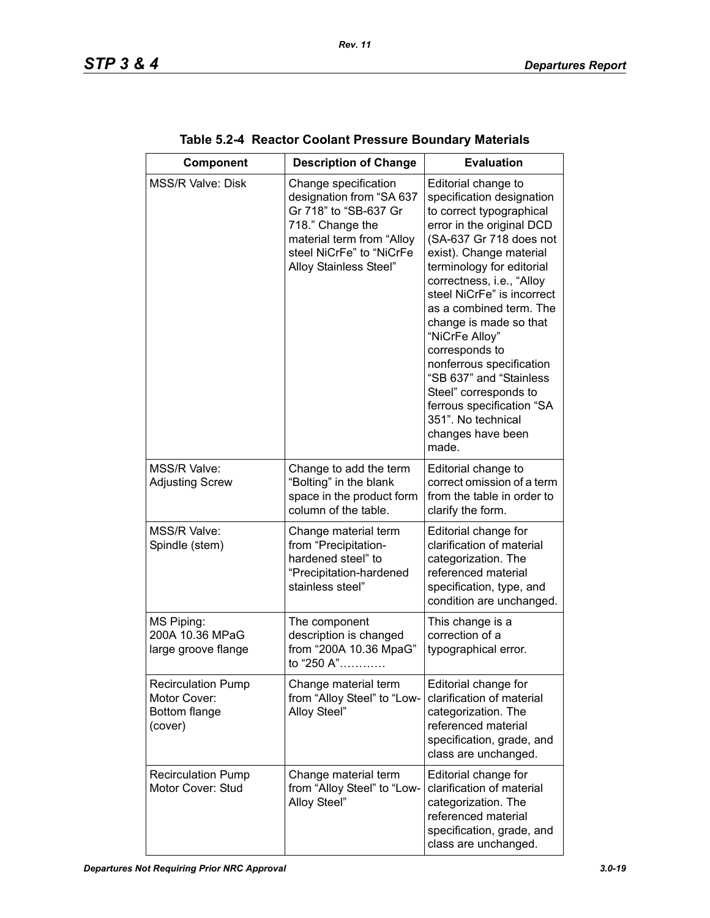**Table 5.2-4 Reactor Coolant Pressure Boundary Materials**

| Component | Description of Change | Evaluation |
|---|---|---|
| MSS/R Valve: Disk | Change specification designation from “SA 637 Gr 718” to “SB-637 Gr 718.” Change the material term from “Alloy steel NiCrFe” to “NiCrFe Alloy Stainless Steel” | Editorial change to specification designation to correct typographical error in the original DCD (SA-637 Gr 718 does not exist). Change material terminology for editorial correctness, i.e., “Alloy steel NiCrFe” is incorrect as a combined term. The change is made so that “NiCrFe Alloy” corresponds to nonferrous specification “SB 637” and “Stainless Steel” corresponds to ferrous specification “SA 351”. No technical changes have been made. |
| MSS/R Valve: Adjusting Screw | Change to add the term “Bolting” in the blank space in the product form column of the table. | Editorial change to correct omission of a term from the table in order to clarify the form. |
| MSS/R Valve: Spindle (stem) | Change material term from “Precipitation-hardened steel” to “Precipitation-hardened stainless steel” | Editorial change for clarification of material categorization. The referenced material specification, type, and condition are unchanged. |
| MS Piping: 200A 10.36 MPaG large groove flange | The component description is changed from “200A 10.36 MpaG” to “250 A”………… | This change is a correction of a typographical error. |
| Recirculation Pump Motor Cover: Bottom flange (cover) | Change material term from “Alloy Steel” to “Low-Alloy Steel” | Editorial change for clarification of material categorization. The referenced material specification, grade, and class are unchanged. |
| Recirculation Pump Motor Cover: Stud | Change material term from “Alloy Steel” to “Low-Alloy Steel” | Editorial change for clarification of material categorization. The referenced material specification, grade, and class are unchanged. |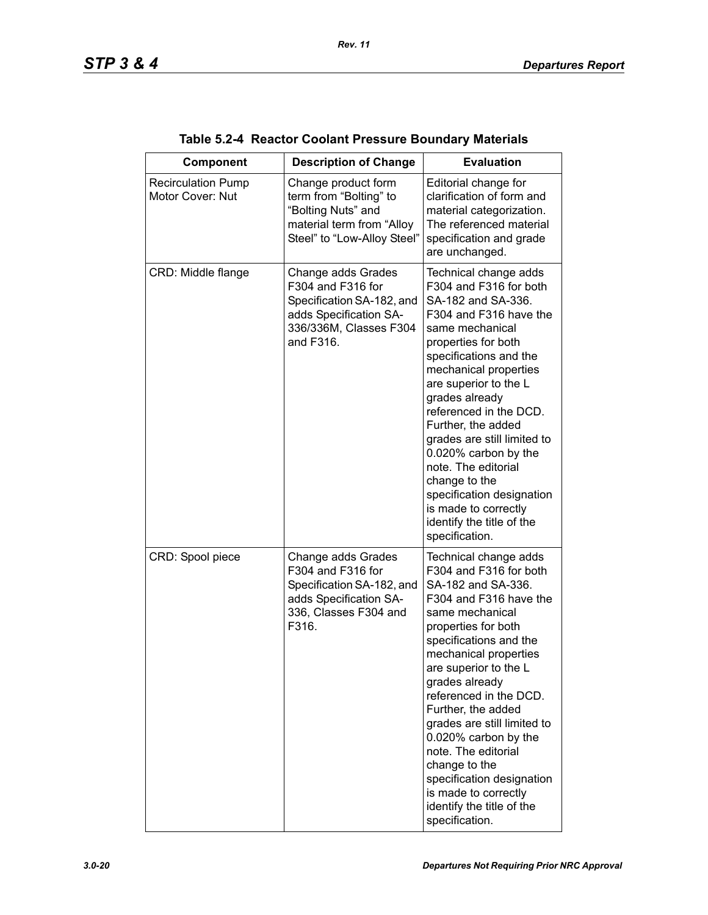**Table 5.2-4 Reactor Coolant Pressure Boundary Materials**

| Component | Description of Change | Evaluation |
|---|---|---|
| Recirculation Pump Motor Cover: Nut | Change product form term from “Bolting” to “Bolting Nuts” and material term from “Alloy Steel” to “Low-Alloy Steel” | Editorial change for clarification of form and material categorization. The referenced material specification and grade are unchanged. |
| CRD: Middle flange | Change adds Grades F304 and F316 for Specification SA-182, and adds Specification SA-336/336M, Classes F304 and F316. | Technical change adds F304 and F316 for both SA-182 and SA-336. F304 and F316 have the same mechanical properties for both specifications and the mechanical properties are superior to the L grades already referenced in the DCD. Further, the added grades are still limited to 0.020% carbon by the note. The editorial change to the specification designation is made to correctly identify the title of the specification. |
| CRD: Spool piece | Change adds Grades F304 and F316 for Specification SA-182, and adds Specification SA-336, Classes F304 and F316. | Technical change adds F304 and F316 for both SA-182 and SA-336. F304 and F316 have the same mechanical properties for both specifications and the mechanical properties are superior to the L grades already referenced in the DCD. Further, the added grades are still limited to 0.020% carbon by the note. The editorial change to the specification designation is made to correctly identify the title of the specification. |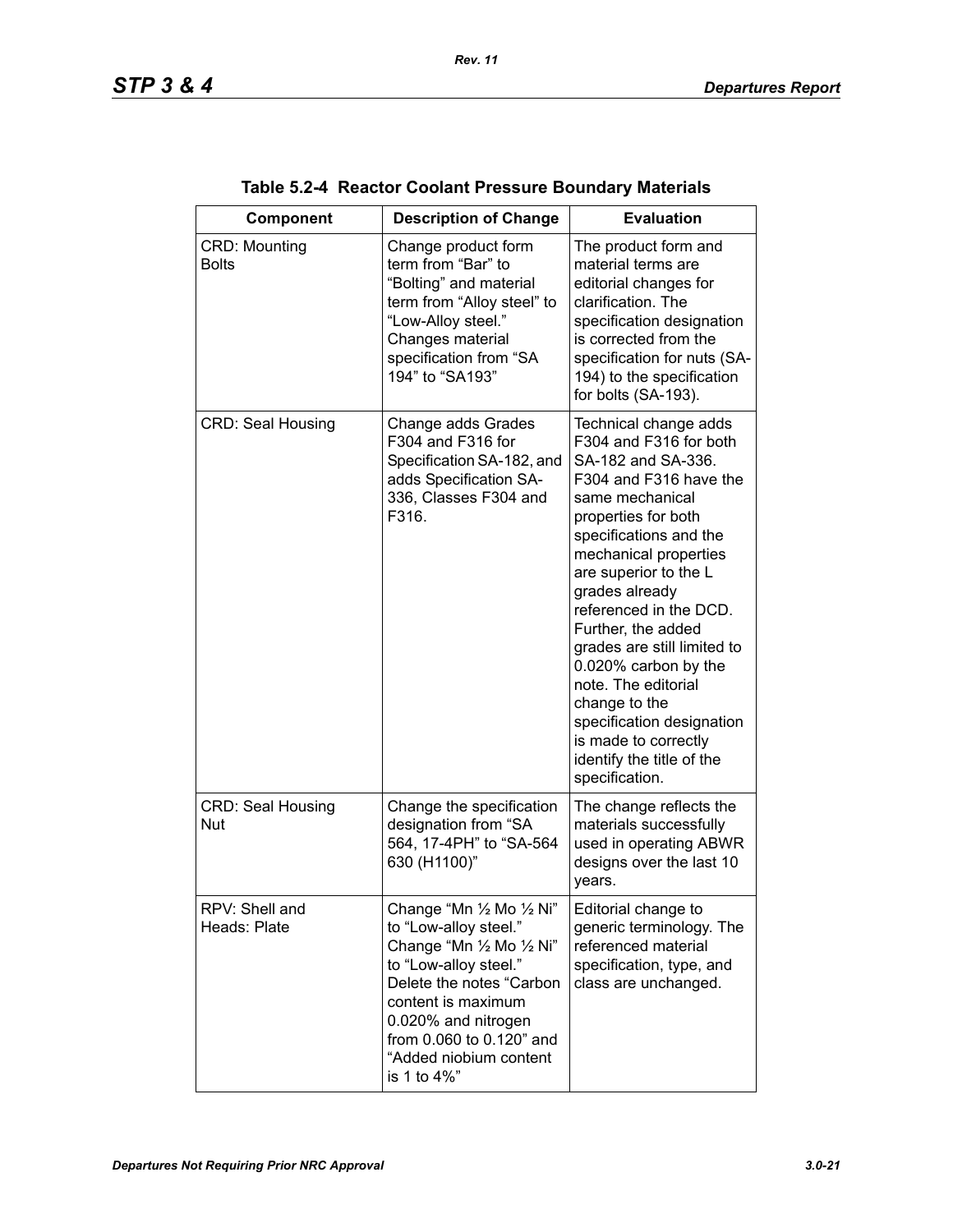**Table 5.2-4 Reactor Coolant Pressure Boundary Materials**

| Component | Description of Change | Evaluation |
|---|---|---|
| CRD: Mounting Bolts | Change product form term from “Bar” to “Bolting” and material term from “Alloy steel” to “Low-Alloy steel.” Changes material specification from “SA 194” to “SA193” | The product form and material terms are editorial changes for clarification. The specification designation is corrected from the specification for nuts (SA-194) to the specification for bolts (SA-193). |
| CRD: Seal Housing | Change adds Grades F304 and F316 for Specification SA-182, and adds Specification SA-336, Classes F304 and F316. | Technical change adds F304 and F316 for both SA-182 and SA-336. F304 and F316 have the same mechanical properties for both specifications and the mechanical properties are superior to the L grades already referenced in the DCD. Further, the added grades are still limited to 0.020% carbon by the note. The editorial change to the specification designation is made to correctly identify the title of the specification. |
| CRD: Seal Housing Nut | Change the specification designation from “SA 564, 17-4PH” to “SA-564 630 (H1100)” | The change reflects the materials successfully used in operating ABWR designs over the last 10 years. |
| RPV: Shell and Heads: Plate | Change “Mn ½ Mo ½ Ni” to “Low-alloy steel.” Change “Mn ½ Mo ½ Ni” to “Low-alloy steel.” Delete the notes “Carbon content is maximum 0.020% and nitrogen from 0.060 to 0.120” and “Added niobium content is 1 to 4%” | Editorial change to generic terminology. The referenced material specification, type, and class are unchanged. |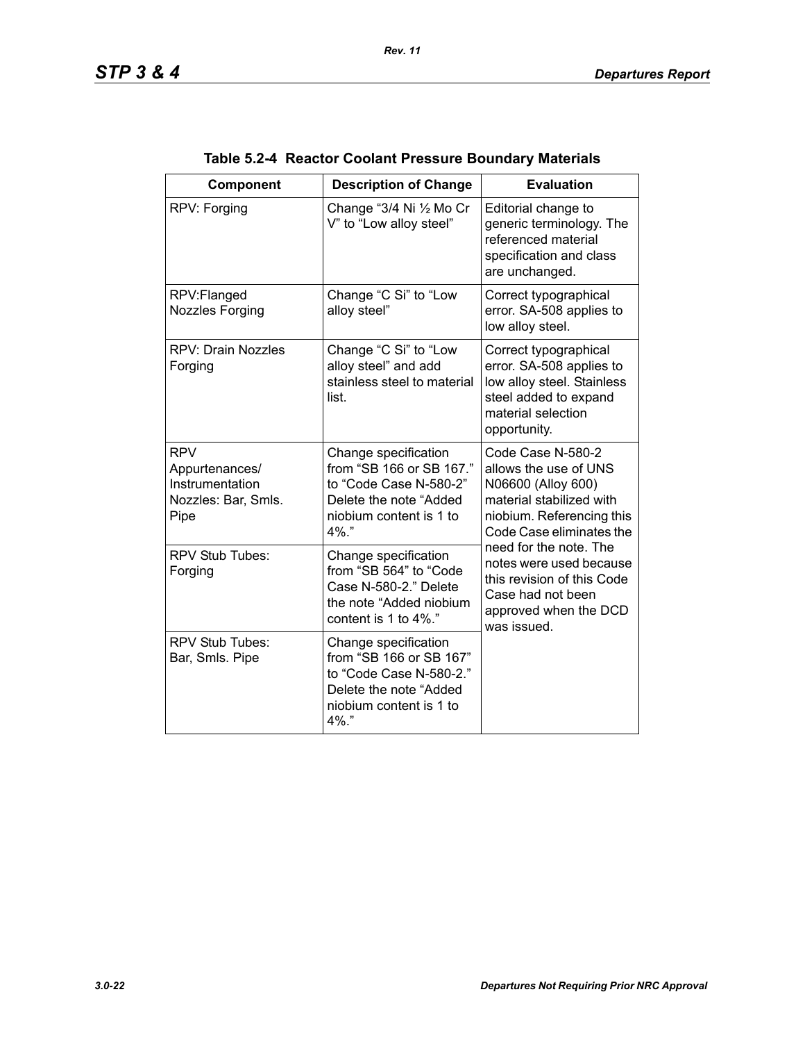**Table 5.2-4 Reactor Coolant Pressure Boundary Materials**

| Component | Description of Change | Evaluation |
|---|---|---|
| RPV: Forging | Change "3/4 Ni ½ Mo Cr V" to "Low alloy steel" | Editorial change to generic terminology. The referenced material specification and class are unchanged. |
| RPV:Flanged Nozzles Forging | Change "C Si" to "Low alloy steel" | Correct typographical error. SA-508 applies to low alloy steel. |
| RPV: Drain Nozzles Forging | Change "C Si" to "Low alloy steel" and add stainless steel to material list. | Correct typographical error. SA-508 applies to low alloy steel. Stainless steel added to expand material selection opportunity. |
| RPV Appurtenances/ Instrumentation Nozzles: Bar, Smls. Pipe | Change specification from "SB 166 or SB 167." to "Code Case N-580-2" Delete the note "Added niobium content is 1 to 4%." | Code Case N-580-2 allows the use of UNS N06600 (Alloy 600) material stabilized with niobium. Referencing this Code Case eliminates the need for the note. The notes were used because this revision of this Code Case had not been approved when the DCD was issued. |
| RPV Stub Tubes: Forging | Change specification from "SB 564" to "Code Case N-580-2." Delete the note "Added niobium content is 1 to 4%." | |
| RPV Stub Tubes: Bar, Smls. Pipe | Change specification from "SB 166 or SB 167" to "Code Case N-580-2." Delete the note "Added niobium content is 1 to 4%." | |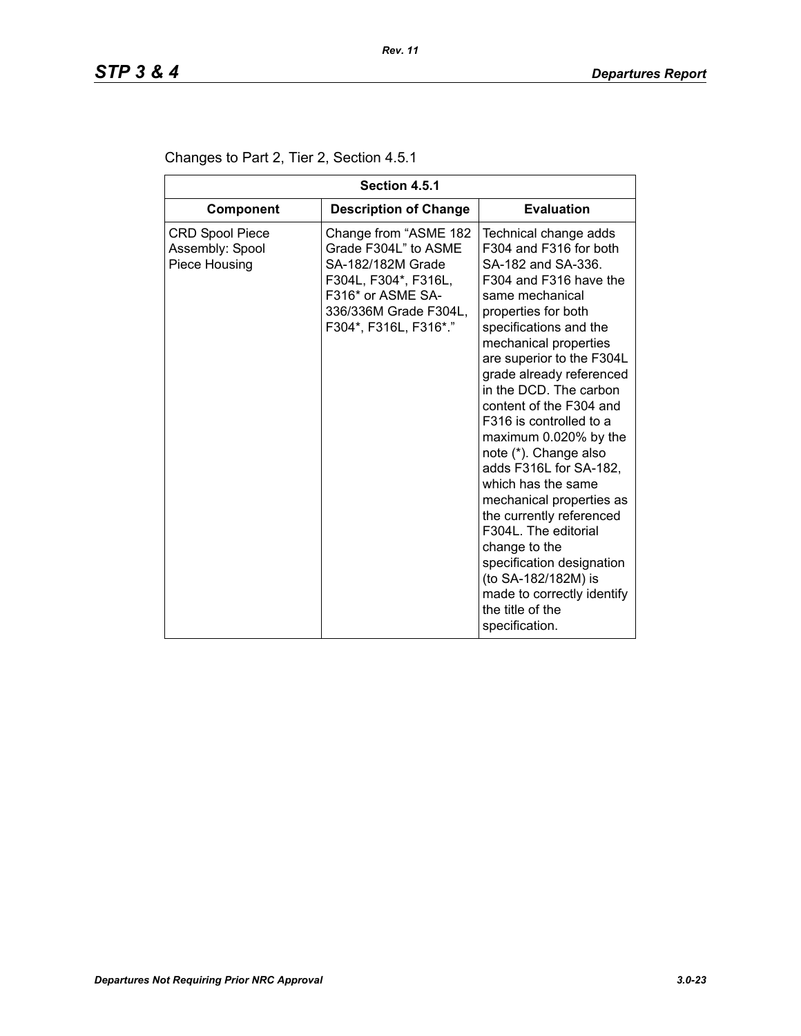Changes to Part 2, Tier 2, Section 4.5.1

| Section 4.5.1 | | |
|---|---|---|
| **Component** | **Description of Change** | **Evaluation** |
| CRD Spool Piece Assembly: Spool Piece Housing | Change from "ASME 182 Grade F304L" to ASME SA-182/182M Grade F304L, F304*, F316L, F316* or ASME SA-336/336M Grade F304L, F304*, F316L, F316*." | Technical change adds F304 and F316 for both SA-182 and SA-336. F304 and F316 have the same mechanical properties for both specifications and the mechanical properties are superior to the F304L grade already referenced in the DCD. The carbon content of the F304 and F316 is controlled to a maximum 0.020% by the note (*). Change also adds F316L for SA-182, which has the same mechanical properties as the currently referenced F304L. The editorial change to the specification designation (to SA-182/182M) is made to correctly identify the title of the specification. |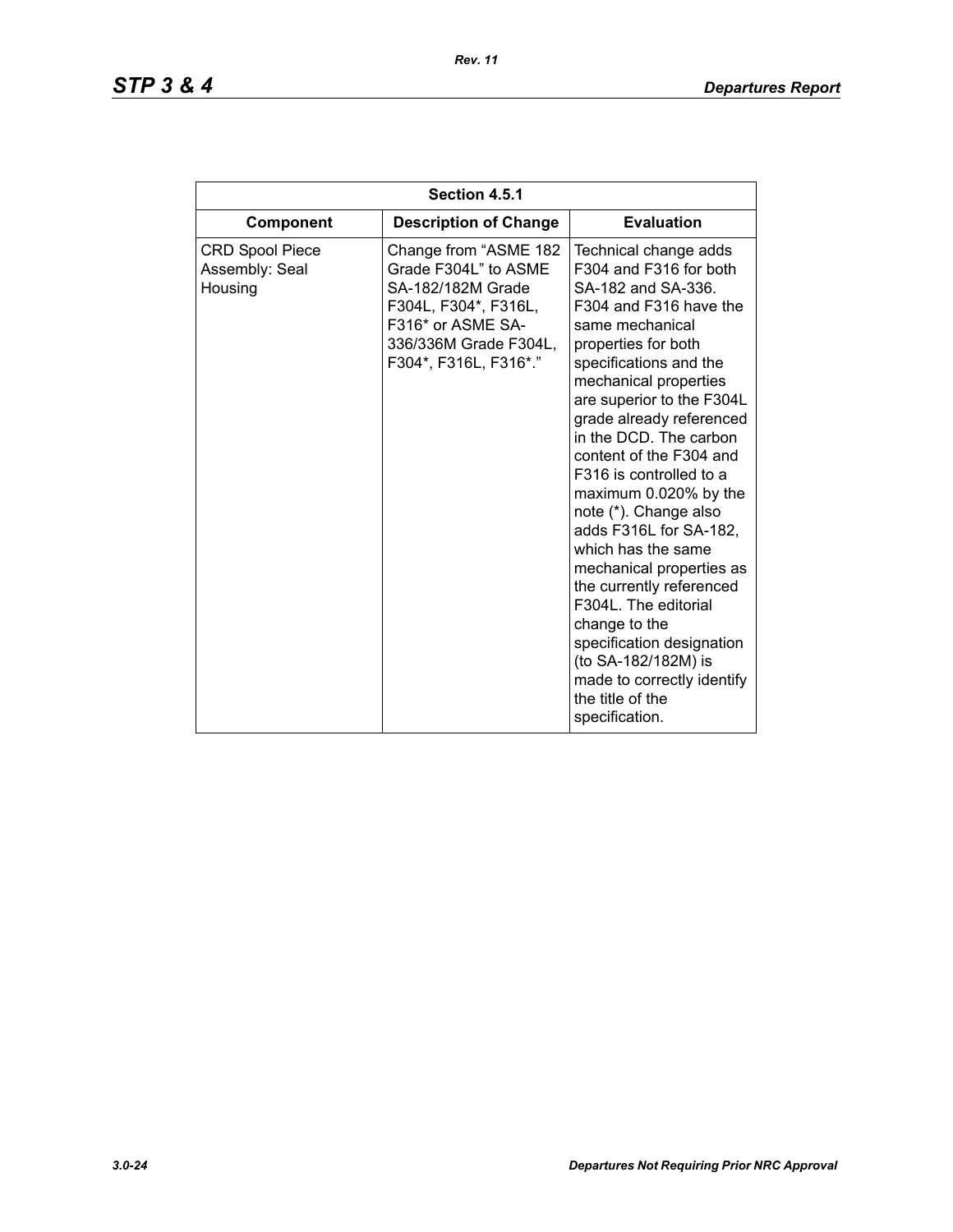| Section 4.5.1 | | |
|---|---|---|
| **Component** | **Description of Change** | **Evaluation** |
| CRD Spool Piece Assembly: Seal Housing | Change from "ASME 182 Grade F304L" to ASME SA-182/182M Grade F304L, F304*, F316L, F316* or ASME SA-336/336M Grade F304L, F304*, F316L, F316*." | Technical change adds F304 and F316 for both SA-182 and SA-336. F304 and F316 have the same mechanical properties for both specifications and the mechanical properties are superior to the F304L grade already referenced in the DCD. The carbon content of the F304 and F316 is controlled to a maximum 0.020% by the note (*). Change also adds F316L for SA-182, which has the same mechanical properties as the currently referenced F304L. The editorial change to the specification designation (to SA-182/182M) is made to correctly identify the title of the specification. |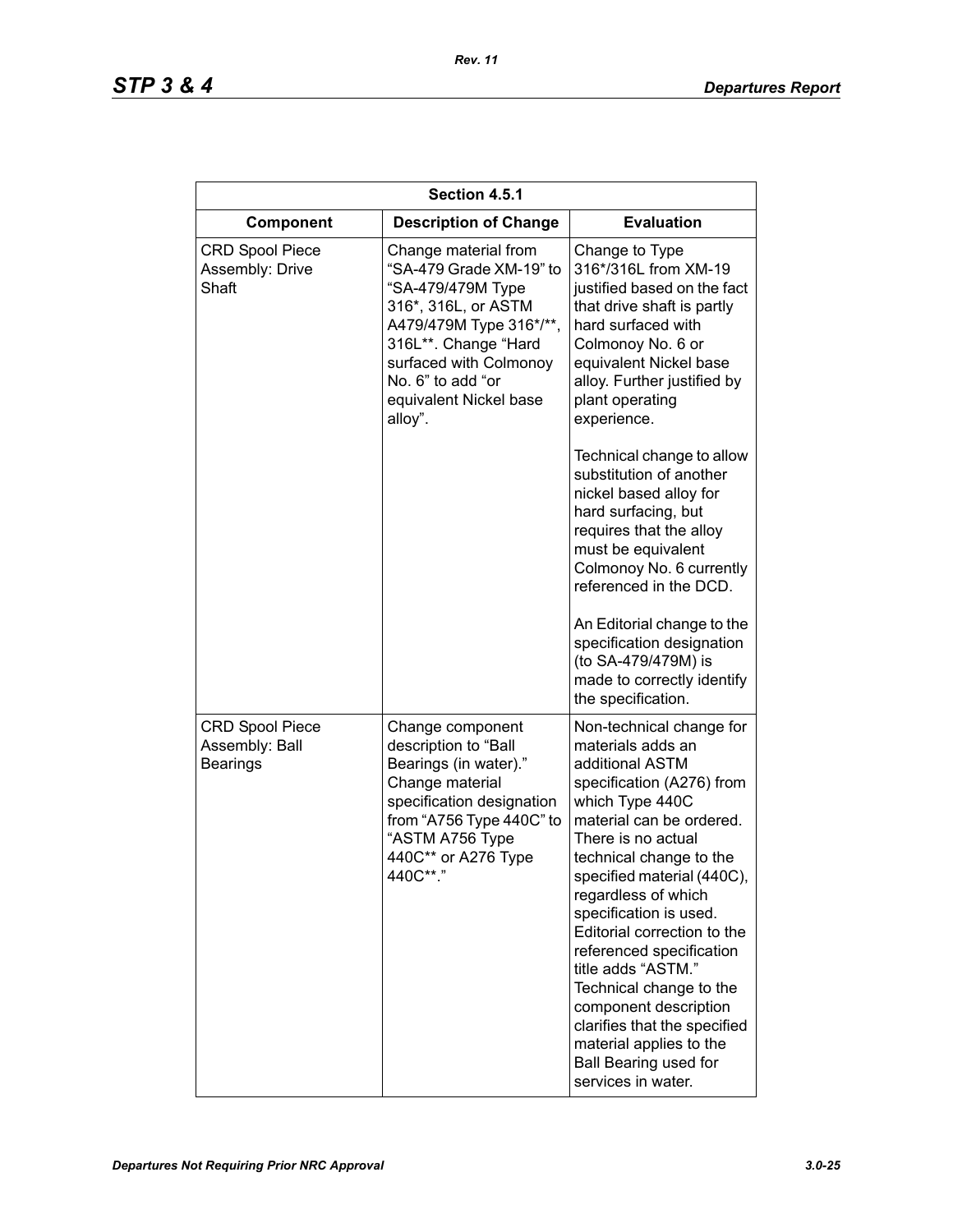| Section 4.5.1 | | |
|---|---|---|
| **Component** | **Description of Change** | **Evaluation** |
| CRD Spool Piece Assembly: Drive Shaft | Change material from "SA-479 Grade XM-19" to "SA-479/479M Type 316*, 316L, or ASTM A479/479M Type 316*/**, 316L**. Change "Hard surfaced with Colmonoy No. 6" to add "or equivalent Nickel base alloy". | Change to Type 316*/316L from XM-19 justified based on the fact that drive shaft is partly hard surfaced with Colmonoy No. 6 or equivalent Nickel base alloy. Further justified by plant operating experience.<br><br>Technical change to allow substitution of another nickel based alloy for hard surfacing, but requires that the alloy must be equivalent Colmonoy No. 6 currently referenced in the DCD.<br><br>An Editorial change to the specification designation (to SA-479/479M) is made to correctly identify the specification. |
| CRD Spool Piece Assembly: Ball Bearings | Change component description to "Ball Bearings (in water)." Change material specification designation from "A756 Type 440C" to "ASTM A756 Type 440C** or A276 Type 440C**." | Non-technical change for materials adds an additional ASTM specification (A276) from which Type 440C material can be ordered. There is no actual technical change to the specified material (440C), regardless of which specification is used. Editorial correction to the referenced specification title adds "ASTM." Technical change to the component description clarifies that the specified material applies to the Ball Bearing used for services in water. |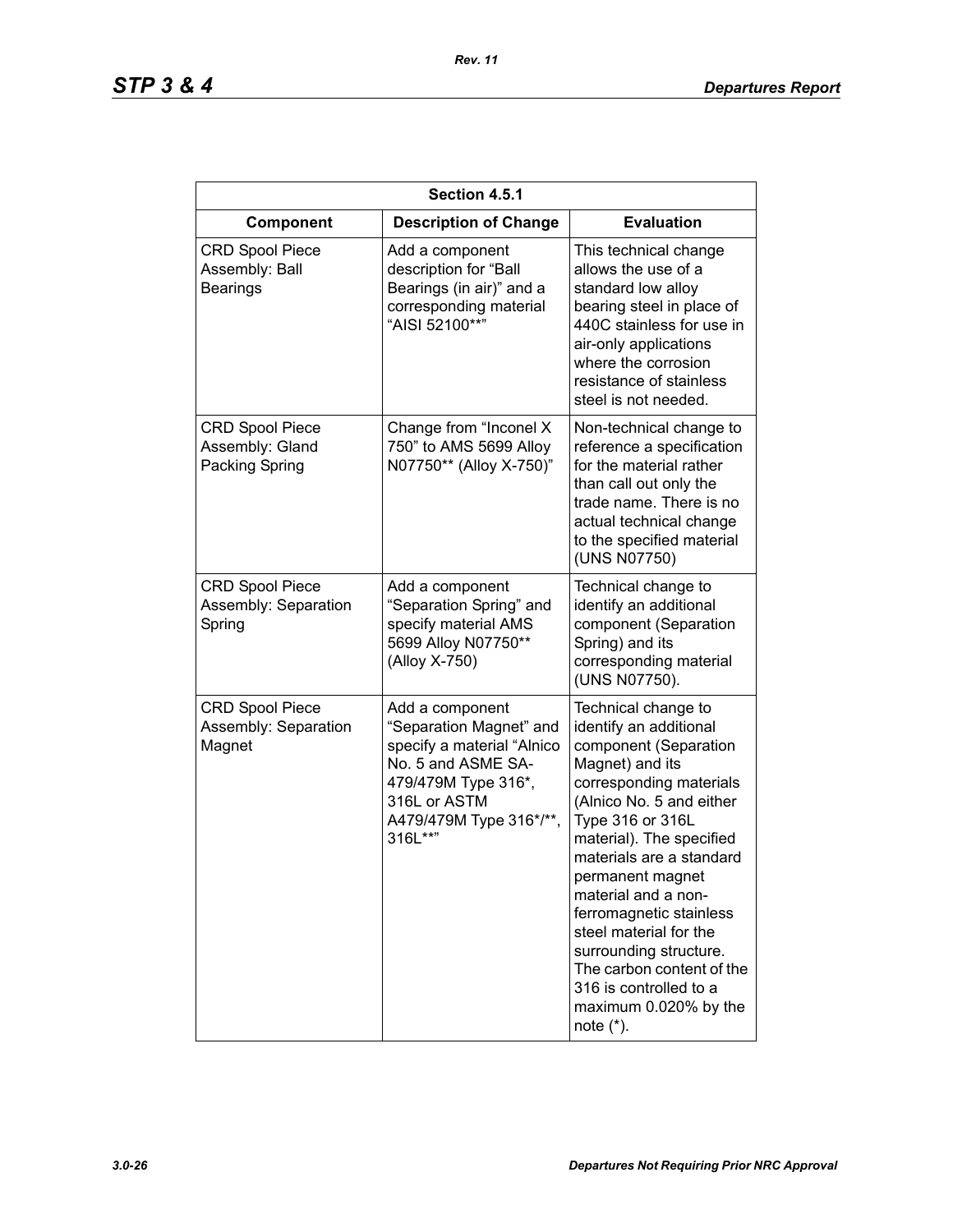| Section 4.5.1 | | |
|---|---|---|
| **Component** | **Description of Change** | **Evaluation** |
| CRD Spool Piece Assembly: Ball Bearings | Add a component description for “Ball Bearings (in air)” and a corresponding material “AISI 52100**” | This technical change allows the use of a standard low alloy bearing steel in place of 440C stainless for use in air-only applications where the corrosion resistance of stainless steel is not needed. |
| CRD Spool Piece Assembly: Gland Packing Spring | Change from “Inconel X 750” to AMS 5699 Alloy N07750** (Alloy X-750)” | Non-technical change to reference a specification for the material rather than call out only the trade name. There is no actual technical change to the specified material (UNS N07750) |
| CRD Spool Piece Assembly: Separation Spring | Add a component “Separation Spring” and specify material AMS 5699 Alloy N07750** (Alloy X-750) | Technical change to identify an additional component (Separation Spring) and its corresponding material (UNS N07750). |
| CRD Spool Piece Assembly: Separation Magnet | Add a component “Separation Magnet” and specify a material “Alnico No. 5 and ASME SA-479/479M Type 316*, 316L or ASTM A479/479M Type 316*/**, 316L**” | Technical change to identify an additional component (Separation Magnet) and its corresponding materials (Alnico No. 5 and either Type 316 or 316L material). The specified materials are a standard permanent magnet material and a non-ferromagnetic stainless steel material for the surrounding structure. The carbon content of the 316 is controlled to a maximum 0.020% by the note (*). |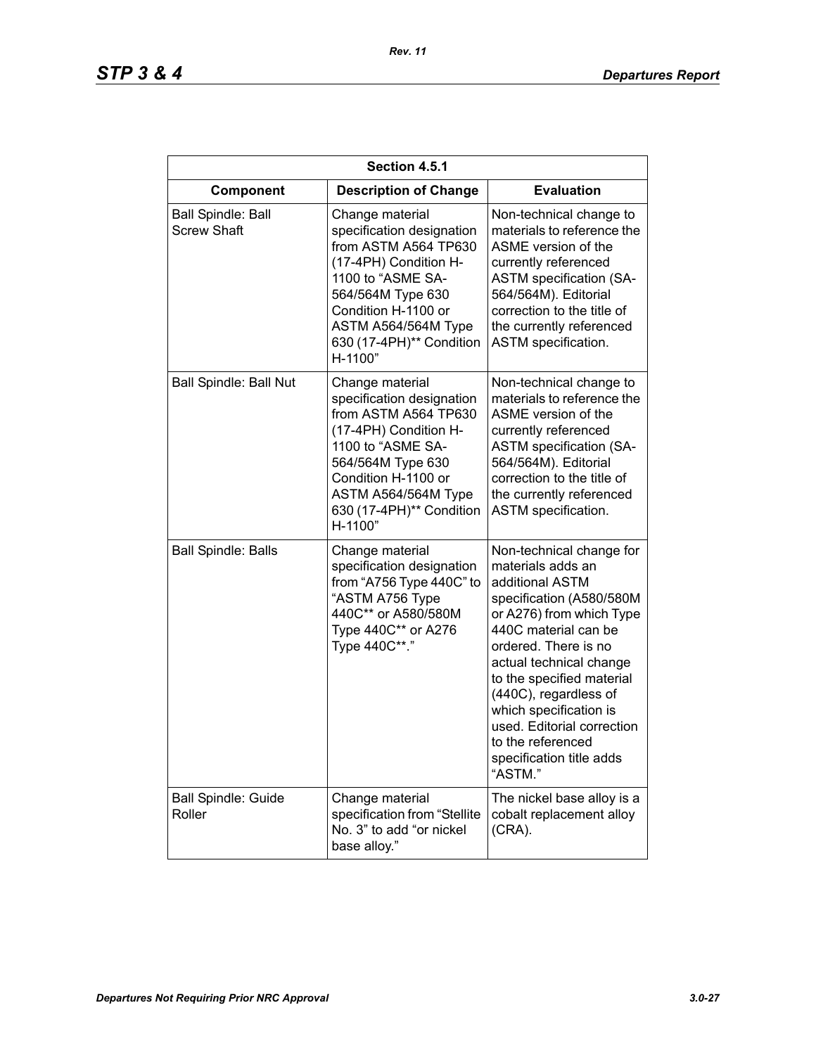| Section 4.5.1 | | |
|---|---|---|
| **Component** | **Description of Change** | **Evaluation** |
| Ball Spindle: Ball Screw Shaft | Change material specification designation from ASTM A564 TP630 (17-4PH) Condition H-1100 to "ASME SA-564/564M Type 630 Condition H-1100 or ASTM A564/564M Type 630 (17-4PH)** Condition H-1100" | Non-technical change to materials to reference the ASME version of the currently referenced ASTM specification (SA-564/564M). Editorial correction to the title of the currently referenced ASTM specification. |
| Ball Spindle: Ball Nut | Change material specification designation from ASTM A564 TP630 (17-4PH) Condition H-1100 to "ASME SA-564/564M Type 630 Condition H-1100 or ASTM A564/564M Type 630 (17-4PH)** Condition H-1100" | Non-technical change to materials to reference the ASME version of the currently referenced ASTM specification (SA-564/564M). Editorial correction to the title of the currently referenced ASTM specification. |
| Ball Spindle: Balls | Change material specification designation from "A756 Type 440C" to "ASTM A756 Type 440C** or A580/580M Type 440C** or A276 Type 440C**." | Non-technical change for materials adds an additional ASTM specification (A580/580M or A276) from which Type 440C material can be ordered. There is no actual technical change to the specified material (440C), regardless of which specification is used. Editorial correction to the referenced specification title adds "ASTM." |
| Ball Spindle: Guide Roller | Change material specification from "Stellite No. 3" to add "or nickel base alloy." | The nickel base alloy is a cobalt replacement alloy (CRA). |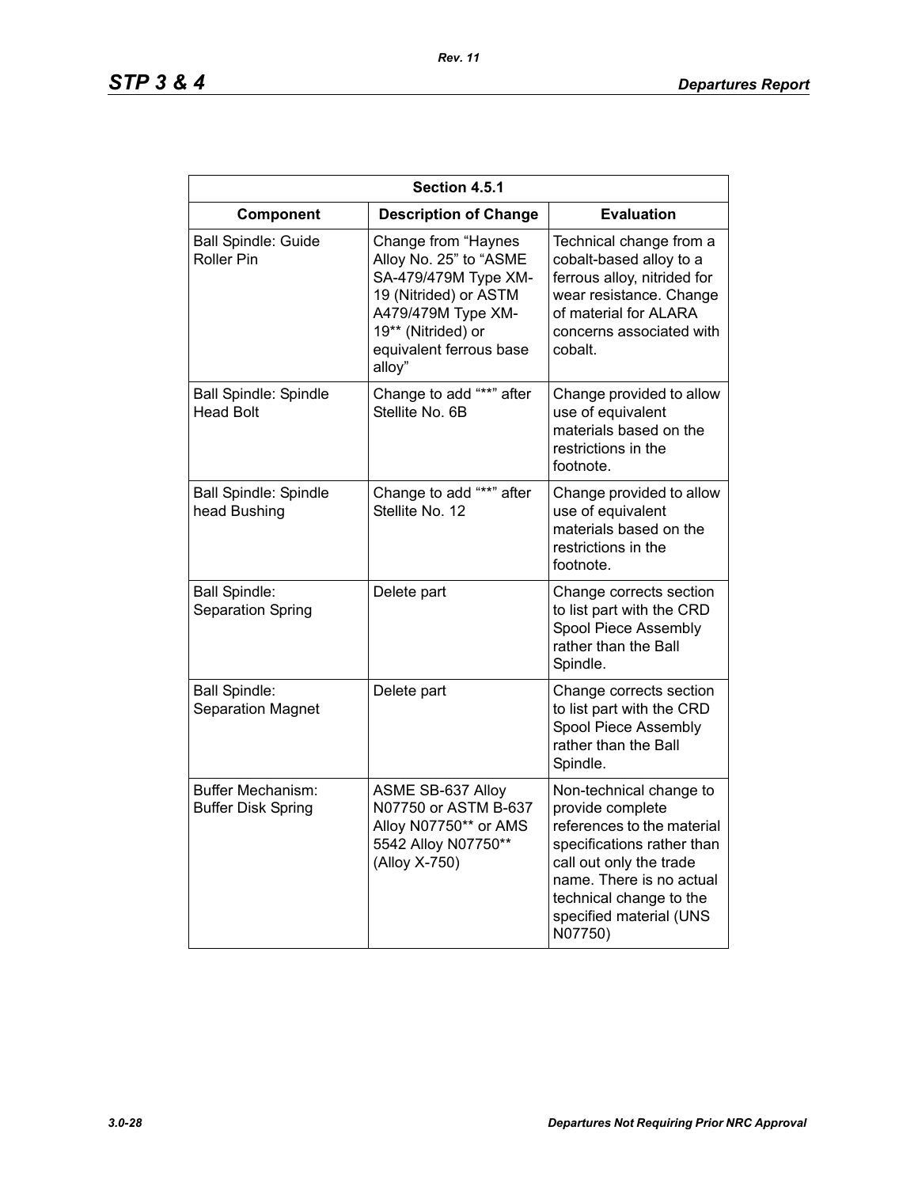| Section 4.5.1 | | |
|---|---|---|
| **Component** | **Description of Change** | **Evaluation** |
| Ball Spindle: Guide Roller Pin | Change from “Haynes Alloy No. 25” to “ASME SA-479/479M Type XM-19 (Nitrided) or ASTM A479/479M Type XM-19** (Nitrided) or equivalent ferrous base alloy” | Technical change from a cobalt-based alloy to a ferrous alloy, nitrided for wear resistance. Change of material for ALARA concerns associated with cobalt. |
| Ball Spindle: Spindle Head Bolt | Change to add “**” after Stellite No. 6B | Change provided to allow use of equivalent materials based on the restrictions in the footnote. |
| Ball Spindle: Spindle head Bushing | Change to add “**” after Stellite No. 12 | Change provided to allow use of equivalent materials based on the restrictions in the footnote. |
| Ball Spindle: Separation Spring | Delete part | Change corrects section to list part with the CRD Spool Piece Assembly rather than the Ball Spindle. |
| Ball Spindle: Separation Magnet | Delete part | Change corrects section to list part with the CRD Spool Piece Assembly rather than the Ball Spindle. |
| Buffer Mechanism: Buffer Disk Spring | ASME SB-637 Alloy N07750 or ASTM B-637 Alloy N07750** or AMS 5542 Alloy N07750** (Alloy X-750) | Non-technical change to provide complete references to the material specifications rather than call out only the trade name. There is no actual technical change to the specified material (UNS N07750) |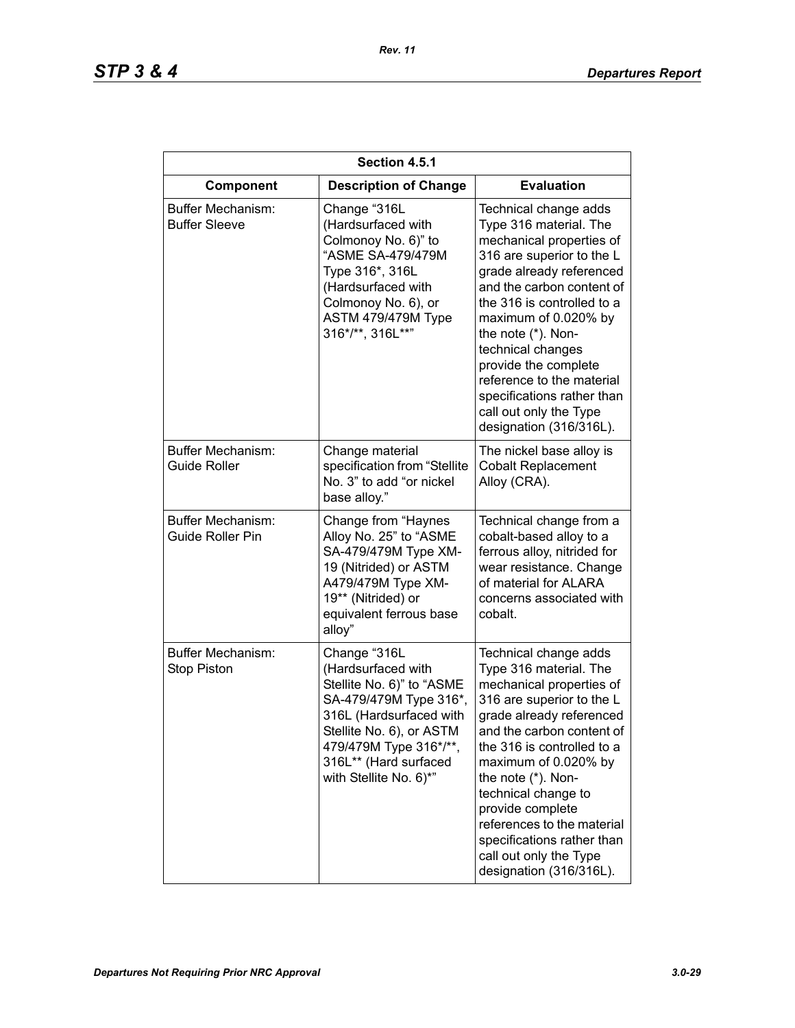| Section 4.5.1 | | |
|---|---|---|
| **Component** | **Description of Change** | **Evaluation** |
| Buffer Mechanism: Buffer Sleeve | Change "316L (Hardsurfaced with Colmonoy No. 6)" to "ASME SA-479/479M Type 316*, 316L (Hardsurfaced with Colmonoy No. 6), or ASTM 479/479M Type 316*/**, 316L**" | Technical change adds Type 316 material. The mechanical properties of 316 are superior to the L grade already referenced and the carbon content of the 316 is controlled to a maximum of 0.020% by the note (*). Non-technical changes provide the complete reference to the material specifications rather than call out only the Type designation (316/316L). |
| Buffer Mechanism: Guide Roller | Change material specification from "Stellite No. 3" to add "or nickel base alloy." | The nickel base alloy is Cobalt Replacement Alloy (CRA). |
| Buffer Mechanism: Guide Roller Pin | Change from "Haynes Alloy No. 25" to "ASME SA-479/479M Type XM-19 (Nitrided) or ASTM A479/479M Type XM-19** (Nitrided) or equivalent ferrous base alloy" | Technical change from a cobalt-based alloy to a ferrous alloy, nitrided for wear resistance. Change of material for ALARA concerns associated with cobalt. |
| Buffer Mechanism: Stop Piston | Change "316L (Hardsurfaced with Stellite No. 6)" to "ASME SA-479/479M Type 316*, 316L (Hardsurfaced with Stellite No. 6), or ASTM 479/479M Type 316*/**, 316L** (Hard surfaced with Stellite No. 6)*" | Technical change adds Type 316 material. The mechanical properties of 316 are superior to the L grade already referenced and the carbon content of the 316 is controlled to a maximum of 0.020% by the note (*). Non-technical change to provide complete references to the material specifications rather than call out only the Type designation (316/316L). |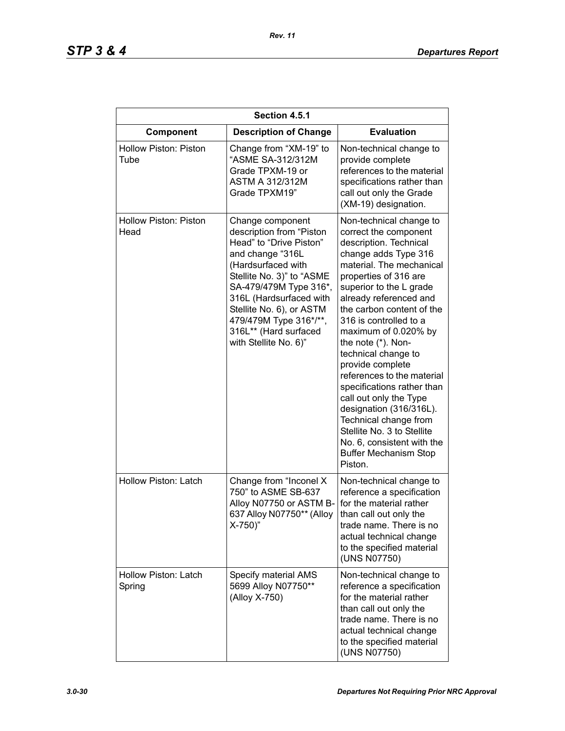| Section 4.5.1 | | |
|---|---|---|
| **Component** | **Description of Change** | **Evaluation** |
| Hollow Piston: Piston Tube | Change from “XM-19” to “ASME SA-312/312M Grade TPXM-19 or ASTM A 312/312M Grade TPXM19” | Non-technical change to provide complete references to the material specifications rather than call out only the Grade (XM-19) designation. |
| Hollow Piston: Piston Head | Change component description from “Piston Head” to “Drive Piston” and change “316L (Hardsurfaced with Stellite No. 3)” to “ASME SA-479/479M Type 316*, 316L (Hardsurfaced with Stellite No. 6), or ASTM 479/479M Type 316*/**, 316L** (Hard surfaced with Stellite No. 6)” | Non-technical change to correct the component description. Technical change adds Type 316 material. The mechanical properties of 316 are superior to the L grade already referenced and the carbon content of the 316 is controlled to a maximum of 0.020% by the note (*). Non-technical change to provide complete references to the material specifications rather than call out only the Type designation (316/316L). Technical change from Stellite No. 3 to Stellite No. 6, consistent with the Buffer Mechanism Stop Piston. |
| Hollow Piston: Latch | Change from “Inconel X 750” to ASME SB-637 Alloy N07750 or ASTM B-637 Alloy N07750** (Alloy X-750)” | Non-technical change to reference a specification for the material rather than call out only the trade name. There is no actual technical change to the specified material (UNS N07750) |
| Hollow Piston: Latch Spring | Specify material AMS 5699 Alloy N07750** (Alloy X-750) | Non-technical change to reference a specification for the material rather than call out only the trade name. There is no actual technical change to the specified material (UNS N07750) |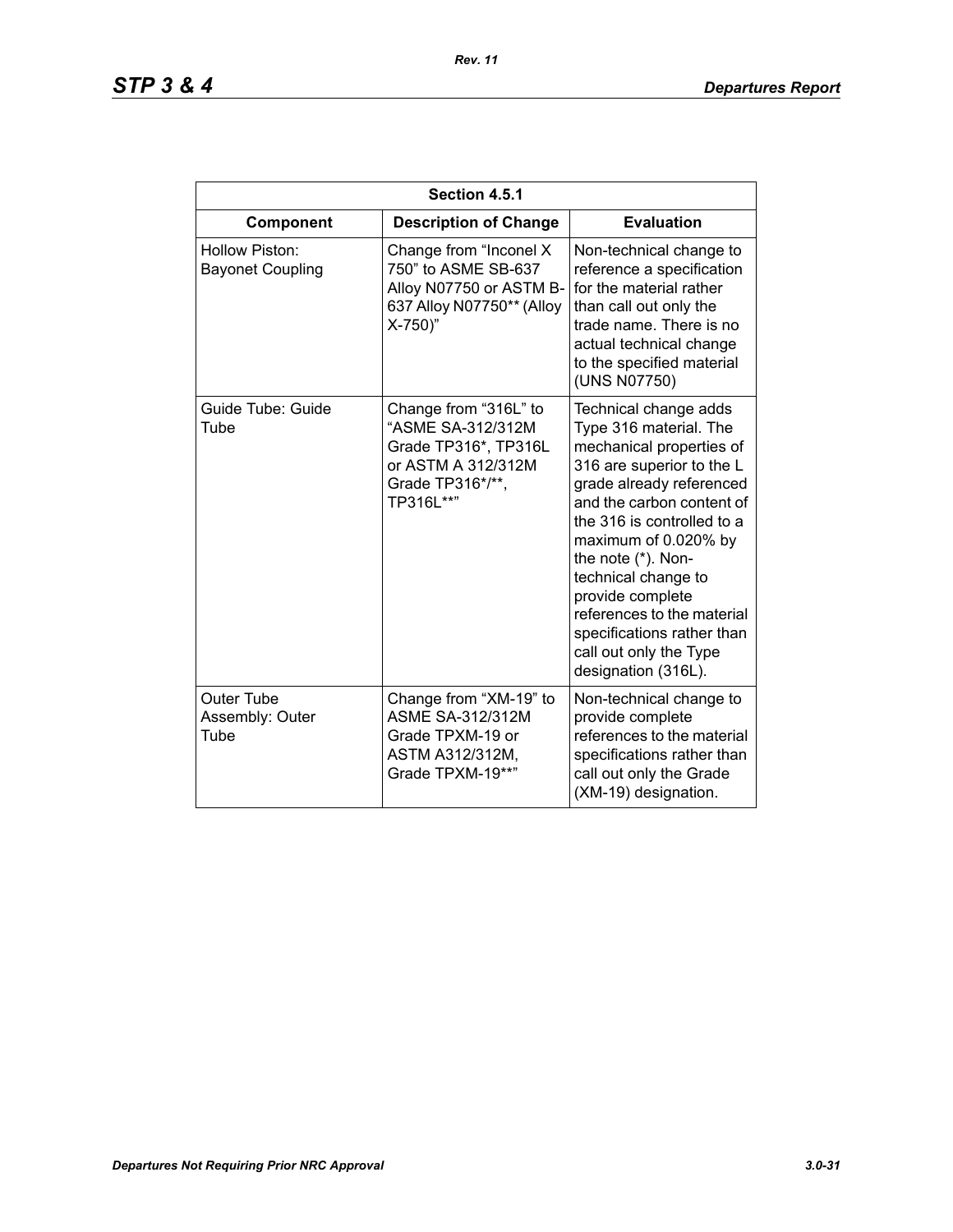| Section 4.5.1 | | |
|---|---|---|
| **Component** | **Description of Change** | **Evaluation** |
| Hollow Piston: Bayonet Coupling | Change from “Inconel X 750” to ASME SB-637 Alloy N07750 or ASTM B-637 Alloy N07750** (Alloy X-750)” | Non-technical change to reference a specification for the material rather than call out only the trade name. There is no actual technical change to the specified material (UNS N07750) |
| Guide Tube: Guide Tube | Change from “316L” to “ASME SA-312/312M Grade TP316*, TP316L or ASTM A 312/312M Grade TP316*/**, TP316L**” | Technical change adds Type 316 material. The mechanical properties of 316 are superior to the L grade already referenced and the carbon content of the 316 is controlled to a maximum of 0.020% by the note (*). Non-technical change to provide complete references to the material specifications rather than call out only the Type designation (316L). |
| Outer Tube Assembly: Outer Tube | Change from “XM-19” to ASME SA-312/312M Grade TPXM-19 or ASTM A312/312M, Grade TPXM-19**” | Non-technical change to provide complete references to the material specifications rather than call out only the Grade (XM-19) designation. |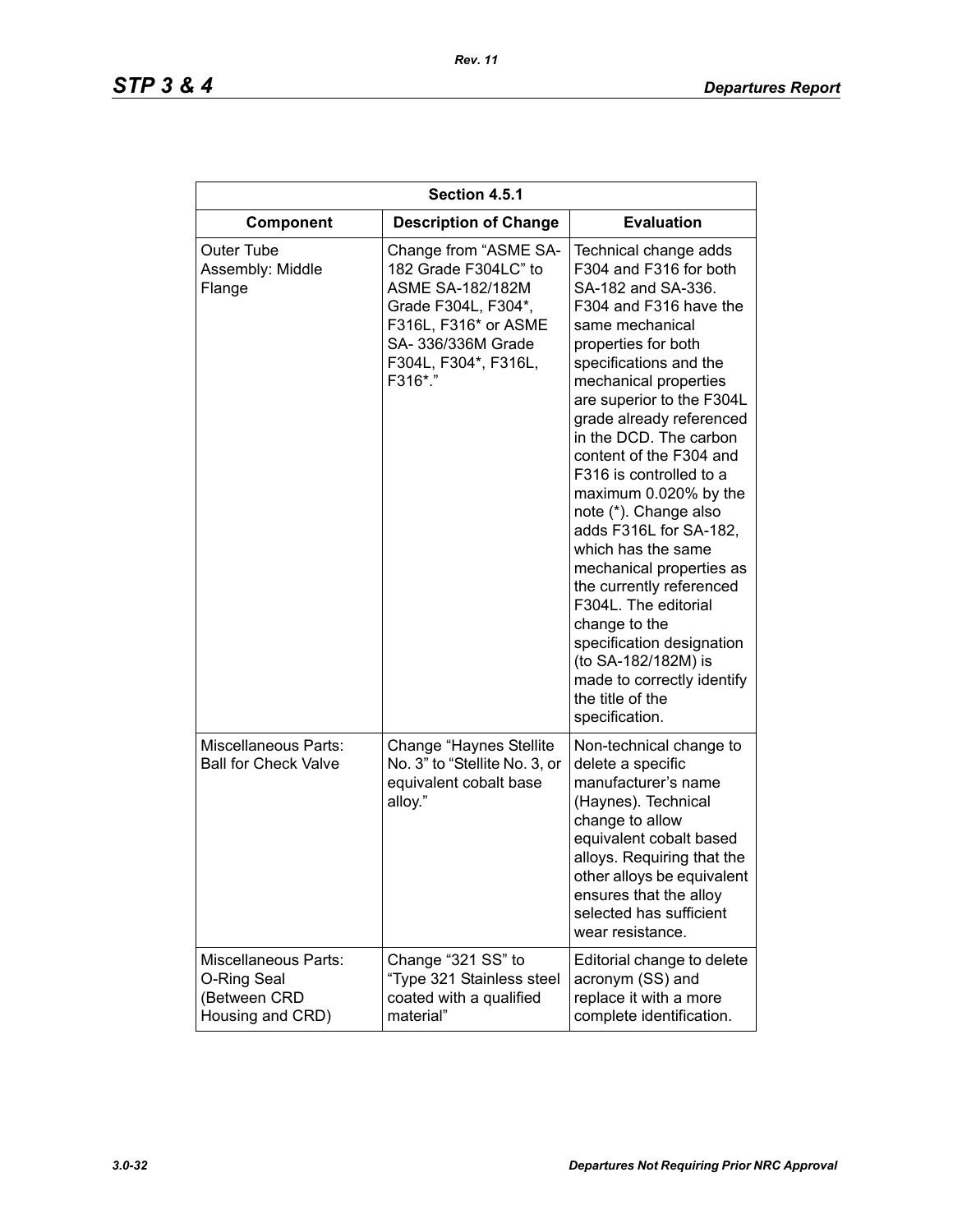| Section 4.5.1 | | |
|---|---|---|
| **Component** | **Description of Change** | **Evaluation** |
| Outer Tube Assembly: Middle Flange | Change from "ASME SA-182 Grade F304LC" to ASME SA-182/182M Grade F304L, F304*, F316L, F316* or ASME SA- 336/336M Grade F304L, F304*, F316L, F316*." | Technical change adds F304 and F316 for both SA-182 and SA-336. F304 and F316 have the same mechanical properties for both specifications and the mechanical properties are superior to the F304L grade already referenced in the DCD. The carbon content of the F304 and F316 is controlled to a maximum 0.020% by the note (*). Change also adds F316L for SA-182, which has the same mechanical properties as the currently referenced F304L. The editorial change to the specification designation (to SA-182/182M) is made to correctly identify the title of the specification. |
| Miscellaneous Parts: Ball for Check Valve | Change "Haynes Stellite No. 3" to "Stellite No. 3, or equivalent cobalt base alloy." | Non-technical change to delete a specific manufacturer's name (Haynes). Technical change to allow equivalent cobalt based alloys. Requiring that the other alloys be equivalent ensures that the alloy selected has sufficient wear resistance. |
| Miscellaneous Parts: O-Ring Seal (Between CRD Housing and CRD) | Change "321 SS" to "Type 321 Stainless steel coated with a qualified material" | Editorial change to delete acronym (SS) and replace it with a more complete identification. |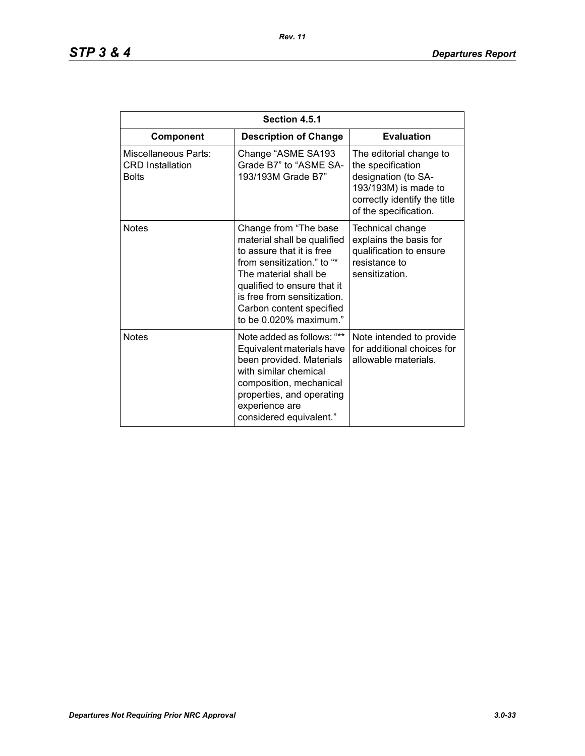| Section 4.5.1 | | |
|---|---|---|
| **Component** | **Description of Change** | **Evaluation** |
| Miscellaneous Parts: CRD Installation Bolts | Change “ASME SA193 Grade B7” to “ASME SA-193/193M Grade B7” | The editorial change to the specification designation (to SA-193/193M) is made to correctly identify the title of the specification. |
| Notes | Change from “The base material shall be qualified to assure that it is free from sensitization.” to “* The material shall be qualified to ensure that it is free from sensitization. Carbon content specified to be 0.020% maximum.” | Technical change explains the basis for qualification to ensure resistance to sensitization. |
| Notes | Note added as follows: “** Equivalent materials have been provided. Materials with similar chemical composition, mechanical properties, and operating experience are considered equivalent.” | Note intended to provide for additional choices for allowable materials. |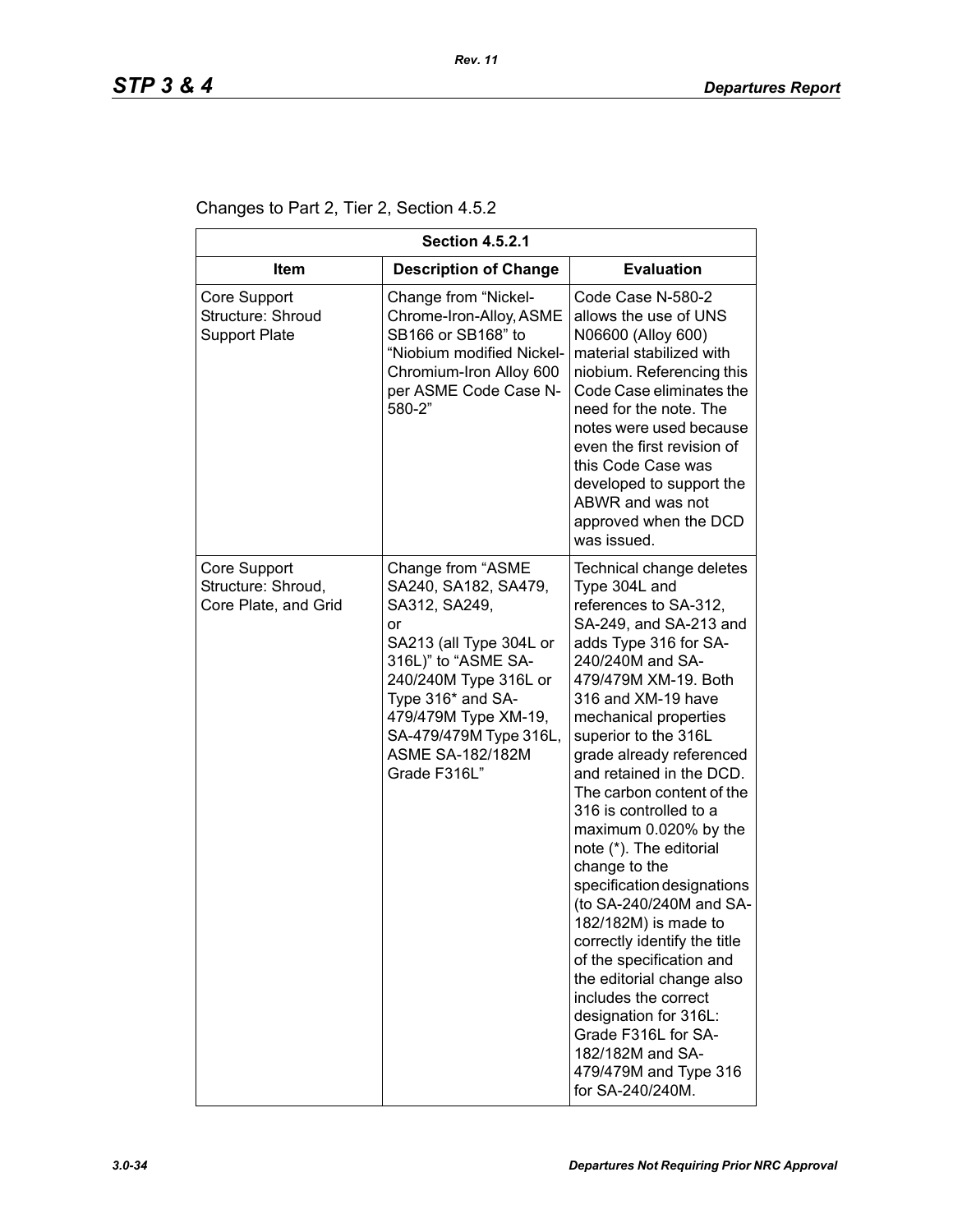Changes to Part 2, Tier 2, Section 4.5.2

| Section 4.5.2.1 | | |
|---|---|---|
| **Item** | **Description of Change** | **Evaluation** |
| Core Support Structure: Shroud Support Plate | Change from "Nickel-Chrome-Iron-Alloy, ASME SB166 or SB168" to "Niobium modified Nickel-Chromium-Iron Alloy 600 per ASME Code Case N-580-2" | Code Case N-580-2 allows the use of UNS N06600 (Alloy 600) material stabilized with niobium. Referencing this Code Case eliminates the need for the note. The notes were used because even the first revision of this Code Case was developed to support the ABWR and was not approved when the DCD was issued. |
| Core Support Structure: Shroud, Core Plate, and Grid | Change from "ASME SA240, SA182, SA479, SA312, SA249, or SA213 (all Type 304L or 316L)" to "ASME SA-240/240M Type 316L or Type 316* and SA-479/479M Type XM-19, SA-479/479M Type 316L, ASME SA-182/182M Grade F316L" | Technical change deletes Type 304L and references to SA-312, SA-249, and SA-213 and adds Type 316 for SA-240/240M and SA-479/479M XM-19. Both 316 and XM-19 have mechanical properties superior to the 316L grade already referenced and retained in the DCD. The carbon content of the 316 is controlled to a maximum 0.020% by the note (*). The editorial change to the specification designations (to SA-240/240M and SA-182/182M) is made to correctly identify the title of the specification and the editorial change also includes the correct designation for 316L: Grade F316L for SA-182/182M and SA-479/479M and Type 316 for SA-240/240M. |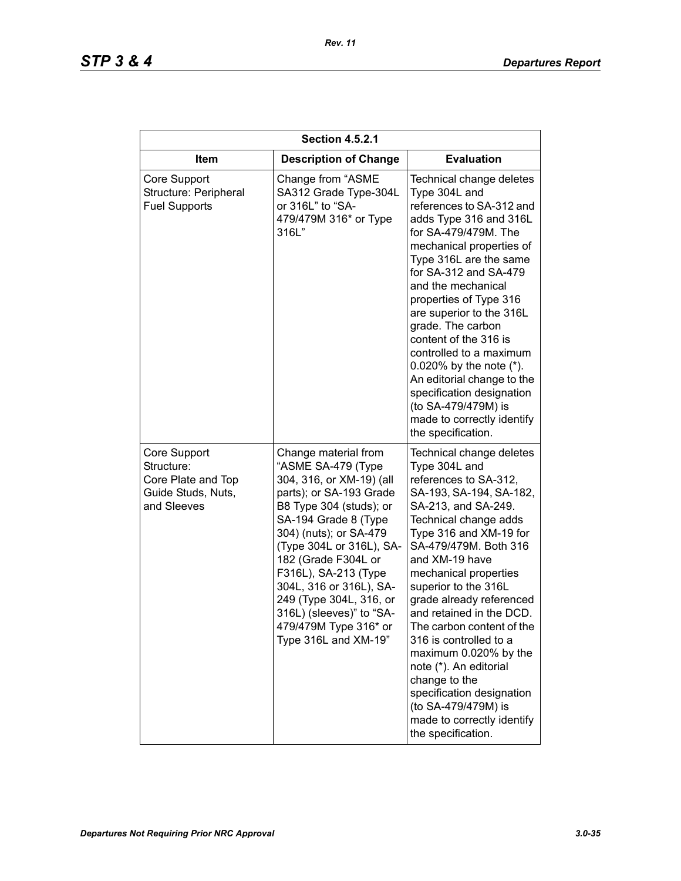| Section 4.5.2.1 | | |
|---|---|---|
| **Item** | **Description of Change** | **Evaluation** |
| Core Support Structure: Peripheral Fuel Supports | Change from "ASME SA312 Grade Type-304L or 316L" to "SA-479/479M 316* or Type 316L" | Technical change deletes Type 304L and references to SA-312 and adds Type 316 and 316L for SA-479/479M. The mechanical properties of Type 316L are the same for SA-312 and SA-479 and the mechanical properties of Type 316 are superior to the 316L grade. The carbon content of the 316 is controlled to a maximum 0.020% by the note (*). An editorial change to the specification designation (to SA-479/479M) is made to correctly identify the specification. |
| Core Support Structure: Core Plate and Top Guide Studs, Nuts, and Sleeves | Change material from "ASME SA-479 (Type 304, 316, or XM-19) (all parts); or SA-193 Grade B8 Type 304 (studs); or SA-194 Grade 8 (Type 304) (nuts); or SA-479 (Type 304L or 316L), SA-182 (Grade F304L or F316L), SA-213 (Type 304L, 316 or 316L), SA-249 (Type 304L, 316, or 316L) (sleeves)" to "SA-479/479M Type 316* or Type 316L and XM-19" | Technical change deletes Type 304L and references to SA-312, SA-193, SA-194, SA-182, SA-213, and SA-249. Technical change adds Type 316 and XM-19 for SA-479/479M. Both 316 and XM-19 have mechanical properties superior to the 316L grade already referenced and retained in the DCD. The carbon content of the 316 is controlled to a maximum 0.020% by the note (*). An editorial change to the specification designation (to SA-479/479M) is made to correctly identify the specification. |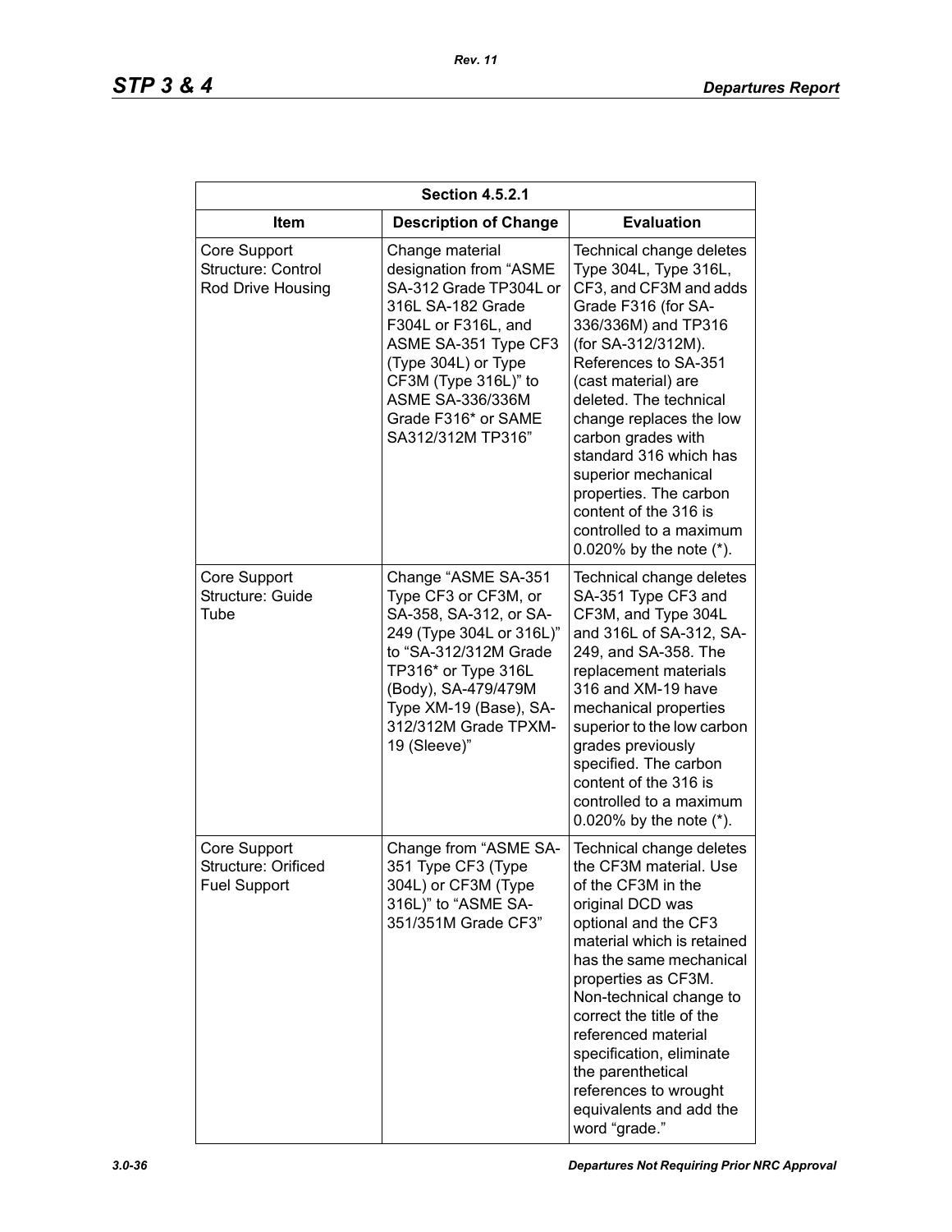| Section 4.5.2.1 | | |
|---|---|---|
| **Item** | **Description of Change** | **Evaluation** |
| Core Support Structure: Control Rod Drive Housing | Change material designation from "ASME SA-312 Grade TP304L or 316L SA-182 Grade F304L or F316L, and ASME SA-351 Type CF3 (Type 304L) or Type CF3M (Type 316L)" to ASME SA-336/336M Grade F316* or SAME SA312/312M TP316" | Technical change deletes Type 304L, Type 316L, CF3, and CF3M and adds Grade F316 (for SA-336/336M) and TP316 (for SA-312/312M). References to SA-351 (cast material) are deleted. The technical change replaces the low carbon grades with standard 316 which has superior mechanical properties. The carbon content of the 316 is controlled to a maximum 0.020% by the note (*). |
| Core Support Structure: Guide Tube | Change "ASME SA-351 Type CF3 or CF3M, or SA-358, SA-312, or SA-249 (Type 304L or 316L)" to "SA-312/312M Grade TP316* or Type 316L (Body), SA-479/479M Type XM-19 (Base), SA-312/312M Grade TPXM-19 (Sleeve)" | Technical change deletes SA-351 Type CF3 and CF3M, and Type 304L and 316L of SA-312, SA-249, and SA-358. The replacement materials 316 and XM-19 have mechanical properties superior to the low carbon grades previously specified. The carbon content of the 316 is controlled to a maximum 0.020% by the note (*). |
| Core Support Structure: Orificed Fuel Support | Change from "ASME SA-351 Type CF3 (Type 304L) or CF3M (Type 316L)" to "ASME SA-351/351M Grade CF3" | Technical change deletes the CF3M material. Use of the CF3M in the original DCD was optional and the CF3 material which is retained has the same mechanical properties as CF3M. Non-technical change to correct the title of the referenced material specification, eliminate the parenthetical references to wrought equivalents and add the word "grade." |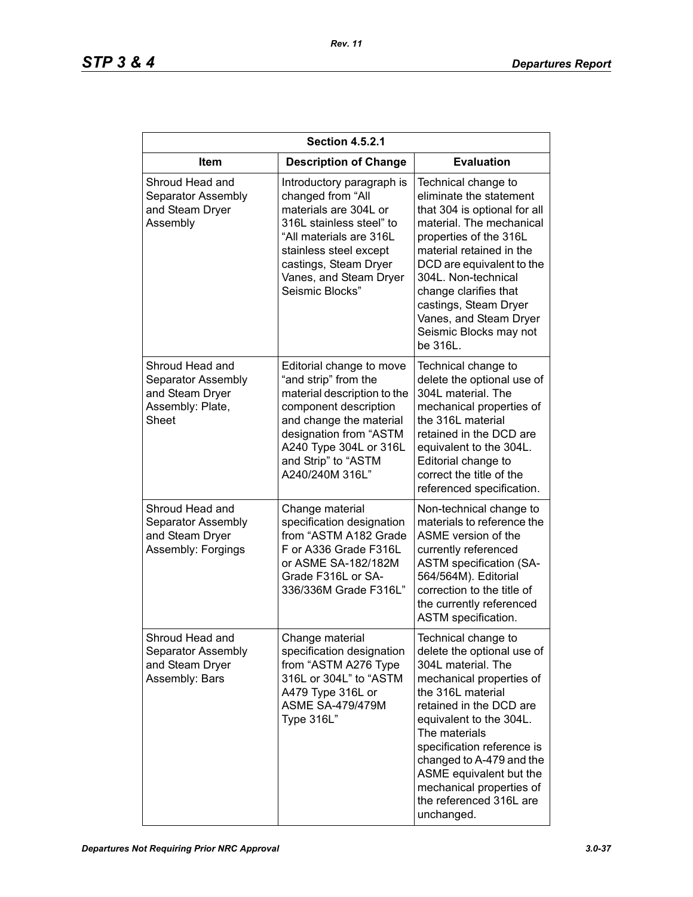| Section 4.5.2.1 | | |
|---|---|---|
| **Item** | **Description of Change** | **Evaluation** |
| Shroud Head and Separator Assembly and Steam Dryer Assembly | Introductory paragraph is changed from "All materials are 304L or 316L stainless steel" to "All materials are 316L stainless steel except castings, Steam Dryer Vanes, and Steam Dryer Seismic Blocks" | Technical change to eliminate the statement that 304 is optional for all material. The mechanical properties of the 316L material retained in the DCD are equivalent to the 304L. Non-technical change clarifies that castings, Steam Dryer Vanes, and Steam Dryer Seismic Blocks may not be 316L. |
| Shroud Head and Separator Assembly and Steam Dryer Assembly: Plate, Sheet | Editorial change to move "and strip" from the material description to the component description and change the material designation from "ASTM A240 Type 304L or 316L and Strip" to "ASTM A240/240M 316L" | Technical change to delete the optional use of 304L material. The mechanical properties of the 316L material retained in the DCD are equivalent to the 304L. Editorial change to correct the title of the referenced specification. |
| Shroud Head and Separator Assembly and Steam Dryer Assembly: Forgings | Change material specification designation from "ASTM A182 Grade F or A336 Grade F316L or ASME SA-182/182M Grade F316L or SA-336/336M Grade F316L" | Non-technical change to materials to reference the ASME version of the currently referenced ASTM specification (SA-564/564M). Editorial correction to the title of the currently referenced ASTM specification. |
| Shroud Head and Separator Assembly and Steam Dryer Assembly: Bars | Change material specification designation from "ASTM A276 Type 316L or 304L" to "ASTM A479 Type 316L or ASME SA-479/479M Type 316L" | Technical change to delete the optional use of 304L material. The mechanical properties of the 316L material retained in the DCD are equivalent to the 304L. The materials specification reference is changed to A-479 and the ASME equivalent but the mechanical properties of the referenced 316L are unchanged. |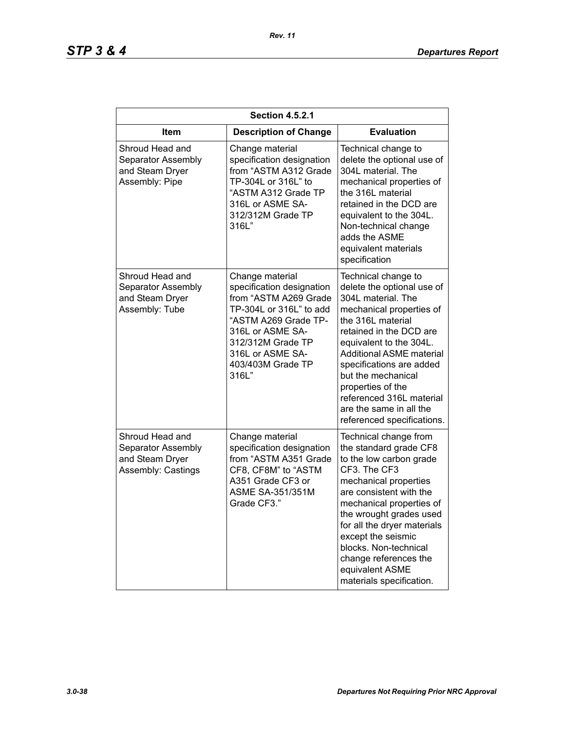| Section 4.5.2.1 | | |
|---|---|---|
| **Item** | **Description of Change** | **Evaluation** |
| Shroud Head and Separator Assembly and Steam Dryer Assembly: Pipe | Change material specification designation from "ASTM A312 Grade TP-304L or 316L" to "ASTM A312 Grade TP 316L or ASME SA-312/312M Grade TP 316L" | Technical change to delete the optional use of 304L material. The mechanical properties of the 316L material retained in the DCD are equivalent to the 304L. Non-technical change adds the ASME equivalent materials specification |
| Shroud Head and Separator Assembly and Steam Dryer Assembly: Tube | Change material specification designation from "ASTM A269 Grade TP-304L or 316L" to add "ASTM A269 Grade TP-316L or ASME SA-312/312M Grade TP 316L or ASME SA-403/403M Grade TP 316L" | Technical change to delete the optional use of 304L material. The mechanical properties of the 316L material retained in the DCD are equivalent to the 304L. Additional ASME material specifications are added but the mechanical properties of the referenced 316L material are the same in all the referenced specifications. |
| Shroud Head and Separator Assembly and Steam Dryer Assembly: Castings | Change material specification designation from "ASTM A351 Grade CF8, CF8M" to "ASTM A351 Grade CF3 or ASME SA-351/351M Grade CF3." | Technical change from the standard grade CF8 to the low carbon grade CF3. The CF3 mechanical properties are consistent with the mechanical properties of the wrought grades used for all the dryer materials except the seismic blocks. Non-technical change references the equivalent ASME materials specification. |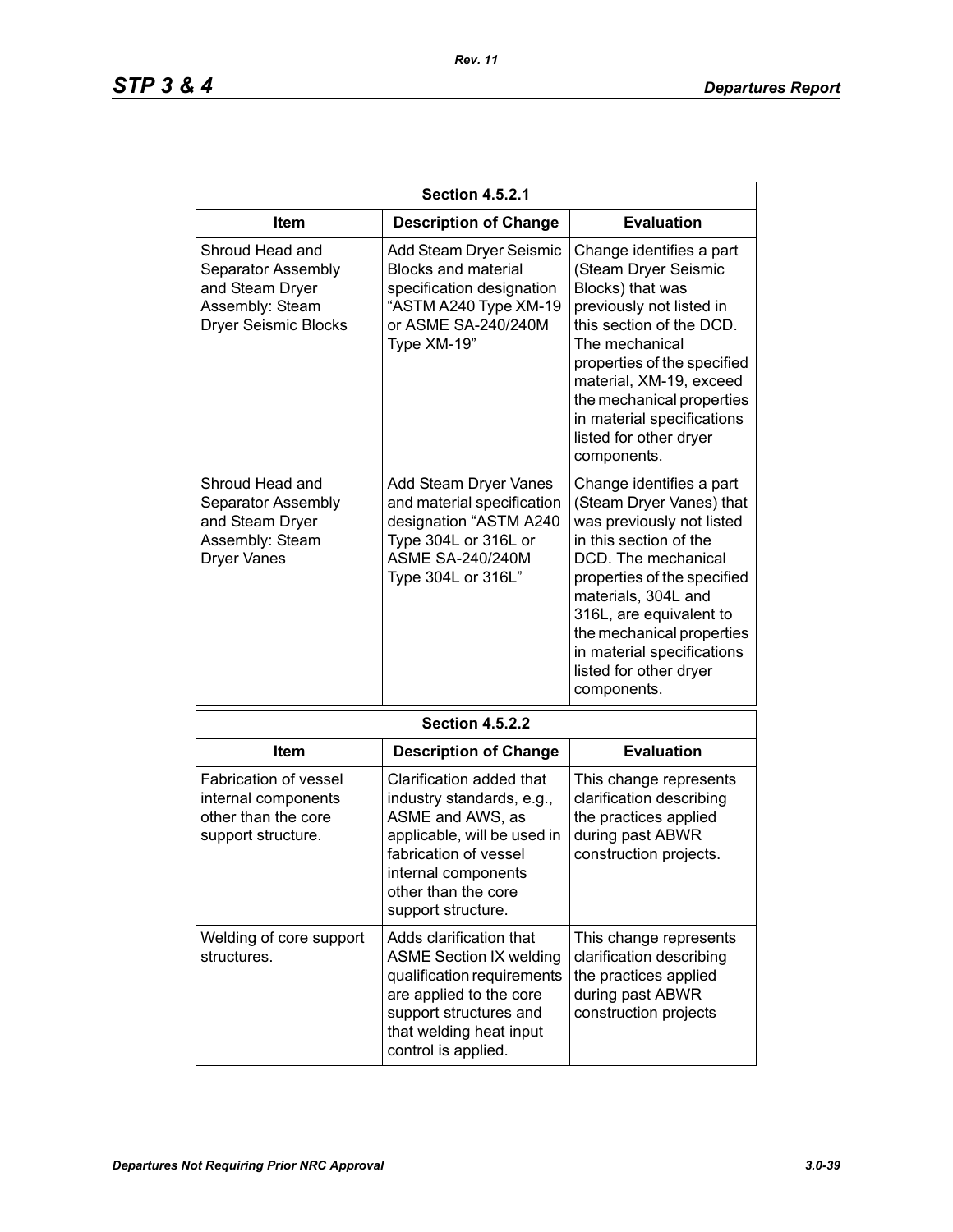| Section 4.5.2.1 | | |
|---|---|---|
| **Item** | **Description of Change** | **Evaluation** |
| Shroud Head and Separator Assembly and Steam Dryer Assembly: Steam Dryer Seismic Blocks | Add Steam Dryer Seismic Blocks and material specification designation "ASTM A240 Type XM-19 or ASME SA-240/240M Type XM-19" | Change identifies a part (Steam Dryer Seismic Blocks) that was previously not listed in this section of the DCD. The mechanical properties of the specified material, XM-19, exceed the mechanical properties in material specifications listed for other dryer components. |
| Shroud Head and Separator Assembly and Steam Dryer Assembly: Steam Dryer Vanes | Add Steam Dryer Vanes and material specification designation "ASTM A240 Type 304L or 316L or ASME SA-240/240M Type 304L or 316L" | Change identifies a part (Steam Dryer Vanes) that was previously not listed in this section of the DCD. The mechanical properties of the specified materials, 304L and 316L, are equivalent to the mechanical properties in material specifications listed for other dryer components. |

| Section 4.5.2.2 | | |
|---|---|---|
| **Item** | **Description of Change** | **Evaluation** |
| Fabrication of vessel internal components other than the core support structure. | Clarification added that industry standards, e.g., ASME and AWS, as applicable, will be used in fabrication of vessel internal components other than the core support structure. | This change represents clarification describing the practices applied during past ABWR construction projects. |
| Welding of core support structures. | Adds clarification that ASME Section IX welding qualification requirements are applied to the core support structures and that welding heat input control is applied. | This change represents clarification describing the practices applied during past ABWR construction projects |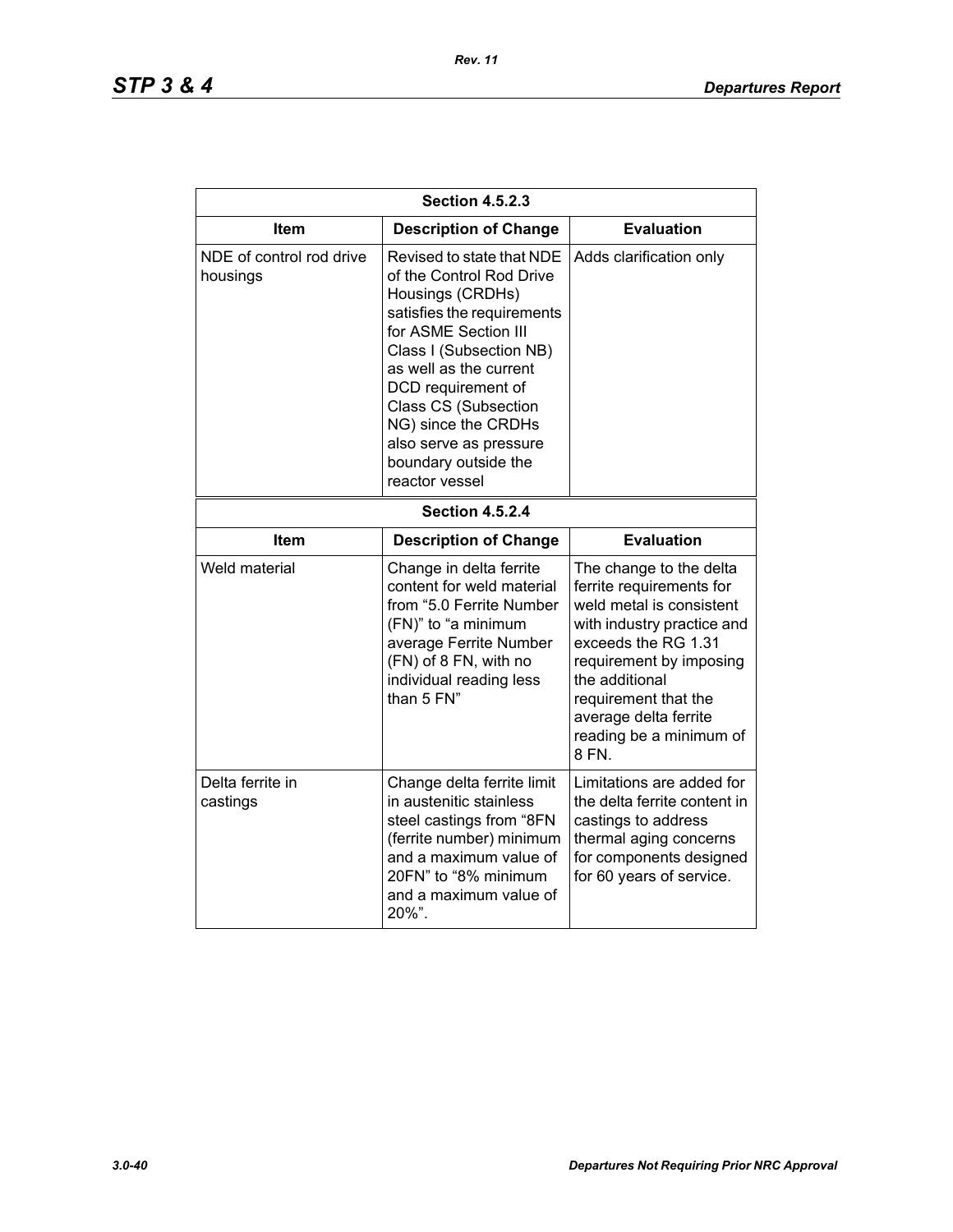| Section 4.5.2.3 | | |
|---|---|---|
| **Item** | **Description of Change** | **Evaluation** |
| NDE of control rod drive housings | Revised to state that NDE of the Control Rod Drive Housings (CRDHs) satisfies the requirements for ASME Section III Class I (Subsection NB) as well as the current DCD requirement of Class CS (Subsection NG) since the CRDHs also serve as pressure boundary outside the reactor vessel | Adds clarification only |

| Section 4.5.2.4 | | |
|---|---|---|
| **Item** | **Description of Change** | **Evaluation** |
| Weld material | Change in delta ferrite content for weld material from "5.0 Ferrite Number (FN)" to "a minimum average Ferrite Number (FN) of 8 FN, with no individual reading less than 5 FN" | The change to the delta ferrite requirements for weld metal is consistent with industry practice and exceeds the RG 1.31 requirement by imposing the additional requirement that the average delta ferrite reading be a minimum of 8 FN. |
| Delta ferrite in castings | Change delta ferrite limit in austenitic stainless steel castings from "8FN (ferrite number) minimum and a maximum value of 20FN" to "8% minimum and a maximum value of 20%". | Limitations are added for the delta ferrite content in castings to address thermal aging concerns for components designed for 60 years of service. |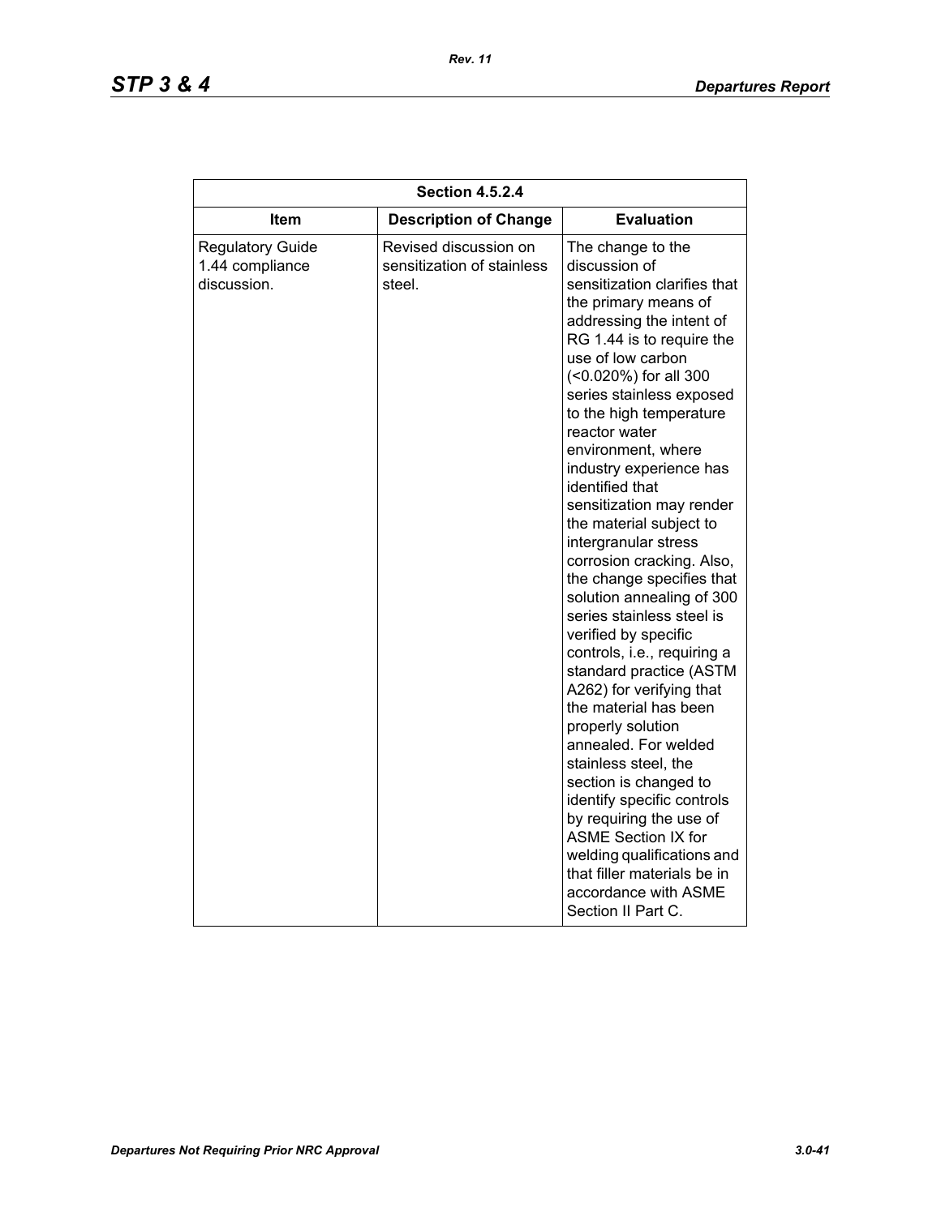| Section 4.5.2.4 | | |
|---|---|---|
| **Item** | **Description of Change** | **Evaluation** |
| Regulatory Guide 1.44 compliance discussion. | Revised discussion on sensitization of stainless steel. | The change to the discussion of sensitization clarifies that the primary means of addressing the intent of RG 1.44 is to require the use of low carbon (<0.020%) for all 300 series stainless exposed to the high temperature reactor water environment, where industry experience has identified that sensitization may render the material subject to intergranular stress corrosion cracking. Also, the change specifies that solution annealing of 300 series stainless steel is verified by specific controls, i.e., requiring a standard practice (ASTM A262) for verifying that the material has been properly solution annealed. For welded stainless steel, the section is changed to identify specific controls by requiring the use of ASME Section IX for welding qualifications and that filler materials be in accordance with ASME Section II Part C. |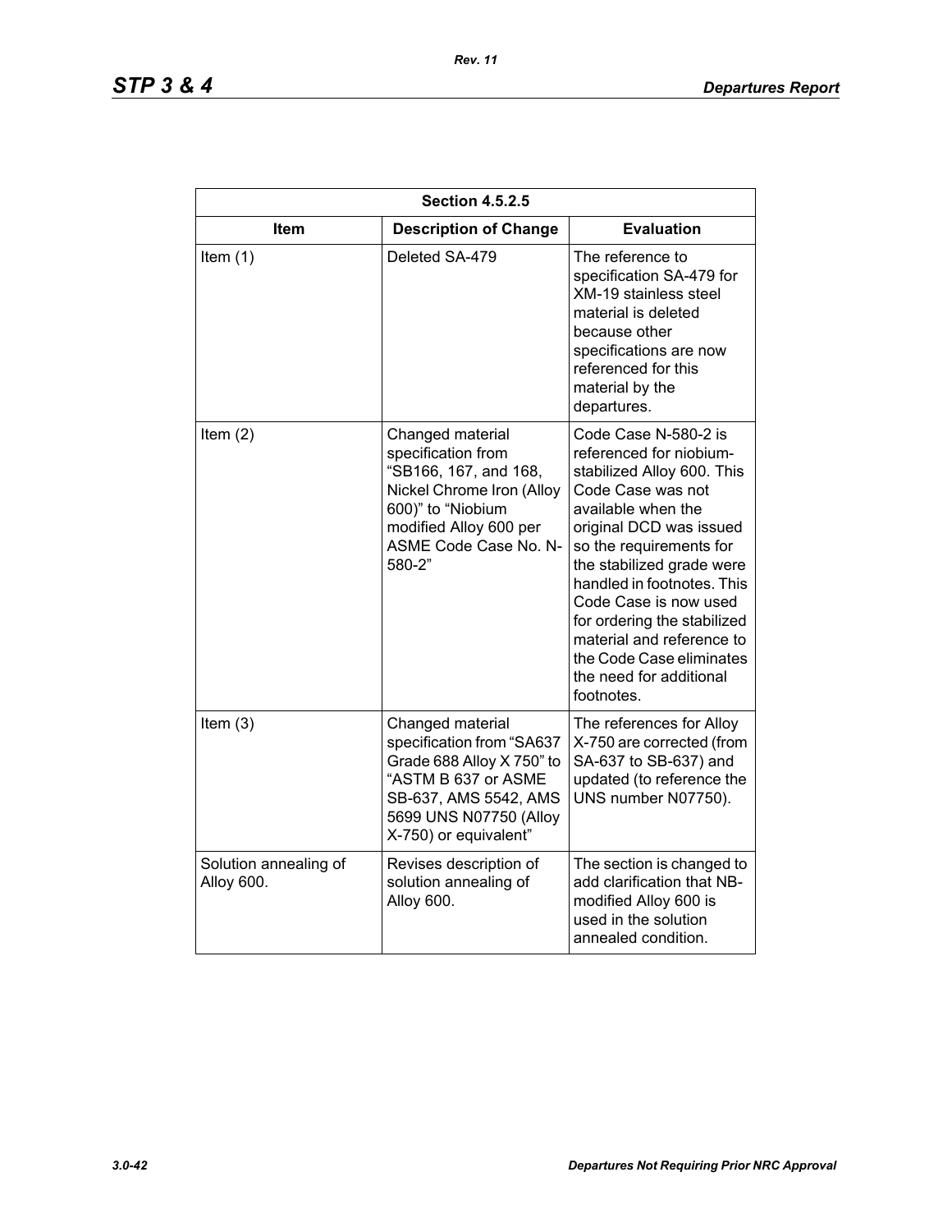| Section 4.5.2.5 | | |
|---|---|---|
| **Item** | **Description of Change** | **Evaluation** |
| Item (1) | Deleted SA-479 | The reference to specification SA-479 for XM-19 stainless steel material is deleted because other specifications are now referenced for this material by the departures. |
| Item (2) | Changed material specification from "SB166, 167, and 168, Nickel Chrome Iron (Alloy 600)" to "Niobium modified Alloy 600 per ASME Code Case No. N-580-2" | Code Case N-580-2 is referenced for niobium-stabilized Alloy 600. This Code Case was not available when the original DCD was issued so the requirements for the stabilized grade were handled in footnotes. This Code Case is now used for ordering the stabilized material and reference to the Code Case eliminates the need for additional footnotes. |
| Item (3) | Changed material specification from "SA637 Grade 688 Alloy X 750" to "ASTM B 637 or ASME SB-637, AMS 5542, AMS 5699 UNS N07750 (Alloy X-750) or equivalent" | The references for Alloy X-750 are corrected (from SA-637 to SB-637) and updated (to reference the UNS number N07750). |
| Solution annealing of Alloy 600. | Revises description of solution annealing of Alloy 600. | The section is changed to add clarification that NB-modified Alloy 600 is used in the solution annealed condition. |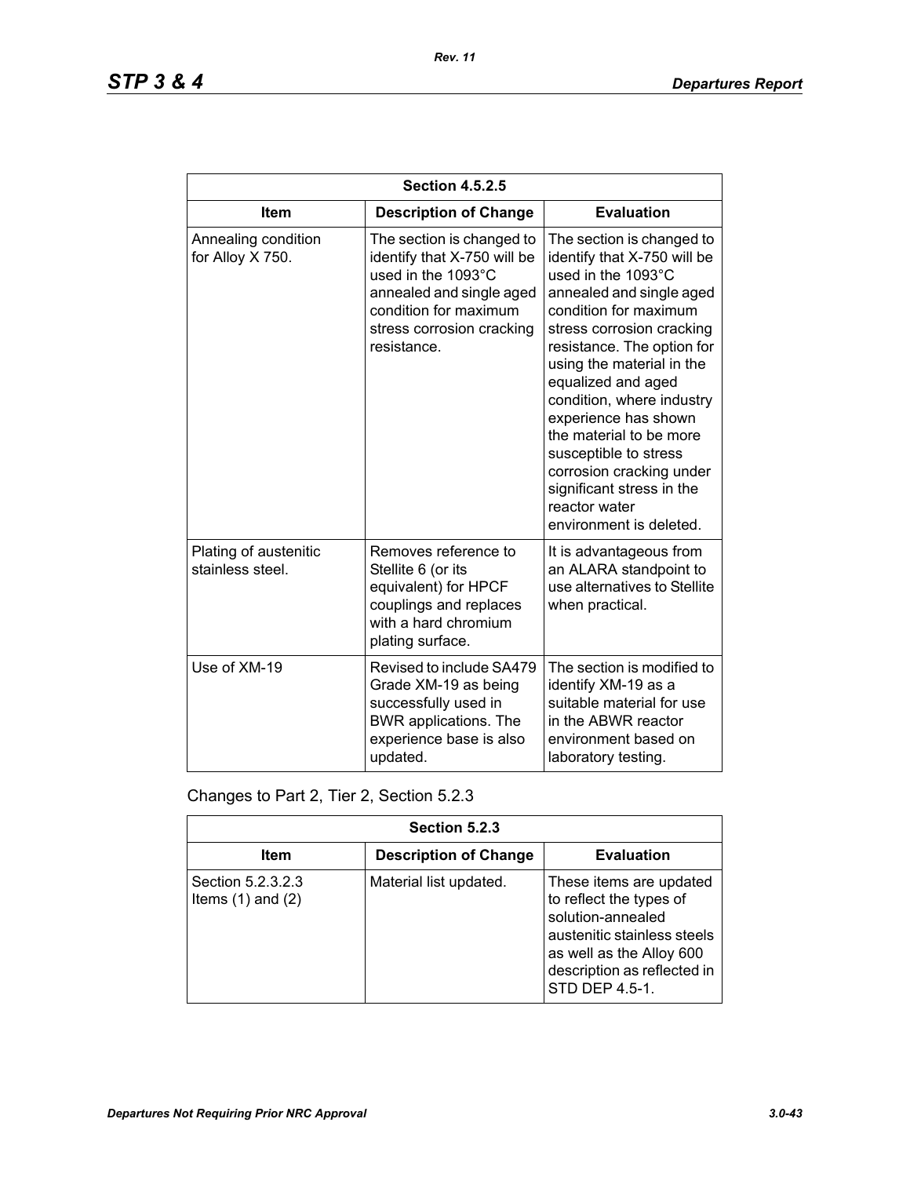| Section 4.5.2.5 | | |
|---|---|---|
| **Item** | **Description of Change** | **Evaluation** |
| Annealing condition for Alloy X 750. | The section is changed to identify that X-750 will be used in the 1093°C annealed and single aged condition for maximum stress corrosion cracking resistance. | The section is changed to identify that X-750 will be used in the 1093°C annealed and single aged condition for maximum stress corrosion cracking resistance. The option for using the material in the equalized and aged condition, where industry experience has shown the material to be more susceptible to stress corrosion cracking under significant stress in the reactor water environment is deleted. |
| Plating of austenitic stainless steel. | Removes reference to Stellite 6 (or its equivalent) for HPCF couplings and replaces with a hard chromium plating surface. | It is advantageous from an ALARA standpoint to use alternatives to Stellite when practical. |
| Use of XM-19 | Revised to include SA479 Grade XM-19 as being successfully used in BWR applications. The experience base is also updated. | The section is modified to identify XM-19 as a suitable material for use in the ABWR reactor environment based on laboratory testing. |

Changes to Part 2, Tier 2, Section 5.2.3

| Section 5.2.3 | | |
|---|---|---|
| **Item** | **Description of Change** | **Evaluation** |
| Section 5.2.3.2.3 Items (1) and (2) | Material list updated. | These items are updated to reflect the types of solution-annealed austenitic stainless steels as well as the Alloy 600 description as reflected in STD DEP 4.5-1. |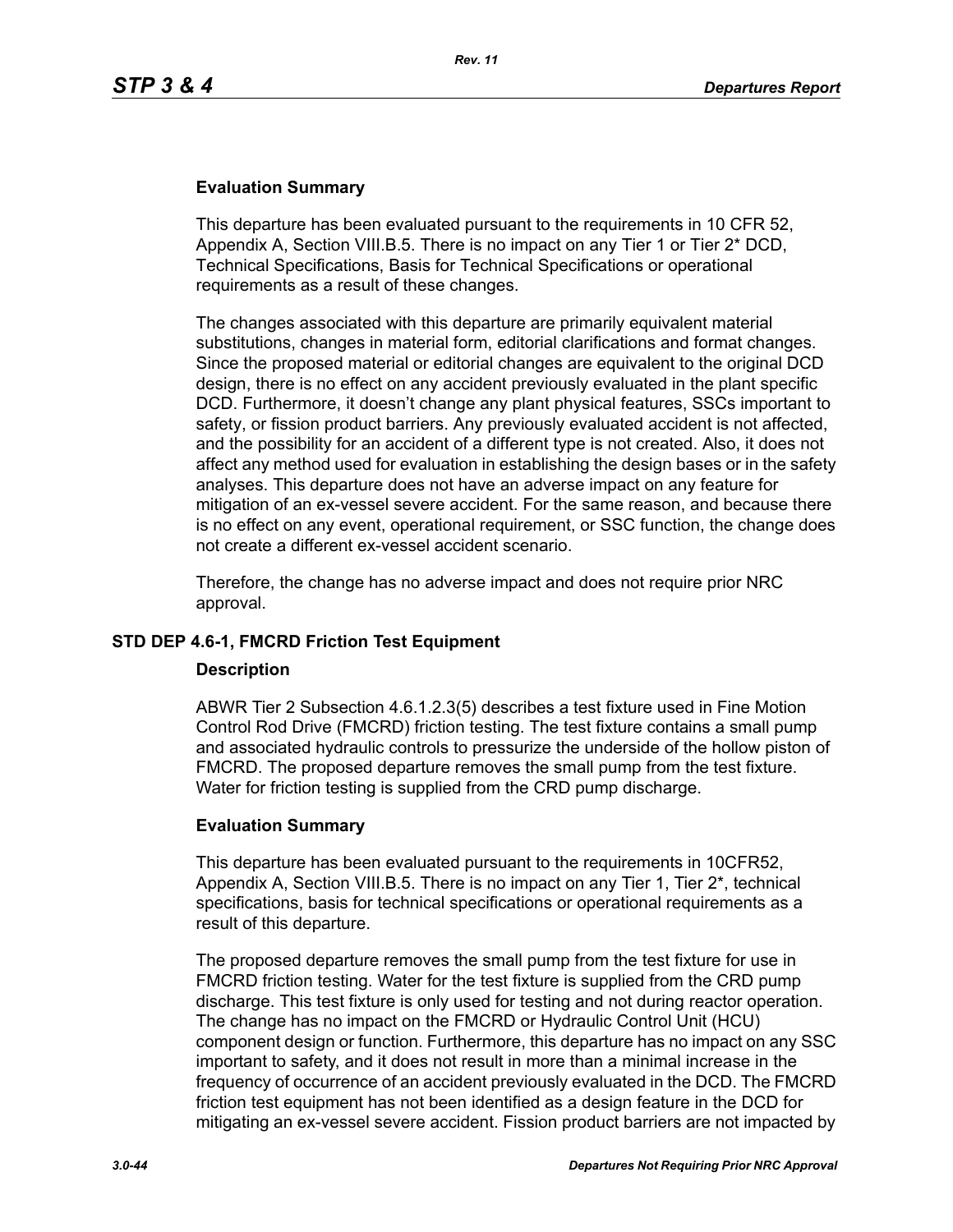**Evaluation Summary**

This departure has been evaluated pursuant to the requirements in 10 CFR 52, Appendix A, Section VIII.B.5. There is no impact on any Tier 1 or Tier 2* DCD, Technical Specifications, Basis for Technical Specifications or operational requirements as a result of these changes.

The changes associated with this departure are primarily equivalent material substitutions, changes in material form, editorial clarifications and format changes. Since the proposed material or editorial changes are equivalent to the original DCD design, there is no effect on any accident previously evaluated in the plant specific DCD. Furthermore, it doesn't change any plant physical features, SSCs important to safety, or fission product barriers. Any previously evaluated accident is not affected, and the possibility for an accident of a different type is not created. Also, it does not affect any method used for evaluation in establishing the design bases or in the safety analyses. This departure does not have an adverse impact on any feature for mitigation of an ex-vessel severe accident. For the same reason, and because there is no effect on any event, operational requirement, or SSC function, the change does not create a different ex-vessel accident scenario.

Therefore, the change has no adverse impact and does not require prior NRC approval.

## STD DEP 4.6-1, FMCRD Friction Test Equipment

**Description**

ABWR Tier 2 Subsection 4.6.1.2.3(5) describes a test fixture used in Fine Motion Control Rod Drive (FMCRD) friction testing. The test fixture contains a small pump and associated hydraulic controls to pressurize the underside of the hollow piston of FMCRD. The proposed departure removes the small pump from the test fixture. Water for friction testing is supplied from the CRD pump discharge.

**Evaluation Summary**

This departure has been evaluated pursuant to the requirements in 10CFR52, Appendix A, Section VIII.B.5. There is no impact on any Tier 1, Tier 2*, technical specifications, basis for technical specifications or operational requirements as a result of this departure.

The proposed departure removes the small pump from the test fixture for use in FMCRD friction testing. Water for the test fixture is supplied from the CRD pump discharge. This test fixture is only used for testing and not during reactor operation. The change has no impact on the FMCRD or Hydraulic Control Unit (HCU) component design or function. Furthermore, this departure has no impact on any SSC important to safety, and it does not result in more than a minimal increase in the frequency of occurrence of an accident previously evaluated in the DCD. The FMCRD friction test equipment has not been identified as a design feature in the DCD for mitigating an ex-vessel severe accident. Fission product barriers are not impacted by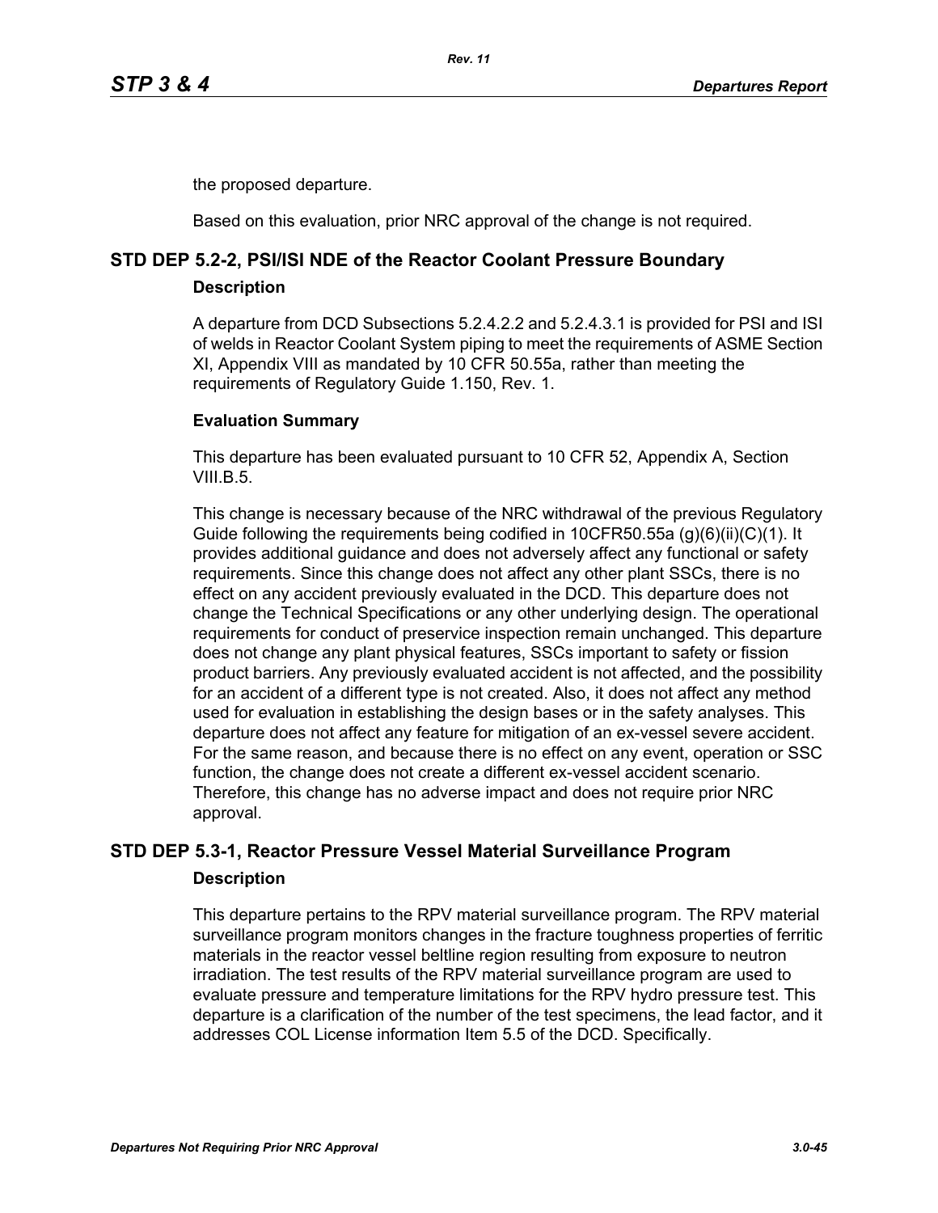the proposed departure.

Based on this evaluation, prior NRC approval of the change is not required.

## STD DEP 5.2-2, PSI/ISI NDE of the Reactor Coolant Pressure Boundary

### Description

A departure from DCD Subsections 5.2.4.2.2 and 5.2.4.3.1 is provided for PSI and ISI of welds in Reactor Coolant System piping to meet the requirements of ASME Section XI, Appendix VIII as mandated by 10 CFR 50.55a, rather than meeting the requirements of Regulatory Guide 1.150, Rev. 1.

### Evaluation Summary

This departure has been evaluated pursuant to 10 CFR 52, Appendix A, Section VIII.B.5.

This change is necessary because of the NRC withdrawal of the previous Regulatory Guide following the requirements being codified in 10CFR50.55a (g)(6)(ii)(C)(1). It provides additional guidance and does not adversely affect any functional or safety requirements. Since this change does not affect any other plant SSCs, there is no effect on any accident previously evaluated in the DCD. This departure does not change the Technical Specifications or any other underlying design. The operational requirements for conduct of preservice inspection remain unchanged. This departure does not change any plant physical features, SSCs important to safety or fission product barriers. Any previously evaluated accident is not affected, and the possibility for an accident of a different type is not created. Also, it does not affect any method used for evaluation in establishing the design bases or in the safety analyses. This departure does not affect any feature for mitigation of an ex-vessel severe accident. For the same reason, and because there is no effect on any event, operation or SSC function, the change does not create a different ex-vessel accident scenario. Therefore, this change has no adverse impact and does not require prior NRC approval.

## STD DEP 5.3-1, Reactor Pressure Vessel Material Surveillance Program

### Description

This departure pertains to the RPV material surveillance program. The RPV material surveillance program monitors changes in the fracture toughness properties of ferritic materials in the reactor vessel beltline region resulting from exposure to neutron irradiation. The test results of the RPV material surveillance program are used to evaluate pressure and temperature limitations for the RPV hydro pressure test. This departure is a clarification of the number of the test specimens, the lead factor, and it addresses COL License information Item 5.5 of the DCD. Specifically.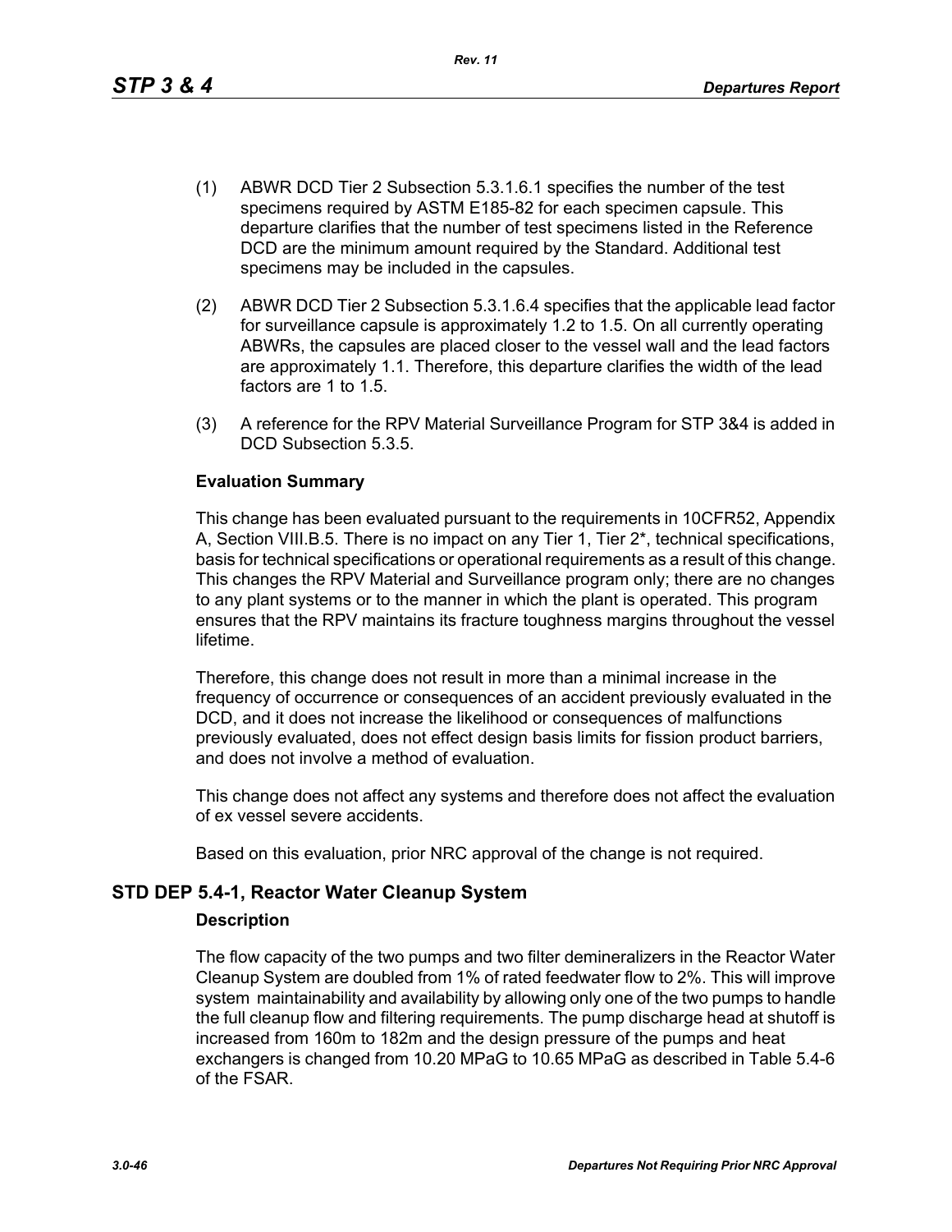(1) ABWR DCD Tier 2 Subsection 5.3.1.6.1 specifies the number of the test specimens required by ASTM E185-82 for each specimen capsule. This departure clarifies that the number of test specimens listed in the Reference DCD are the minimum amount required by the Standard. Additional test specimens may be included in the capsules.

(2) ABWR DCD Tier 2 Subsection 5.3.1.6.4 specifies that the applicable lead factor for surveillance capsule is approximately 1.2 to 1.5. On all currently operating ABWRs, the capsules are placed closer to the vessel wall and the lead factors are approximately 1.1. Therefore, this departure clarifies the width of the lead factors are 1 to 1.5.

(3) A reference for the RPV Material Surveillance Program for STP 3&4 is added in DCD Subsection 5.3.5.

**Evaluation Summary**

This change has been evaluated pursuant to the requirements in 10CFR52, Appendix A, Section VIII.B.5. There is no impact on any Tier 1, Tier 2*, technical specifications, basis for technical specifications or operational requirements as a result of this change. This changes the RPV Material and Surveillance program only; there are no changes to any plant systems or to the manner in which the plant is operated. This program ensures that the RPV maintains its fracture toughness margins throughout the vessel lifetime.

Therefore, this change does not result in more than a minimal increase in the frequency of occurrence or consequences of an accident previously evaluated in the DCD, and it does not increase the likelihood or consequences of malfunctions previously evaluated, does not effect design basis limits for fission product barriers, and does not involve a method of evaluation.

This change does not affect any systems and therefore does not affect the evaluation of ex vessel severe accidents.

Based on this evaluation, prior NRC approval of the change is not required.

## STD DEP 5.4-1, Reactor Water Cleanup System

**Description**

The flow capacity of the two pumps and two filter demineralizers in the Reactor Water Cleanup System are doubled from 1% of rated feedwater flow to 2%. This will improve system maintainability and availability by allowing only one of the two pumps to handle the full cleanup flow and filtering requirements. The pump discharge head at shutoff is increased from 160m to 182m and the design pressure of the pumps and heat exchangers is changed from 10.20 MPaG to 10.65 MPaG as described in Table 5.4-6 of the FSAR.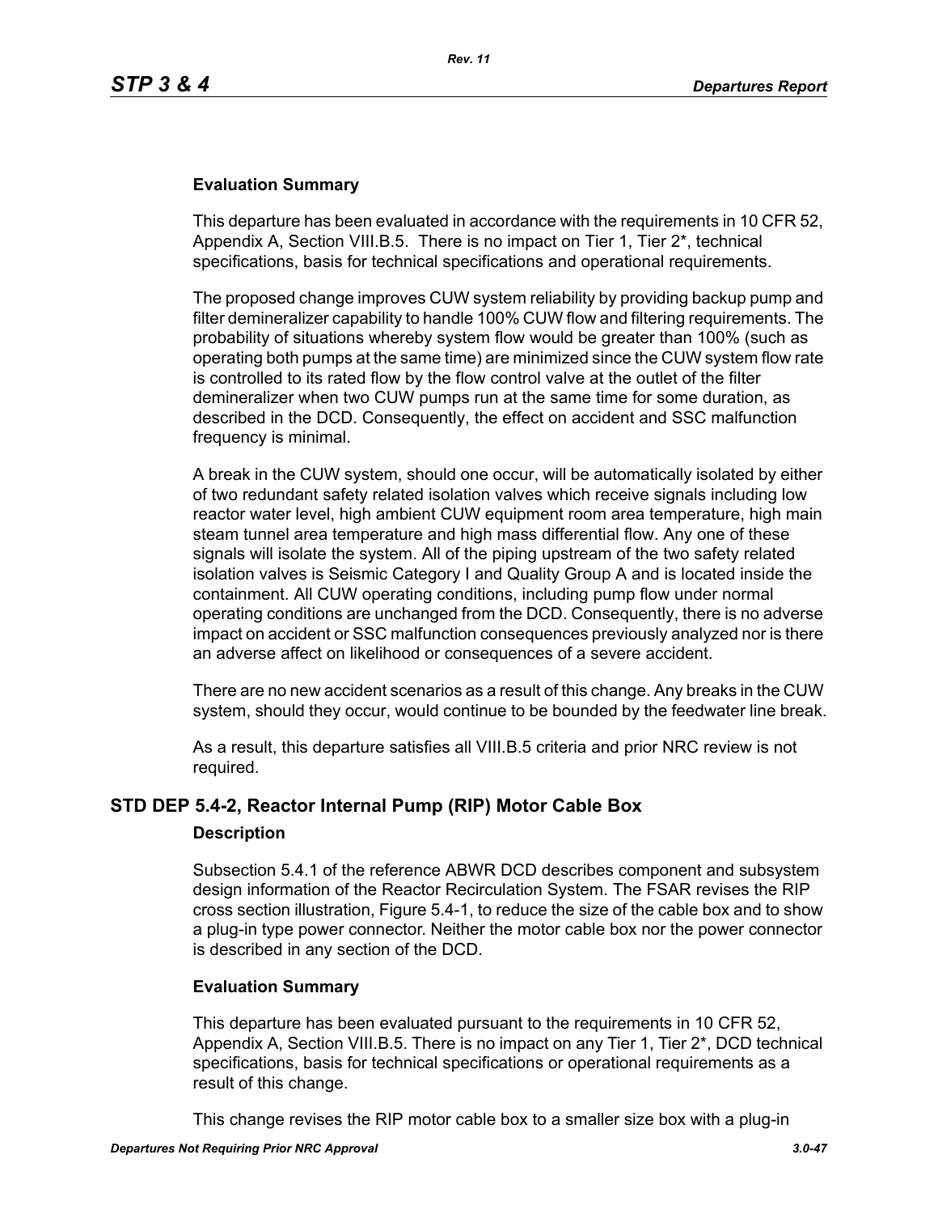### Evaluation Summary

This departure has been evaluated in accordance with the requirements in 10 CFR 52, Appendix A, Section VIII.B.5. There is no impact on Tier 1, Tier 2*, technical specifications, basis for technical specifications and operational requirements.

The proposed change improves CUW system reliability by providing backup pump and filter demineralizer capability to handle 100% CUW flow and filtering requirements. The probability of situations whereby system flow would be greater than 100% (such as operating both pumps at the same time) are minimized since the CUW system flow rate is controlled to its rated flow by the flow control valve at the outlet of the filter demineralizer when two CUW pumps run at the same time for some duration, as described in the DCD. Consequently, the effect on accident and SSC malfunction frequency is minimal.

A break in the CUW system, should one occur, will be automatically isolated by either of two redundant safety related isolation valves which receive signals including low reactor water level, high ambient CUW equipment room area temperature, high main steam tunnel area temperature and high mass differential flow. Any one of these signals will isolate the system. All of the piping upstream of the two safety related isolation valves is Seismic Category I and Quality Group A and is located inside the containment. All CUW operating conditions, including pump flow under normal operating conditions are unchanged from the DCD. Consequently, there is no adverse impact on accident or SSC malfunction consequences previously analyzed nor is there an adverse affect on likelihood or consequences of a severe accident.

There are no new accident scenarios as a result of this change. Any breaks in the CUW system, should they occur, would continue to be bounded by the feedwater line break.

As a result, this departure satisfies all VIII.B.5 criteria and prior NRC review is not required.

## STD DEP 5.4-2, Reactor Internal Pump (RIP) Motor Cable Box

### Description

Subsection 5.4.1 of the reference ABWR DCD describes component and subsystem design information of the Reactor Recirculation System. The FSAR revises the RIP cross section illustration, Figure 5.4-1, to reduce the size of the cable box and to show a plug-in type power connector. Neither the motor cable box nor the power connector is described in any section of the DCD.

### Evaluation Summary

This departure has been evaluated pursuant to the requirements in 10 CFR 52, Appendix A, Section VIII.B.5. There is no impact on any Tier 1, Tier 2*, DCD technical specifications, basis for technical specifications or operational requirements as a result of this change.

This change revises the RIP motor cable box to a smaller size box with a plug-in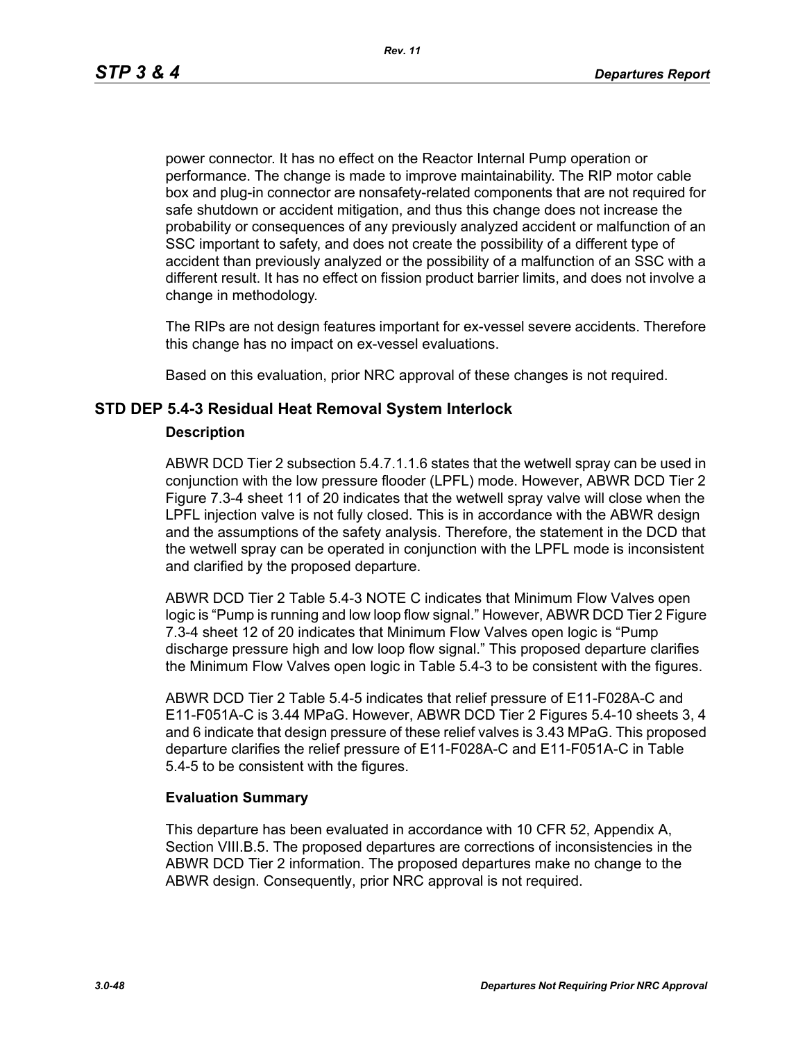power connector. It has no effect on the Reactor Internal Pump operation or performance. The change is made to improve maintainability. The RIP motor cable box and plug-in connector are nonsafety-related components that are not required for safe shutdown or accident mitigation, and thus this change does not increase the probability or consequences of any previously analyzed accident or malfunction of an SSC important to safety, and does not create the possibility of a different type of accident than previously analyzed or the possibility of a malfunction of an SSC with a different result. It has no effect on fission product barrier limits, and does not involve a change in methodology.

The RIPs are not design features important for ex-vessel severe accidents. Therefore this change has no impact on ex-vessel evaluations.

Based on this evaluation, prior NRC approval of these changes is not required.

## STD DEP 5.4-3 Residual Heat Removal System Interlock

### Description

ABWR DCD Tier 2 subsection 5.4.7.1.1.6 states that the wetwell spray can be used in conjunction with the low pressure flooder (LPFL) mode. However, ABWR DCD Tier 2 Figure 7.3-4 sheet 11 of 20 indicates that the wetwell spray valve will close when the LPFL injection valve is not fully closed. This is in accordance with the ABWR design and the assumptions of the safety analysis. Therefore, the statement in the DCD that the wetwell spray can be operated in conjunction with the LPFL mode is inconsistent and clarified by the proposed departure.

ABWR DCD Tier 2 Table 5.4-3 NOTE C indicates that Minimum Flow Valves open logic is “Pump is running and low loop flow signal.” However, ABWR DCD Tier 2 Figure 7.3-4 sheet 12 of 20 indicates that Minimum Flow Valves open logic is “Pump discharge pressure high and low loop flow signal.” This proposed departure clarifies the Minimum Flow Valves open logic in Table 5.4-3 to be consistent with the figures.

ABWR DCD Tier 2 Table 5.4-5 indicates that relief pressure of E11-F028A-C and E11-F051A-C is 3.44 MPaG. However, ABWR DCD Tier 2 Figures 5.4-10 sheets 3, 4 and 6 indicate that design pressure of these relief valves is 3.43 MPaG. This proposed departure clarifies the relief pressure of E11-F028A-C and E11-F051A-C in Table 5.4-5 to be consistent with the figures.

### Evaluation Summary

This departure has been evaluated in accordance with 10 CFR 52, Appendix A, Section VIII.B.5. The proposed departures are corrections of inconsistencies in the ABWR DCD Tier 2 information. The proposed departures make no change to the ABWR design. Consequently, prior NRC approval is not required.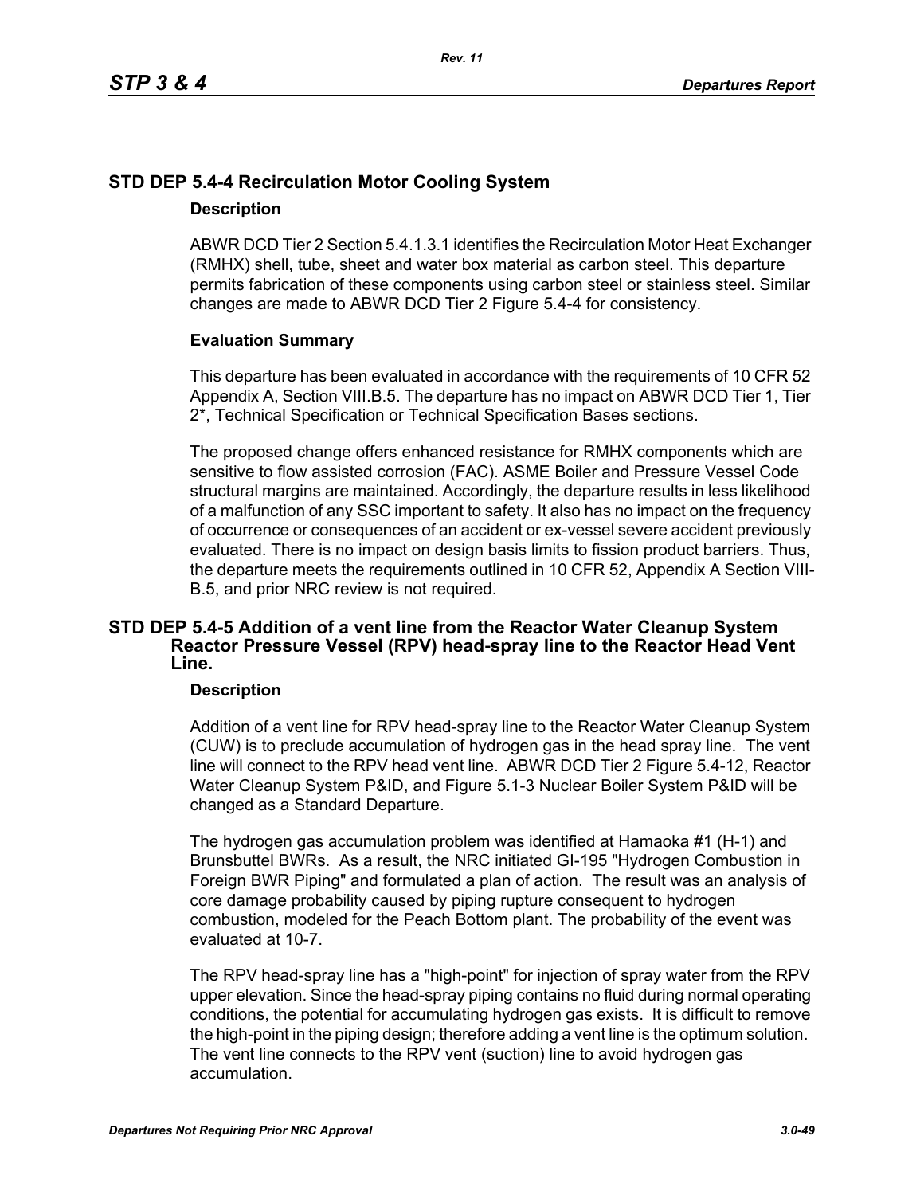## STD DEP 5.4-4 Recirculation Motor Cooling System

### Description

ABWR DCD Tier 2 Section 5.4.1.3.1 identifies the Recirculation Motor Heat Exchanger (RMHX) shell, tube, sheet and water box material as carbon steel. This departure permits fabrication of these components using carbon steel or stainless steel. Similar changes are made to ABWR DCD Tier 2 Figure 5.4-4 for consistency.

### Evaluation Summary

This departure has been evaluated in accordance with the requirements of 10 CFR 52 Appendix A, Section VIII.B.5. The departure has no impact on ABWR DCD Tier 1, Tier 2*, Technical Specification or Technical Specification Bases sections.

The proposed change offers enhanced resistance for RMHX components which are sensitive to flow assisted corrosion (FAC). ASME Boiler and Pressure Vessel Code structural margins are maintained. Accordingly, the departure results in less likelihood of a malfunction of any SSC important to safety. It also has no impact on the frequency of occurrence or consequences of an accident or ex-vessel severe accident previously evaluated. There is no impact on design basis limits to fission product barriers. Thus, the departure meets the requirements outlined in 10 CFR 52, Appendix A Section VIII-B.5, and prior NRC review is not required.

## STD DEP 5.4-5 Addition of a vent line from the Reactor Water Cleanup System Reactor Pressure Vessel (RPV) head-spray line to the Reactor Head Vent Line.

### Description

Addition of a vent line for RPV head-spray line to the Reactor Water Cleanup System (CUW) is to preclude accumulation of hydrogen gas in the head spray line. The vent line will connect to the RPV head vent line. ABWR DCD Tier 2 Figure 5.4-12, Reactor Water Cleanup System P&ID, and Figure 5.1-3 Nuclear Boiler System P&ID will be changed as a Standard Departure.

The hydrogen gas accumulation problem was identified at Hamaoka #1 (H-1) and Brunsbuttel BWRs. As a result, the NRC initiated GI-195 "Hydrogen Combustion in Foreign BWR Piping" and formulated a plan of action. The result was an analysis of core damage probability caused by piping rupture consequent to hydrogen combustion, modeled for the Peach Bottom plant. The probability of the event was evaluated at 10-7.

The RPV head-spray line has a "high-point" for injection of spray water from the RPV upper elevation. Since the head-spray piping contains no fluid during normal operating conditions, the potential for accumulating hydrogen gas exists. It is difficult to remove the high-point in the piping design; therefore adding a vent line is the optimum solution. The vent line connects to the RPV vent (suction) line to avoid hydrogen gas accumulation.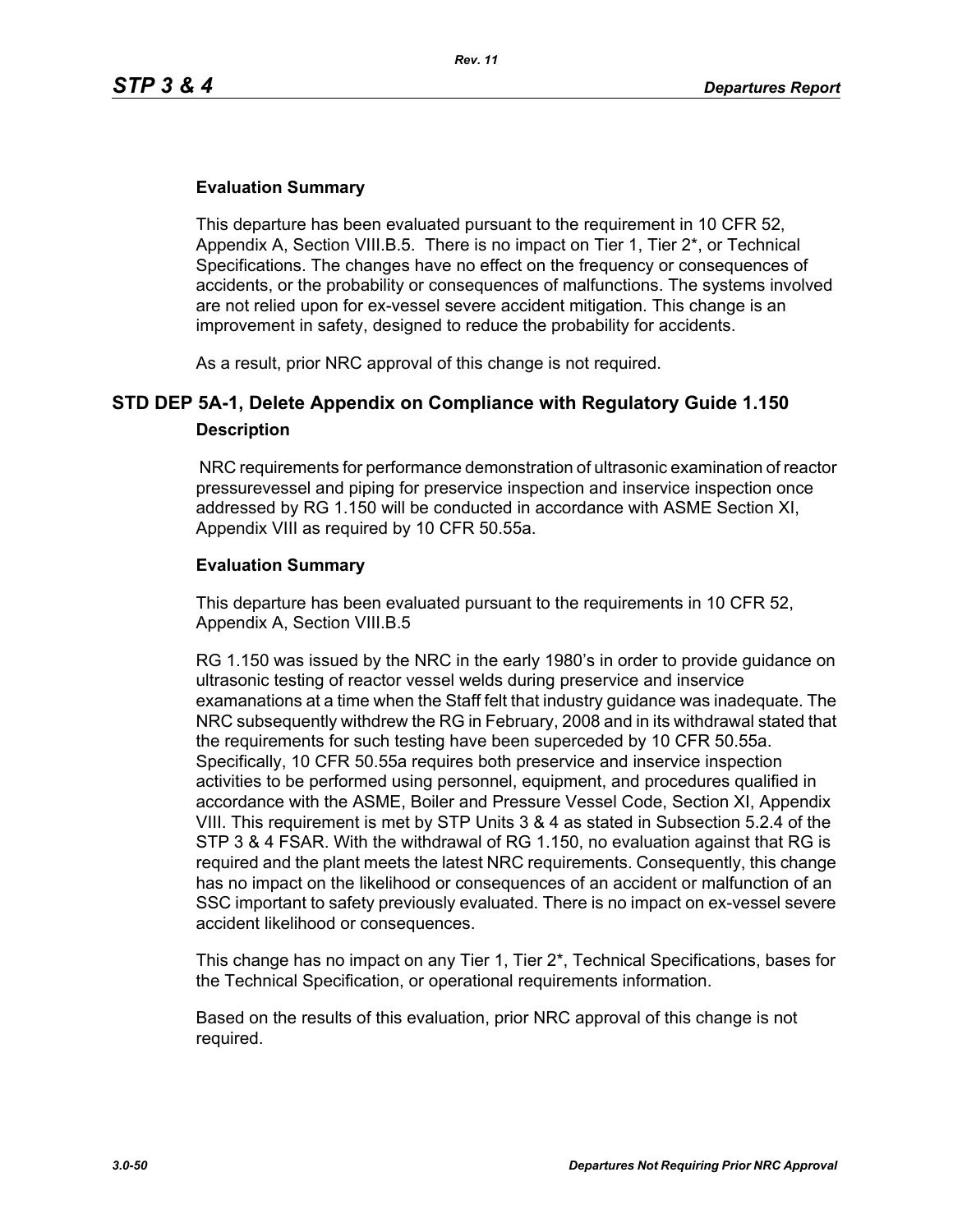### Evaluation Summary

This departure has been evaluated pursuant to the requirement in 10 CFR 52, Appendix A, Section VIII.B.5. There is no impact on Tier 1, Tier 2*, or Technical Specifications. The changes have no effect on the frequency or consequences of accidents, or the probability or consequences of malfunctions. The systems involved are not relied upon for ex-vessel severe accident mitigation. This change is an improvement in safety, designed to reduce the probability for accidents.

As a result, prior NRC approval of this change is not required.

## STD DEP 5A-1, Delete Appendix on Compliance with Regulatory Guide 1.150

### Description

NRC requirements for performance demonstration of ultrasonic examination of reactor pressurevessel and piping for preservice inspection and inservice inspection once addressed by RG 1.150 will be conducted in accordance with ASME Section XI, Appendix VIII as required by 10 CFR 50.55a.

### Evaluation Summary

This departure has been evaluated pursuant to the requirements in 10 CFR 52, Appendix A, Section VIII.B.5

RG 1.150 was issued by the NRC in the early 1980's in order to provide guidance on ultrasonic testing of reactor vessel welds during preservice and inservice examanations at a time when the Staff felt that industry guidance was inadequate. The NRC subsequently withdrew the RG in February, 2008 and in its withdrawal stated that the requirements for such testing have been superceded by 10 CFR 50.55a. Specifically, 10 CFR 50.55a requires both preservice and inservice inspection activities to be performed using personnel, equipment, and procedures qualified in accordance with the ASME, Boiler and Pressure Vessel Code, Section XI, Appendix VIII. This requirement is met by STP Units 3 & 4 as stated in Subsection 5.2.4 of the STP 3 & 4 FSAR. With the withdrawal of RG 1.150, no evaluation against that RG is required and the plant meets the latest NRC requirements. Consequently, this change has no impact on the likelihood or consequences of an accident or malfunction of an SSC important to safety previously evaluated. There is no impact on ex-vessel severe accident likelihood or consequences.

This change has no impact on any Tier 1, Tier 2*, Technical Specifications, bases for the Technical Specification, or operational requirements information.

Based on the results of this evaluation, prior NRC approval of this change is not required.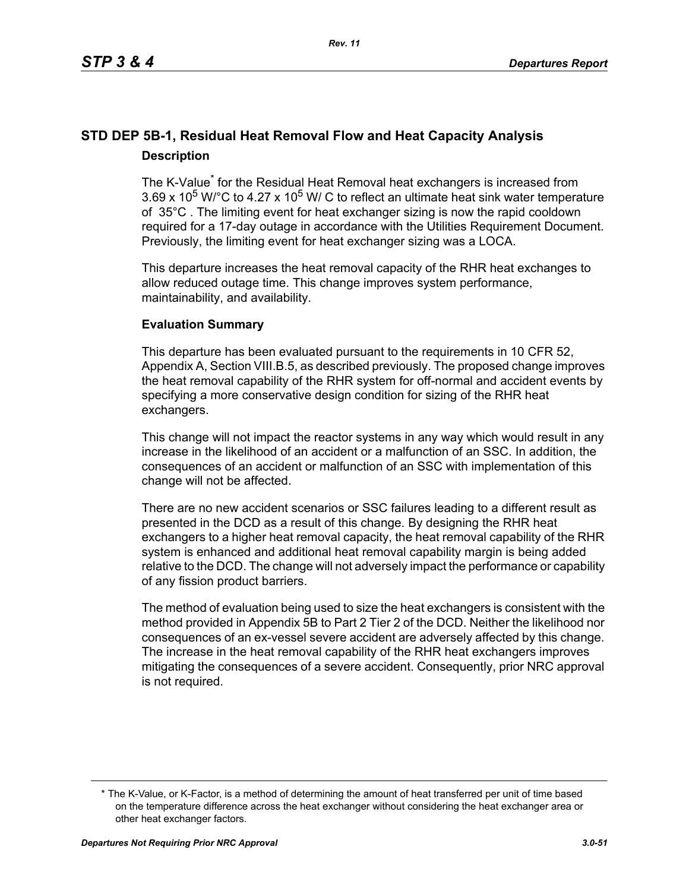## STD DEP 5B-1, Residual Heat Removal Flow and Heat Capacity Analysis

### Description

The K-Value* for the Residual Heat Removal heat exchangers is increased from $3.69 \times 10^5$ W/°C to $4.27 \times 10^5$ W/ C to reflect an ultimate heat sink water temperature of 35°C . The limiting event for heat exchanger sizing is now the rapid cooldown required for a 17-day outage in accordance with the Utilities Requirement Document. Previously, the limiting event for heat exchanger sizing was a LOCA.

This departure increases the heat removal capacity of the RHR heat exchanges to allow reduced outage time. This change improves system performance, maintainability, and availability.

### Evaluation Summary

This departure has been evaluated pursuant to the requirements in 10 CFR 52, Appendix A, Section VIII.B.5, as described previously. The proposed change improves the heat removal capability of the RHR system for off-normal and accident events by specifying a more conservative design condition for sizing of the RHR heat exchangers.

This change will not impact the reactor systems in any way which would result in any increase in the likelihood of an accident or a malfunction of an SSC. In addition, the consequences of an accident or malfunction of an SSC with implementation of this change will not be affected.

There are no new accident scenarios or SSC failures leading to a different result as presented in the DCD as a result of this change. By designing the RHR heat exchangers to a higher heat removal capacity, the heat removal capability of the RHR system is enhanced and additional heat removal capability margin is being added relative to the DCD. The change will not adversely impact the performance or capability of any fission product barriers.

The method of evaluation being used to size the heat exchangers is consistent with the method provided in Appendix 5B to Part 2 Tier 2 of the DCD. Neither the likelihood nor consequences of an ex-vessel severe accident are adversely affected by this change. The increase in the heat removal capability of the RHR heat exchangers improves mitigating the consequences of a severe accident. Consequently, prior NRC approval is not required.

---

* The K-Value, or K-Factor, is a method of determining the amount of heat transferred per unit of time based on the temperature difference across the heat exchanger without considering the heat exchanger area or other heat exchanger factors.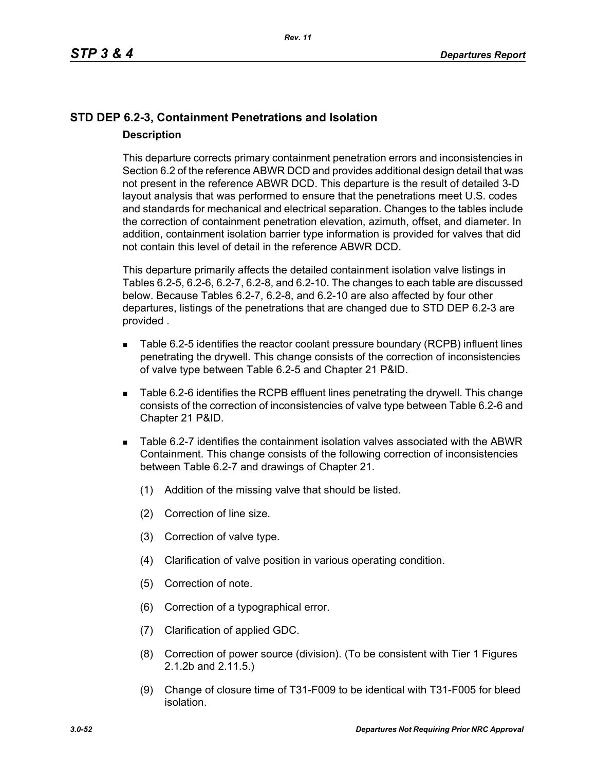## STD DEP 6.2-3, Containment Penetrations and Isolation

### Description

This departure corrects primary containment penetration errors and inconsistencies in Section 6.2 of the reference ABWR DCD and provides additional design detail that was not present in the reference ABWR DCD. This departure is the result of detailed 3-D layout analysis that was performed to ensure that the penetrations meet U.S. codes and standards for mechanical and electrical separation. Changes to the tables include the correction of containment penetration elevation, azimuth, offset, and diameter. In addition, containment isolation barrier type information is provided for valves that did not contain this level of detail in the reference ABWR DCD.

This departure primarily affects the detailed containment isolation valve listings in Tables 6.2-5, 6.2-6, 6.2-7, 6.2-8, and 6.2-10. The changes to each table are discussed below. Because Tables 6.2-7, 6.2-8, and 6.2-10 are also affected by four other departures, listings of the penetrations that are changed due to STD DEP 6.2-3 are provided .

- Table 6.2-5 identifies the reactor coolant pressure boundary (RCPB) influent lines penetrating the drywell. This change consists of the correction of inconsistencies of valve type between Table 6.2-5 and Chapter 21 P&ID.
- Table 6.2-6 identifies the RCPB effluent lines penetrating the drywell. This change consists of the correction of inconsistencies of valve type between Table 6.2-6 and Chapter 21 P&ID.
- Table 6.2-7 identifies the containment isolation valves associated with the ABWR Containment. This change consists of the following correction of inconsistencies between Table 6.2-7 and drawings of Chapter 21.
  1. Addition of the missing valve that should be listed.
  2. Correction of line size.
  3. Correction of valve type.
  4. Clarification of valve position in various operating condition.
  5. Correction of note.
  6. Correction of a typographical error.
  7. Clarification of applied GDC.
  8. Correction of power source (division). (To be consistent with Tier 1 Figures 2.1.2b and 2.11.5.)
  9. Change of closure time of T31-F009 to be identical with T31-F005 for bleed isolation.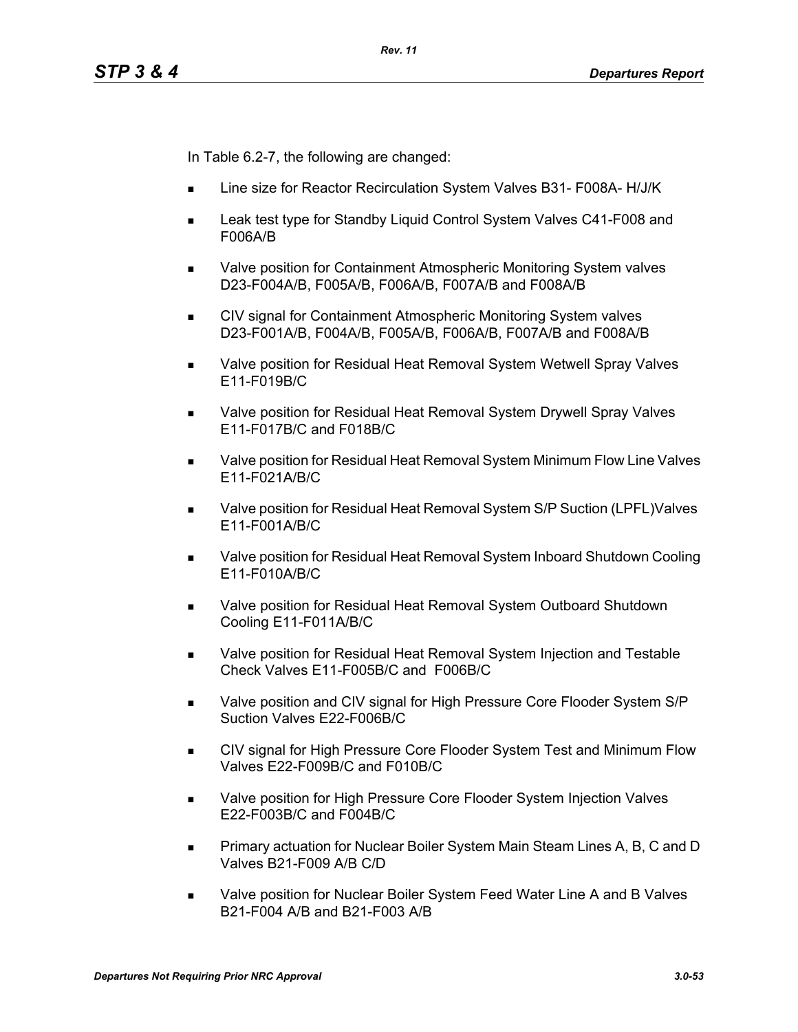In Table 6.2-7, the following are changed:

- Line size for Reactor Recirculation System Valves B31- F008A- H/J/K
- Leak test type for Standby Liquid Control System Valves C41-F008 and F006A/B
- Valve position for Containment Atmospheric Monitoring System valves D23-F004A/B, F005A/B, F006A/B, F007A/B and F008A/B
- CIV signal for Containment Atmospheric Monitoring System valves D23-F001A/B, F004A/B, F005A/B, F006A/B, F007A/B and F008A/B
- Valve position for Residual Heat Removal System Wetwell Spray Valves E11-F019B/C
- Valve position for Residual Heat Removal System Drywell Spray Valves E11-F017B/C and F018B/C
- Valve position for Residual Heat Removal System Minimum Flow Line Valves E11-F021A/B/C
- Valve position for Residual Heat Removal System S/P Suction (LPFL)Valves E11-F001A/B/C
- Valve position for Residual Heat Removal System Inboard Shutdown Cooling E11-F010A/B/C
- Valve position for Residual Heat Removal System Outboard Shutdown Cooling E11-F011A/B/C
- Valve position for Residual Heat Removal System Injection and Testable Check Valves E11-F005B/C and F006B/C
- Valve position and CIV signal for High Pressure Core Flooder System S/P Suction Valves E22-F006B/C
- CIV signal for High Pressure Core Flooder System Test and Minimum Flow Valves E22-F009B/C and F010B/C
- Valve position for High Pressure Core Flooder System Injection Valves E22-F003B/C and F004B/C
- Primary actuation for Nuclear Boiler System Main Steam Lines A, B, C and D Valves B21-F009 A/B C/D
- Valve position for Nuclear Boiler System Feed Water Line A and B Valves B21-F004 A/B and B21-F003 A/B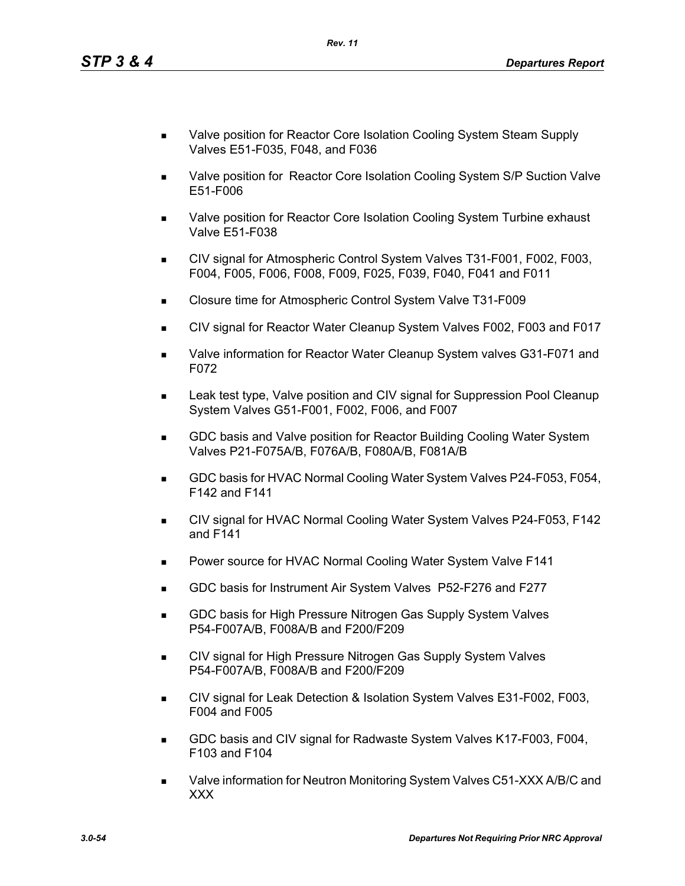- Valve position for Reactor Core Isolation Cooling System Steam Supply Valves E51-F035, F048, and F036
- Valve position for Reactor Core Isolation Cooling System S/P Suction Valve E51-F006
- Valve position for Reactor Core Isolation Cooling System Turbine exhaust Valve E51-F038
- CIV signal for Atmospheric Control System Valves T31-F001, F002, F003, F004, F005, F006, F008, F009, F025, F039, F040, F041 and F011
- Closure time for Atmospheric Control System Valve T31-F009
- CIV signal for Reactor Water Cleanup System Valves F002, F003 and F017
- Valve information for Reactor Water Cleanup System valves G31-F071 and F072
- Leak test type, Valve position and CIV signal for Suppression Pool Cleanup System Valves G51-F001, F002, F006, and F007
- GDC basis and Valve position for Reactor Building Cooling Water System Valves P21-F075A/B, F076A/B, F080A/B, F081A/B
- GDC basis for HVAC Normal Cooling Water System Valves P24-F053, F054, F142 and F141
- CIV signal for HVAC Normal Cooling Water System Valves P24-F053, F142 and F141
- Power source for HVAC Normal Cooling Water System Valve F141
- GDC basis for Instrument Air System Valves P52-F276 and F277
- GDC basis for High Pressure Nitrogen Gas Supply System Valves P54-F007A/B, F008A/B and F200/F209
- CIV signal for High Pressure Nitrogen Gas Supply System Valves P54-F007A/B, F008A/B and F200/F209
- CIV signal for Leak Detection & Isolation System Valves E31-F002, F003, F004 and F005
- GDC basis and CIV signal for Radwaste System Valves K17-F003, F004, F103 and F104
- Valve information for Neutron Monitoring System Valves C51-XXX A/B/C and XXX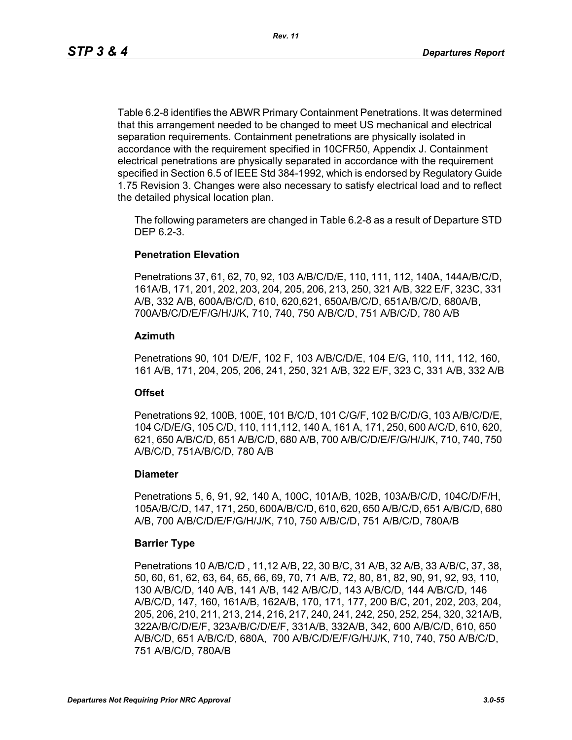Table 6.2-8 identifies the ABWR Primary Containment Penetrations. It was determined that this arrangement needed to be changed to meet US mechanical and electrical separation requirements. Containment penetrations are physically isolated in accordance with the requirement specified in 10CFR50, Appendix J. Containment electrical penetrations are physically separated in accordance with the requirement specified in Section 6.5 of IEEE Std 384-1992, which is endorsed by Regulatory Guide 1.75 Revision 3. Changes were also necessary to satisfy electrical load and to reflect the detailed physical location plan.

The following parameters are changed in Table 6.2-8 as a result of Departure STD DEP 6.2-3.

**Penetration Elevation**

Penetrations 37, 61, 62, 70, 92, 103 A/B/C/D/E, 110, 111, 112, 140A, 144A/B/C/D, 161A/B, 171, 201, 202, 203, 204, 205, 206, 213, 250, 321 A/B, 322 E/F, 323C, 331 A/B, 332 A/B, 600A/B/C/D, 610, 620,621, 650A/B/C/D, 651A/B/C/D, 680A/B, 700A/B/C/D/E/F/G/H/J/K, 710, 740, 750 A/B/C/D, 751 A/B/C/D, 780 A/B

**Azimuth**

Penetrations 90, 101 D/E/F, 102 F, 103 A/B/C/D/E, 104 E/G, 110, 111, 112, 160, 161 A/B, 171, 204, 205, 206, 241, 250, 321 A/B, 322 E/F, 323 C, 331 A/B, 332 A/B

**Offset**

Penetrations 92, 100B, 100E, 101 B/C/D, 101 C/G/F, 102 B/C/D/G, 103 A/B/C/D/E, 104 C/D/E/G, 105 C/D, 110, 111,112, 140 A, 161 A, 171, 250, 600 A/C/D, 610, 620, 621, 650 A/B/C/D, 651 A/B/C/D, 680 A/B, 700 A/B/C/D/E/F/G/H/J/K, 710, 740, 750 A/B/C/D, 751A/B/C/D, 780 A/B

**Diameter**

Penetrations 5, 6, 91, 92, 140 A, 100C, 101A/B, 102B, 103A/B/C/D, 104C/D/F/H, 105A/B/C/D, 147, 171, 250, 600A/B/C/D, 610, 620, 650 A/B/C/D, 651 A/B/C/D, 680 A/B, 700 A/B/C/D/E/F/G/H/J/K, 710, 750 A/B/C/D, 751 A/B/C/D, 780A/B

**Barrier Type**

Penetrations 10 A/B/C/D , 11,12 A/B, 22, 30 B/C, 31 A/B, 32 A/B, 33 A/B/C, 37, 38, 50, 60, 61, 62, 63, 64, 65, 66, 69, 70, 71 A/B, 72, 80, 81, 82, 90, 91, 92, 93, 110, 130 A/B/C/D, 140 A/B, 141 A/B, 142 A/B/C/D, 143 A/B/C/D, 144 A/B/C/D, 146 A/B/C/D, 147, 160, 161A/B, 162A/B, 170, 171, 177, 200 B/C, 201, 202, 203, 204, 205, 206, 210, 211, 213, 214, 216, 217, 240, 241, 242, 250, 252, 254, 320, 321A/B, 322A/B/C/D/E/F, 323A/B/C/D/E/F, 331A/B, 332A/B, 342, 600 A/B/C/D, 610, 650 A/B/C/D, 651 A/B/C/D, 680A, 700 A/B/C/D/E/F/G/H/J/K, 710, 740, 750 A/B/C/D, 751 A/B/C/D, 780A/B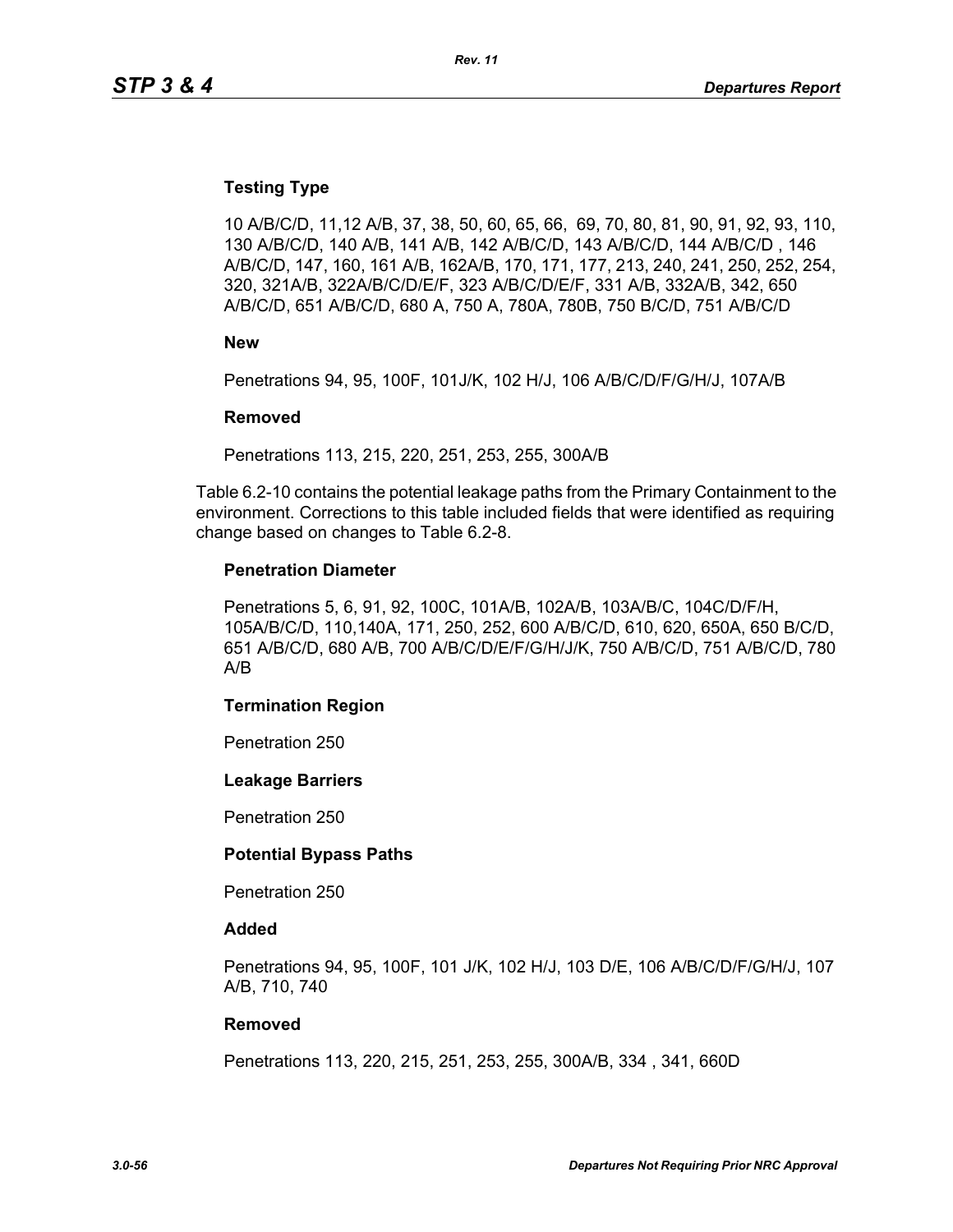**Testing Type**

10 A/B/C/D, 11,12 A/B, 37, 38, 50, 60, 65, 66,  69, 70, 80, 81, 90, 91, 92, 93, 110, 130 A/B/C/D, 140 A/B, 141 A/B, 142 A/B/C/D, 143 A/B/C/D, 144 A/B/C/D , 146 A/B/C/D, 147, 160, 161 A/B, 162A/B, 170, 171, 177, 213, 240, 241, 250, 252, 254, 320, 321A/B, 322A/B/C/D/E/F, 323 A/B/C/D/E/F, 331 A/B, 332A/B, 342, 650 A/B/C/D, 651 A/B/C/D, 680 A, 750 A, 780A, 780B, 750 B/C/D, 751 A/B/C/D

**New**

Penetrations 94, 95, 100F, 101J/K, 102 H/J, 106 A/B/C/D/F/G/H/J, 107A/B

**Removed**

Penetrations 113, 215, 220, 251, 253, 255, 300A/B

Table 6.2-10 contains the potential leakage paths from the Primary Containment to the environment. Corrections to this table included fields that were identified as requiring change based on changes to Table 6.2-8.

**Penetration Diameter**

Penetrations 5, 6, 91, 92, 100C, 101A/B, 102A/B, 103A/B/C, 104C/D/F/H, 105A/B/C/D, 110,140A, 171, 250, 252, 600 A/B/C/D, 610, 620, 650A, 650 B/C/D, 651 A/B/C/D, 680 A/B, 700 A/B/C/D/E/F/G/H/J/K, 750 A/B/C/D, 751 A/B/C/D, 780 A/B

**Termination Region**

Penetration 250

**Leakage Barriers**

Penetration 250

**Potential Bypass Paths**

Penetration 250

**Added**

Penetrations 94, 95, 100F, 101 J/K, 102 H/J, 103 D/E, 106 A/B/C/D/F/G/H/J, 107 A/B, 710, 740

**Removed**

Penetrations 113, 220, 215, 251, 253, 255, 300A/B, 334 , 341, 660D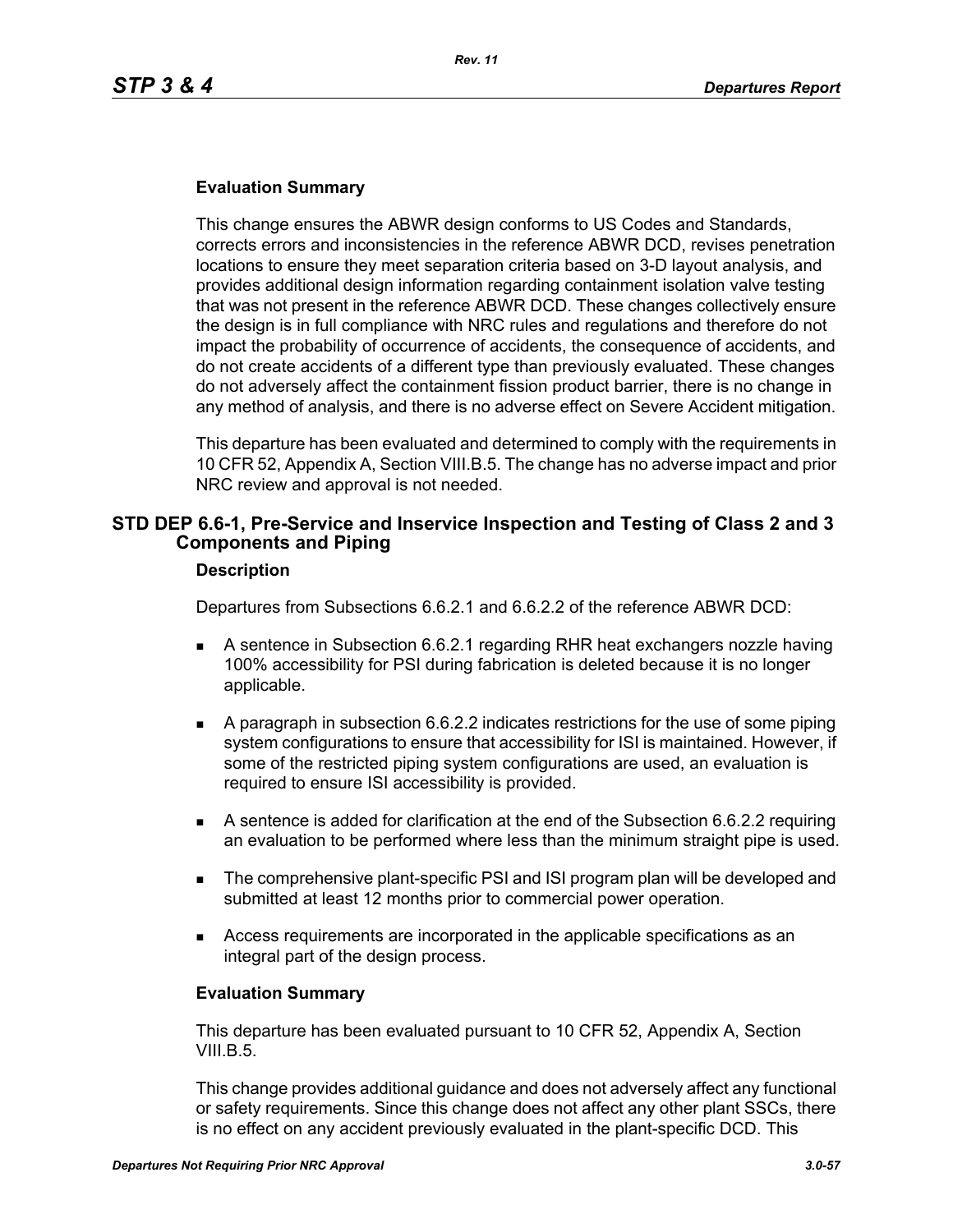#### Evaluation Summary

This change ensures the ABWR design conforms to US Codes and Standards, corrects errors and inconsistencies in the reference ABWR DCD, revises penetration locations to ensure they meet separation criteria based on 3-D layout analysis, and provides additional design information regarding containment isolation valve testing that was not present in the reference ABWR DCD. These changes collectively ensure the design is in full compliance with NRC rules and regulations and therefore do not impact the probability of occurrence of accidents, the consequence of accidents, and do not create accidents of a different type than previously evaluated. These changes do not adversely affect the containment fission product barrier, there is no change in any method of analysis, and there is no adverse effect on Severe Accident mitigation.

This departure has been evaluated and determined to comply with the requirements in 10 CFR 52, Appendix A, Section VIII.B.5. The change has no adverse impact and prior NRC review and approval is not needed.

### STD DEP 6.6-1, Pre-Service and Inservice Inspection and Testing of Class 2 and 3 Components and Piping

#### Description

Departures from Subsections 6.6.2.1 and 6.6.2.2 of the reference ABWR DCD:

- A sentence in Subsection 6.6.2.1 regarding RHR heat exchangers nozzle having 100% accessibility for PSI during fabrication is deleted because it is no longer applicable.
- A paragraph in subsection 6.6.2.2 indicates restrictions for the use of some piping system configurations to ensure that accessibility for ISI is maintained. However, if some of the restricted piping system configurations are used, an evaluation is required to ensure ISI accessibility is provided.
- A sentence is added for clarification at the end of the Subsection 6.6.2.2 requiring an evaluation to be performed where less than the minimum straight pipe is used.
- The comprehensive plant-specific PSI and ISI program plan will be developed and submitted at least 12 months prior to commercial power operation.
- Access requirements are incorporated in the applicable specifications as an integral part of the design process.

#### Evaluation Summary

This departure has been evaluated pursuant to 10 CFR 52, Appendix A, Section VIII.B.5.

This change provides additional guidance and does not adversely affect any functional or safety requirements. Since this change does not affect any other plant SSCs, there is no effect on any accident previously evaluated in the plant-specific DCD. This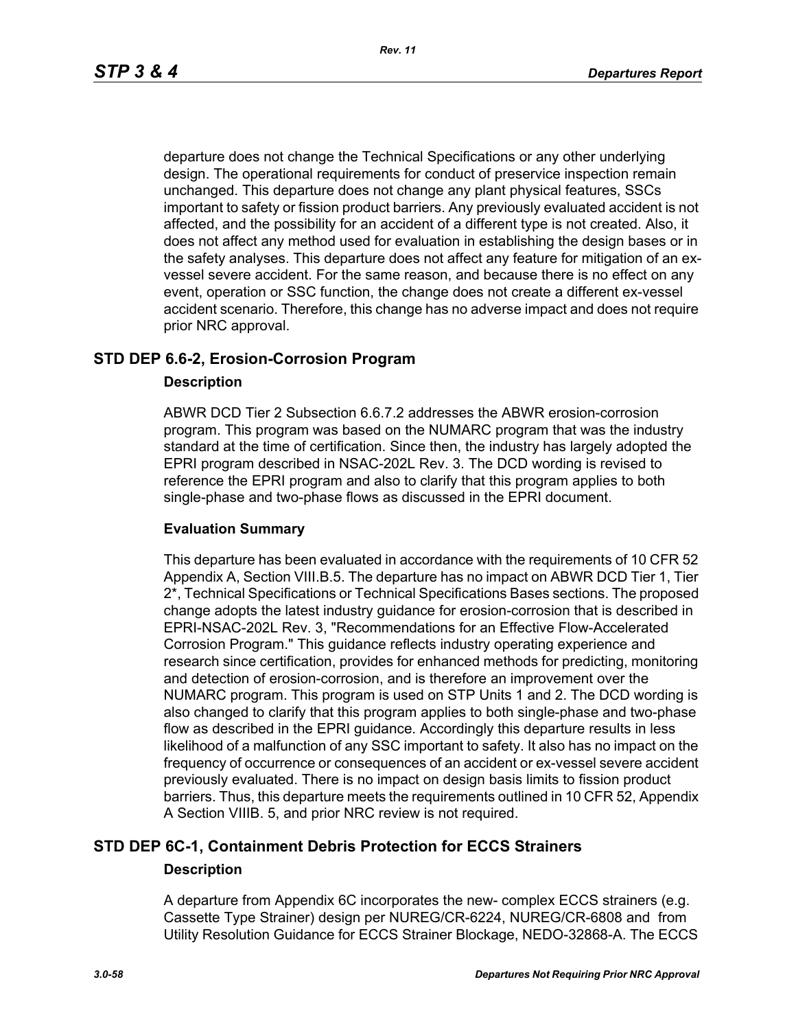departure does not change the Technical Specifications or any other underlying design. The operational requirements for conduct of preservice inspection remain unchanged. This departure does not change any plant physical features, SSCs important to safety or fission product barriers. Any previously evaluated accident is not affected, and the possibility for an accident of a different type is not created. Also, it does not affect any method used for evaluation in establishing the design bases or in the safety analyses. This departure does not affect any feature for mitigation of an ex-vessel severe accident. For the same reason, and because there is no effect on any event, operation or SSC function, the change does not create a different ex-vessel accident scenario. Therefore, this change has no adverse impact and does not require prior NRC approval.

## STD DEP 6.6-2, Erosion-Corrosion Program

### Description

ABWR DCD Tier 2 Subsection 6.6.7.2 addresses the ABWR erosion-corrosion program. This program was based on the NUMARC program that was the industry standard at the time of certification. Since then, the industry has largely adopted the EPRI program described in NSAC-202L Rev. 3. The DCD wording is revised to reference the EPRI program and also to clarify that this program applies to both single-phase and two-phase flows as discussed in the EPRI document.

### Evaluation Summary

This departure has been evaluated in accordance with the requirements of 10 CFR 52 Appendix A, Section VIII.B.5. The departure has no impact on ABWR DCD Tier 1, Tier 2*, Technical Specifications or Technical Specifications Bases sections. The proposed change adopts the latest industry guidance for erosion-corrosion that is described in EPRI-NSAC-202L Rev. 3, "Recommendations for an Effective Flow-Accelerated Corrosion Program." This guidance reflects industry operating experience and research since certification, provides for enhanced methods for predicting, monitoring and detection of erosion-corrosion, and is therefore an improvement over the NUMARC program. This program is used on STP Units 1 and 2. The DCD wording is also changed to clarify that this program applies to both single-phase and two-phase flow as described in the EPRI guidance. Accordingly this departure results in less likelihood of a malfunction of any SSC important to safety. It also has no impact on the frequency of occurrence or consequences of an accident or ex-vessel severe accident previously evaluated. There is no impact on design basis limits to fission product barriers. Thus, this departure meets the requirements outlined in 10 CFR 52, Appendix A Section VIIIB. 5, and prior NRC review is not required.

## STD DEP 6C-1, Containment Debris Protection for ECCS Strainers

### Description

A departure from Appendix 6C incorporates the new- complex ECCS strainers (e.g. Cassette Type Strainer) design per NUREG/CR-6224, NUREG/CR-6808 and from Utility Resolution Guidance for ECCS Strainer Blockage, NEDO-32868-A. The ECCS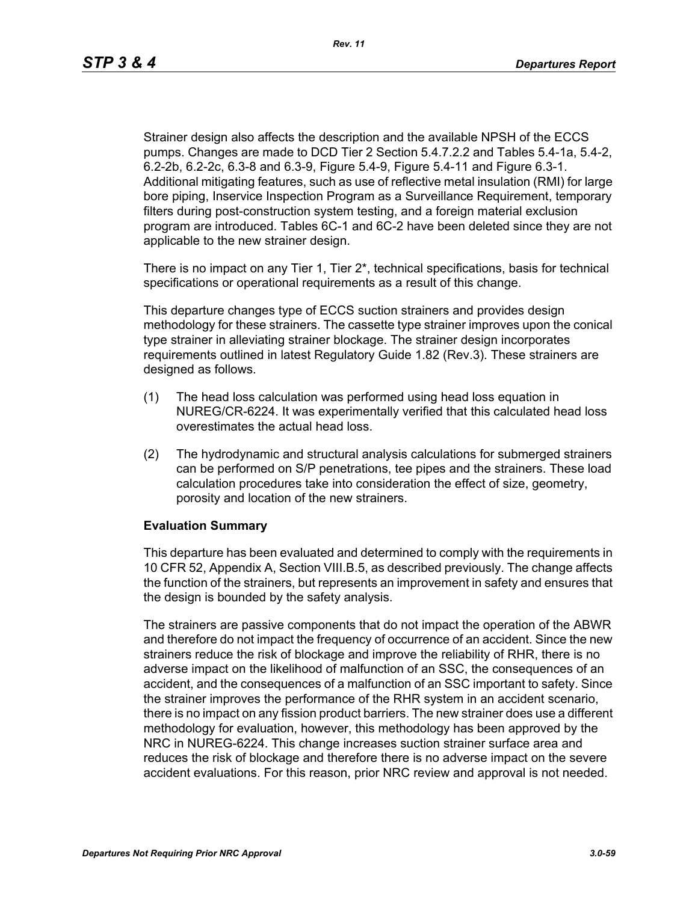Strainer design also affects the description and the available NPSH of the ECCS pumps. Changes are made to DCD Tier 2 Section 5.4.7.2.2 and Tables 5.4-1a, 5.4-2, 6.2-2b, 6.2-2c, 6.3-8 and 6.3-9, Figure 5.4-9, Figure 5.4-11 and Figure 6.3-1. Additional mitigating features, such as use of reflective metal insulation (RMI) for large bore piping, Inservice Inspection Program as a Surveillance Requirement, temporary filters during post-construction system testing, and a foreign material exclusion program are introduced. Tables 6C-1 and 6C-2 have been deleted since they are not applicable to the new strainer design.

There is no impact on any Tier 1, Tier 2*, technical specifications, basis for technical specifications or operational requirements as a result of this change.

This departure changes type of ECCS suction strainers and provides design methodology for these strainers. The cassette type strainer improves upon the conical type strainer in alleviating strainer blockage. The strainer design incorporates requirements outlined in latest Regulatory Guide 1.82 (Rev.3). These strainers are designed as follows.

(1) The head loss calculation was performed using head loss equation in NUREG/CR-6224. It was experimentally verified that this calculated head loss overestimates the actual head loss.

(2) The hydrodynamic and structural analysis calculations for submerged strainers can be performed on S/P penetrations, tee pipes and the strainers. These load calculation procedures take into consideration the effect of size, geometry, porosity and location of the new strainers.

**Evaluation Summary**

This departure has been evaluated and determined to comply with the requirements in 10 CFR 52, Appendix A, Section VIII.B.5, as described previously. The change affects the function of the strainers, but represents an improvement in safety and ensures that the design is bounded by the safety analysis.

The strainers are passive components that do not impact the operation of the ABWR and therefore do not impact the frequency of occurrence of an accident. Since the new strainers reduce the risk of blockage and improve the reliability of RHR, there is no adverse impact on the likelihood of malfunction of an SSC, the consequences of an accident, and the consequences of a malfunction of an SSC important to safety. Since the strainer improves the performance of the RHR system in an accident scenario, there is no impact on any fission product barriers. The new strainer does use a different methodology for evaluation, however, this methodology has been approved by the NRC in NUREG-6224. This change increases suction strainer surface area and reduces the risk of blockage and therefore there is no adverse impact on the severe accident evaluations. For this reason, prior NRC review and approval is not needed.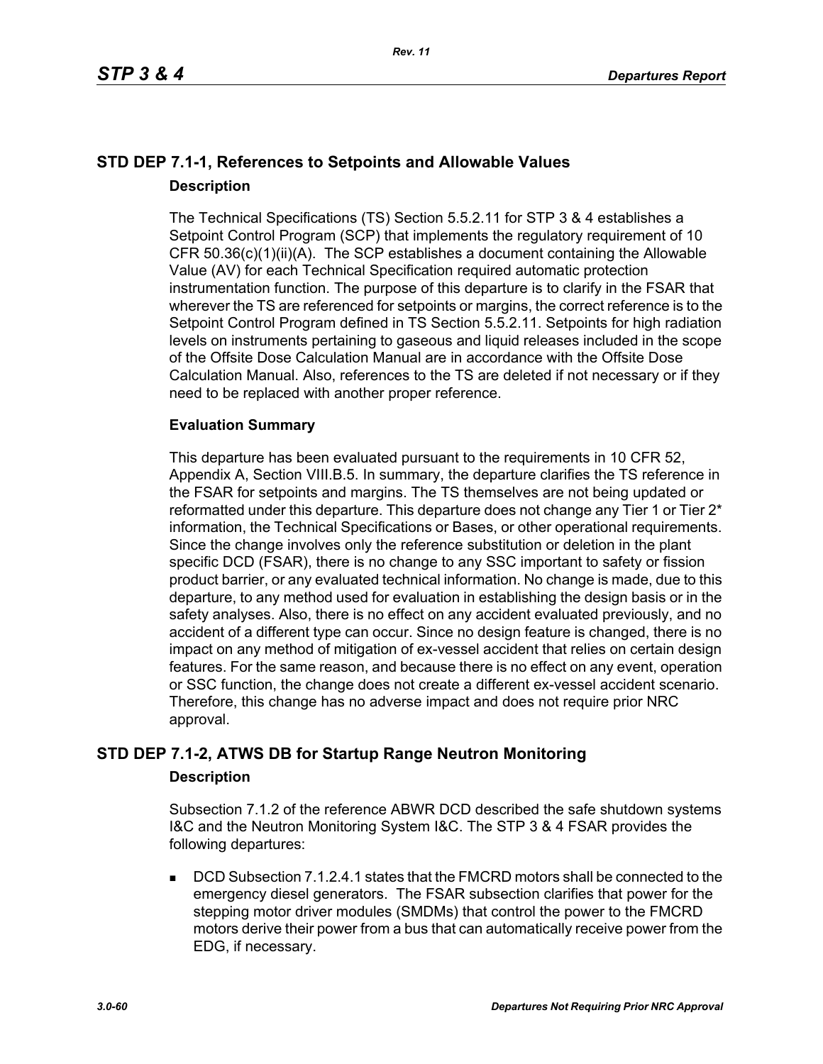## STD DEP 7.1-1, References to Setpoints and Allowable Values

### Description

The Technical Specifications (TS) Section 5.5.2.11 for STP 3 & 4 establishes a Setpoint Control Program (SCP) that implements the regulatory requirement of 10 CFR 50.36(c)(1)(ii)(A). The SCP establishes a document containing the Allowable Value (AV) for each Technical Specification required automatic protection instrumentation function. The purpose of this departure is to clarify in the FSAR that wherever the TS are referenced for setpoints or margins, the correct reference is to the Setpoint Control Program defined in TS Section 5.5.2.11. Setpoints for high radiation levels on instruments pertaining to gaseous and liquid releases included in the scope of the Offsite Dose Calculation Manual are in accordance with the Offsite Dose Calculation Manual. Also, references to the TS are deleted if not necessary or if they need to be replaced with another proper reference.

### Evaluation Summary

This departure has been evaluated pursuant to the requirements in 10 CFR 52, Appendix A, Section VIII.B.5. In summary, the departure clarifies the TS reference in the FSAR for setpoints and margins. The TS themselves are not being updated or reformatted under this departure. This departure does not change any Tier 1 or Tier 2* information, the Technical Specifications or Bases, or other operational requirements. Since the change involves only the reference substitution or deletion in the plant specific DCD (FSAR), there is no change to any SSC important to safety or fission product barrier, or any evaluated technical information. No change is made, due to this departure, to any method used for evaluation in establishing the design basis or in the safety analyses. Also, there is no effect on any accident evaluated previously, and no accident of a different type can occur. Since no design feature is changed, there is no impact on any method of mitigation of ex-vessel accident that relies on certain design features. For the same reason, and because there is no effect on any event, operation or SSC function, the change does not create a different ex-vessel accident scenario. Therefore, this change has no adverse impact and does not require prior NRC approval.

## STD DEP 7.1-2, ATWS DB for Startup Range Neutron Monitoring

### Description

Subsection 7.1.2 of the reference ABWR DCD described the safe shutdown systems I&C and the Neutron Monitoring System I&C. The STP 3 & 4 FSAR provides the following departures:

- DCD Subsection 7.1.2.4.1 states that the FMCRD motors shall be connected to the emergency diesel generators. The FSAR subsection clarifies that power for the stepping motor driver modules (SMDMs) that control the power to the FMCRD motors derive their power from a bus that can automatically receive power from the EDG, if necessary.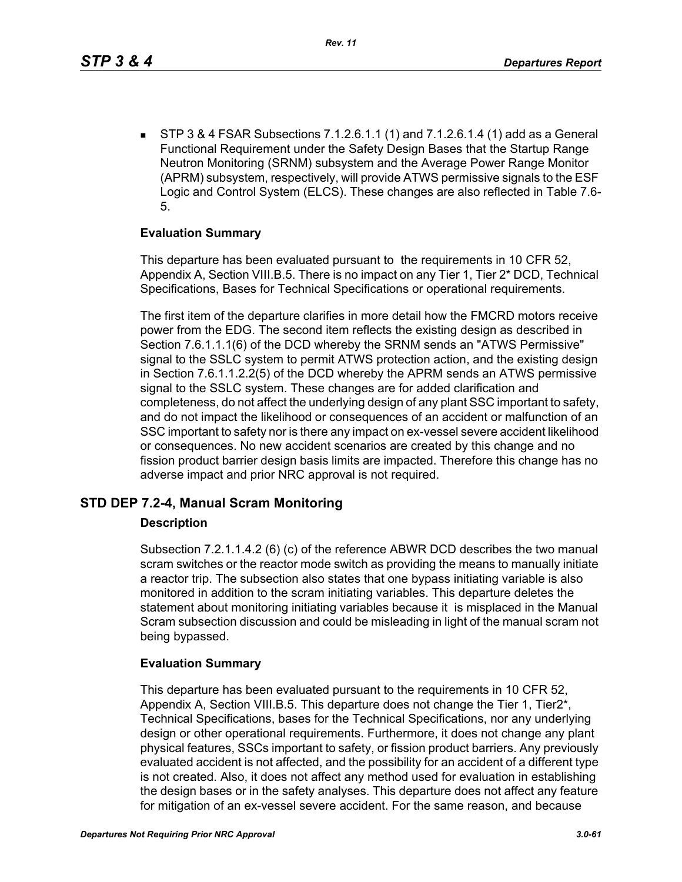- STP 3 & 4 FSAR Subsections 7.1.2.6.1.1 (1) and 7.1.2.6.1.4 (1) add as a General Functional Requirement under the Safety Design Bases that the Startup Range Neutron Monitoring (SRNM) subsystem and the Average Power Range Monitor (APRM) subsystem, respectively, will provide ATWS permissive signals to the ESF Logic and Control System (ELCS). These changes are also reflected in Table 7.6-5.

**Evaluation Summary**

This departure has been evaluated pursuant to the requirements in 10 CFR 52, Appendix A, Section VIII.B.5. There is no impact on any Tier 1, Tier 2* DCD, Technical Specifications, Bases for Technical Specifications or operational requirements.

The first item of the departure clarifies in more detail how the FMCRD motors receive power from the EDG. The second item reflects the existing design as described in Section 7.6.1.1.1(6) of the DCD whereby the SRNM sends an "ATWS Permissive" signal to the SSLC system to permit ATWS protection action, and the existing design in Section 7.6.1.1.2.2(5) of the DCD whereby the APRM sends an ATWS permissive signal to the SSLC system. These changes are for added clarification and completeness, do not affect the underlying design of any plant SSC important to safety, and do not impact the likelihood or consequences of an accident or malfunction of an SSC important to safety nor is there any impact on ex-vessel severe accident likelihood or consequences. No new accident scenarios are created by this change and no fission product barrier design basis limits are impacted. Therefore this change has no adverse impact and prior NRC approval is not required.

## STD DEP 7.2-4, Manual Scram Monitoring

**Description**

Subsection 7.2.1.1.4.2 (6) (c) of the reference ABWR DCD describes the two manual scram switches or the reactor mode switch as providing the means to manually initiate a reactor trip. The subsection also states that one bypass initiating variable is also monitored in addition to the scram initiating variables. This departure deletes the statement about monitoring initiating variables because it is misplaced in the Manual Scram subsection discussion and could be misleading in light of the manual scram not being bypassed.

**Evaluation Summary**

This departure has been evaluated pursuant to the requirements in 10 CFR 52, Appendix A, Section VIII.B.5. This departure does not change the Tier 1, Tier2*, Technical Specifications, bases for the Technical Specifications, nor any underlying design or other operational requirements. Furthermore, it does not change any plant physical features, SSCs important to safety, or fission product barriers. Any previously evaluated accident is not affected, and the possibility for an accident of a different type is not created. Also, it does not affect any method used for evaluation in establishing the design bases or in the safety analyses. This departure does not affect any feature for mitigation of an ex-vessel severe accident. For the same reason, and because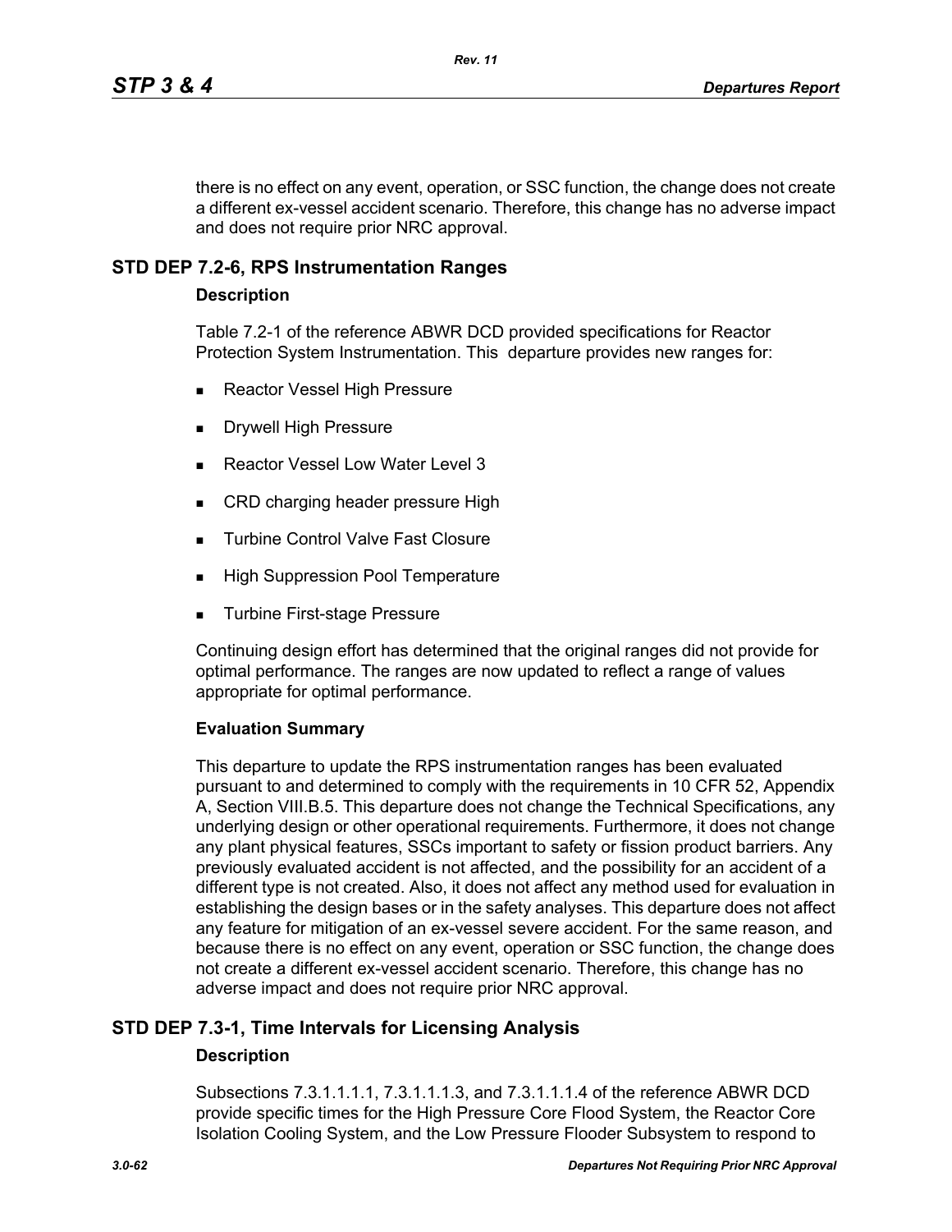there is no effect on any event, operation, or SSC function, the change does not create a different ex-vessel accident scenario. Therefore, this change has no adverse impact and does not require prior NRC approval.

## STD DEP 7.2-6, RPS Instrumentation Ranges

### Description

Table 7.2-1 of the reference ABWR DCD provided specifications for Reactor Protection System Instrumentation. This departure provides new ranges for:

- Reactor Vessel High Pressure
- Drywell High Pressure
- Reactor Vessel Low Water Level 3
- CRD charging header pressure High
- Turbine Control Valve Fast Closure
- High Suppression Pool Temperature
- Turbine First-stage Pressure

Continuing design effort has determined that the original ranges did not provide for optimal performance. The ranges are now updated to reflect a range of values appropriate for optimal performance.

### Evaluation Summary

This departure to update the RPS instrumentation ranges has been evaluated pursuant to and determined to comply with the requirements in 10 CFR 52, Appendix A, Section VIII.B.5. This departure does not change the Technical Specifications, any underlying design or other operational requirements. Furthermore, it does not change any plant physical features, SSCs important to safety or fission product barriers. Any previously evaluated accident is not affected, and the possibility for an accident of a different type is not created. Also, it does not affect any method used for evaluation in establishing the design bases or in the safety analyses. This departure does not affect any feature for mitigation of an ex-vessel severe accident. For the same reason, and because there is no effect on any event, operation or SSC function, the change does not create a different ex-vessel accident scenario. Therefore, this change has no adverse impact and does not require prior NRC approval.

## STD DEP 7.3-1, Time Intervals for Licensing Analysis

### Description

Subsections 7.3.1.1.1.1, 7.3.1.1.1.3, and 7.3.1.1.1.4 of the reference ABWR DCD provide specific times for the High Pressure Core Flood System, the Reactor Core Isolation Cooling System, and the Low Pressure Flooder Subsystem to respond to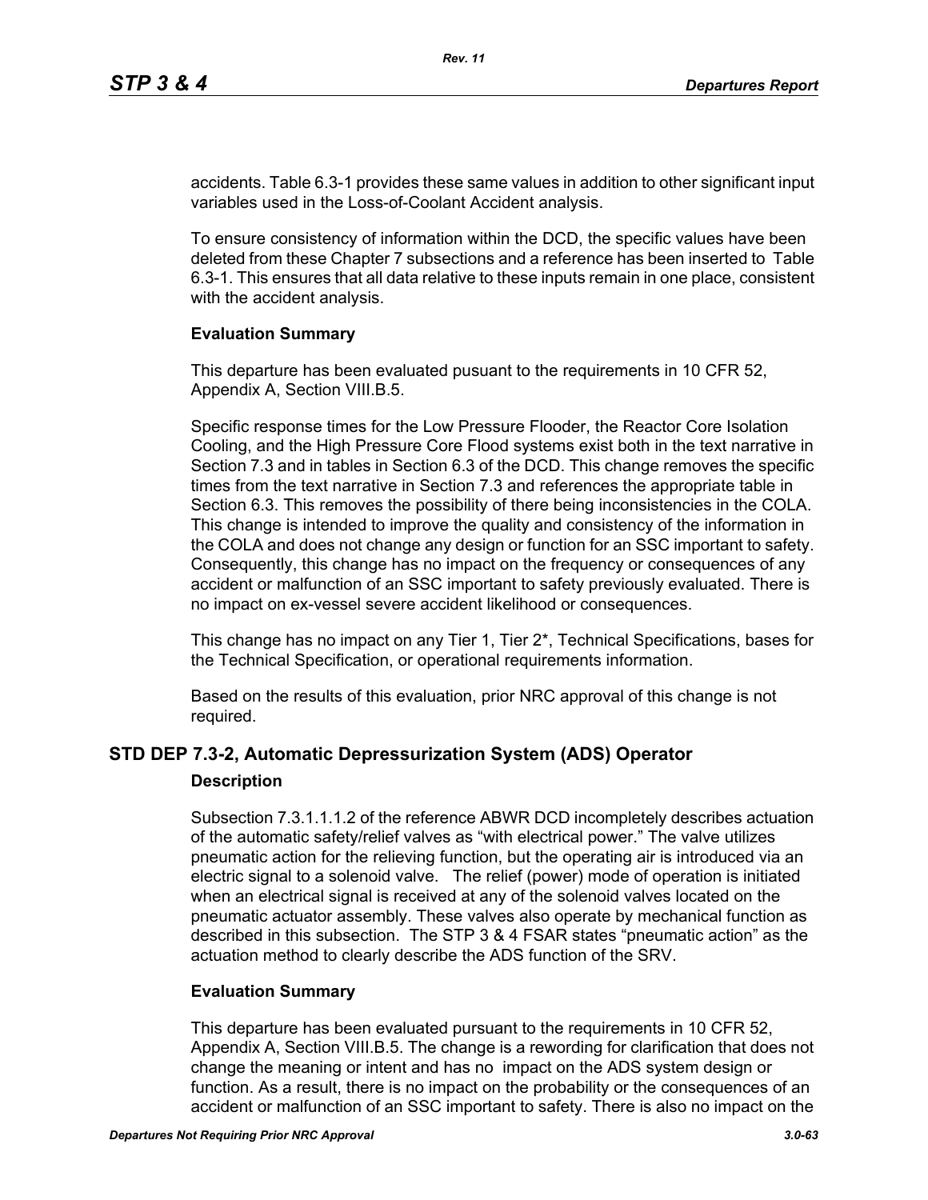accidents. Table 6.3-1 provides these same values in addition to other significant input variables used in the Loss-of-Coolant Accident analysis.

To ensure consistency of information within the DCD, the specific values have been deleted from these Chapter 7 subsections and a reference has been inserted to Table 6.3-1. This ensures that all data relative to these inputs remain in one place, consistent with the accident analysis.

**Evaluation Summary**

This departure has been evaluated pusuant to the requirements in 10 CFR 52, Appendix A, Section VIII.B.5.

Specific response times for the Low Pressure Flooder, the Reactor Core Isolation Cooling, and the High Pressure Core Flood systems exist both in the text narrative in Section 7.3 and in tables in Section 6.3 of the DCD. This change removes the specific times from the text narrative in Section 7.3 and references the appropriate table in Section 6.3. This removes the possibility of there being inconsistencies in the COLA. This change is intended to improve the quality and consistency of the information in the COLA and does not change any design or function for an SSC important to safety. Consequently, this change has no impact on the frequency or consequences of any accident or malfunction of an SSC important to safety previously evaluated. There is no impact on ex-vessel severe accident likelihood or consequences.

This change has no impact on any Tier 1, Tier 2*, Technical Specifications, bases for the Technical Specification, or operational requirements information.

Based on the results of this evaluation, prior NRC approval of this change is not required.

## STD DEP 7.3-2, Automatic Depressurization System (ADS) Operator

**Description**

Subsection 7.3.1.1.1.2 of the reference ABWR DCD incompletely describes actuation of the automatic safety/relief valves as "with electrical power." The valve utilizes pneumatic action for the relieving function, but the operating air is introduced via an electric signal to a solenoid valve. The relief (power) mode of operation is initiated when an electrical signal is received at any of the solenoid valves located on the pneumatic actuator assembly. These valves also operate by mechanical function as described in this subsection. The STP 3 & 4 FSAR states "pneumatic action" as the actuation method to clearly describe the ADS function of the SRV.

**Evaluation Summary**

This departure has been evaluated pursuant to the requirements in 10 CFR 52, Appendix A, Section VIII.B.5. The change is a rewording for clarification that does not change the meaning or intent and has no impact on the ADS system design or function. As a result, there is no impact on the probability or the consequences of an accident or malfunction of an SSC important to safety. There is also no impact on the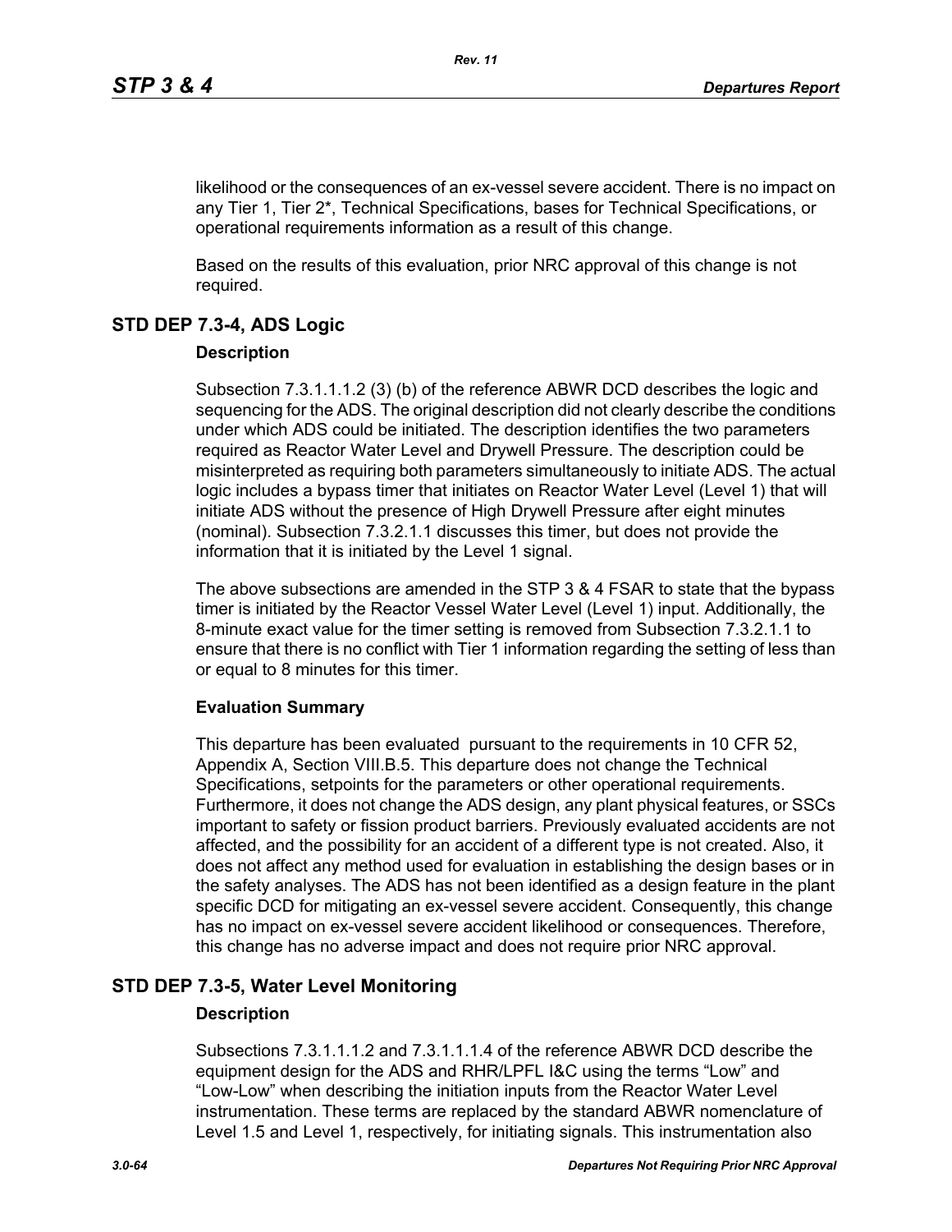likelihood or the consequences of an ex-vessel severe accident. There is no impact on any Tier 1, Tier 2*, Technical Specifications, bases for Technical Specifications, or operational requirements information as a result of this change.

Based on the results of this evaluation, prior NRC approval of this change is not required.

## STD DEP 7.3-4, ADS Logic

### Description

Subsection 7.3.1.1.1.2 (3) (b) of the reference ABWR DCD describes the logic and sequencing for the ADS. The original description did not clearly describe the conditions under which ADS could be initiated. The description identifies the two parameters required as Reactor Water Level and Drywell Pressure. The description could be misinterpreted as requiring both parameters simultaneously to initiate ADS. The actual logic includes a bypass timer that initiates on Reactor Water Level (Level 1) that will initiate ADS without the presence of High Drywell Pressure after eight minutes (nominal). Subsection 7.3.2.1.1 discusses this timer, but does not provide the information that it is initiated by the Level 1 signal.

The above subsections are amended in the STP 3 & 4 FSAR to state that the bypass timer is initiated by the Reactor Vessel Water Level (Level 1) input. Additionally, the 8-minute exact value for the timer setting is removed from Subsection 7.3.2.1.1 to ensure that there is no conflict with Tier 1 information regarding the setting of less than or equal to 8 minutes for this timer.

### Evaluation Summary

This departure has been evaluated pursuant to the requirements in 10 CFR 52, Appendix A, Section VIII.B.5. This departure does not change the Technical Specifications, setpoints for the parameters or other operational requirements. Furthermore, it does not change the ADS design, any plant physical features, or SSCs important to safety or fission product barriers. Previously evaluated accidents are not affected, and the possibility for an accident of a different type is not created. Also, it does not affect any method used for evaluation in establishing the design bases or in the safety analyses. The ADS has not been identified as a design feature in the plant specific DCD for mitigating an ex-vessel severe accident. Consequently, this change has no impact on ex-vessel severe accident likelihood or consequences. Therefore, this change has no adverse impact and does not require prior NRC approval.

## STD DEP 7.3-5, Water Level Monitoring

### Description

Subsections 7.3.1.1.1.2 and 7.3.1.1.1.4 of the reference ABWR DCD describe the equipment design for the ADS and RHR/LPFL I&C using the terms “Low” and “Low-Low” when describing the initiation inputs from the Reactor Water Level instrumentation. These terms are replaced by the standard ABWR nomenclature of Level 1.5 and Level 1, respectively, for initiating signals. This instrumentation also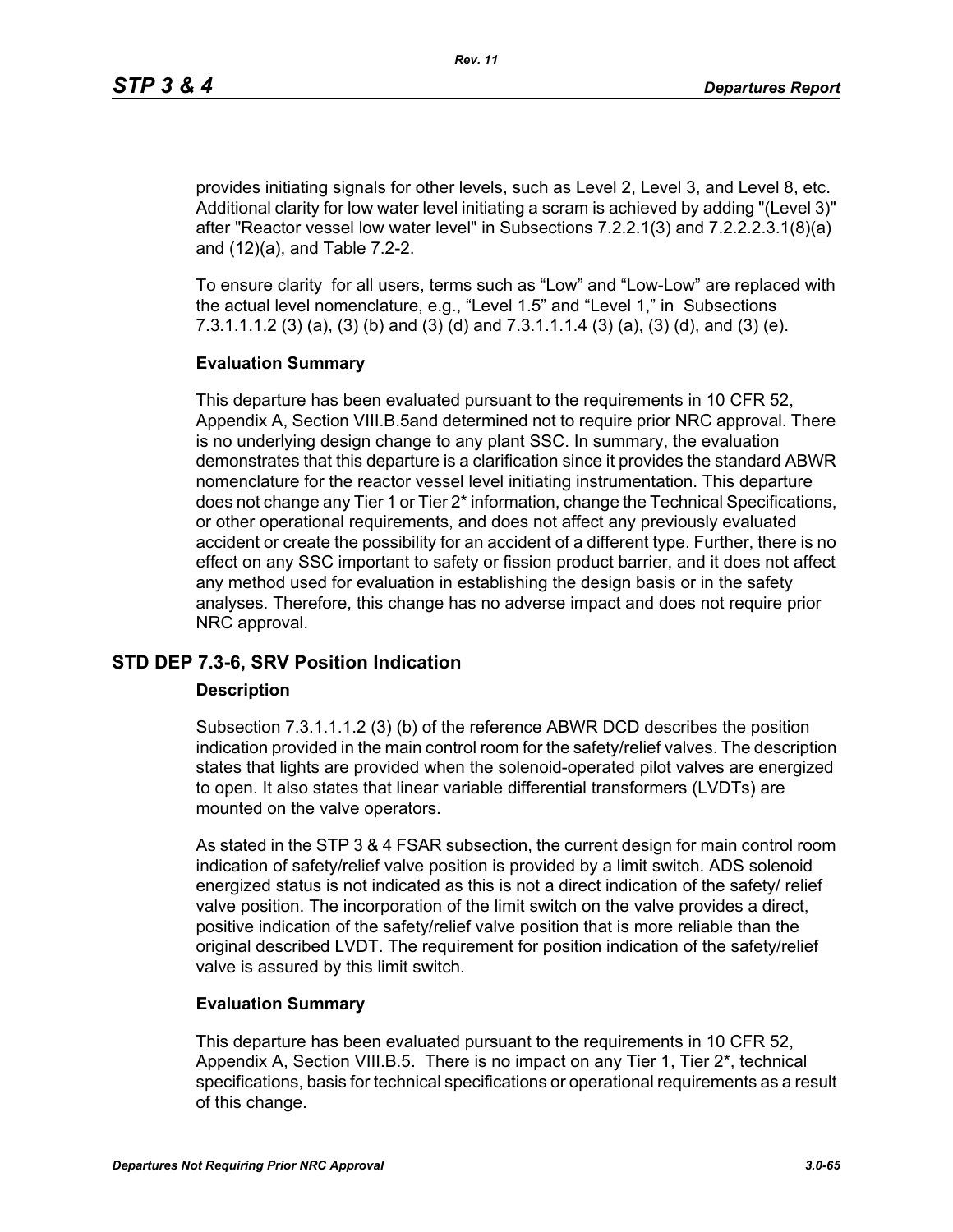provides initiating signals for other levels, such as Level 2, Level 3, and Level 8, etc. Additional clarity for low water level initiating a scram is achieved by adding "(Level 3)" after "Reactor vessel low water level" in Subsections 7.2.2.1(3) and 7.2.2.2.3.1(8)(a) and (12)(a), and Table 7.2-2.

To ensure clarity for all users, terms such as “Low” and “Low-Low” are replaced with the actual level nomenclature, e.g., “Level 1.5” and “Level 1,” in Subsections 7.3.1.1.1.2 (3) (a), (3) (b) and (3) (d) and 7.3.1.1.1.4 (3) (a), (3) (d), and (3) (e).

**Evaluation Summary**

This departure has been evaluated pursuant to the requirements in 10 CFR 52, Appendix A, Section VIII.B.5and determined not to require prior NRC approval. There is no underlying design change to any plant SSC. In summary, the evaluation demonstrates that this departure is a clarification since it provides the standard ABWR nomenclature for the reactor vessel level initiating instrumentation. This departure does not change any Tier 1 or Tier 2* information, change the Technical Specifications, or other operational requirements, and does not affect any previously evaluated accident or create the possibility for an accident of a different type. Further, there is no effect on any SSC important to safety or fission product barrier, and it does not affect any method used for evaluation in establishing the design basis or in the safety analyses. Therefore, this change has no adverse impact and does not require prior NRC approval.

## STD DEP 7.3-6, SRV Position Indication

**Description**

Subsection 7.3.1.1.1.2 (3) (b) of the reference ABWR DCD describes the position indication provided in the main control room for the safety/relief valves. The description states that lights are provided when the solenoid-operated pilot valves are energized to open. It also states that linear variable differential transformers (LVDTs) are mounted on the valve operators.

As stated in the STP 3 & 4 FSAR subsection, the current design for main control room indication of safety/relief valve position is provided by a limit switch. ADS solenoid energized status is not indicated as this is not a direct indication of the safety/ relief valve position. The incorporation of the limit switch on the valve provides a direct, positive indication of the safety/relief valve position that is more reliable than the original described LVDT. The requirement for position indication of the safety/relief valve is assured by this limit switch.

**Evaluation Summary**

This departure has been evaluated pursuant to the requirements in 10 CFR 52, Appendix A, Section VIII.B.5. There is no impact on any Tier 1, Tier 2*, technical specifications, basis for technical specifications or operational requirements as a result of this change.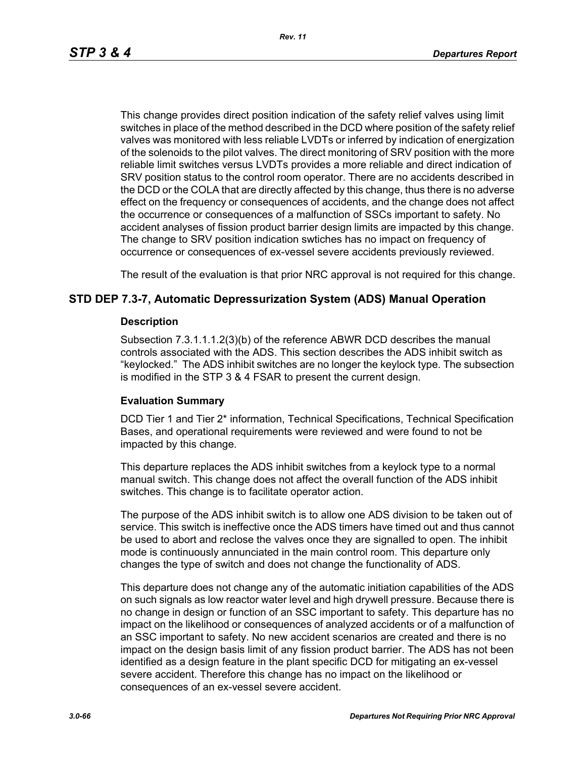This change provides direct position indication of the safety relief valves using limit switches in place of the method described in the DCD where position of the safety relief valves was monitored with less reliable LVDTs or inferred by indication of energization of the solenoids to the pilot valves. The direct monitoring of SRV position with the more reliable limit switches versus LVDTs provides a more reliable and direct indication of SRV position status to the control room operator. There are no accidents described in the DCD or the COLA that are directly affected by this change, thus there is no adverse effect on the frequency or consequences of accidents, and the change does not affect the occurrence or consequences of a malfunction of SSCs important to safety. No accident analyses of fission product barrier design limits are impacted by this change. The change to SRV position indication swtiches has no impact on frequency of occurrence or consequences of ex-vessel severe accidents previously reviewed.

The result of the evaluation is that prior NRC approval is not required for this change.

## STD DEP 7.3-7, Automatic Depressurization System (ADS) Manual Operation

### Description

Subsection 7.3.1.1.1.2(3)(b) of the reference ABWR DCD describes the manual controls associated with the ADS. This section describes the ADS inhibit switch as "keylocked." The ADS inhibit switches are no longer the keylock type. The subsection is modified in the STP 3 & 4 FSAR to present the current design.

### Evaluation Summary

DCD Tier 1 and Tier 2* information, Technical Specifications, Technical Specification Bases, and operational requirements were reviewed and were found to not be impacted by this change.

This departure replaces the ADS inhibit switches from a keylock type to a normal manual switch. This change does not affect the overall function of the ADS inhibit switches. This change is to facilitate operator action.

The purpose of the ADS inhibit switch is to allow one ADS division to be taken out of service. This switch is ineffective once the ADS timers have timed out and thus cannot be used to abort and reclose the valves once they are signalled to open. The inhibit mode is continuously annunciated in the main control room. This departure only changes the type of switch and does not change the functionality of ADS.

This departure does not change any of the automatic initiation capabilities of the ADS on such signals as low reactor water level and high drywell pressure. Because there is no change in design or function of an SSC important to safety. This departure has no impact on the likelihood or consequences of analyzed accidents or of a malfunction of an SSC important to safety. No new accident scenarios are created and there is no impact on the design basis limit of any fission product barrier. The ADS has not been identified as a design feature in the plant specific DCD for mitigating an ex-vessel severe accident. Therefore this change has no impact on the likelihood or consequences of an ex-vessel severe accident.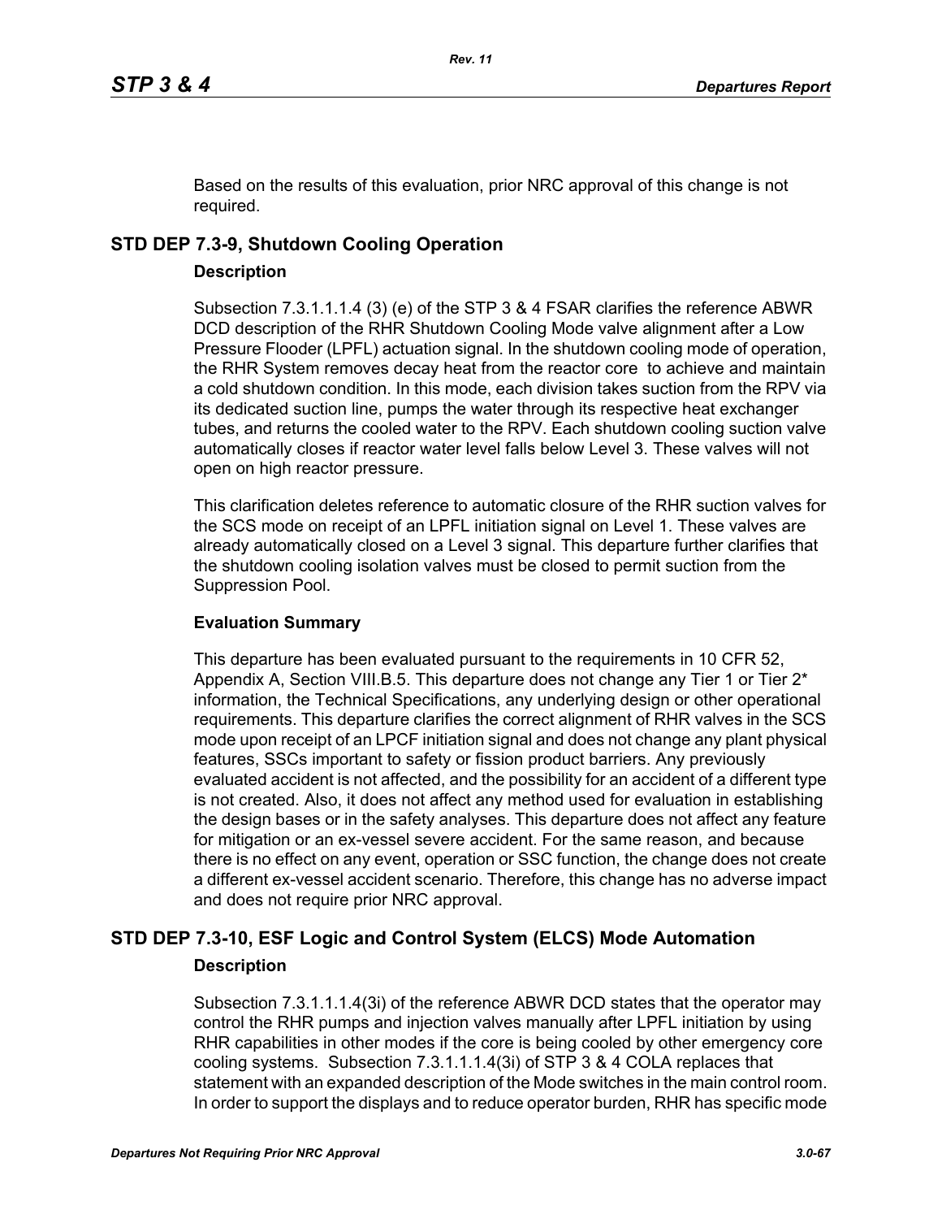Based on the results of this evaluation, prior NRC approval of this change is not required.

## STD DEP 7.3-9, Shutdown Cooling Operation

### Description

Subsection 7.3.1.1.1.4 (3) (e) of the STP 3 & 4 FSAR clarifies the reference ABWR DCD description of the RHR Shutdown Cooling Mode valve alignment after a Low Pressure Flooder (LPFL) actuation signal. In the shutdown cooling mode of operation, the RHR System removes decay heat from the reactor core to achieve and maintain a cold shutdown condition. In this mode, each division takes suction from the RPV via its dedicated suction line, pumps the water through its respective heat exchanger tubes, and returns the cooled water to the RPV. Each shutdown cooling suction valve automatically closes if reactor water level falls below Level 3. These valves will not open on high reactor pressure.

This clarification deletes reference to automatic closure of the RHR suction valves for the SCS mode on receipt of an LPFL initiation signal on Level 1. These valves are already automatically closed on a Level 3 signal. This departure further clarifies that the shutdown cooling isolation valves must be closed to permit suction from the Suppression Pool.

### Evaluation Summary

This departure has been evaluated pursuant to the requirements in 10 CFR 52, Appendix A, Section VIII.B.5. This departure does not change any Tier 1 or Tier 2* information, the Technical Specifications, any underlying design or other operational requirements. This departure clarifies the correct alignment of RHR valves in the SCS mode upon receipt of an LPCF initiation signal and does not change any plant physical features, SSCs important to safety or fission product barriers. Any previously evaluated accident is not affected, and the possibility for an accident of a different type is not created. Also, it does not affect any method used for evaluation in establishing the design bases or in the safety analyses. This departure does not affect any feature for mitigation or an ex-vessel severe accident. For the same reason, and because there is no effect on any event, operation or SSC function, the change does not create a different ex-vessel accident scenario. Therefore, this change has no adverse impact and does not require prior NRC approval.

## STD DEP 7.3-10, ESF Logic and Control System (ELCS) Mode Automation

### Description

Subsection 7.3.1.1.1.4(3i) of the reference ABWR DCD states that the operator may control the RHR pumps and injection valves manually after LPFL initiation by using RHR capabilities in other modes if the core is being cooled by other emergency core cooling systems. Subsection 7.3.1.1.1.4(3i) of STP 3 & 4 COLA replaces that statement with an expanded description of the Mode switches in the main control room. In order to support the displays and to reduce operator burden, RHR has specific mode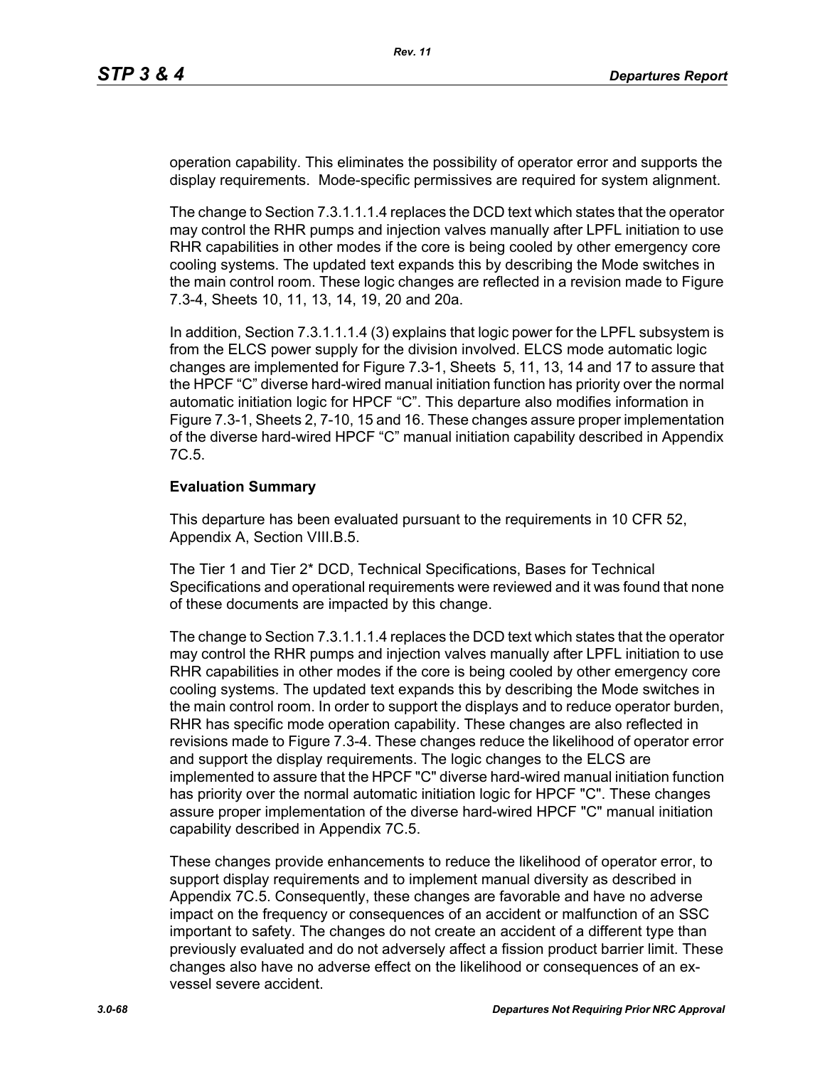operation capability. This eliminates the possibility of operator error and supports the display requirements. Mode-specific permissives are required for system alignment.

The change to Section 7.3.1.1.1.4 replaces the DCD text which states that the operator may control the RHR pumps and injection valves manually after LPFL initiation to use RHR capabilities in other modes if the core is being cooled by other emergency core cooling systems. The updated text expands this by describing the Mode switches in the main control room. These logic changes are reflected in a revision made to Figure 7.3-4, Sheets 10, 11, 13, 14, 19, 20 and 20a.

In addition, Section 7.3.1.1.1.4 (3) explains that logic power for the LPFL subsystem is from the ELCS power supply for the division involved. ELCS mode automatic logic changes are implemented for Figure 7.3-1, Sheets 5, 11, 13, 14 and 17 to assure that the HPCF "C" diverse hard-wired manual initiation function has priority over the normal automatic initiation logic for HPCF "C". This departure also modifies information in Figure 7.3-1, Sheets 2, 7-10, 15 and 16. These changes assure proper implementation of the diverse hard-wired HPCF "C" manual initiation capability described in Appendix 7C.5.

**Evaluation Summary**

This departure has been evaluated pursuant to the requirements in 10 CFR 52, Appendix A, Section VIII.B.5.

The Tier 1 and Tier 2* DCD, Technical Specifications, Bases for Technical Specifications and operational requirements were reviewed and it was found that none of these documents are impacted by this change.

The change to Section 7.3.1.1.1.4 replaces the DCD text which states that the operator may control the RHR pumps and injection valves manually after LPFL initiation to use RHR capabilities in other modes if the core is being cooled by other emergency core cooling systems. The updated text expands this by describing the Mode switches in the main control room. In order to support the displays and to reduce operator burden, RHR has specific mode operation capability. These changes are also reflected in revisions made to Figure 7.3-4. These changes reduce the likelihood of operator error and support the display requirements. The logic changes to the ELCS are implemented to assure that the HPCF "C" diverse hard-wired manual initiation function has priority over the normal automatic initiation logic for HPCF "C". These changes assure proper implementation of the diverse hard-wired HPCF "C" manual initiation capability described in Appendix 7C.5.

These changes provide enhancements to reduce the likelihood of operator error, to support display requirements and to implement manual diversity as described in Appendix 7C.5. Consequently, these changes are favorable and have no adverse impact on the frequency or consequences of an accident or malfunction of an SSC important to safety. The changes do not create an accident of a different type than previously evaluated and do not adversely affect a fission product barrier limit. These changes also have no adverse effect on the likelihood or consequences of an ex-vessel severe accident.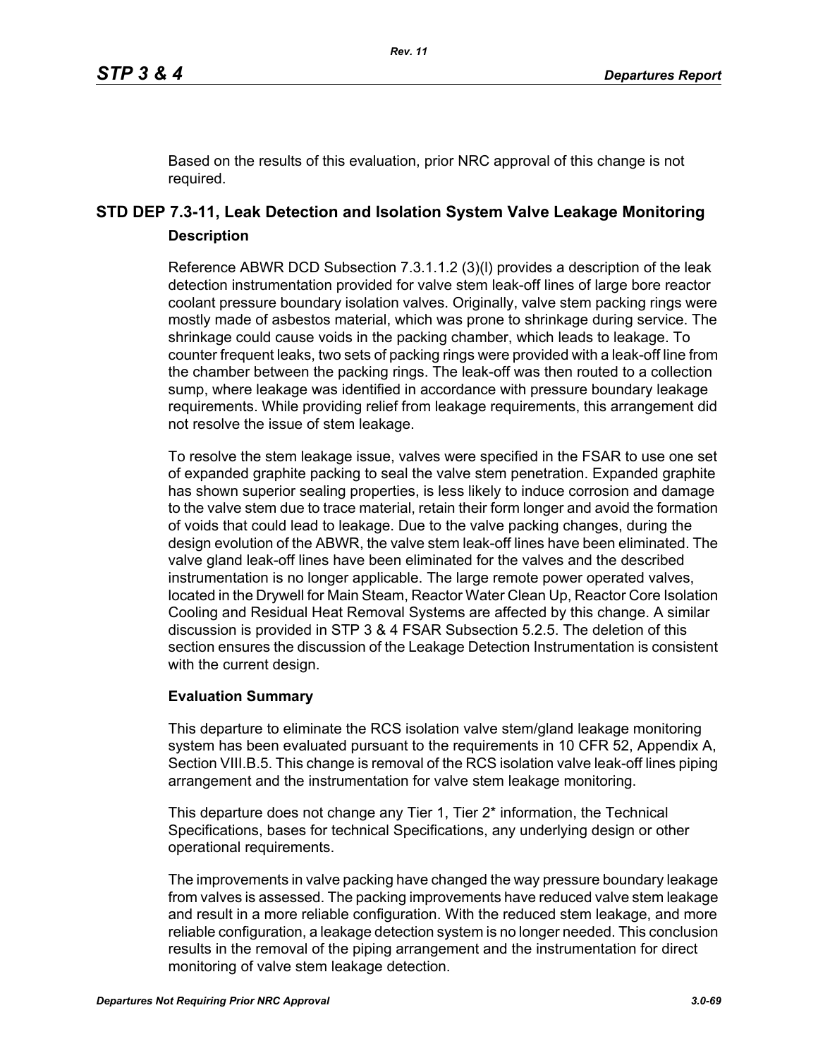Based on the results of this evaluation, prior NRC approval of this change is not required.

## STD DEP 7.3-11, Leak Detection and Isolation System Valve Leakage Monitoring

### Description

Reference ABWR DCD Subsection 7.3.1.1.2 (3)(l) provides a description of the leak detection instrumentation provided for valve stem leak-off lines of large bore reactor coolant pressure boundary isolation valves. Originally, valve stem packing rings were mostly made of asbestos material, which was prone to shrinkage during service. The shrinkage could cause voids in the packing chamber, which leads to leakage. To counter frequent leaks, two sets of packing rings were provided with a leak-off line from the chamber between the packing rings. The leak-off was then routed to a collection sump, where leakage was identified in accordance with pressure boundary leakage requirements. While providing relief from leakage requirements, this arrangement did not resolve the issue of stem leakage.

To resolve the stem leakage issue, valves were specified in the FSAR to use one set of expanded graphite packing to seal the valve stem penetration. Expanded graphite has shown superior sealing properties, is less likely to induce corrosion and damage to the valve stem due to trace material, retain their form longer and avoid the formation of voids that could lead to leakage. Due to the valve packing changes, during the design evolution of the ABWR, the valve stem leak-off lines have been eliminated. The valve gland leak-off lines have been eliminated for the valves and the described instrumentation is no longer applicable. The large remote power operated valves, located in the Drywell for Main Steam, Reactor Water Clean Up, Reactor Core Isolation Cooling and Residual Heat Removal Systems are affected by this change. A similar discussion is provided in STP 3 & 4 FSAR Subsection 5.2.5. The deletion of this section ensures the discussion of the Leakage Detection Instrumentation is consistent with the current design.

### Evaluation Summary

This departure to eliminate the RCS isolation valve stem/gland leakage monitoring system has been evaluated pursuant to the requirements in 10 CFR 52, Appendix A, Section VIII.B.5. This change is removal of the RCS isolation valve leak-off lines piping arrangement and the instrumentation for valve stem leakage monitoring.

This departure does not change any Tier 1, Tier 2* information, the Technical Specifications, bases for technical Specifications, any underlying design or other operational requirements.

The improvements in valve packing have changed the way pressure boundary leakage from valves is assessed. The packing improvements have reduced valve stem leakage and result in a more reliable configuration. With the reduced stem leakage, and more reliable configuration, a leakage detection system is no longer needed. This conclusion results in the removal of the piping arrangement and the instrumentation for direct monitoring of valve stem leakage detection.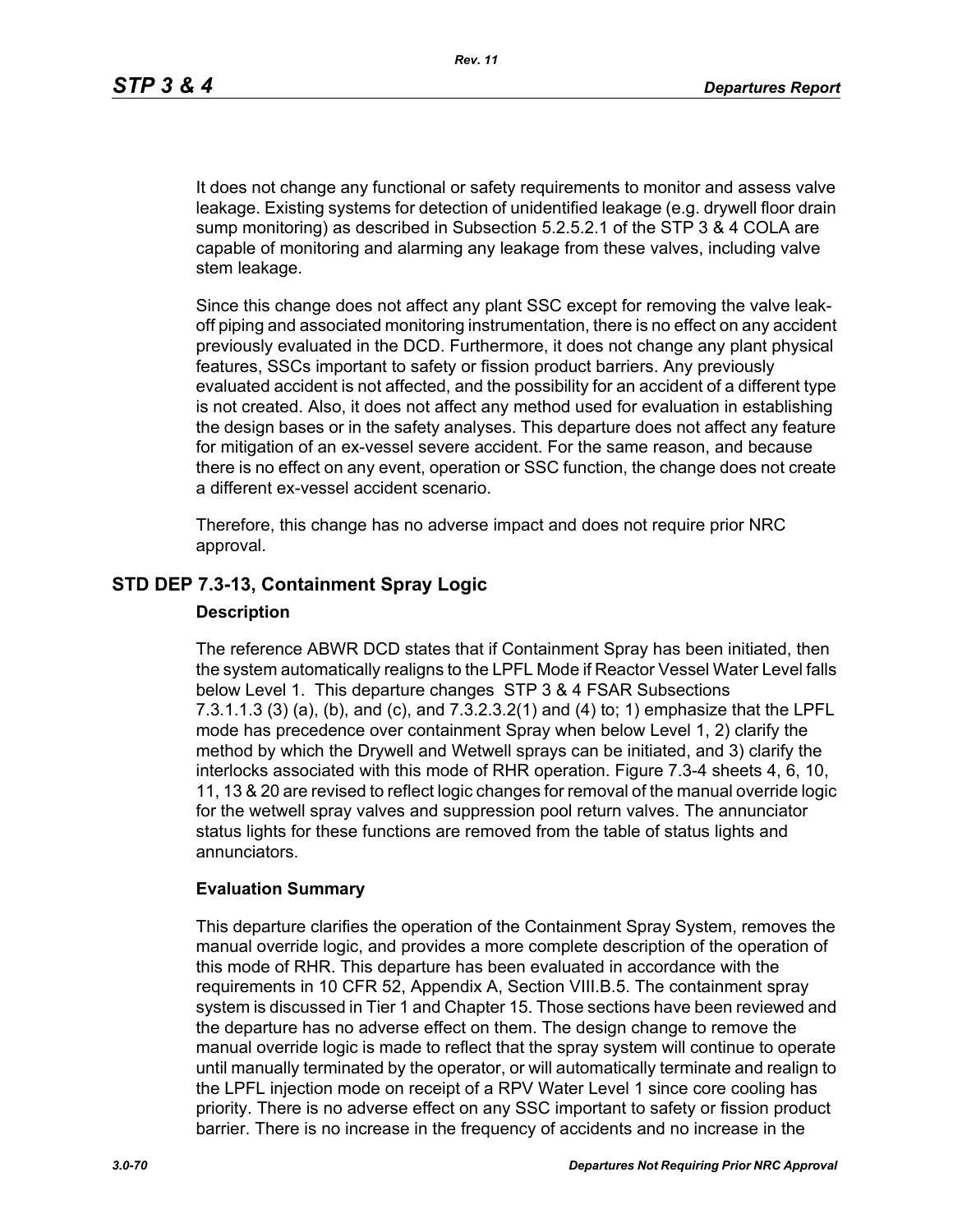It does not change any functional or safety requirements to monitor and assess valve leakage. Existing systems for detection of unidentified leakage (e.g. drywell floor drain sump monitoring) as described in Subsection 5.2.5.2.1 of the STP 3 & 4 COLA are capable of monitoring and alarming any leakage from these valves, including valve stem leakage.

Since this change does not affect any plant SSC except for removing the valve leak-off piping and associated monitoring instrumentation, there is no effect on any accident previously evaluated in the DCD. Furthermore, it does not change any plant physical features, SSCs important to safety or fission product barriers. Any previously evaluated accident is not affected, and the possibility for an accident of a different type is not created. Also, it does not affect any method used for evaluation in establishing the design bases or in the safety analyses. This departure does not affect any feature for mitigation of an ex-vessel severe accident. For the same reason, and because there is no effect on any event, operation or SSC function, the change does not create a different ex-vessel accident scenario.

Therefore, this change has no adverse impact and does not require prior NRC approval.

## STD DEP 7.3-13, Containment Spray Logic

### Description

The reference ABWR DCD states that if Containment Spray has been initiated, then the system automatically realigns to the LPFL Mode if Reactor Vessel Water Level falls below Level 1. This departure changes STP 3 & 4 FSAR Subsections 7.3.1.1.3 (3) (a), (b), and (c), and 7.3.2.3.2(1) and (4) to; 1) emphasize that the LPFL mode has precedence over containment Spray when below Level 1, 2) clarify the method by which the Drywell and Wetwell sprays can be initiated, and 3) clarify the interlocks associated with this mode of RHR operation. Figure 7.3-4 sheets 4, 6, 10, 11, 13 & 20 are revised to reflect logic changes for removal of the manual override logic for the wetwell spray valves and suppression pool return valves. The annunciator status lights for these functions are removed from the table of status lights and annunciators.

### Evaluation Summary

This departure clarifies the operation of the Containment Spray System, removes the manual override logic, and provides a more complete description of the operation of this mode of RHR. This departure has been evaluated in accordance with the requirements in 10 CFR 52, Appendix A, Section VIII.B.5. The containment spray system is discussed in Tier 1 and Chapter 15. Those sections have been reviewed and the departure has no adverse effect on them. The design change to remove the manual override logic is made to reflect that the spray system will continue to operate until manually terminated by the operator, or will automatically terminate and realign to the LPFL injection mode on receipt of a RPV Water Level 1 since core cooling has priority. There is no adverse effect on any SSC important to safety or fission product barrier. There is no increase in the frequency of accidents and no increase in the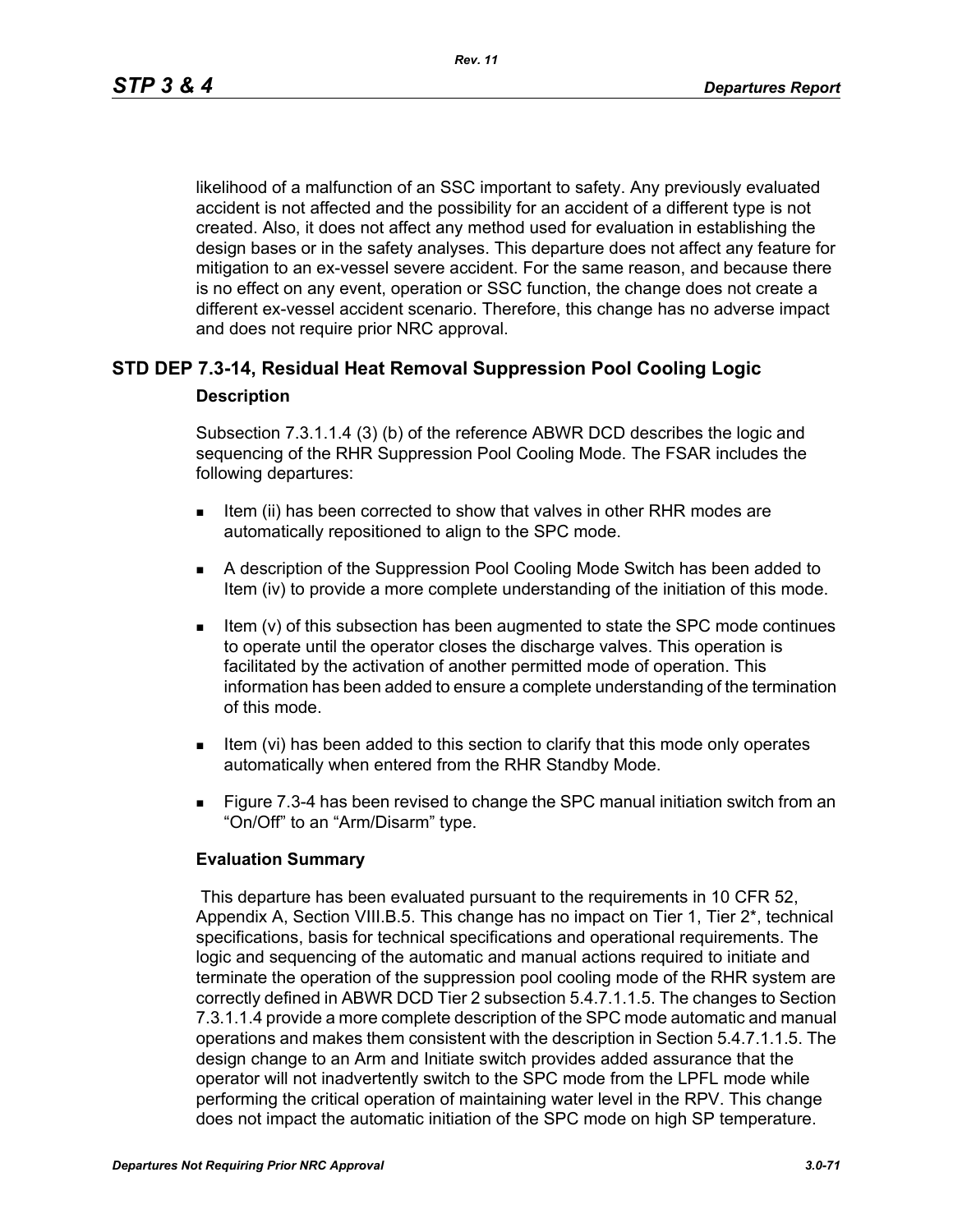likelihood of a malfunction of an SSC important to safety. Any previously evaluated accident is not affected and the possibility for an accident of a different type is not created. Also, it does not affect any method used for evaluation in establishing the design bases or in the safety analyses. This departure does not affect any feature for mitigation to an ex-vessel severe accident. For the same reason, and because there is no effect on any event, operation or SSC function, the change does not create a different ex-vessel accident scenario. Therefore, this change has no adverse impact and does not require prior NRC approval.

## STD DEP 7.3-14, Residual Heat Removal Suppression Pool Cooling Logic

### Description

Subsection 7.3.1.1.4 (3) (b) of the reference ABWR DCD describes the logic and sequencing of the RHR Suppression Pool Cooling Mode. The FSAR includes the following departures:

- Item (ii) has been corrected to show that valves in other RHR modes are automatically repositioned to align to the SPC mode.
- A description of the Suppression Pool Cooling Mode Switch has been added to Item (iv) to provide a more complete understanding of the initiation of this mode.
- Item (v) of this subsection has been augmented to state the SPC mode continues to operate until the operator closes the discharge valves. This operation is facilitated by the activation of another permitted mode of operation. This information has been added to ensure a complete understanding of the termination of this mode.
- Item (vi) has been added to this section to clarify that this mode only operates automatically when entered from the RHR Standby Mode.
- Figure 7.3-4 has been revised to change the SPC manual initiation switch from an "On/Off" to an "Arm/Disarm" type.

### Evaluation Summary

This departure has been evaluated pursuant to the requirements in 10 CFR 52, Appendix A, Section VIII.B.5. This change has no impact on Tier 1, Tier 2*, technical specifications, basis for technical specifications and operational requirements. The logic and sequencing of the automatic and manual actions required to initiate and terminate the operation of the suppression pool cooling mode of the RHR system are correctly defined in ABWR DCD Tier 2 subsection 5.4.7.1.1.5. The changes to Section 7.3.1.1.4 provide a more complete description of the SPC mode automatic and manual operations and makes them consistent with the description in Section 5.4.7.1.1.5. The design change to an Arm and Initiate switch provides added assurance that the operator will not inadvertently switch to the SPC mode from the LPFL mode while performing the critical operation of maintaining water level in the RPV. This change does not impact the automatic initiation of the SPC mode on high SP temperature.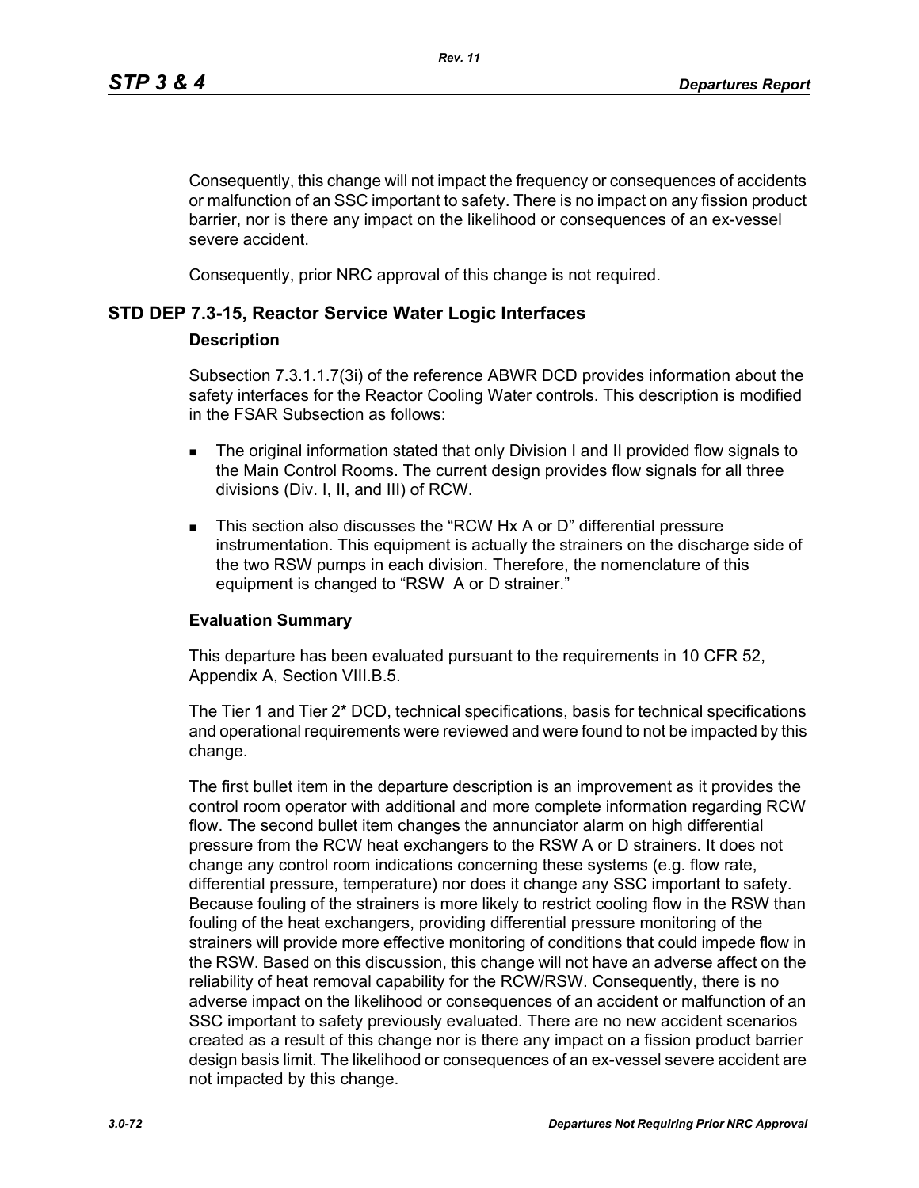Consequently, this change will not impact the frequency or consequences of accidents or malfunction of an SSC important to safety. There is no impact on any fission product barrier, nor is there any impact on the likelihood or consequences of an ex-vessel severe accident.

Consequently, prior NRC approval of this change is not required.

## STD DEP 7.3-15, Reactor Service Water Logic Interfaces

### Description

Subsection 7.3.1.1.7(3i) of the reference ABWR DCD provides information about the safety interfaces for the Reactor Cooling Water controls. This description is modified in the FSAR Subsection as follows:

- The original information stated that only Division I and II provided flow signals to the Main Control Rooms. The current design provides flow signals for all three divisions (Div. I, II, and III) of RCW.
- This section also discusses the "RCW Hx A or D" differential pressure instrumentation. This equipment is actually the strainers on the discharge side of the two RSW pumps in each division. Therefore, the nomenclature of this equipment is changed to "RSW  A or D strainer."

### Evaluation Summary

This departure has been evaluated pursuant to the requirements in 10 CFR 52, Appendix A, Section VIII.B.5.

The Tier 1 and Tier 2* DCD, technical specifications, basis for technical specifications and operational requirements were reviewed and were found to not be impacted by this change.

The first bullet item in the departure description is an improvement as it provides the control room operator with additional and more complete information regarding RCW flow. The second bullet item changes the annunciator alarm on high differential pressure from the RCW heat exchangers to the RSW A or D strainers. It does not change any control room indications concerning these systems (e.g. flow rate, differential pressure, temperature) nor does it change any SSC important to safety. Because fouling of the strainers is more likely to restrict cooling flow in the RSW than fouling of the heat exchangers, providing differential pressure monitoring of the strainers will provide more effective monitoring of conditions that could impede flow in the RSW. Based on this discussion, this change will not have an adverse affect on the reliability of heat removal capability for the RCW/RSW. Consequently, there is no adverse impact on the likelihood or consequences of an accident or malfunction of an SSC important to safety previously evaluated. There are no new accident scenarios created as a result of this change nor is there any impact on a fission product barrier design basis limit. The likelihood or consequences of an ex-vessel severe accident are not impacted by this change.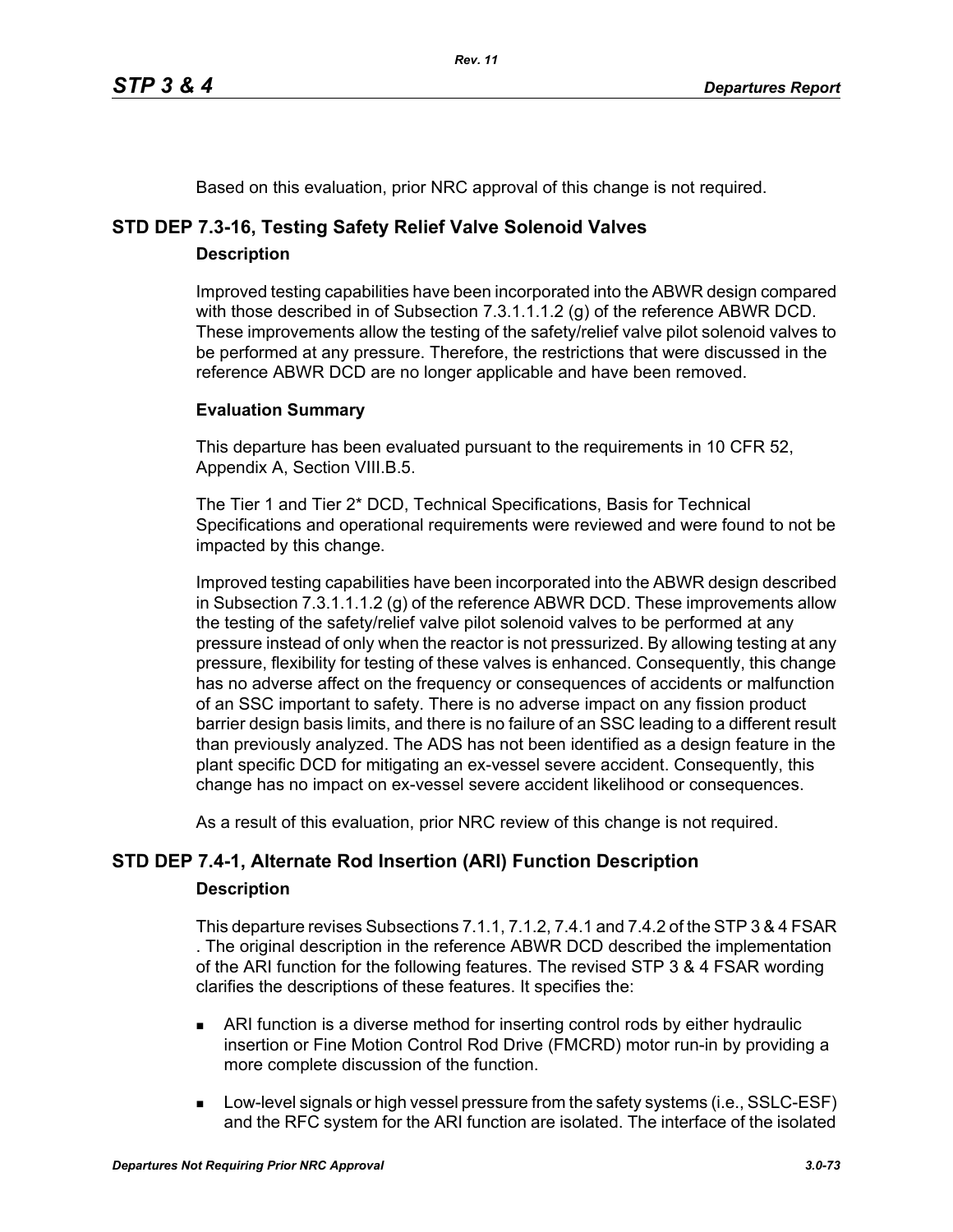Based on this evaluation, prior NRC approval of this change is not required.

## STD DEP 7.3-16, Testing Safety Relief Valve Solenoid Valves

### Description

Improved testing capabilities have been incorporated into the ABWR design compared with those described in of Subsection 7.3.1.1.1.2 (g) of the reference ABWR DCD. These improvements allow the testing of the safety/relief valve pilot solenoid valves to be performed at any pressure. Therefore, the restrictions that were discussed in the reference ABWR DCD are no longer applicable and have been removed.

### Evaluation Summary

This departure has been evaluated pursuant to the requirements in 10 CFR 52, Appendix A, Section VIII.B.5.

The Tier 1 and Tier 2* DCD, Technical Specifications, Basis for Technical Specifications and operational requirements were reviewed and were found to not be impacted by this change.

Improved testing capabilities have been incorporated into the ABWR design described in Subsection 7.3.1.1.1.2 (g) of the reference ABWR DCD. These improvements allow the testing of the safety/relief valve pilot solenoid valves to be performed at any pressure instead of only when the reactor is not pressurized. By allowing testing at any pressure, flexibility for testing of these valves is enhanced. Consequently, this change has no adverse affect on the frequency or consequences of accidents or malfunction of an SSC important to safety. There is no adverse impact on any fission product barrier design basis limits, and there is no failure of an SSC leading to a different result than previously analyzed. The ADS has not been identified as a design feature in the plant specific DCD for mitigating an ex-vessel severe accident. Consequently, this change has no impact on ex-vessel severe accident likelihood or consequences.

As a result of this evaluation, prior NRC review of this change is not required.

## STD DEP 7.4-1, Alternate Rod Insertion (ARI) Function Description

### Description

This departure revises Subsections 7.1.1, 7.1.2, 7.4.1 and 7.4.2 of the STP 3 & 4 FSAR . The original description in the reference ABWR DCD described the implementation of the ARI function for the following features. The revised STP 3 & 4 FSAR wording clarifies the descriptions of these features. It specifies the:

- ARI function is a diverse method for inserting control rods by either hydraulic insertion or Fine Motion Control Rod Drive (FMCRD) motor run-in by providing a more complete discussion of the function.
- Low-level signals or high vessel pressure from the safety systems (i.e., SSLC-ESF) and the RFC system for the ARI function are isolated. The interface of the isolated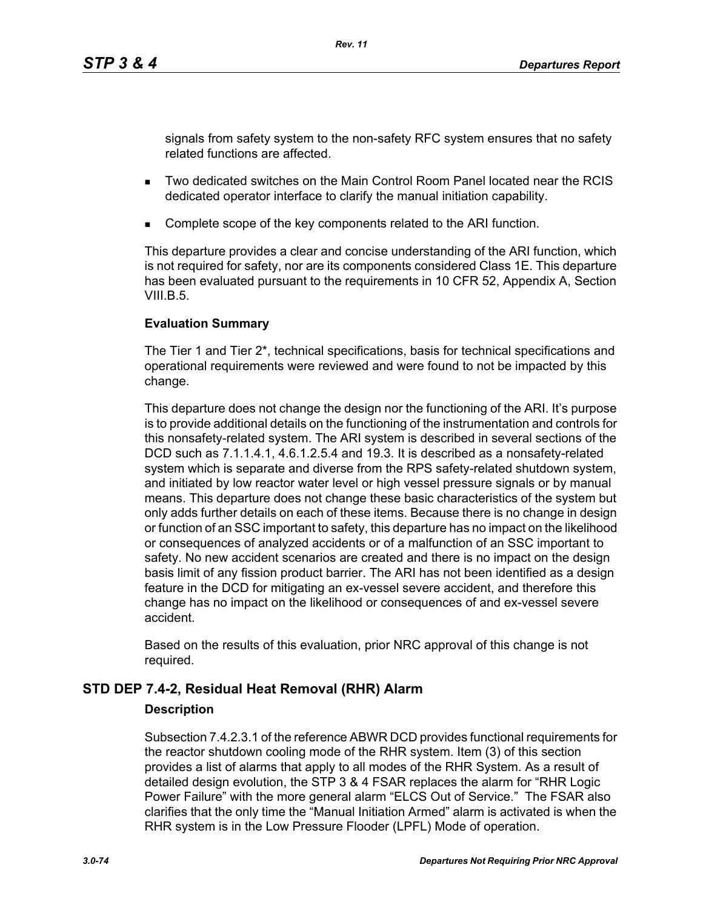signals from safety system to the non-safety RFC system ensures that no safety related functions are affected.

- Two dedicated switches on the Main Control Room Panel located near the RCIS dedicated operator interface to clarify the manual initiation capability.
- Complete scope of the key components related to the ARI function.

This departure provides a clear and concise understanding of the ARI function, which is not required for safety, nor are its components considered Class 1E. This departure has been evaluated pursuant to the requirements in 10 CFR 52, Appendix A, Section VIII.B.5.

**Evaluation Summary**

The Tier 1 and Tier 2*, technical specifications, basis for technical specifications and operational requirements were reviewed and were found to not be impacted by this change.

This departure does not change the design nor the functioning of the ARI. It's purpose is to provide additional details on the functioning of the instrumentation and controls for this nonsafety-related system. The ARI system is described in several sections of the DCD such as 7.1.1.4.1, 4.6.1.2.5.4 and 19.3. It is described as a nonsafety-related system which is separate and diverse from the RPS safety-related shutdown system, and initiated by low reactor water level or high vessel pressure signals or by manual means. This departure does not change these basic characteristics of the system but only adds further details on each of these items. Because there is no change in design or function of an SSC important to safety, this departure has no impact on the likelihood or consequences of analyzed accidents or of a malfunction of an SSC important to safety. No new accident scenarios are created and there is no impact on the design basis limit of any fission product barrier. The ARI has not been identified as a design feature in the DCD for mitigating an ex-vessel severe accident, and therefore this change has no impact on the likelihood or consequences of and ex-vessel severe accident.

Based on the results of this evaluation, prior NRC approval of this change is not required.

## STD DEP 7.4-2, Residual Heat Removal (RHR) Alarm

**Description**

Subsection 7.4.2.3.1 of the reference ABWR DCD provides functional requirements for the reactor shutdown cooling mode of the RHR system. Item (3) of this section provides a list of alarms that apply to all modes of the RHR System. As a result of detailed design evolution, the STP 3 & 4 FSAR replaces the alarm for "RHR Logic Power Failure" with the more general alarm "ELCS Out of Service." The FSAR also clarifies that the only time the "Manual Initiation Armed" alarm is activated is when the RHR system is in the Low Pressure Flooder (LPFL) Mode of operation.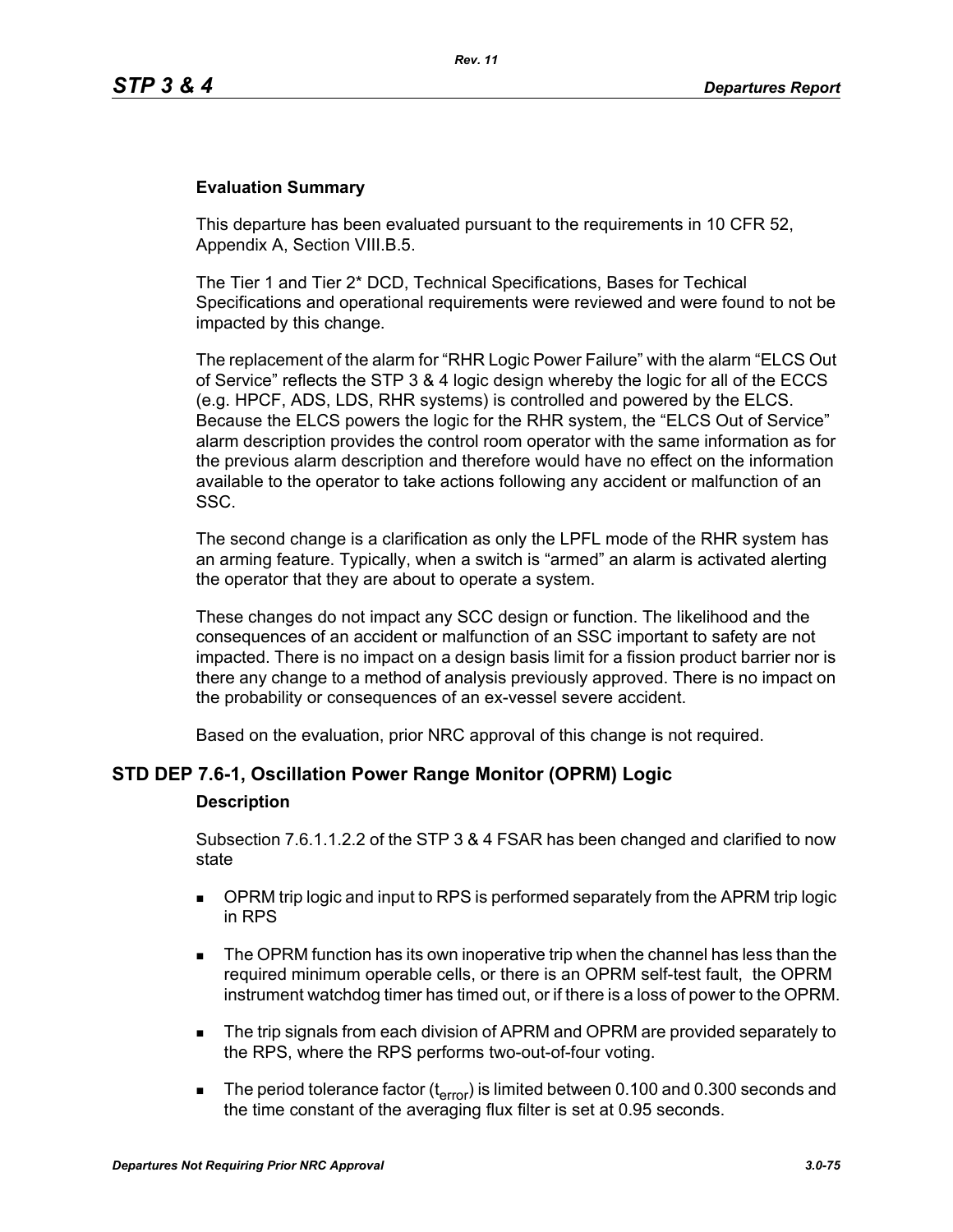### Evaluation Summary

This departure has been evaluated pursuant to the requirements in 10 CFR 52, Appendix A, Section VIII.B.5.

The Tier 1 and Tier 2* DCD, Technical Specifications, Bases for Techical Specifications and operational requirements were reviewed and were found to not be impacted by this change.

The replacement of the alarm for “RHR Logic Power Failure” with the alarm “ELCS Out of Service” reflects the STP 3 & 4 logic design whereby the logic for all of the ECCS (e.g. HPCF, ADS, LDS, RHR systems) is controlled and powered by the ELCS. Because the ELCS powers the logic for the RHR system, the “ELCS Out of Service” alarm description provides the control room operator with the same information as for the previous alarm description and therefore would have no effect on the information available to the operator to take actions following any accident or malfunction of an SSC.

The second change is a clarification as only the LPFL mode of the RHR system has an arming feature. Typically, when a switch is “armed” an alarm is activated alerting the operator that they are about to operate a system.

These changes do not impact any SCC design or function. The likelihood and the consequences of an accident or malfunction of an SSC important to safety are not impacted. There is no impact on a design basis limit for a fission product barrier nor is there any change to a method of analysis previously approved. There is no impact on the probability or consequences of an ex-vessel severe accident.

Based on the evaluation, prior NRC approval of this change is not required.

## STD DEP 7.6-1, Oscillation Power Range Monitor (OPRM) Logic

### Description

Subsection 7.6.1.1.2.2 of the STP 3 & 4 FSAR has been changed and clarified to now state

- OPRM trip logic and input to RPS is performed separately from the APRM trip logic in RPS
- The OPRM function has its own inoperative trip when the channel has less than the required minimum operable cells, or there is an OPRM self-test fault, the OPRM instrument watchdog timer has timed out, or if there is a loss of power to the OPRM.
- The trip signals from each division of APRM and OPRM are provided separately to the RPS, where the RPS performs two-out-of-four voting.
- The period tolerance factor ($t_{error}$) is limited between 0.100 and 0.300 seconds and the time constant of the averaging flux filter is set at 0.95 seconds.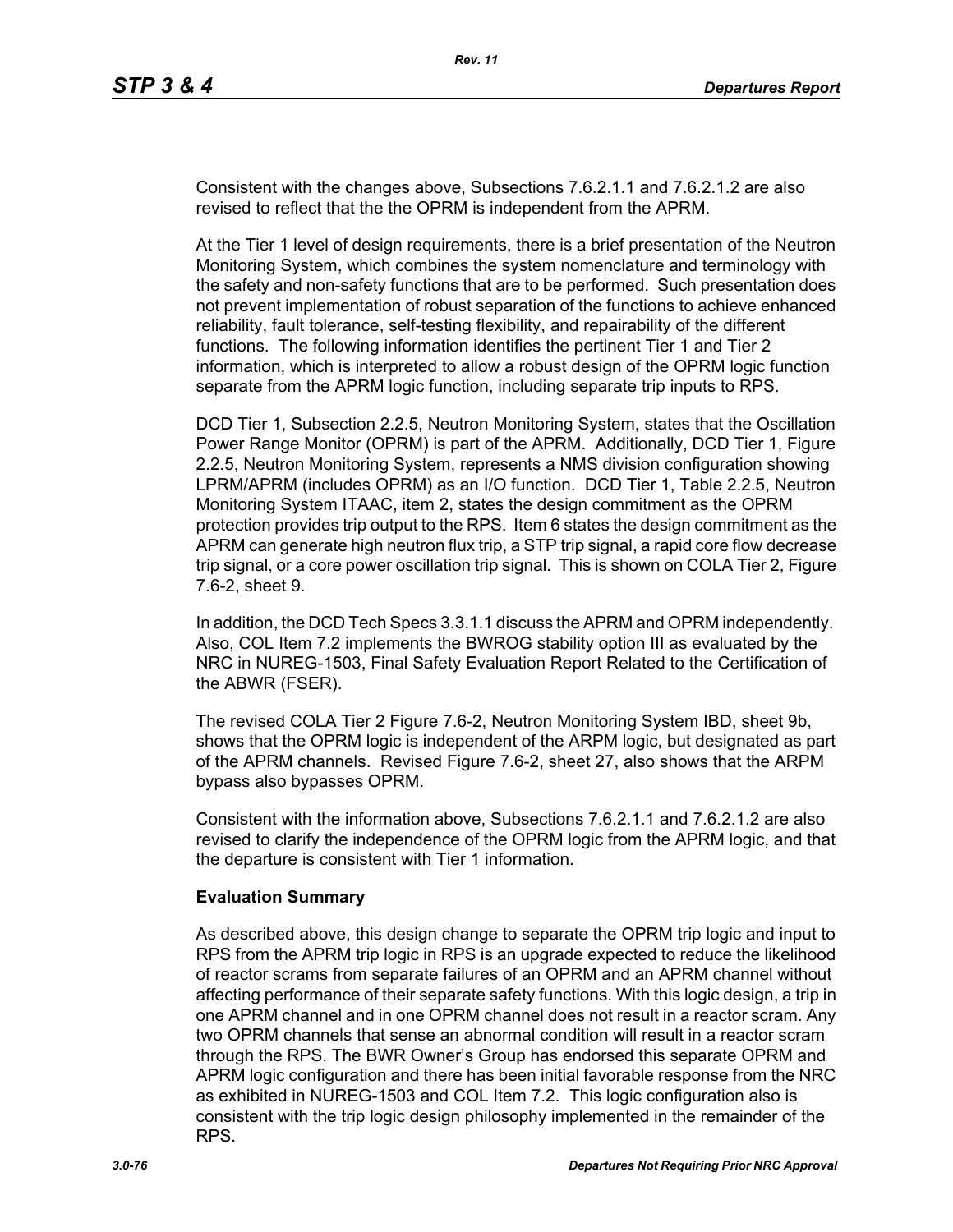Consistent with the changes above, Subsections 7.6.2.1.1 and 7.6.2.1.2 are also revised to reflect that the the OPRM is independent from the APRM.

At the Tier 1 level of design requirements, there is a brief presentation of the Neutron Monitoring System, which combines the system nomenclature and terminology with the safety and non-safety functions that are to be performed. Such presentation does not prevent implementation of robust separation of the functions to achieve enhanced reliability, fault tolerance, self-testing flexibility, and repairability of the different functions. The following information identifies the pertinent Tier 1 and Tier 2 information, which is interpreted to allow a robust design of the OPRM logic function separate from the APRM logic function, including separate trip inputs to RPS.

DCD Tier 1, Subsection 2.2.5, Neutron Monitoring System, states that the Oscillation Power Range Monitor (OPRM) is part of the APRM. Additionally, DCD Tier 1, Figure 2.2.5, Neutron Monitoring System, represents a NMS division configuration showing LPRM/APRM (includes OPRM) as an I/O function. DCD Tier 1, Table 2.2.5, Neutron Monitoring System ITAAC, item 2, states the design commitment as the OPRM protection provides trip output to the RPS. Item 6 states the design commitment as the APRM can generate high neutron flux trip, a STP trip signal, a rapid core flow decrease trip signal, or a core power oscillation trip signal. This is shown on COLA Tier 2, Figure 7.6-2, sheet 9.

In addition, the DCD Tech Specs 3.3.1.1 discuss the APRM and OPRM independently. Also, COL Item 7.2 implements the BWROG stability option III as evaluated by the NRC in NUREG-1503, Final Safety Evaluation Report Related to the Certification of the ABWR (FSER).

The revised COLA Tier 2 Figure 7.6-2, Neutron Monitoring System IBD, sheet 9b, shows that the OPRM logic is independent of the ARPM logic, but designated as part of the APRM channels. Revised Figure 7.6-2, sheet 27, also shows that the ARPM bypass also bypasses OPRM.

Consistent with the information above, Subsections 7.6.2.1.1 and 7.6.2.1.2 are also revised to clarify the independence of the OPRM logic from the APRM logic, and that the departure is consistent with Tier 1 information.

**Evaluation Summary**

As described above, this design change to separate the OPRM trip logic and input to RPS from the APRM trip logic in RPS is an upgrade expected to reduce the likelihood of reactor scrams from separate failures of an OPRM and an APRM channel without affecting performance of their separate safety functions. With this logic design, a trip in one APRM channel and in one OPRM channel does not result in a reactor scram. Any two OPRM channels that sense an abnormal condition will result in a reactor scram through the RPS. The BWR Owner's Group has endorsed this separate OPRM and APRM logic configuration and there has been initial favorable response from the NRC as exhibited in NUREG-1503 and COL Item 7.2. This logic configuration also is consistent with the trip logic design philosophy implemented in the remainder of the RPS.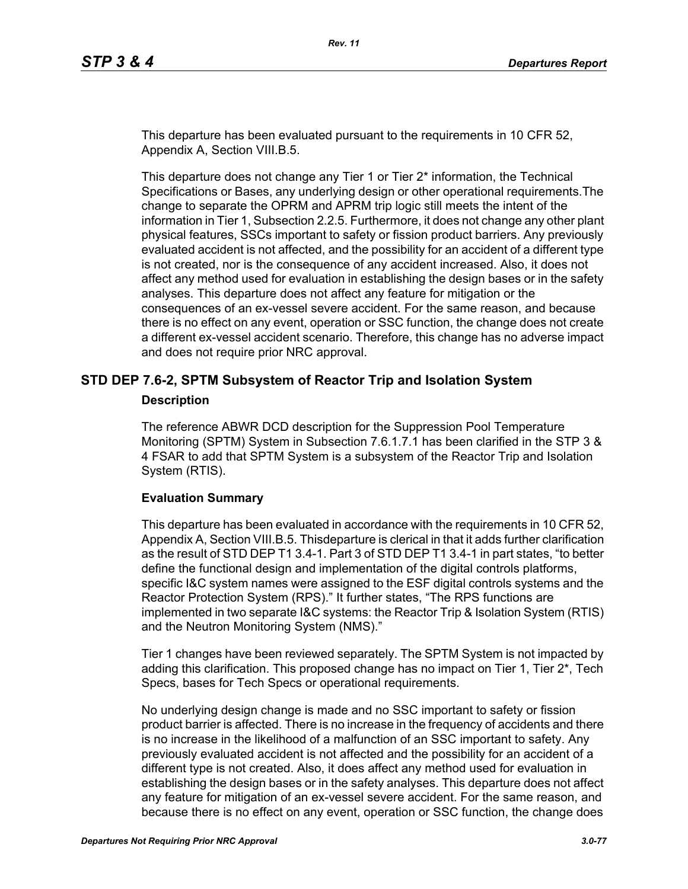This departure has been evaluated pursuant to the requirements in 10 CFR 52, Appendix A, Section VIII.B.5.

This departure does not change any Tier 1 or Tier 2* information, the Technical Specifications or Bases, any underlying design or other operational requirements.The change to separate the OPRM and APRM trip logic still meets the intent of the information in Tier 1, Subsection 2.2.5. Furthermore, it does not change any other plant physical features, SSCs important to safety or fission product barriers. Any previously evaluated accident is not affected, and the possibility for an accident of a different type is not created, nor is the consequence of any accident increased. Also, it does not affect any method used for evaluation in establishing the design bases or in the safety analyses. This departure does not affect any feature for mitigation or the consequences of an ex-vessel severe accident. For the same reason, and because there is no effect on any event, operation or SSC function, the change does not create a different ex-vessel accident scenario. Therefore, this change has no adverse impact and does not require prior NRC approval.

## STD DEP 7.6-2, SPTM Subsystem of Reactor Trip and Isolation System

### Description

The reference ABWR DCD description for the Suppression Pool Temperature Monitoring (SPTM) System in Subsection 7.6.1.7.1 has been clarified in the STP 3 & 4 FSAR to add that SPTM System is a subsystem of the Reactor Trip and Isolation System (RTIS).

### Evaluation Summary

This departure has been evaluated in accordance with the requirements in 10 CFR 52, Appendix A, Section VIII.B.5. Thisdeparture is clerical in that it adds further clarification as the result of STD DEP T1 3.4-1. Part 3 of STD DEP T1 3.4-1 in part states, “to better define the functional design and implementation of the digital controls platforms, specific I&C system names were assigned to the ESF digital controls systems and the Reactor Protection System (RPS).” It further states, “The RPS functions are implemented in two separate I&C systems: the Reactor Trip & Isolation System (RTIS) and the Neutron Monitoring System (NMS).”

Tier 1 changes have been reviewed separately. The SPTM System is not impacted by adding this clarification. This proposed change has no impact on Tier 1, Tier 2*, Tech Specs, bases for Tech Specs or operational requirements.

No underlying design change is made and no SSC important to safety or fission product barrier is affected. There is no increase in the frequency of accidents and there is no increase in the likelihood of a malfunction of an SSC important to safety. Any previously evaluated accident is not affected and the possibility for an accident of a different type is not created. Also, it does affect any method used for evaluation in establishing the design bases or in the safety analyses. This departure does not affect any feature for mitigation of an ex-vessel severe accident. For the same reason, and because there is no effect on any event, operation or SSC function, the change does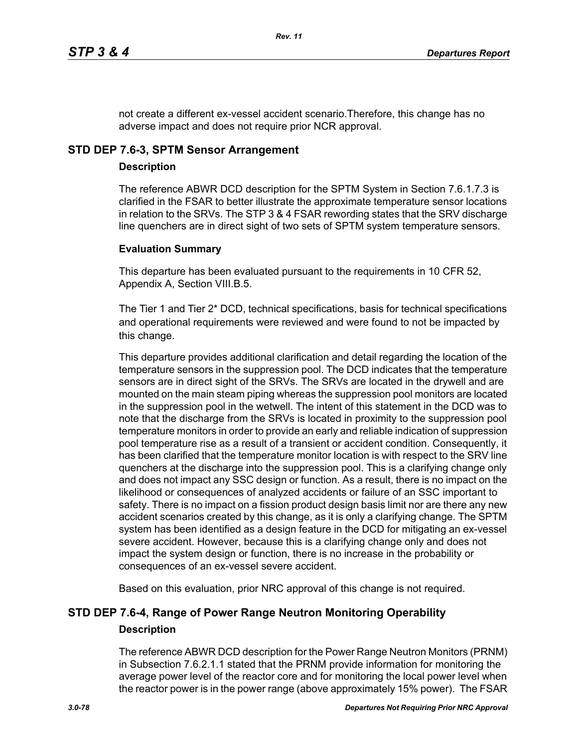not create a different ex-vessel accident scenario.Therefore, this change has no adverse impact and does not require prior NCR approval.

## STD DEP 7.6-3, SPTM Sensor Arrangement

### Description

The reference ABWR DCD description for the SPTM System in Section 7.6.1.7.3 is clarified in the FSAR to better illustrate the approximate temperature sensor locations in relation to the SRVs. The STP 3 & 4 FSAR rewording states that the SRV discharge line quenchers are in direct sight of two sets of SPTM system temperature sensors.

### Evaluation Summary

This departure has been evaluated pursuant to the requirements in 10 CFR 52, Appendix A, Section VIII.B.5.

The Tier 1 and Tier 2* DCD, technical specifications, basis for technical specifications and operational requirements were reviewed and were found to not be impacted by this change.

This departure provides additional clarification and detail regarding the location of the temperature sensors in the suppression pool. The DCD indicates that the temperature sensors are in direct sight of the SRVs. The SRVs are located in the drywell and are mounted on the main steam piping whereas the suppression pool monitors are located in the suppression pool in the wetwell. The intent of this statement in the DCD was to note that the discharge from the SRVs is located in proximity to the suppression pool temperature monitors in order to provide an early and reliable indication of suppression pool temperature rise as a result of a transient or accident condition. Consequently, it has been clarified that the temperature monitor location is with respect to the SRV line quenchers at the discharge into the suppression pool. This is a clarifying change only and does not impact any SSC design or function. As a result, there is no impact on the likelihood or consequences of analyzed accidents or failure of an SSC important to safety. There is no impact on a fission product design basis limit nor are there any new accident scenarios created by this change, as it is only a clarifying change. The SPTM system has been identified as a design feature in the DCD for mitigating an ex-vessel severe accident. However, because this is a clarifying change only and does not impact the system design or function, there is no increase in the probability or consequences of an ex-vessel severe accident.

Based on this evaluation, prior NRC approval of this change is not required.

## STD DEP 7.6-4, Range of Power Range Neutron Monitoring Operability

### Description

The reference ABWR DCD description for the Power Range Neutron Monitors (PRNM) in Subsection 7.6.2.1.1 stated that the PRNM provide information for monitoring the average power level of the reactor core and for monitoring the local power level when the reactor power is in the power range (above approximately 15% power). The FSAR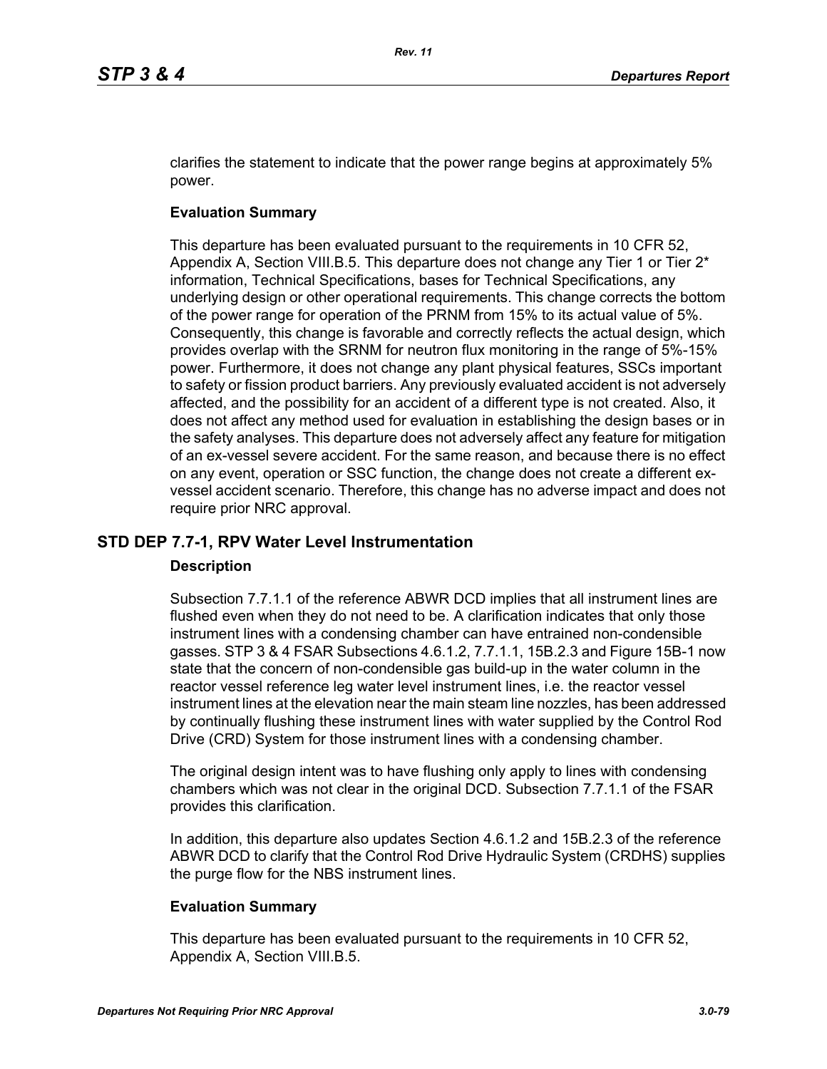clarifies the statement to indicate that the power range begins at approximately 5% power.

**Evaluation Summary**

This departure has been evaluated pursuant to the requirements in 10 CFR 52, Appendix A, Section VIII.B.5. This departure does not change any Tier 1 or Tier 2* information, Technical Specifications, bases for Technical Specifications, any underlying design or other operational requirements. This change corrects the bottom of the power range for operation of the PRNM from 15% to its actual value of 5%. Consequently, this change is favorable and correctly reflects the actual design, which provides overlap with the SRNM for neutron flux monitoring in the range of 5%-15% power. Furthermore, it does not change any plant physical features, SSCs important to safety or fission product barriers. Any previously evaluated accident is not adversely affected, and the possibility for an accident of a different type is not created. Also, it does not affect any method used for evaluation in establishing the design bases or in the safety analyses. This departure does not adversely affect any feature for mitigation of an ex-vessel severe accident. For the same reason, and because there is no effect on any event, operation or SSC function, the change does not create a different ex-vessel accident scenario. Therefore, this change has no adverse impact and does not require prior NRC approval.

## STD DEP 7.7-1, RPV Water Level Instrumentation

**Description**

Subsection 7.7.1.1 of the reference ABWR DCD implies that all instrument lines are flushed even when they do not need to be. A clarification indicates that only those instrument lines with a condensing chamber can have entrained non-condensible gasses. STP 3 & 4 FSAR Subsections 4.6.1.2, 7.7.1.1, 15B.2.3 and Figure 15B-1 now state that the concern of non-condensible gas build-up in the water column in the reactor vessel reference leg water level instrument lines, i.e. the reactor vessel instrument lines at the elevation near the main steam line nozzles, has been addressed by continually flushing these instrument lines with water supplied by the Control Rod Drive (CRD) System for those instrument lines with a condensing chamber.

The original design intent was to have flushing only apply to lines with condensing chambers which was not clear in the original DCD. Subsection 7.7.1.1 of the FSAR provides this clarification.

In addition, this departure also updates Section 4.6.1.2 and 15B.2.3 of the reference ABWR DCD to clarify that the Control Rod Drive Hydraulic System (CRDHS) supplies the purge flow for the NBS instrument lines.

**Evaluation Summary**

This departure has been evaluated pursuant to the requirements in 10 CFR 52, Appendix A, Section VIII.B.5.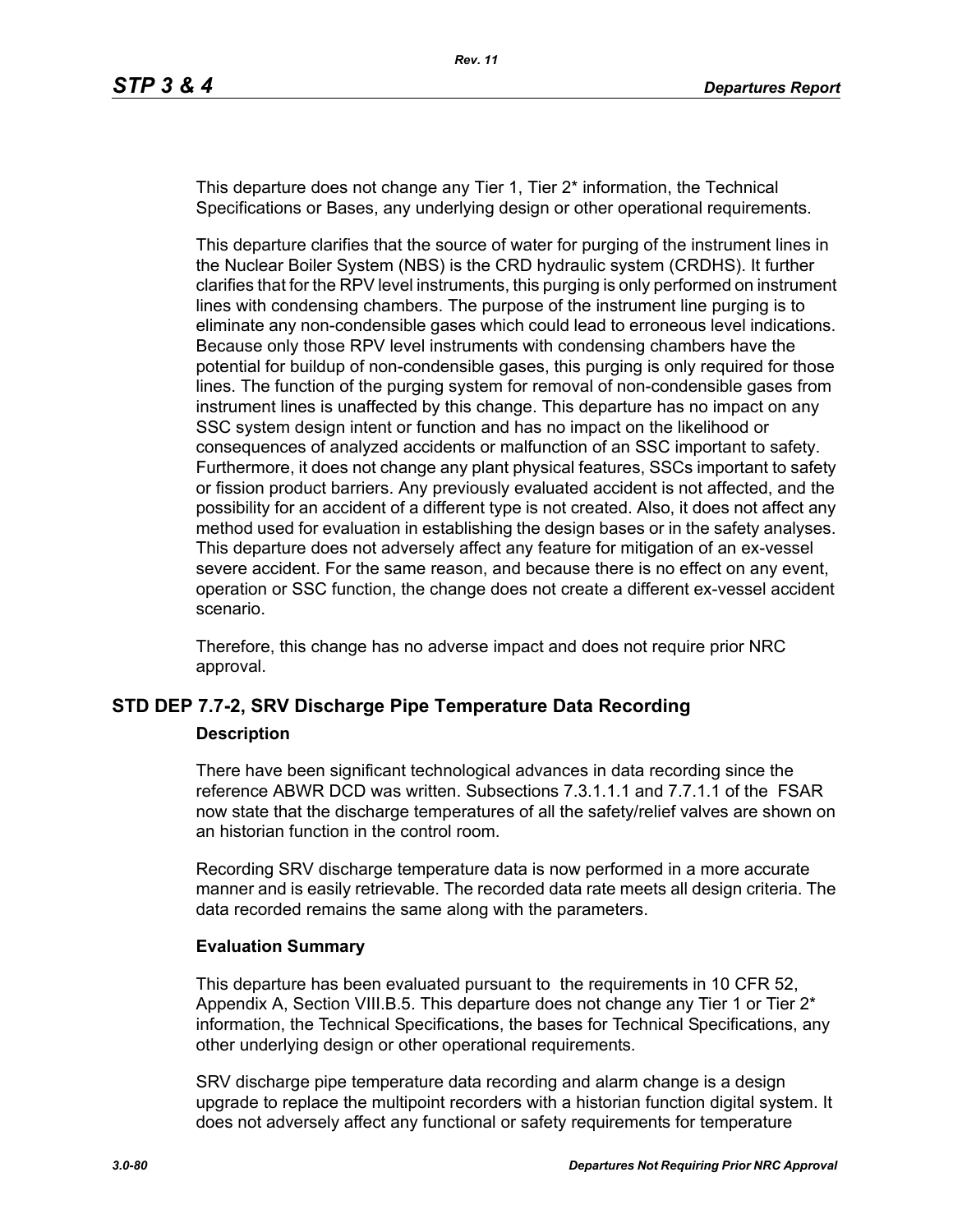This departure does not change any Tier 1, Tier 2* information, the Technical Specifications or Bases, any underlying design or other operational requirements.

This departure clarifies that the source of water for purging of the instrument lines in the Nuclear Boiler System (NBS) is the CRD hydraulic system (CRDHS). It further clarifies that for the RPV level instruments, this purging is only performed on instrument lines with condensing chambers. The purpose of the instrument line purging is to eliminate any non-condensible gases which could lead to erroneous level indications. Because only those RPV level instruments with condensing chambers have the potential for buildup of non-condensible gases, this purging is only required for those lines. The function of the purging system for removal of non-condensible gases from instrument lines is unaffected by this change. This departure has no impact on any SSC system design intent or function and has no impact on the likelihood or consequences of analyzed accidents or malfunction of an SSC important to safety. Furthermore, it does not change any plant physical features, SSCs important to safety or fission product barriers. Any previously evaluated accident is not affected, and the possibility for an accident of a different type is not created. Also, it does not affect any method used for evaluation in establishing the design bases or in the safety analyses. This departure does not adversely affect any feature for mitigation of an ex-vessel severe accident. For the same reason, and because there is no effect on any event, operation or SSC function, the change does not create a different ex-vessel accident scenario.

Therefore, this change has no adverse impact and does not require prior NRC approval.

## STD DEP 7.7-2, SRV Discharge Pipe Temperature Data Recording

### Description

There have been significant technological advances in data recording since the reference ABWR DCD was written. Subsections 7.3.1.1.1 and 7.7.1.1 of the FSAR now state that the discharge temperatures of all the safety/relief valves are shown on an historian function in the control room.

Recording SRV discharge temperature data is now performed in a more accurate manner and is easily retrievable. The recorded data rate meets all design criteria. The data recorded remains the same along with the parameters.

### Evaluation Summary

This departure has been evaluated pursuant to the requirements in 10 CFR 52, Appendix A, Section VIII.B.5. This departure does not change any Tier 1 or Tier 2* information, the Technical Specifications, the bases for Technical Specifications, any other underlying design or other operational requirements.

SRV discharge pipe temperature data recording and alarm change is a design upgrade to replace the multipoint recorders with a historian function digital system. It does not adversely affect any functional or safety requirements for temperature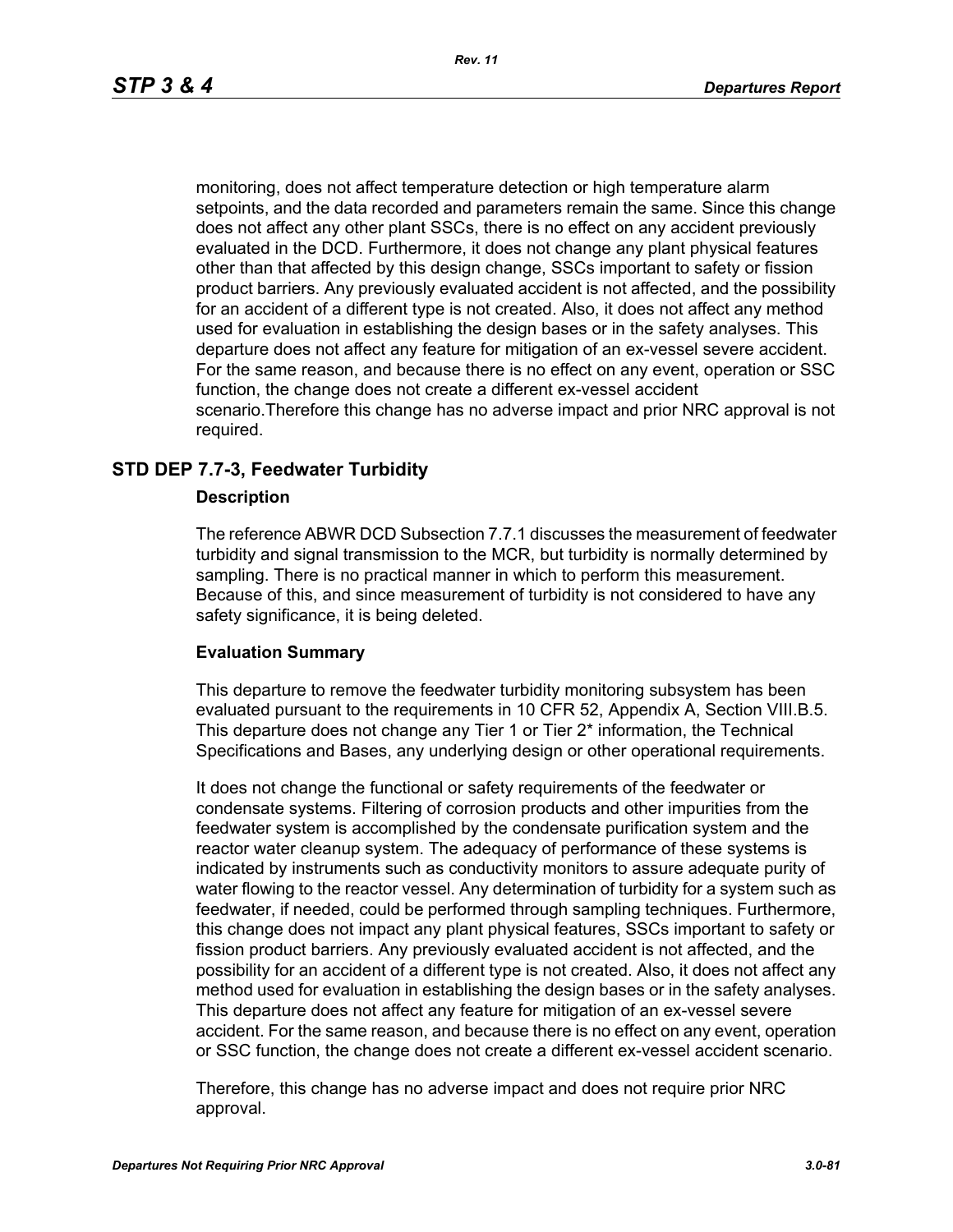monitoring, does not affect temperature detection or high temperature alarm setpoints, and the data recorded and parameters remain the same. Since this change does not affect any other plant SSCs, there is no effect on any accident previously evaluated in the DCD. Furthermore, it does not change any plant physical features other than that affected by this design change, SSCs important to safety or fission product barriers. Any previously evaluated accident is not affected, and the possibility for an accident of a different type is not created. Also, it does not affect any method used for evaluation in establishing the design bases or in the safety analyses. This departure does not affect any feature for mitigation of an ex-vessel severe accident. For the same reason, and because there is no effect on any event, operation or SSC function, the change does not create a different ex-vessel accident scenario.Therefore this change has no adverse impact and prior NRC approval is not required.

## STD DEP 7.7-3, Feedwater Turbidity

### Description

The reference ABWR DCD Subsection 7.7.1 discusses the measurement of feedwater turbidity and signal transmission to the MCR, but turbidity is normally determined by sampling. There is no practical manner in which to perform this measurement. Because of this, and since measurement of turbidity is not considered to have any safety significance, it is being deleted.

### Evaluation Summary

This departure to remove the feedwater turbidity monitoring subsystem has been evaluated pursuant to the requirements in 10 CFR 52, Appendix A, Section VIII.B.5. This departure does not change any Tier 1 or Tier 2* information, the Technical Specifications and Bases, any underlying design or other operational requirements.

It does not change the functional or safety requirements of the feedwater or condensate systems. Filtering of corrosion products and other impurities from the feedwater system is accomplished by the condensate purification system and the reactor water cleanup system. The adequacy of performance of these systems is indicated by instruments such as conductivity monitors to assure adequate purity of water flowing to the reactor vessel. Any determination of turbidity for a system such as feedwater, if needed, could be performed through sampling techniques. Furthermore, this change does not impact any plant physical features, SSCs important to safety or fission product barriers. Any previously evaluated accident is not affected, and the possibility for an accident of a different type is not created. Also, it does not affect any method used for evaluation in establishing the design bases or in the safety analyses. This departure does not affect any feature for mitigation of an ex-vessel severe accident. For the same reason, and because there is no effect on any event, operation or SSC function, the change does not create a different ex-vessel accident scenario.

Therefore, this change has no adverse impact and does not require prior NRC approval.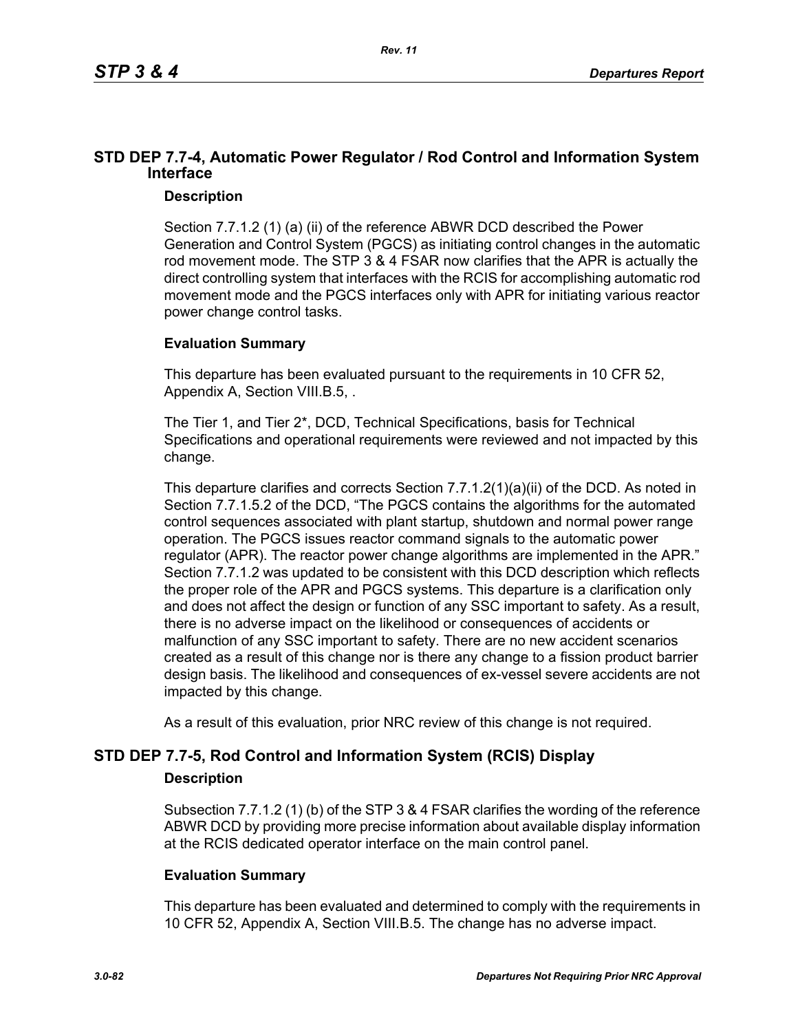## STD DEP 7.7-4, Automatic Power Regulator / Rod Control and Information System Interface

### Description

Section 7.7.1.2 (1) (a) (ii) of the reference ABWR DCD described the Power Generation and Control System (PGCS) as initiating control changes in the automatic rod movement mode. The STP 3 & 4 FSAR now clarifies that the APR is actually the direct controlling system that interfaces with the RCIS for accomplishing automatic rod movement mode and the PGCS interfaces only with APR for initiating various reactor power change control tasks.

### Evaluation Summary

This departure has been evaluated pursuant to the requirements in 10 CFR 52, Appendix A, Section VIII.B.5, .

The Tier 1, and Tier 2*, DCD, Technical Specifications, basis for Technical Specifications and operational requirements were reviewed and not impacted by this change.

This departure clarifies and corrects Section 7.7.1.2(1)(a)(ii) of the DCD. As noted in Section 7.7.1.5.2 of the DCD, "The PGCS contains the algorithms for the automated control sequences associated with plant startup, shutdown and normal power range operation. The PGCS issues reactor command signals to the automatic power regulator (APR). The reactor power change algorithms are implemented in the APR." Section 7.7.1.2 was updated to be consistent with this DCD description which reflects the proper role of the APR and PGCS systems. This departure is a clarification only and does not affect the design or function of any SSC important to safety. As a result, there is no adverse impact on the likelihood or consequences of accidents or malfunction of any SSC important to safety. There are no new accident scenarios created as a result of this change nor is there any change to a fission product barrier design basis. The likelihood and consequences of ex-vessel severe accidents are not impacted by this change.

As a result of this evaluation, prior NRC review of this change is not required.

## STD DEP 7.7-5, Rod Control and Information System (RCIS) Display

### Description

Subsection 7.7.1.2 (1) (b) of the STP 3 & 4 FSAR clarifies the wording of the reference ABWR DCD by providing more precise information about available display information at the RCIS dedicated operator interface on the main control panel.

### Evaluation Summary

This departure has been evaluated and determined to comply with the requirements in 10 CFR 52, Appendix A, Section VIII.B.5. The change has no adverse impact.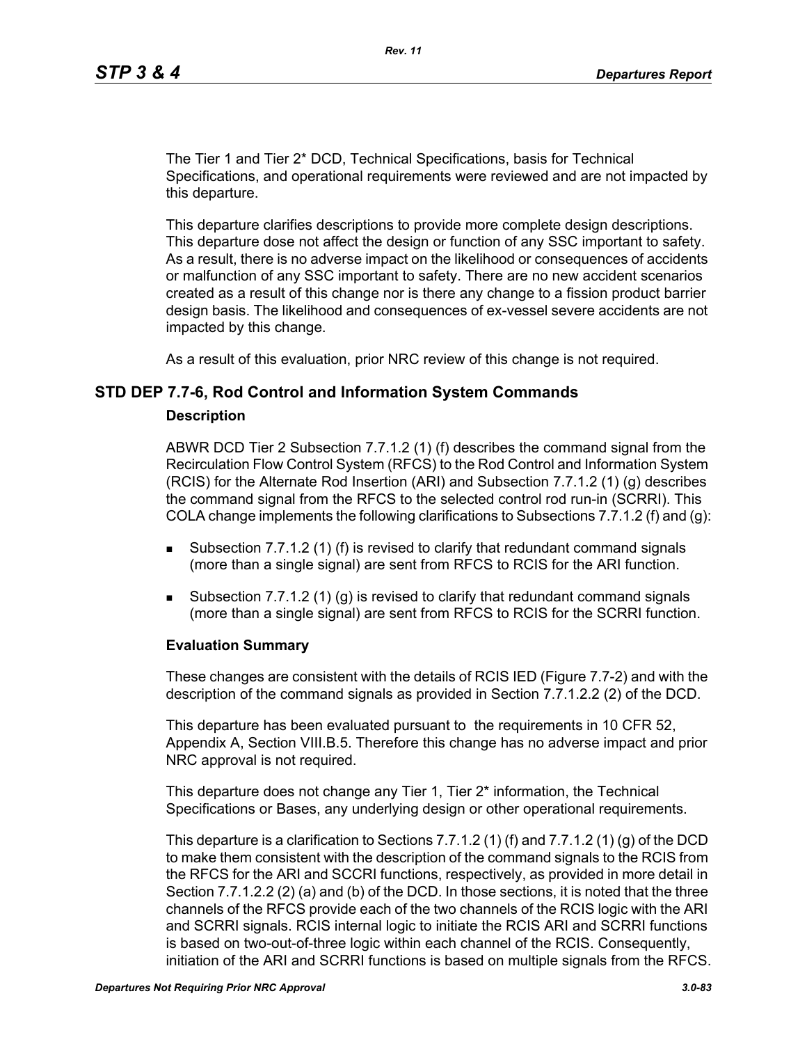The Tier 1 and Tier 2* DCD, Technical Specifications, basis for Technical Specifications, and operational requirements were reviewed and are not impacted by this departure.

This departure clarifies descriptions to provide more complete design descriptions. This departure dose not affect the design or function of any SSC important to safety. As a result, there is no adverse impact on the likelihood or consequences of accidents or malfunction of any SSC important to safety. There are no new accident scenarios created as a result of this change nor is there any change to a fission product barrier design basis. The likelihood and consequences of ex-vessel severe accidents are not impacted by this change.

As a result of this evaluation, prior NRC review of this change is not required.

## STD DEP 7.7-6, Rod Control and Information System Commands

### Description

ABWR DCD Tier 2 Subsection 7.7.1.2 (1) (f) describes the command signal from the Recirculation Flow Control System (RFCS) to the Rod Control and Information System (RCIS) for the Alternate Rod Insertion (ARI) and Subsection 7.7.1.2 (1) (g) describes the command signal from the RFCS to the selected control rod run-in (SCRRI). This COLA change implements the following clarifications to Subsections 7.7.1.2 (f) and (g):

- Subsection 7.7.1.2 (1) (f) is revised to clarify that redundant command signals (more than a single signal) are sent from RFCS to RCIS for the ARI function.
- Subsection 7.7.1.2 (1) (g) is revised to clarify that redundant command signals (more than a single signal) are sent from RFCS to RCIS for the SCRRI function.

### Evaluation Summary

These changes are consistent with the details of RCIS IED (Figure 7.7-2) and with the description of the command signals as provided in Section 7.7.1.2.2 (2) of the DCD.

This departure has been evaluated pursuant to the requirements in 10 CFR 52, Appendix A, Section VIII.B.5. Therefore this change has no adverse impact and prior NRC approval is not required.

This departure does not change any Tier 1, Tier 2* information, the Technical Specifications or Bases, any underlying design or other operational requirements.

This departure is a clarification to Sections 7.7.1.2 (1) (f) and 7.7.1.2 (1) (g) of the DCD to make them consistent with the description of the command signals to the RCIS from the RFCS for the ARI and SCCRI functions, respectively, as provided in more detail in Section 7.7.1.2.2 (2) (a) and (b) of the DCD. In those sections, it is noted that the three channels of the RFCS provide each of the two channels of the RCIS logic with the ARI and SCRRI signals. RCIS internal logic to initiate the RCIS ARI and SCRRI functions is based on two-out-of-three logic within each channel of the RCIS. Consequently, initiation of the ARI and SCRRI functions is based on multiple signals from the RFCS.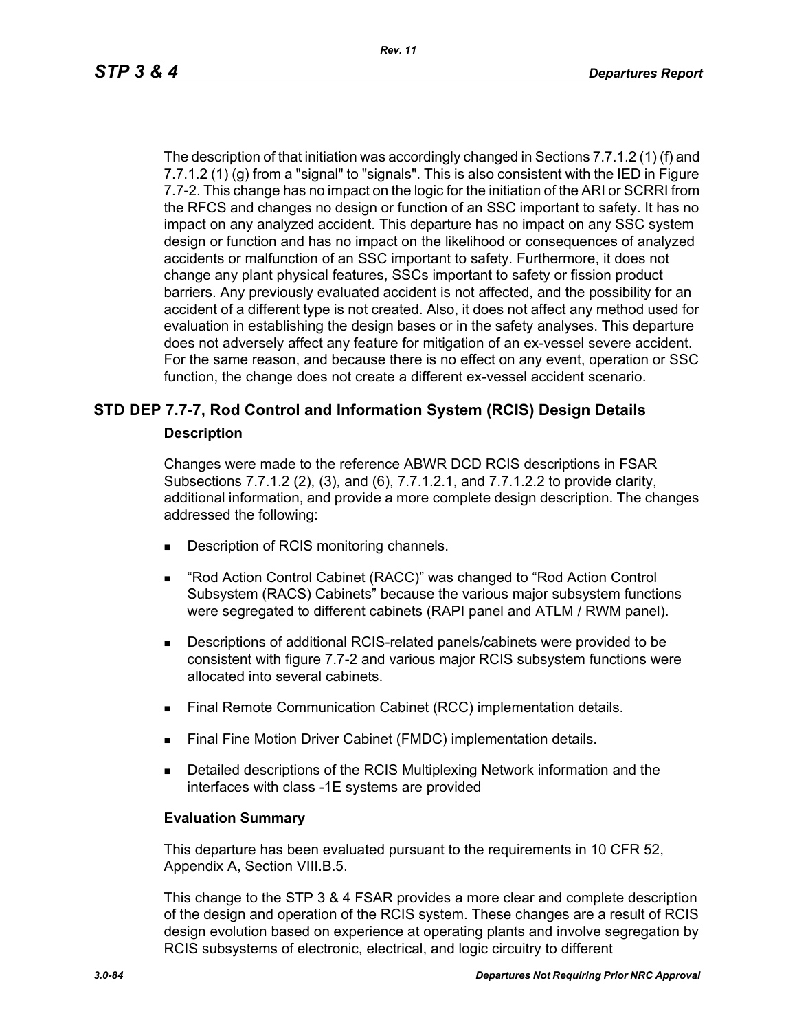The description of that initiation was accordingly changed in Sections 7.7.1.2 (1) (f) and 7.7.1.2 (1) (g) from a "signal" to "signals". This is also consistent with the IED in Figure 7.7-2. This change has no impact on the logic for the initiation of the ARI or SCRRI from the RFCS and changes no design or function of an SSC important to safety. It has no impact on any analyzed accident. This departure has no impact on any SSC system design or function and has no impact on the likelihood or consequences of analyzed accidents or malfunction of an SSC important to safety. Furthermore, it does not change any plant physical features, SSCs important to safety or fission product barriers. Any previously evaluated accident is not affected, and the possibility for an accident of a different type is not created. Also, it does not affect any method used for evaluation in establishing the design bases or in the safety analyses. This departure does not adversely affect any feature for mitigation of an ex-vessel severe accident. For the same reason, and because there is no effect on any event, operation or SSC function, the change does not create a different ex-vessel accident scenario.

## STD DEP 7.7-7, Rod Control and Information System (RCIS) Design Details

### Description

Changes were made to the reference ABWR DCD RCIS descriptions in FSAR Subsections 7.7.1.2 (2), (3), and (6), 7.7.1.2.1, and 7.7.1.2.2 to provide clarity, additional information, and provide a more complete design description. The changes addressed the following:

- Description of RCIS monitoring channels.
- “Rod Action Control Cabinet (RACC)” was changed to “Rod Action Control Subsystem (RACS) Cabinets” because the various major subsystem functions were segregated to different cabinets (RAPI panel and ATLM / RWM panel).
- Descriptions of additional RCIS-related panels/cabinets were provided to be consistent with figure 7.7-2 and various major RCIS subsystem functions were allocated into several cabinets.
- Final Remote Communication Cabinet (RCC) implementation details.
- Final Fine Motion Driver Cabinet (FMDC) implementation details.
- Detailed descriptions of the RCIS Multiplexing Network information and the interfaces with class -1E systems are provided

### Evaluation Summary

This departure has been evaluated pursuant to the requirements in 10 CFR 52, Appendix A, Section VIII.B.5.

This change to the STP 3 & 4 FSAR provides a more clear and complete description of the design and operation of the RCIS system. These changes are a result of RCIS design evolution based on experience at operating plants and involve segregation by RCIS subsystems of electronic, electrical, and logic circuitry to different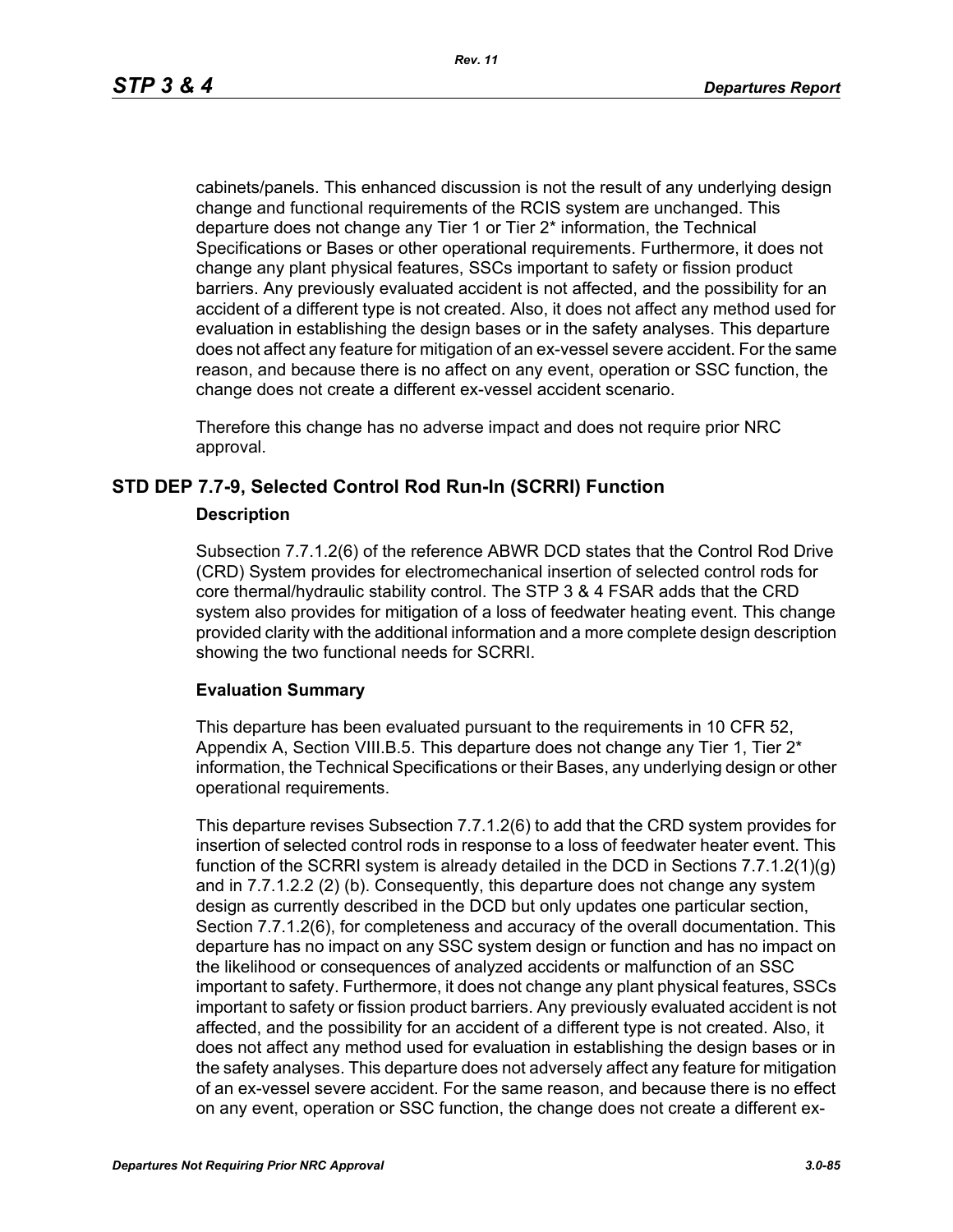cabinets/panels. This enhanced discussion is not the result of any underlying design change and functional requirements of the RCIS system are unchanged. This departure does not change any Tier 1 or Tier 2* information, the Technical Specifications or Bases or other operational requirements. Furthermore, it does not change any plant physical features, SSCs important to safety or fission product barriers. Any previously evaluated accident is not affected, and the possibility for an accident of a different type is not created. Also, it does not affect any method used for evaluation in establishing the design bases or in the safety analyses. This departure does not affect any feature for mitigation of an ex-vessel severe accident. For the same reason, and because there is no affect on any event, operation or SSC function, the change does not create a different ex-vessel accident scenario.

Therefore this change has no adverse impact and does not require prior NRC approval.

## STD DEP 7.7-9, Selected Control Rod Run-In (SCRRI) Function

### Description

Subsection 7.7.1.2(6) of the reference ABWR DCD states that the Control Rod Drive (CRD) System provides for electromechanical insertion of selected control rods for core thermal/hydraulic stability control. The STP 3 & 4 FSAR adds that the CRD system also provides for mitigation of a loss of feedwater heating event. This change provided clarity with the additional information and a more complete design description showing the two functional needs for SCRRI.

### Evaluation Summary

This departure has been evaluated pursuant to the requirements in 10 CFR 52, Appendix A, Section VIII.B.5. This departure does not change any Tier 1, Tier 2* information, the Technical Specifications or their Bases, any underlying design or other operational requirements.

This departure revises Subsection 7.7.1.2(6) to add that the CRD system provides for insertion of selected control rods in response to a loss of feedwater heater event. This function of the SCRRI system is already detailed in the DCD in Sections 7.7.1.2(1)(g) and in 7.7.1.2.2 (2) (b). Consequently, this departure does not change any system design as currently described in the DCD but only updates one particular section, Section 7.7.1.2(6), for completeness and accuracy of the overall documentation. This departure has no impact on any SSC system design or function and has no impact on the likelihood or consequences of analyzed accidents or malfunction of an SSC important to safety. Furthermore, it does not change any plant physical features, SSCs important to safety or fission product barriers. Any previously evaluated accident is not affected, and the possibility for an accident of a different type is not created. Also, it does not affect any method used for evaluation in establishing the design bases or in the safety analyses. This departure does not adversely affect any feature for mitigation of an ex-vessel severe accident. For the same reason, and because there is no effect on any event, operation or SSC function, the change does not create a different ex-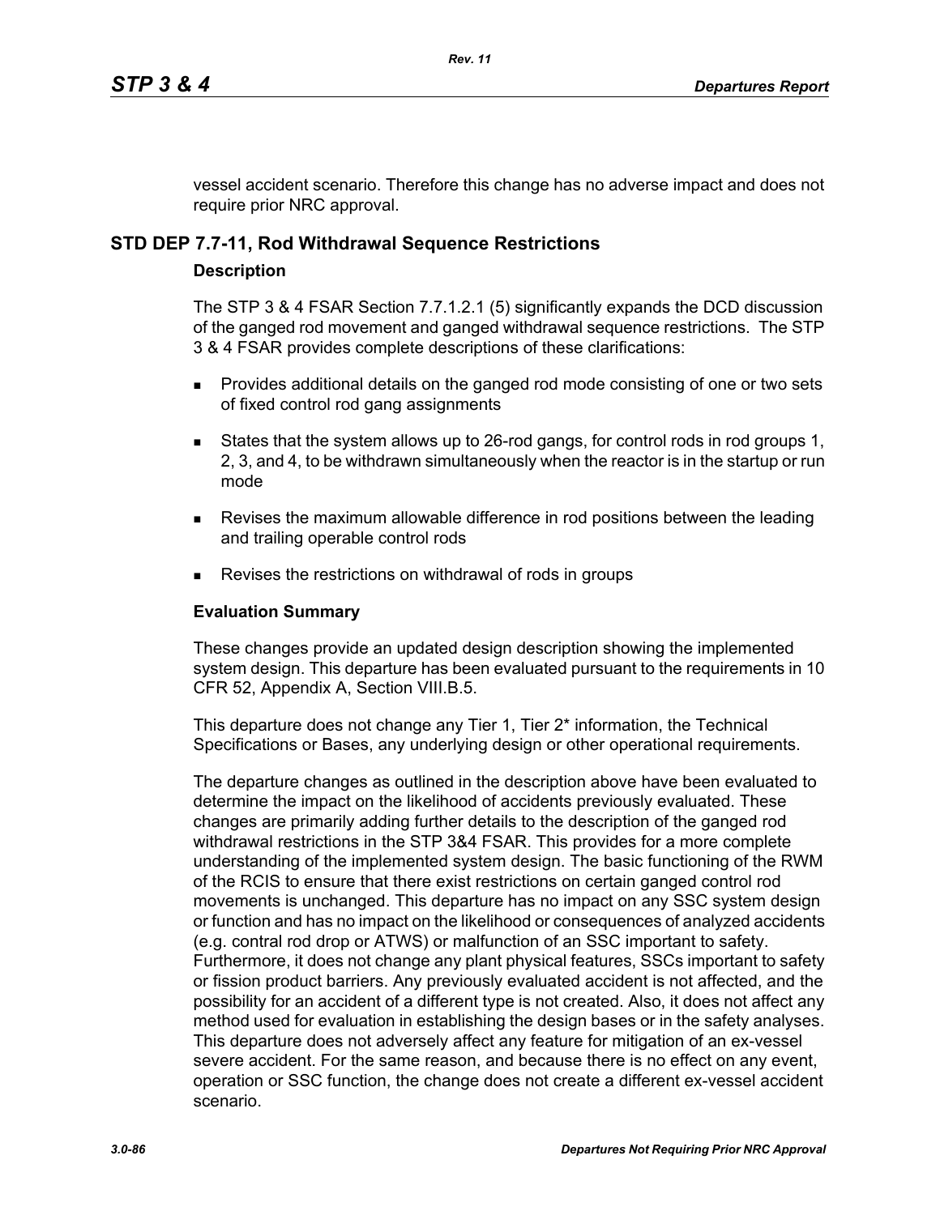vessel accident scenario. Therefore this change has no adverse impact and does not require prior NRC approval.

## STD DEP 7.7-11, Rod Withdrawal Sequence Restrictions

### Description

The STP 3 & 4 FSAR Section 7.7.1.2.1 (5) significantly expands the DCD discussion of the ganged rod movement and ganged withdrawal sequence restrictions. The STP 3 & 4 FSAR provides complete descriptions of these clarifications:

- Provides additional details on the ganged rod mode consisting of one or two sets of fixed control rod gang assignments
- States that the system allows up to 26-rod gangs, for control rods in rod groups 1, 2, 3, and 4, to be withdrawn simultaneously when the reactor is in the startup or run mode
- Revises the maximum allowable difference in rod positions between the leading and trailing operable control rods
- Revises the restrictions on withdrawal of rods in groups

### Evaluation Summary

These changes provide an updated design description showing the implemented system design. This departure has been evaluated pursuant to the requirements in 10 CFR 52, Appendix A, Section VIII.B.5.

This departure does not change any Tier 1, Tier 2* information, the Technical Specifications or Bases, any underlying design or other operational requirements.

The departure changes as outlined in the description above have been evaluated to determine the impact on the likelihood of accidents previously evaluated. These changes are primarily adding further details to the description of the ganged rod withdrawal restrictions in the STP 3&4 FSAR. This provides for a more complete understanding of the implemented system design. The basic functioning of the RWM of the RCIS to ensure that there exist restrictions on certain ganged control rod movements is unchanged. This departure has no impact on any SSC system design or function and has no impact on the likelihood or consequences of analyzed accidents (e.g. contral rod drop or ATWS) or malfunction of an SSC important to safety. Furthermore, it does not change any plant physical features, SSCs important to safety or fission product barriers. Any previously evaluated accident is not affected, and the possibility for an accident of a different type is not created. Also, it does not affect any method used for evaluation in establishing the design bases or in the safety analyses. This departure does not adversely affect any feature for mitigation of an ex-vessel severe accident. For the same reason, and because there is no effect on any event, operation or SSC function, the change does not create a different ex-vessel accident scenario.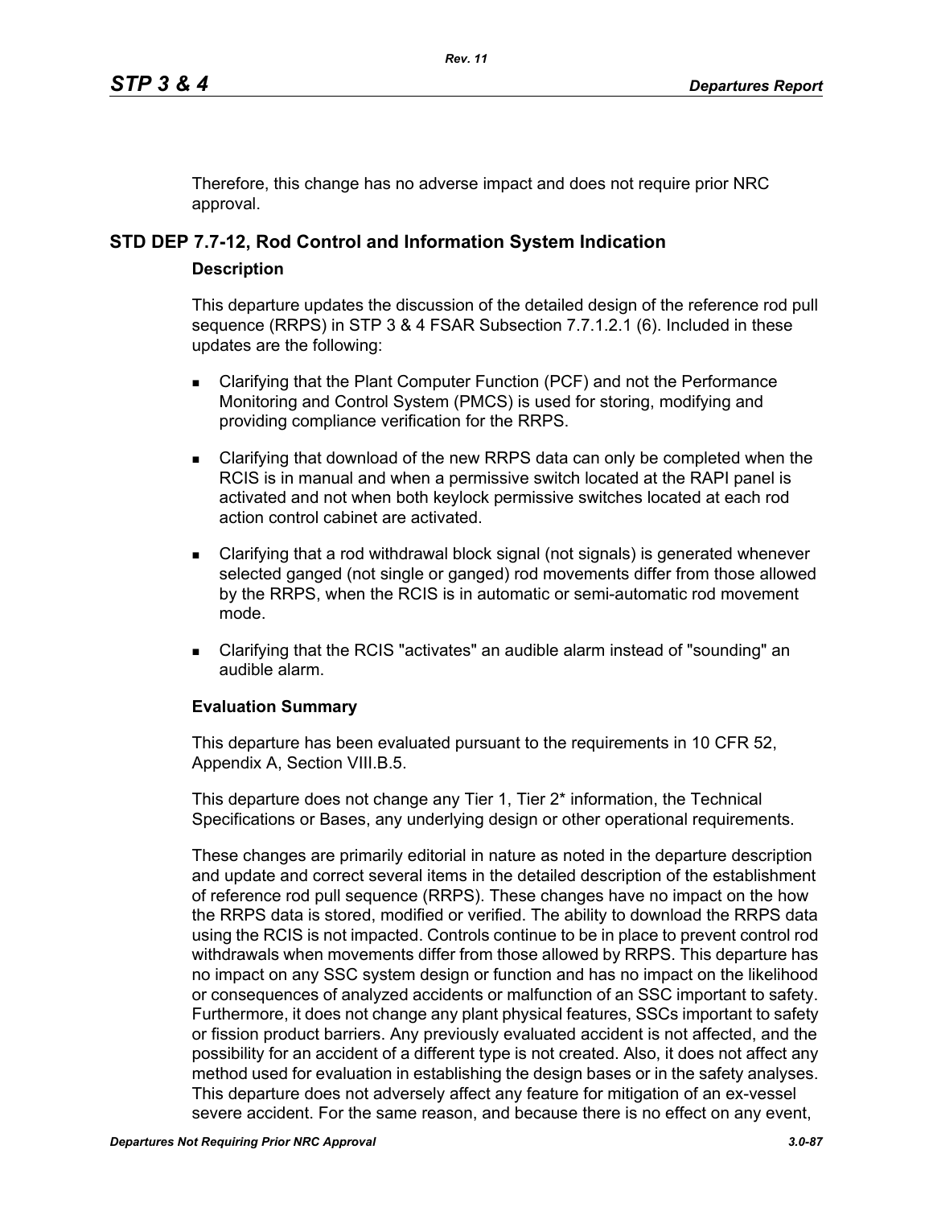Therefore, this change has no adverse impact and does not require prior NRC approval.

## STD DEP 7.7-12, Rod Control and Information System Indication

### Description

This departure updates the discussion of the detailed design of the reference rod pull sequence (RRPS) in STP 3 & 4 FSAR Subsection 7.7.1.2.1 (6). Included in these updates are the following:

- Clarifying that the Plant Computer Function (PCF) and not the Performance Monitoring and Control System (PMCS) is used for storing, modifying and providing compliance verification for the RRPS.
- Clarifying that download of the new RRPS data can only be completed when the RCIS is in manual and when a permissive switch located at the RAPI panel is activated and not when both keylock permissive switches located at each rod action control cabinet are activated.
- Clarifying that a rod withdrawal block signal (not signals) is generated whenever selected ganged (not single or ganged) rod movements differ from those allowed by the RRPS, when the RCIS is in automatic or semi-automatic rod movement mode.
- Clarifying that the RCIS "activates" an audible alarm instead of "sounding" an audible alarm.

### Evaluation Summary

This departure has been evaluated pursuant to the requirements in 10 CFR 52, Appendix A, Section VIII.B.5.

This departure does not change any Tier 1, Tier 2* information, the Technical Specifications or Bases, any underlying design or other operational requirements.

These changes are primarily editorial in nature as noted in the departure description and update and correct several items in the detailed description of the establishment of reference rod pull sequence (RRPS). These changes have no impact on the how the RRPS data is stored, modified or verified. The ability to download the RRPS data using the RCIS is not impacted. Controls continue to be in place to prevent control rod withdrawals when movements differ from those allowed by RRPS. This departure has no impact on any SSC system design or function and has no impact on the likelihood or consequences of analyzed accidents or malfunction of an SSC important to safety. Furthermore, it does not change any plant physical features, SSCs important to safety or fission product barriers. Any previously evaluated accident is not affected, and the possibility for an accident of a different type is not created. Also, it does not affect any method used for evaluation in establishing the design bases or in the safety analyses. This departure does not adversely affect any feature for mitigation of an ex-vessel severe accident. For the same reason, and because there is no effect on any event,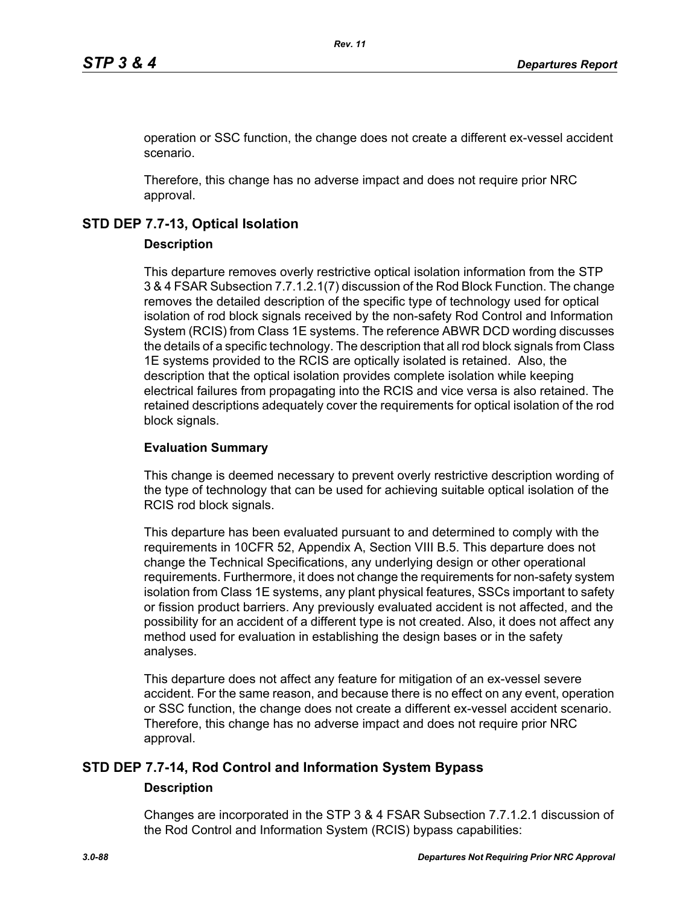operation or SSC function, the change does not create a different ex-vessel accident scenario.

Therefore, this change has no adverse impact and does not require prior NRC approval.

## STD DEP 7.7-13, Optical Isolation

### Description

This departure removes overly restrictive optical isolation information from the STP 3 & 4 FSAR Subsection 7.7.1.2.1(7) discussion of the Rod Block Function. The change removes the detailed description of the specific type of technology used for optical isolation of rod block signals received by the non-safety Rod Control and Information System (RCIS) from Class 1E systems. The reference ABWR DCD wording discusses the details of a specific technology. The description that all rod block signals from Class 1E systems provided to the RCIS are optically isolated is retained. Also, the description that the optical isolation provides complete isolation while keeping electrical failures from propagating into the RCIS and vice versa is also retained. The retained descriptions adequately cover the requirements for optical isolation of the rod block signals.

### Evaluation Summary

This change is deemed necessary to prevent overly restrictive description wording of the type of technology that can be used for achieving suitable optical isolation of the RCIS rod block signals.

This departure has been evaluated pursuant to and determined to comply with the requirements in 10CFR 52, Appendix A, Section VIII B.5. This departure does not change the Technical Specifications, any underlying design or other operational requirements. Furthermore, it does not change the requirements for non-safety system isolation from Class 1E systems, any plant physical features, SSCs important to safety or fission product barriers. Any previously evaluated accident is not affected, and the possibility for an accident of a different type is not created. Also, it does not affect any method used for evaluation in establishing the design bases or in the safety analyses.

This departure does not affect any feature for mitigation of an ex-vessel severe accident. For the same reason, and because there is no effect on any event, operation or SSC function, the change does not create a different ex-vessel accident scenario. Therefore, this change has no adverse impact and does not require prior NRC approval.

## STD DEP 7.7-14, Rod Control and Information System Bypass

### Description

Changes are incorporated in the STP 3 & 4 FSAR Subsection 7.7.1.2.1 discussion of the Rod Control and Information System (RCIS) bypass capabilities: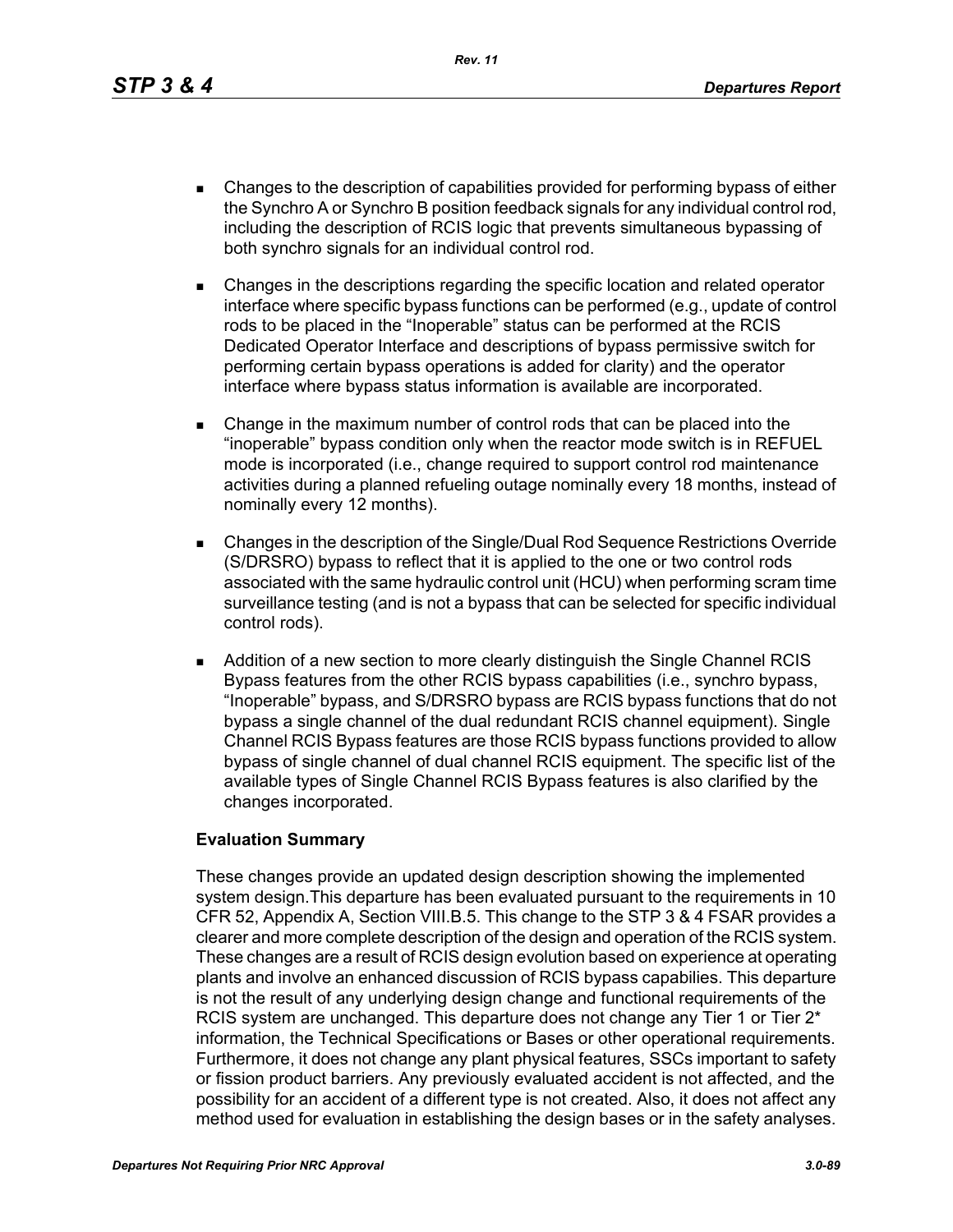- Changes to the description of capabilities provided for performing bypass of either the Synchro A or Synchro B position feedback signals for any individual control rod, including the description of RCIS logic that prevents simultaneous bypassing of both synchro signals for an individual control rod.

- Changes in the descriptions regarding the specific location and related operator interface where specific bypass functions can be performed (e.g., update of control rods to be placed in the "Inoperable" status can be performed at the RCIS Dedicated Operator Interface and descriptions of bypass permissive switch for performing certain bypass operations is added for clarity) and the operator interface where bypass status information is available are incorporated.

- Change in the maximum number of control rods that can be placed into the "inoperable" bypass condition only when the reactor mode switch is in REFUEL mode is incorporated (i.e., change required to support control rod maintenance activities during a planned refueling outage nominally every 18 months, instead of nominally every 12 months).

- Changes in the description of the Single/Dual Rod Sequence Restrictions Override (S/DRSRO) bypass to reflect that it is applied to the one or two control rods associated with the same hydraulic control unit (HCU) when performing scram time surveillance testing (and is not a bypass that can be selected for specific individual control rods).

- Addition of a new section to more clearly distinguish the Single Channel RCIS Bypass features from the other RCIS bypass capabilities (i.e., synchro bypass, "Inoperable" bypass, and S/DRSRO bypass are RCIS bypass functions that do not bypass a single channel of the dual redundant RCIS channel equipment). Single Channel RCIS Bypass features are those RCIS bypass functions provided to allow bypass of single channel of dual channel RCIS equipment. The specific list of the available types of Single Channel RCIS Bypass features is also clarified by the changes incorporated.

**Evaluation Summary**

These changes provide an updated design description showing the implemented system design.This departure has been evaluated pursuant to the requirements in 10 CFR 52, Appendix A, Section VIII.B.5. This change to the STP 3 & 4 FSAR provides a clearer and more complete description of the design and operation of the RCIS system. These changes are a result of RCIS design evolution based on experience at operating plants and involve an enhanced discussion of RCIS bypass capabilies. This departure is not the result of any underlying design change and functional requirements of the RCIS system are unchanged. This departure does not change any Tier 1 or Tier 2* information, the Technical Specifications or Bases or other operational requirements. Furthermore, it does not change any plant physical features, SSCs important to safety or fission product barriers. Any previously evaluated accident is not affected, and the possibility for an accident of a different type is not created. Also, it does not affect any method used for evaluation in establishing the design bases or in the safety analyses.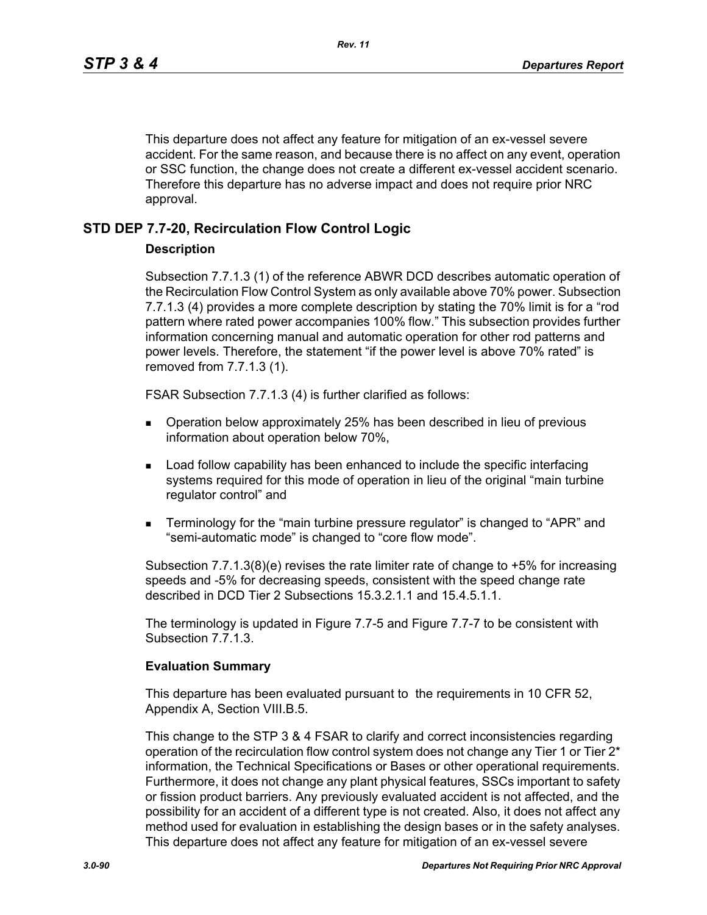This departure does not affect any feature for mitigation of an ex-vessel severe accident. For the same reason, and because there is no affect on any event, operation or SSC function, the change does not create a different ex-vessel accident scenario. Therefore this departure has no adverse impact and does not require prior NRC approval.

## STD DEP 7.7-20, Recirculation Flow Control Logic

### Description

Subsection 7.7.1.3 (1) of the reference ABWR DCD describes automatic operation of the Recirculation Flow Control System as only available above 70% power. Subsection 7.7.1.3 (4) provides a more complete description by stating the 70% limit is for a "rod pattern where rated power accompanies 100% flow." This subsection provides further information concerning manual and automatic operation for other rod patterns and power levels. Therefore, the statement "if the power level is above 70% rated" is removed from 7.7.1.3 (1).

FSAR Subsection 7.7.1.3 (4) is further clarified as follows:

- Operation below approximately 25% has been described in lieu of previous information about operation below 70%,
- Load follow capability has been enhanced to include the specific interfacing systems required for this mode of operation in lieu of the original "main turbine regulator control" and
- Terminology for the "main turbine pressure regulator" is changed to "APR" and "semi-automatic mode" is changed to "core flow mode".

Subsection 7.7.1.3(8)(e) revises the rate limiter rate of change to +5% for increasing speeds and -5% for decreasing speeds, consistent with the speed change rate described in DCD Tier 2 Subsections 15.3.2.1.1 and 15.4.5.1.1.

The terminology is updated in Figure 7.7-5 and Figure 7.7-7 to be consistent with Subsection 7.7.1.3.

### Evaluation Summary

This departure has been evaluated pursuant to the requirements in 10 CFR 52, Appendix A, Section VIII.B.5.

This change to the STP 3 & 4 FSAR to clarify and correct inconsistencies regarding operation of the recirculation flow control system does not change any Tier 1 or Tier 2* information, the Technical Specifications or Bases or other operational requirements. Furthermore, it does not change any plant physical features, SSCs important to safety or fission product barriers. Any previously evaluated accident is not affected, and the possibility for an accident of a different type is not created. Also, it does not affect any method used for evaluation in establishing the design bases or in the safety analyses. This departure does not affect any feature for mitigation of an ex-vessel severe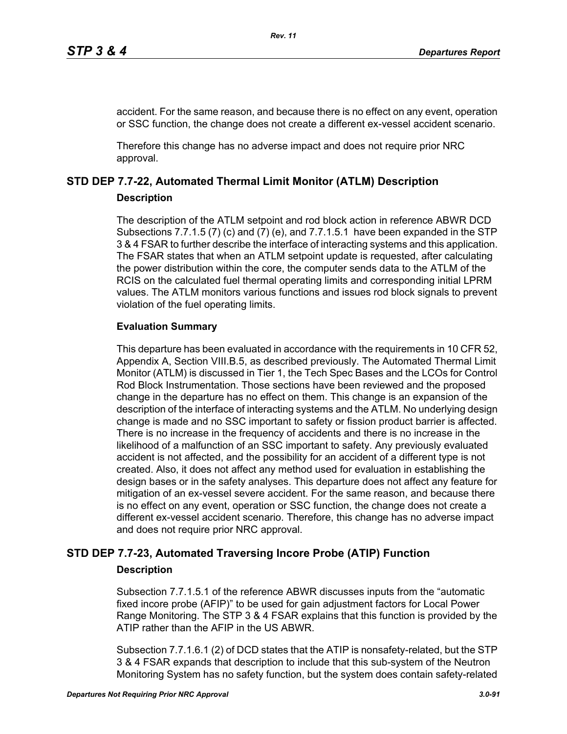accident. For the same reason, and because there is no effect on any event, operation or SSC function, the change does not create a different ex-vessel accident scenario.

Therefore this change has no adverse impact and does not require prior NRC approval.

## STD DEP 7.7-22, Automated Thermal Limit Monitor (ATLM) Description

### Description

The description of the ATLM setpoint and rod block action in reference ABWR DCD Subsections 7.7.1.5 (7) (c) and (7) (e), and 7.7.1.5.1 have been expanded in the STP 3 & 4 FSAR to further describe the interface of interacting systems and this application. The FSAR states that when an ATLM setpoint update is requested, after calculating the power distribution within the core, the computer sends data to the ATLM of the RCIS on the calculated fuel thermal operating limits and corresponding initial LPRM values. The ATLM monitors various functions and issues rod block signals to prevent violation of the fuel operating limits.

### Evaluation Summary

This departure has been evaluated in accordance with the requirements in 10 CFR 52, Appendix A, Section VIII.B.5, as described previously. The Automated Thermal Limit Monitor (ATLM) is discussed in Tier 1, the Tech Spec Bases and the LCOs for Control Rod Block Instrumentation. Those sections have been reviewed and the proposed change in the departure has no effect on them. This change is an expansion of the description of the interface of interacting systems and the ATLM. No underlying design change is made and no SSC important to safety or fission product barrier is affected. There is no increase in the frequency of accidents and there is no increase in the likelihood of a malfunction of an SSC important to safety. Any previously evaluated accident is not affected, and the possibility for an accident of a different type is not created. Also, it does not affect any method used for evaluation in establishing the design bases or in the safety analyses. This departure does not affect any feature for mitigation of an ex-vessel severe accident. For the same reason, and because there is no effect on any event, operation or SSC function, the change does not create a different ex-vessel accident scenario. Therefore, this change has no adverse impact and does not require prior NRC approval.

## STD DEP 7.7-23, Automated Traversing Incore Probe (ATIP) Function

### Description

Subsection 7.7.1.5.1 of the reference ABWR discusses inputs from the "automatic fixed incore probe (AFIP)" to be used for gain adjustment factors for Local Power Range Monitoring. The STP 3 & 4 FSAR explains that this function is provided by the ATIP rather than the AFIP in the US ABWR.

Subsection 7.7.1.6.1 (2) of DCD states that the ATIP is nonsafety-related, but the STP 3 & 4 FSAR expands that description to include that this sub-system of the Neutron Monitoring System has no safety function, but the system does contain safety-related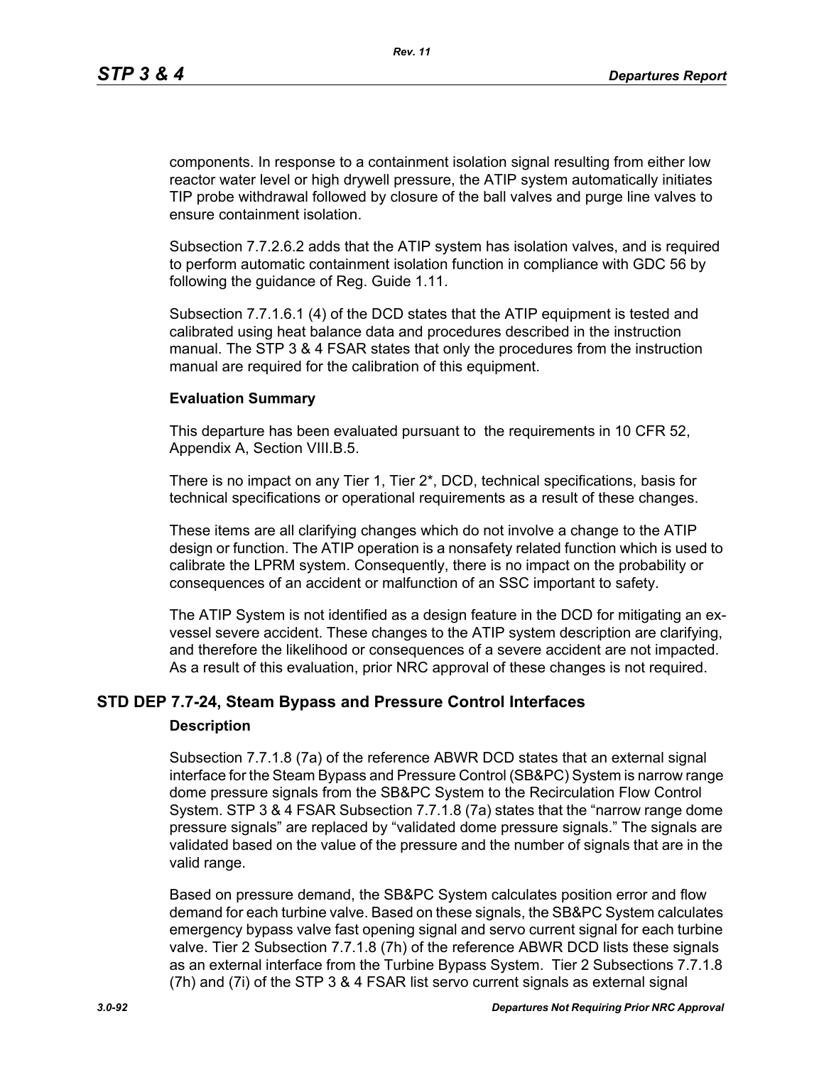components. In response to a containment isolation signal resulting from either low reactor water level or high drywell pressure, the ATIP system automatically initiates TIP probe withdrawal followed by closure of the ball valves and purge line valves to ensure containment isolation.

Subsection 7.7.2.6.2 adds that the ATIP system has isolation valves, and is required to perform automatic containment isolation function in compliance with GDC 56 by following the guidance of Reg. Guide 1.11.

Subsection 7.7.1.6.1 (4) of the DCD states that the ATIP equipment is tested and calibrated using heat balance data and procedures described in the instruction manual. The STP 3 & 4 FSAR states that only the procedures from the instruction manual are required for the calibration of this equipment.

#### Evaluation Summary

This departure has been evaluated pursuant to the requirements in 10 CFR 52, Appendix A, Section VIII.B.5.

There is no impact on any Tier 1, Tier 2*, DCD, technical specifications, basis for technical specifications or operational requirements as a result of these changes.

These items are all clarifying changes which do not involve a change to the ATIP design or function. The ATIP operation is a nonsafety related function which is used to calibrate the LPRM system. Consequently, there is no impact on the probability or consequences of an accident or malfunction of an SSC important to safety.

The ATIP System is not identified as a design feature in the DCD for mitigating an ex-vessel severe accident. These changes to the ATIP system description are clarifying, and therefore the likelihood or consequences of a severe accident are not impacted. As a result of this evaluation, prior NRC approval of these changes is not required.

### STD DEP 7.7-24, Steam Bypass and Pressure Control Interfaces

#### Description

Subsection 7.7.1.8 (7a) of the reference ABWR DCD states that an external signal interface for the Steam Bypass and Pressure Control (SB&PC) System is narrow range dome pressure signals from the SB&PC System to the Recirculation Flow Control System. STP 3 & 4 FSAR Subsection 7.7.1.8 (7a) states that the "narrow range dome pressure signals" are replaced by "validated dome pressure signals." The signals are validated based on the value of the pressure and the number of signals that are in the valid range.

Based on pressure demand, the SB&PC System calculates position error and flow demand for each turbine valve. Based on these signals, the SB&PC System calculates emergency bypass valve fast opening signal and servo current signal for each turbine valve. Tier 2 Subsection 7.7.1.8 (7h) of the reference ABWR DCD lists these signals as an external interface from the Turbine Bypass System. Tier 2 Subsections 7.7.1.8 (7h) and (7i) of the STP 3 & 4 FSAR list servo current signals as external signal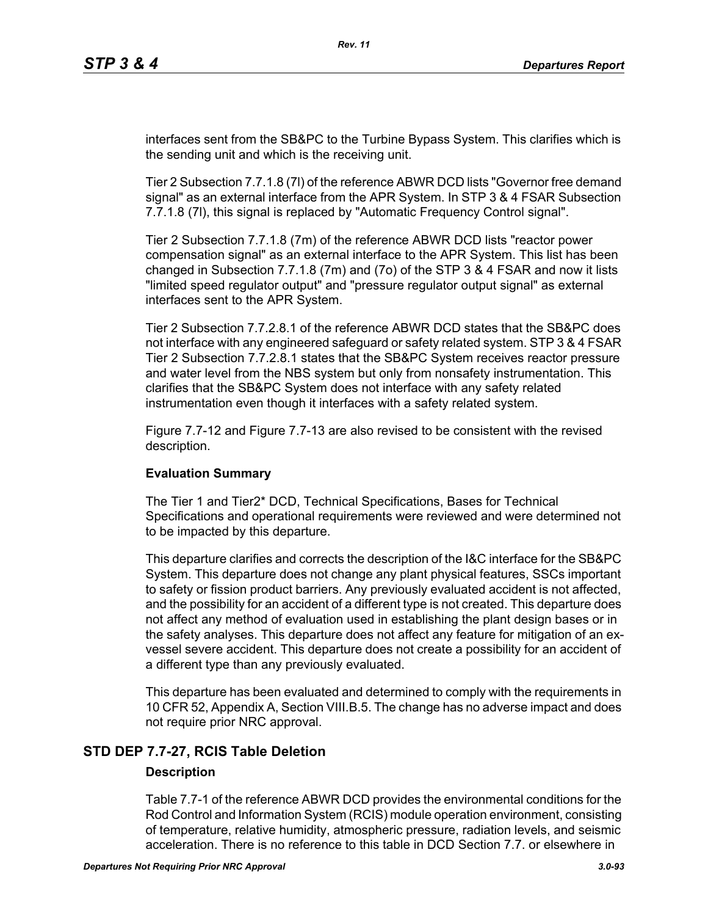interfaces sent from the SB&PC to the Turbine Bypass System. This clarifies which is the sending unit and which is the receiving unit.

Tier 2 Subsection 7.7.1.8 (7l) of the reference ABWR DCD lists "Governor free demand signal" as an external interface from the APR System. In STP 3 & 4 FSAR Subsection 7.7.1.8 (7l), this signal is replaced by "Automatic Frequency Control signal".

Tier 2 Subsection 7.7.1.8 (7m) of the reference ABWR DCD lists "reactor power compensation signal" as an external interface to the APR System. This list has been changed in Subsection 7.7.1.8 (7m) and (7o) of the STP 3 & 4 FSAR and now it lists "limited speed regulator output" and "pressure regulator output signal" as external interfaces sent to the APR System.

Tier 2 Subsection 7.7.2.8.1 of the reference ABWR DCD states that the SB&PC does not interface with any engineered safeguard or safety related system. STP 3 & 4 FSAR Tier 2 Subsection 7.7.2.8.1 states that the SB&PC System receives reactor pressure and water level from the NBS system but only from nonsafety instrumentation. This clarifies that the SB&PC System does not interface with any safety related instrumentation even though it interfaces with a safety related system.

Figure 7.7-12 and Figure 7.7-13 are also revised to be consistent with the revised description.

**Evaluation Summary**

The Tier 1 and Tier2* DCD, Technical Specifications, Bases for Technical Specifications and operational requirements were reviewed and were determined not to be impacted by this departure.

This departure clarifies and corrects the description of the I&C interface for the SB&PC System. This departure does not change any plant physical features, SSCs important to safety or fission product barriers. Any previously evaluated accident is not affected, and the possibility for an accident of a different type is not created. This departure does not affect any method of evaluation used in establishing the plant design bases or in the safety analyses. This departure does not affect any feature for mitigation of an ex-vessel severe accident. This departure does not create a possibility for an accident of a different type than any previously evaluated.

This departure has been evaluated and determined to comply with the requirements in 10 CFR 52, Appendix A, Section VIII.B.5. The change has no adverse impact and does not require prior NRC approval.

## STD DEP 7.7-27, RCIS Table Deletion

**Description**

Table 7.7-1 of the reference ABWR DCD provides the environmental conditions for the Rod Control and Information System (RCIS) module operation environment, consisting of temperature, relative humidity, atmospheric pressure, radiation levels, and seismic acceleration. There is no reference to this table in DCD Section 7.7. or elsewhere in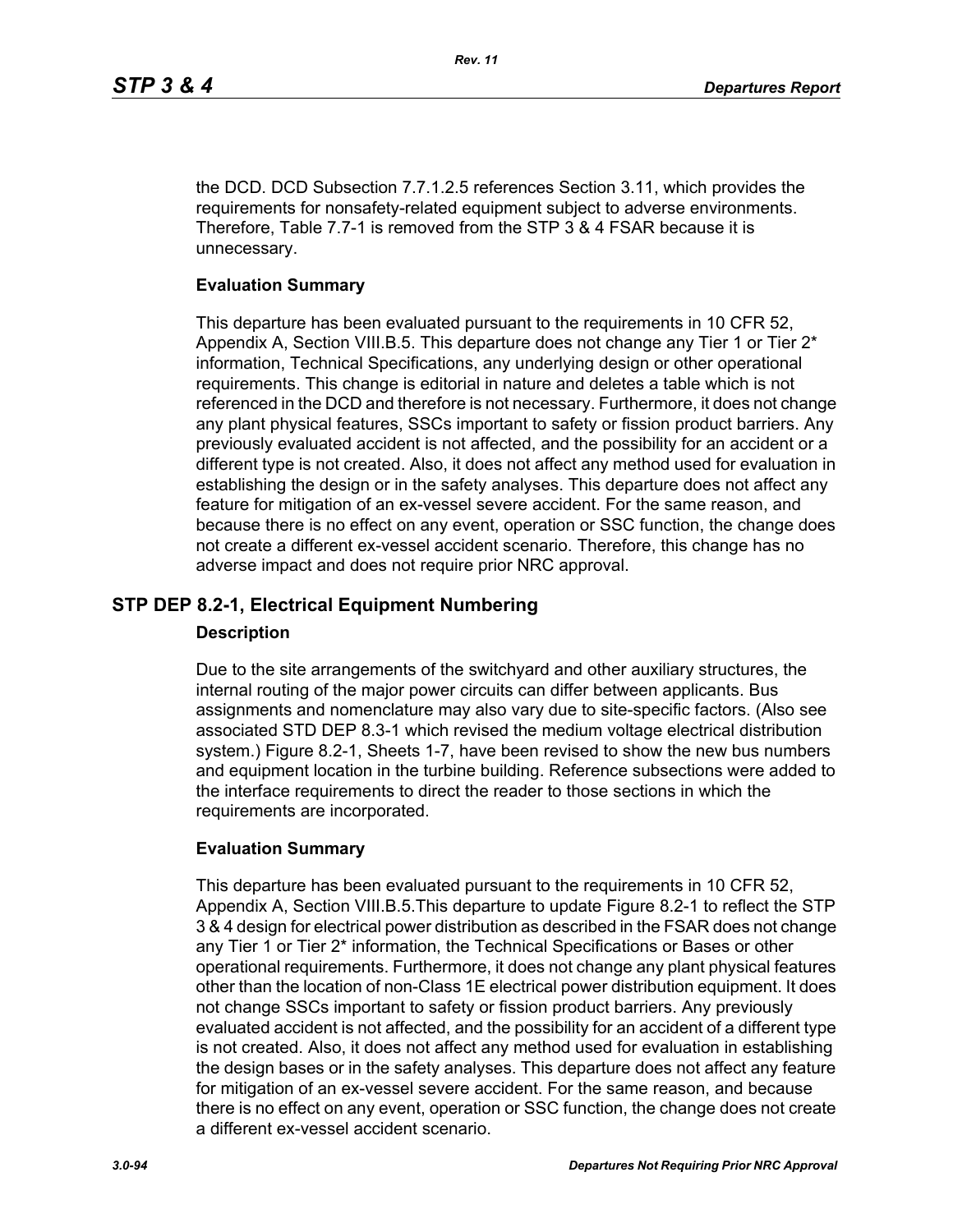the DCD. DCD Subsection 7.7.1.2.5 references Section 3.11, which provides the requirements for nonsafety-related equipment subject to adverse environments. Therefore, Table 7.7-1 is removed from the STP 3 & 4 FSAR because it is unnecessary.

**Evaluation Summary**

This departure has been evaluated pursuant to the requirements in 10 CFR 52, Appendix A, Section VIII.B.5. This departure does not change any Tier 1 or Tier 2* information, Technical Specifications, any underlying design or other operational requirements. This change is editorial in nature and deletes a table which is not referenced in the DCD and therefore is not necessary. Furthermore, it does not change any plant physical features, SSCs important to safety or fission product barriers. Any previously evaluated accident is not affected, and the possibility for an accident or a different type is not created. Also, it does not affect any method used for evaluation in establishing the design or in the safety analyses. This departure does not affect any feature for mitigation of an ex-vessel severe accident. For the same reason, and because there is no effect on any event, operation or SSC function, the change does not create a different ex-vessel accident scenario. Therefore, this change has no adverse impact and does not require prior NRC approval.

## STP DEP 8.2-1, Electrical Equipment Numbering

**Description**

Due to the site arrangements of the switchyard and other auxiliary structures, the internal routing of the major power circuits can differ between applicants. Bus assignments and nomenclature may also vary due to site-specific factors. (Also see associated STD DEP 8.3-1 which revised the medium voltage electrical distribution system.) Figure 8.2-1, Sheets 1-7, have been revised to show the new bus numbers and equipment location in the turbine building. Reference subsections were added to the interface requirements to direct the reader to those sections in which the requirements are incorporated.

**Evaluation Summary**

This departure has been evaluated pursuant to the requirements in 10 CFR 52, Appendix A, Section VIII.B.5.This departure to update Figure 8.2-1 to reflect the STP 3 & 4 design for electrical power distribution as described in the FSAR does not change any Tier 1 or Tier 2* information, the Technical Specifications or Bases or other operational requirements. Furthermore, it does not change any plant physical features other than the location of non-Class 1E electrical power distribution equipment. It does not change SSCs important to safety or fission product barriers. Any previously evaluated accident is not affected, and the possibility for an accident of a different type is not created. Also, it does not affect any method used for evaluation in establishing the design bases or in the safety analyses. This departure does not affect any feature for mitigation of an ex-vessel severe accident. For the same reason, and because there is no effect on any event, operation or SSC function, the change does not create a different ex-vessel accident scenario.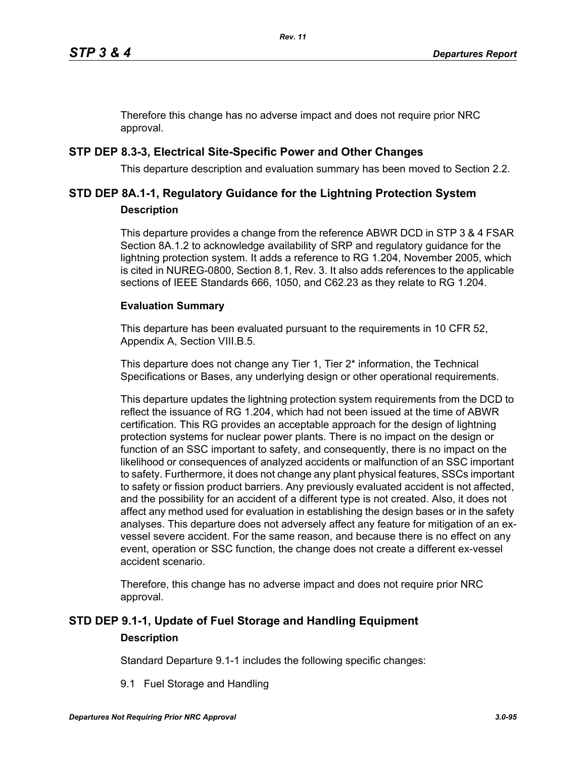Therefore this change has no adverse impact and does not require prior NRC approval.

## STP DEP 8.3-3, Electrical Site-Specific Power and Other Changes

This departure description and evaluation summary has been moved to Section 2.2.

## STD DEP 8A.1-1, Regulatory Guidance for the Lightning Protection System

### Description

This departure provides a change from the reference ABWR DCD in STP 3 & 4 FSAR Section 8A.1.2 to acknowledge availability of SRP and regulatory guidance for the lightning protection system. It adds a reference to RG 1.204, November 2005, which is cited in NUREG-0800, Section 8.1, Rev. 3. It also adds references to the applicable sections of IEEE Standards 666, 1050, and C62.23 as they relate to RG 1.204.

### Evaluation Summary

This departure has been evaluated pursuant to the requirements in 10 CFR 52, Appendix A, Section VIII.B.5.

This departure does not change any Tier 1, Tier 2* information, the Technical Specifications or Bases, any underlying design or other operational requirements.

This departure updates the lightning protection system requirements from the DCD to reflect the issuance of RG 1.204, which had not been issued at the time of ABWR certification. This RG provides an acceptable approach for the design of lightning protection systems for nuclear power plants. There is no impact on the design or function of an SSC important to safety, and consequently, there is no impact on the likelihood or consequences of analyzed accidents or malfunction of an SSC important to safety. Furthermore, it does not change any plant physical features, SSCs important to safety or fission product barriers. Any previously evaluated accident is not affected, and the possibility for an accident of a different type is not created. Also, it does not affect any method used for evaluation in establishing the design bases or in the safety analyses. This departure does not adversely affect any feature for mitigation of an ex-vessel severe accident. For the same reason, and because there is no effect on any event, operation or SSC function, the change does not create a different ex-vessel accident scenario.

Therefore, this change has no adverse impact and does not require prior NRC approval.

## STD DEP 9.1-1, Update of Fuel Storage and Handling Equipment

### Description

Standard Departure 9.1-1 includes the following specific changes:

9.1 Fuel Storage and Handling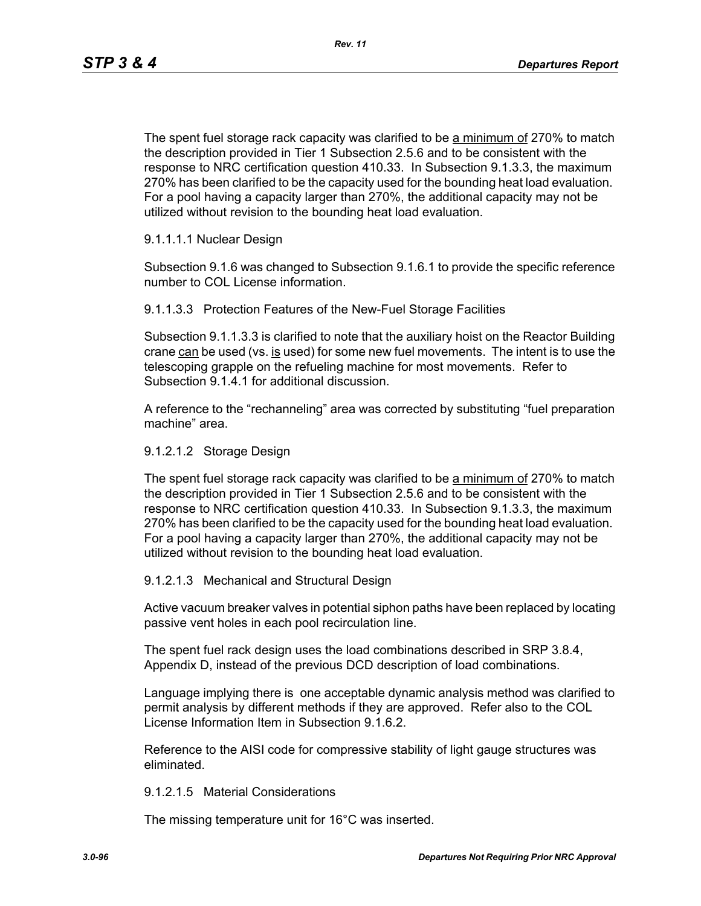The spent fuel storage rack capacity was clarified to be a minimum of 270% to match the description provided in Tier 1 Subsection 2.5.6 and to be consistent with the response to NRC certification question 410.33. In Subsection 9.1.3.3, the maximum 270% has been clarified to be the capacity used for the bounding heat load evaluation. For a pool having a capacity larger than 270%, the additional capacity may not be utilized without revision to the bounding heat load evaluation.

9.1.1.1.1 Nuclear Design

Subsection 9.1.6 was changed to Subsection 9.1.6.1 to provide the specific reference number to COL License information.

9.1.1.3.3 Protection Features of the New-Fuel Storage Facilities

Subsection 9.1.1.3.3 is clarified to note that the auxiliary hoist on the Reactor Building crane can be used (vs. is used) for some new fuel movements. The intent is to use the telescoping grapple on the refueling machine for most movements. Refer to Subsection 9.1.4.1 for additional discussion.

A reference to the “rechanneling” area was corrected by substituting “fuel preparation machine” area.

9.1.2.1.2 Storage Design

The spent fuel storage rack capacity was clarified to be a minimum of 270% to match the description provided in Tier 1 Subsection 2.5.6 and to be consistent with the response to NRC certification question 410.33. In Subsection 9.1.3.3, the maximum 270% has been clarified to be the capacity used for the bounding heat load evaluation. For a pool having a capacity larger than 270%, the additional capacity may not be utilized without revision to the bounding heat load evaluation.

9.1.2.1.3 Mechanical and Structural Design

Active vacuum breaker valves in potential siphon paths have been replaced by locating passive vent holes in each pool recirculation line.

The spent fuel rack design uses the load combinations described in SRP 3.8.4, Appendix D, instead of the previous DCD description of load combinations.

Language implying there is one acceptable dynamic analysis method was clarified to permit analysis by different methods if they are approved. Refer also to the COL License Information Item in Subsection 9.1.6.2.

Reference to the AISI code for compressive stability of light gauge structures was eliminated.

9.1.2.1.5 Material Considerations

The missing temperature unit for 16°C was inserted.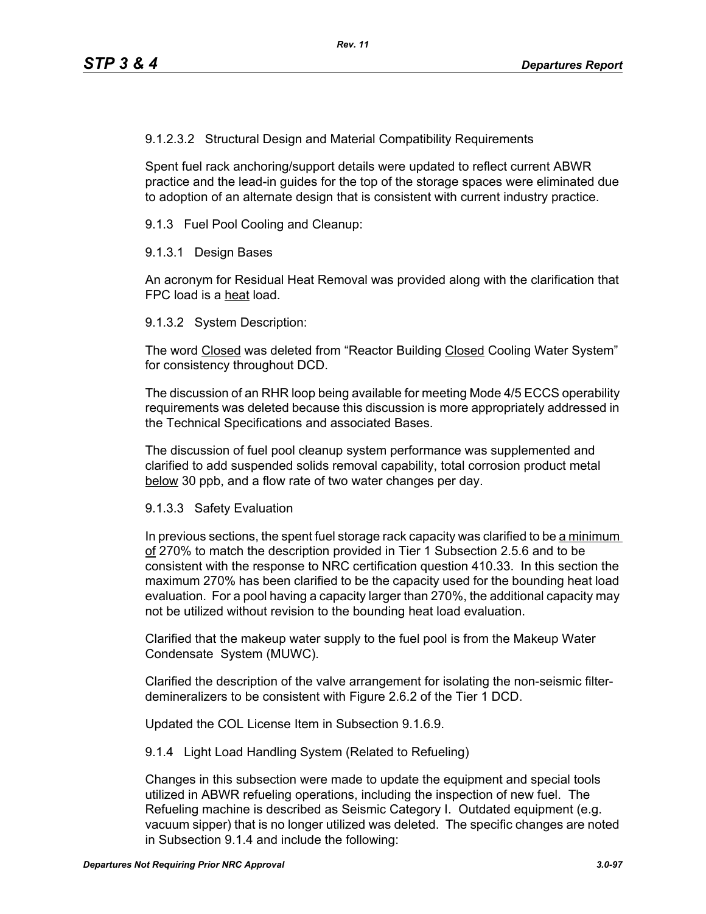9.1.2.3.2 Structural Design and Material Compatibility Requirements

Spent fuel rack anchoring/support details were updated to reflect current ABWR practice and the lead-in guides for the top of the storage spaces were eliminated due to adoption of an alternate design that is consistent with current industry practice.

9.1.3 Fuel Pool Cooling and Cleanup:

9.1.3.1 Design Bases

An acronym for Residual Heat Removal was provided along with the clarification that FPC load is a <u>heat</u> load.

9.1.3.2 System Description:

The word <u>Closed</u> was deleted from "Reactor Building <u>Closed</u> Cooling Water System" for consistency throughout DCD.

The discussion of an RHR loop being available for meeting Mode 4/5 ECCS operability requirements was deleted because this discussion is more appropriately addressed in the Technical Specifications and associated Bases.

The discussion of fuel pool cleanup system performance was supplemented and clarified to add suspended solids removal capability, total corrosion product metal <u>below</u> 30 ppb, and a flow rate of two water changes per day.

9.1.3.3 Safety Evaluation

In previous sections, the spent fuel storage rack capacity was clarified to be <u>a minimum of</u> 270% to match the description provided in Tier 1 Subsection 2.5.6 and to be consistent with the response to NRC certification question 410.33. In this section the maximum 270% has been clarified to be the capacity used for the bounding heat load evaluation. For a pool having a capacity larger than 270%, the additional capacity may not be utilized without revision to the bounding heat load evaluation.

Clarified that the makeup water supply to the fuel pool is from the Makeup Water Condensate System (MUWC).

Clarified the description of the valve arrangement for isolating the non-seismic filter-demineralizers to be consistent with Figure 2.6.2 of the Tier 1 DCD.

Updated the COL License Item in Subsection 9.1.6.9.

9.1.4 Light Load Handling System (Related to Refueling)

Changes in this subsection were made to update the equipment and special tools utilized in ABWR refueling operations, including the inspection of new fuel. The Refueling machine is described as Seismic Category I. Outdated equipment (e.g. vacuum sipper) that is no longer utilized was deleted. The specific changes are noted in Subsection 9.1.4 and include the following: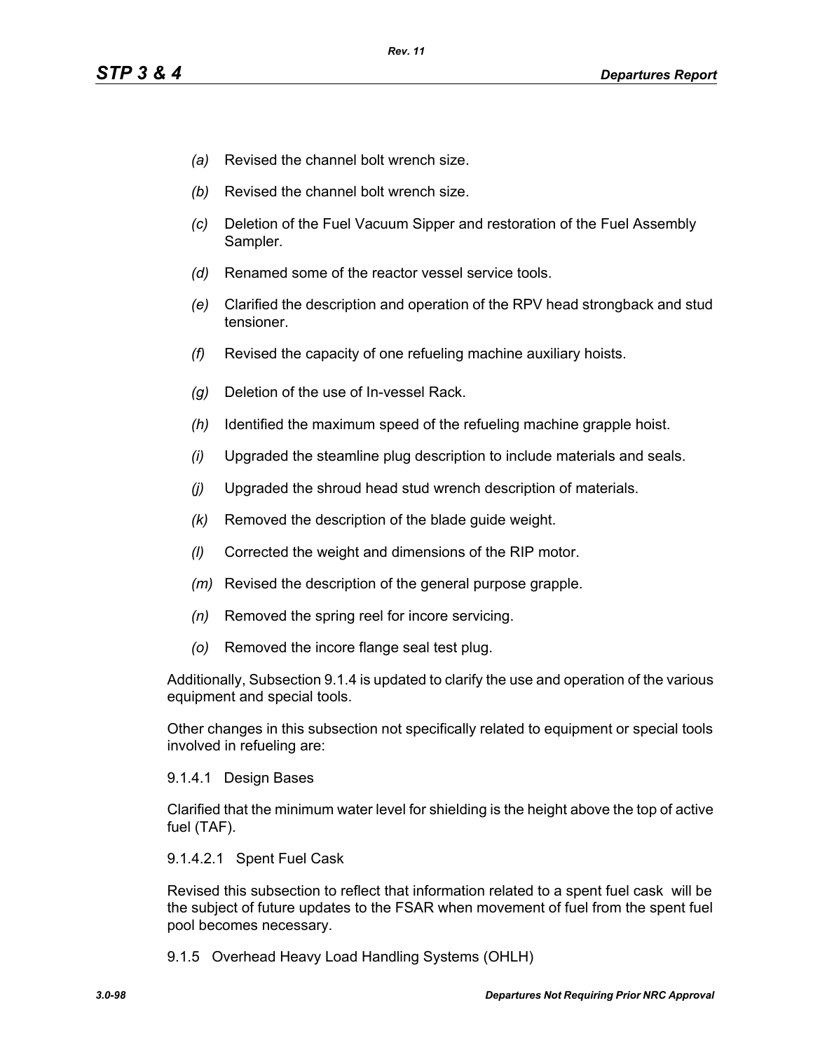- *(a)* Revised the channel bolt wrench size.
- *(b)* Revised the channel bolt wrench size.
- *(c)* Deletion of the Fuel Vacuum Sipper and restoration of the Fuel Assembly Sampler.
- *(d)* Renamed some of the reactor vessel service tools.
- *(e)* Clarified the description and operation of the RPV head strongback and stud tensioner.
- *(f)* Revised the capacity of one refueling machine auxiliary hoists.
- *(g)* Deletion of the use of In-vessel Rack.
- *(h)* Identified the maximum speed of the refueling machine grapple hoist.
- *(i)* Upgraded the steamline plug description to include materials and seals.
- *(j)* Upgraded the shroud head stud wrench description of materials.
- *(k)* Removed the description of the blade guide weight.
- *(l)* Corrected the weight and dimensions of the RIP motor.
- *(m)* Revised the description of the general purpose grapple.
- *(n)* Removed the spring reel for incore servicing.
- *(o)* Removed the incore flange seal test plug.

Additionally, Subsection 9.1.4 is updated to clarify the use and operation of the various equipment and special tools.

Other changes in this subsection not specifically related to equipment or special tools involved in refueling are:

9.1.4.1 Design Bases

Clarified that the minimum water level for shielding is the height above the top of active fuel (TAF).

9.1.4.2.1 Spent Fuel Cask

Revised this subsection to reflect that information related to a spent fuel cask will be the subject of future updates to the FSAR when movement of fuel from the spent fuel pool becomes necessary.

9.1.5 Overhead Heavy Load Handling Systems (OHLH)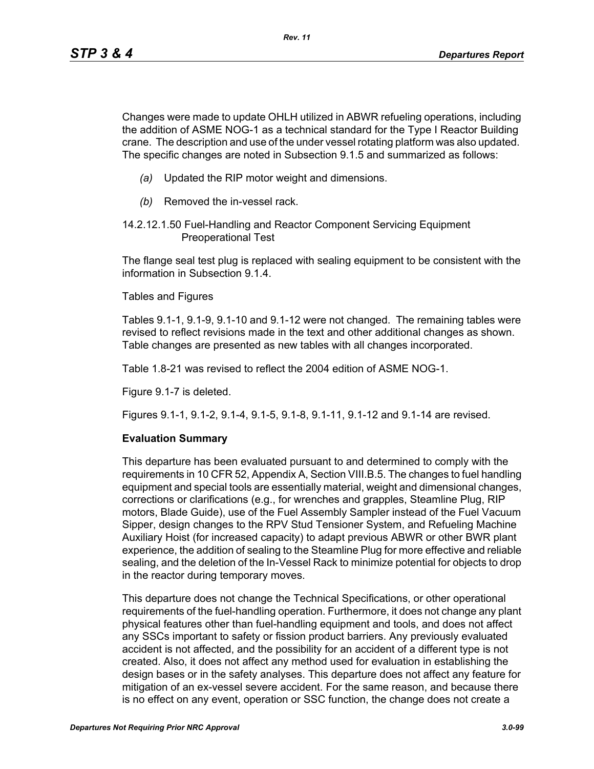Changes were made to update OHLH utilized in ABWR refueling operations, including the addition of ASME NOG-1 as a technical standard for the Type I Reactor Building crane. The description and use of the under vessel rotating platform was also updated. The specific changes are noted in Subsection 9.1.5 and summarized as follows:

*(a)* Updated the RIP motor weight and dimensions.

*(b)* Removed the in-vessel rack.

14.2.12.1.50 Fuel-Handling and Reactor Component Servicing Equipment Preoperational Test

The flange seal test plug is replaced with sealing equipment to be consistent with the information in Subsection 9.1.4.

Tables and Figures

Tables 9.1-1, 9.1-9, 9.1-10 and 9.1-12 were not changed. The remaining tables were revised to reflect revisions made in the text and other additional changes as shown. Table changes are presented as new tables with all changes incorporated.

Table 1.8-21 was revised to reflect the 2004 edition of ASME NOG-1.

Figure 9.1-7 is deleted.

Figures 9.1-1, 9.1-2, 9.1-4, 9.1-5, 9.1-8, 9.1-11, 9.1-12 and 9.1-14 are revised.

**Evaluation Summary**

This departure has been evaluated pursuant to and determined to comply with the requirements in 10 CFR 52, Appendix A, Section VIII.B.5. The changes to fuel handling equipment and special tools are essentially material, weight and dimensional changes, corrections or clarifications (e.g., for wrenches and grapples, Steamline Plug, RIP motors, Blade Guide), use of the Fuel Assembly Sampler instead of the Fuel Vacuum Sipper, design changes to the RPV Stud Tensioner System, and Refueling Machine Auxiliary Hoist (for increased capacity) to adapt previous ABWR or other BWR plant experience, the addition of sealing to the Steamline Plug for more effective and reliable sealing, and the deletion of the In-Vessel Rack to minimize potential for objects to drop in the reactor during temporary moves.

This departure does not change the Technical Specifications, or other operational requirements of the fuel-handling operation. Furthermore, it does not change any plant physical features other than fuel-handling equipment and tools, and does not affect any SSCs important to safety or fission product barriers. Any previously evaluated accident is not affected, and the possibility for an accident of a different type is not created. Also, it does not affect any method used for evaluation in establishing the design bases or in the safety analyses. This departure does not affect any feature for mitigation of an ex-vessel severe accident. For the same reason, and because there is no effect on any event, operation or SSC function, the change does not create a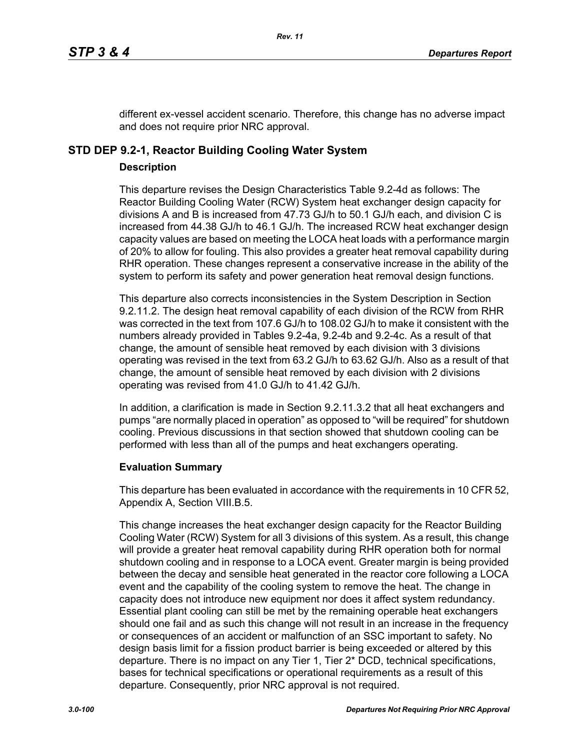different ex-vessel accident scenario. Therefore, this change has no adverse impact and does not require prior NRC approval.

## STD DEP 9.2-1, Reactor Building Cooling Water System

### Description

This departure revises the Design Characteristics Table 9.2-4d as follows: The Reactor Building Cooling Water (RCW) System heat exchanger design capacity for divisions A and B is increased from 47.73 GJ/h to 50.1 GJ/h each, and division C is increased from 44.38 GJ/h to 46.1 GJ/h. The increased RCW heat exchanger design capacity values are based on meeting the LOCA heat loads with a performance margin of 20% to allow for fouling. This also provides a greater heat removal capability during RHR operation. These changes represent a conservative increase in the ability of the system to perform its safety and power generation heat removal design functions.

This departure also corrects inconsistencies in the System Description in Section 9.2.11.2. The design heat removal capability of each division of the RCW from RHR was corrected in the text from 107.6 GJ/h to 108.02 GJ/h to make it consistent with the numbers already provided in Tables 9.2-4a, 9.2-4b and 9.2-4c. As a result of that change, the amount of sensible heat removed by each division with 3 divisions operating was revised in the text from 63.2 GJ/h to 63.62 GJ/h. Also as a result of that change, the amount of sensible heat removed by each division with 2 divisions operating was revised from 41.0 GJ/h to 41.42 GJ/h.

In addition, a clarification is made in Section 9.2.11.3.2 that all heat exchangers and pumps "are normally placed in operation" as opposed to "will be required" for shutdown cooling. Previous discussions in that section showed that shutdown cooling can be performed with less than all of the pumps and heat exchangers operating.

### Evaluation Summary

This departure has been evaluated in accordance with the requirements in 10 CFR 52, Appendix A, Section VIII.B.5.

This change increases the heat exchanger design capacity for the Reactor Building Cooling Water (RCW) System for all 3 divisions of this system. As a result, this change will provide a greater heat removal capability during RHR operation both for normal shutdown cooling and in response to a LOCA event. Greater margin is being provided between the decay and sensible heat generated in the reactor core following a LOCA event and the capability of the cooling system to remove the heat. The change in capacity does not introduce new equipment nor does it affect system redundancy. Essential plant cooling can still be met by the remaining operable heat exchangers should one fail and as such this change will not result in an increase in the frequency or consequences of an accident or malfunction of an SSC important to safety. No design basis limit for a fission product barrier is being exceeded or altered by this departure. There is no impact on any Tier 1, Tier 2* DCD, technical specifications, bases for technical specifications or operational requirements as a result of this departure. Consequently, prior NRC approval is not required.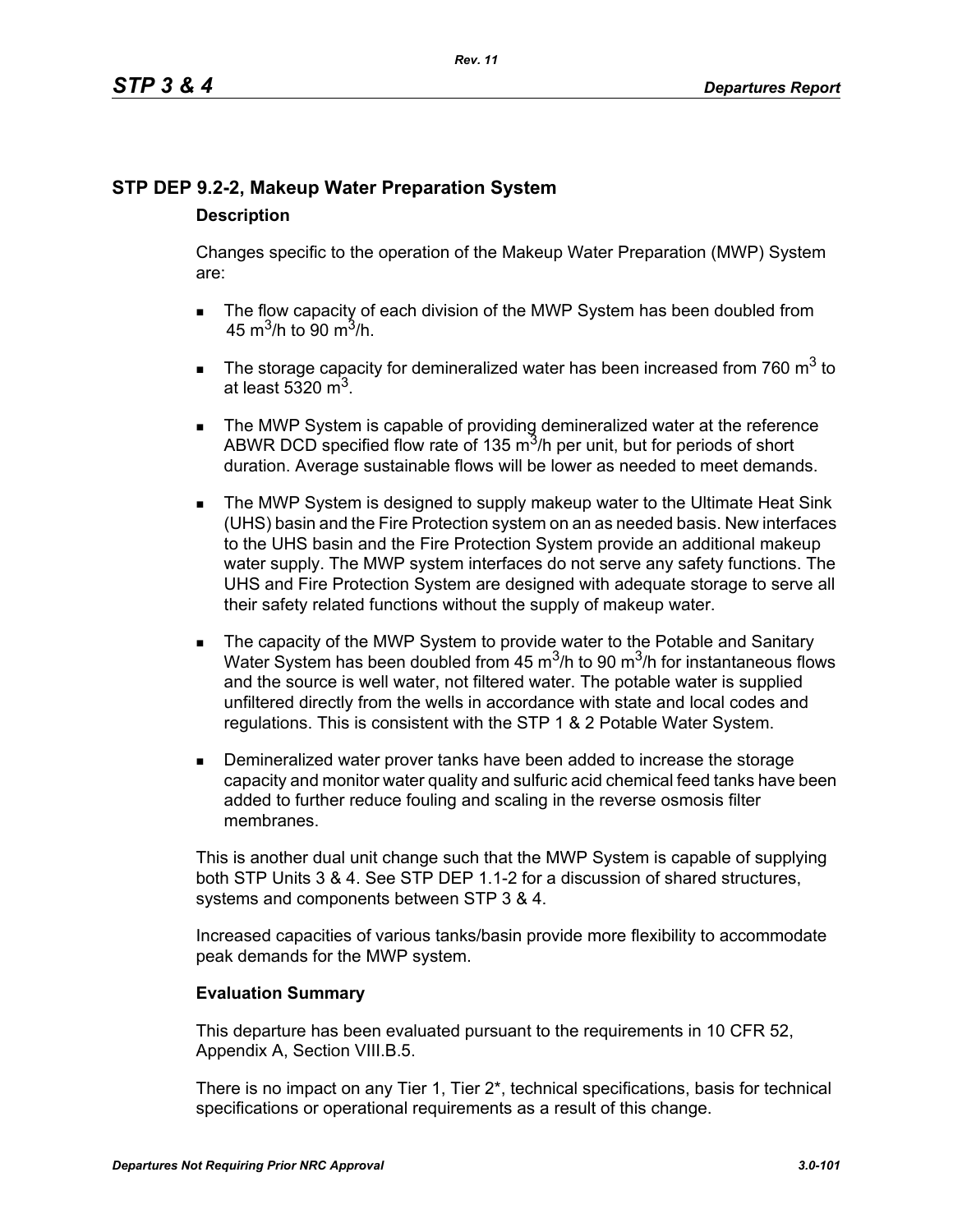## STP DEP 9.2-2, Makeup Water Preparation System

### Description

Changes specific to the operation of the Makeup Water Preparation (MWP) System are:

- The flow capacity of each division of the MWP System has been doubled from 45 $m^3$/h to 90 $m^3$/h.
- The storage capacity for demineralized water has been increased from 760 $m^3$ to at least 5320 $m^3$.
- The MWP System is capable of providing demineralized water at the reference ABWR DCD specified flow rate of 135 $m^3$/h per unit, but for periods of short duration. Average sustainable flows will be lower as needed to meet demands.
- The MWP System is designed to supply makeup water to the Ultimate Heat Sink (UHS) basin and the Fire Protection system on an as needed basis. New interfaces to the UHS basin and the Fire Protection System provide an additional makeup water supply. The MWP system interfaces do not serve any safety functions. The UHS and Fire Protection System are designed with adequate storage to serve all their safety related functions without the supply of makeup water.
- The capacity of the MWP System to provide water to the Potable and Sanitary Water System has been doubled from 45 $m^3$/h to 90 $m^3$/h for instantaneous flows and the source is well water, not filtered water. The potable water is supplied unfiltered directly from the wells in accordance with state and local codes and regulations. This is consistent with the STP 1 & 2 Potable Water System.
- Demineralized water prover tanks have been added to increase the storage capacity and monitor water quality and sulfuric acid chemical feed tanks have been added to further reduce fouling and scaling in the reverse osmosis filter membranes.

This is another dual unit change such that the MWP System is capable of supplying both STP Units 3 & 4. See STP DEP 1.1-2 for a discussion of shared structures, systems and components between STP 3 & 4.

Increased capacities of various tanks/basin provide more flexibility to accommodate peak demands for the MWP system.

### Evaluation Summary

This departure has been evaluated pursuant to the requirements in 10 CFR 52, Appendix A, Section VIII.B.5.

There is no impact on any Tier 1, Tier 2*, technical specifications, basis for technical specifications or operational requirements as a result of this change.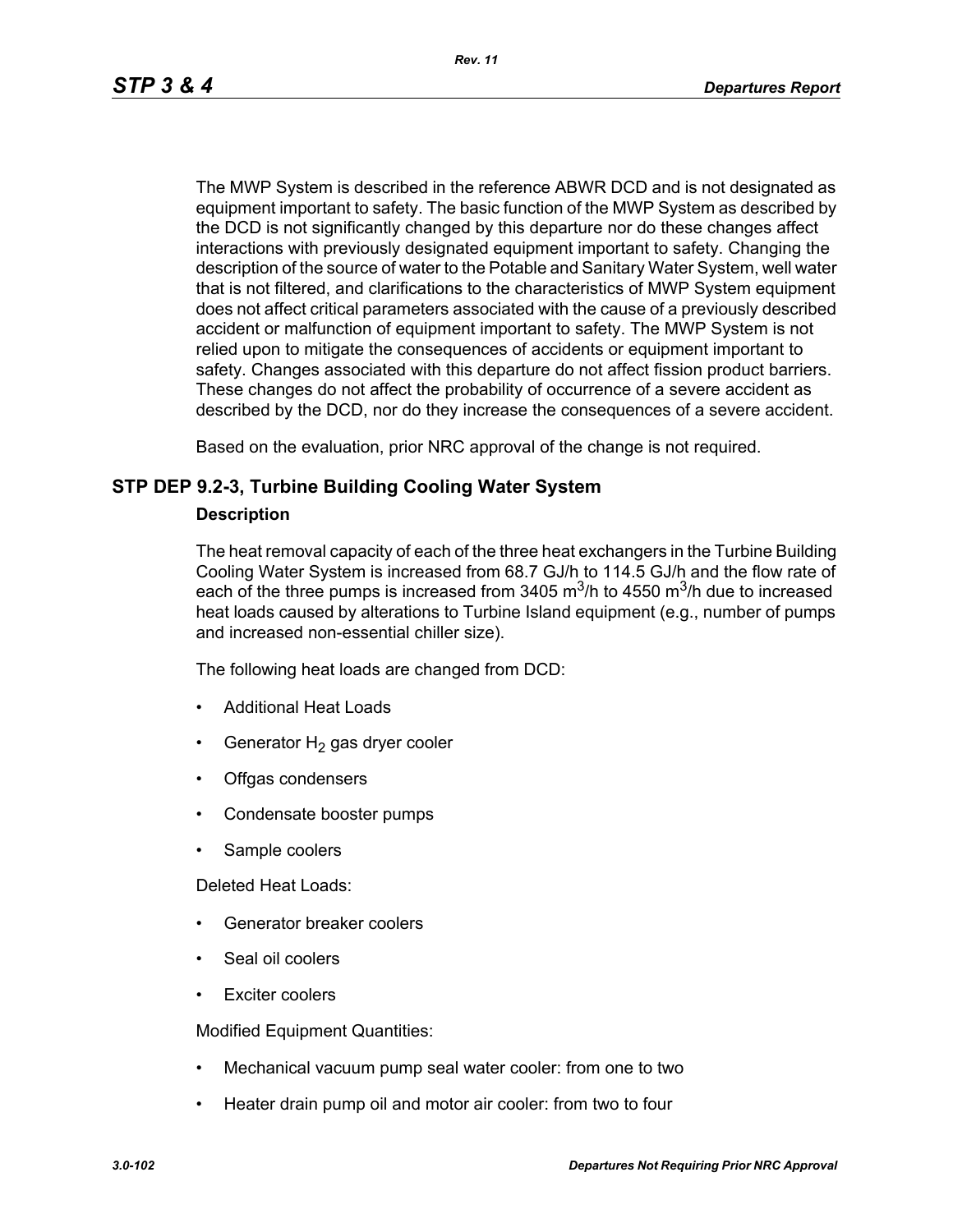The MWP System is described in the reference ABWR DCD and is not designated as equipment important to safety. The basic function of the MWP System as described by the DCD is not significantly changed by this departure nor do these changes affect interactions with previously designated equipment important to safety. Changing the description of the source of water to the Potable and Sanitary Water System, well water that is not filtered, and clarifications to the characteristics of MWP System equipment does not affect critical parameters associated with the cause of a previously described accident or malfunction of equipment important to safety. The MWP System is not relied upon to mitigate the consequences of accidents or equipment important to safety. Changes associated with this departure do not affect fission product barriers. These changes do not affect the probability of occurrence of a severe accident as described by the DCD, nor do they increase the consequences of a severe accident.

Based on the evaluation, prior NRC approval of the change is not required.

## STP DEP 9.2-3, Turbine Building Cooling Water System

### Description

The heat removal capacity of each of the three heat exchangers in the Turbine Building Cooling Water System is increased from 68.7 GJ/h to 114.5 GJ/h and the flow rate of each of the three pumps is increased from 3405 $m^3$/h to 4550 $m^3$/h due to increased heat loads caused by alterations to Turbine Island equipment (e.g., number of pumps and increased non-essential chiller size).

The following heat loads are changed from DCD:

- Additional Heat Loads
- Generator $H_2$ gas dryer cooler
- Offgas condensers
- Condensate booster pumps
- Sample coolers

Deleted Heat Loads:

- Generator breaker coolers
- Seal oil coolers
- Exciter coolers

Modified Equipment Quantities:

- Mechanical vacuum pump seal water cooler: from one to two
- Heater drain pump oil and motor air cooler: from two to four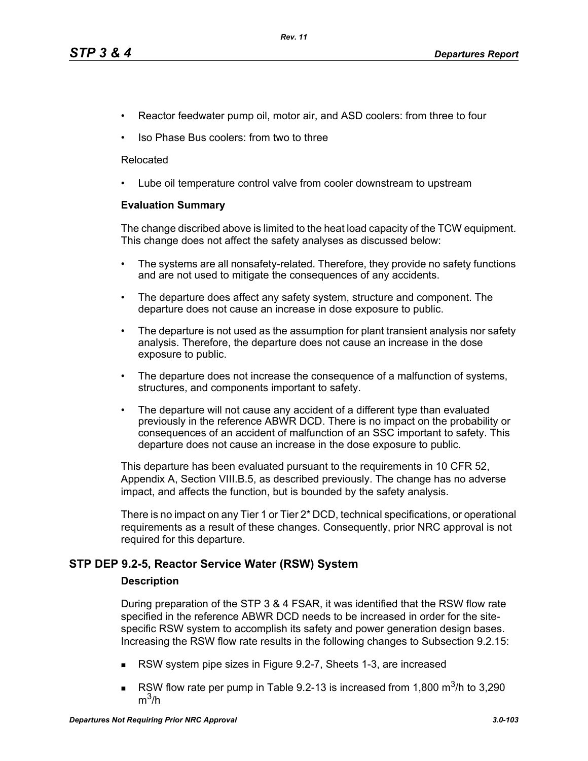- Reactor feedwater pump oil, motor air, and ASD coolers: from three to four
- Iso Phase Bus coolers: from two to three

Relocated

- Lube oil temperature control valve from cooler downstream to upstream

**Evaluation Summary**

The change discribed above is limited to the heat load capacity of the TCW equipment. This change does not affect the safety analyses as discussed below:

- The systems are all nonsafety-related. Therefore, they provide no safety functions and are not used to mitigate the consequences of any accidents.
- The departure does affect any safety system, structure and component. The departure does not cause an increase in dose exposure to public.
- The departure is not used as the assumption for plant transient analysis nor safety analysis. Therefore, the departure does not cause an increase in the dose exposure to public.
- The departure does not increase the consequence of a malfunction of systems, structures, and components important to safety.
- The departure will not cause any accident of a different type than evaluated previously in the reference ABWR DCD. There is no impact on the probability or consequences of an accident of malfunction of an SSC important to safety. This departure does not cause an increase in the dose exposure to public.

This departure has been evaluated pursuant to the requirements in 10 CFR 52, Appendix A, Section VIII.B.5, as described previously. The change has no adverse impact, and affects the function, but is bounded by the safety analysis.

There is no impact on any Tier 1 or Tier 2* DCD, technical specifications, or operational requirements as a result of these changes. Consequently, prior NRC approval is not required for this departure.

## STP DEP 9.2-5, Reactor Service Water (RSW) System

**Description**

During preparation of the STP 3 & 4 FSAR, it was identified that the RSW flow rate specified in the reference ABWR DCD needs to be increased in order for the site-specific RSW system to accomplish its safety and power generation design bases. Increasing the RSW flow rate results in the following changes to Subsection 9.2.15:

- RSW system pipe sizes in Figure 9.2-7, Sheets 1-3, are increased
- RSW flow rate per pump in Table 9.2-13 is increased from 1,800 $m^3$/h to 3,290 $m^3$/h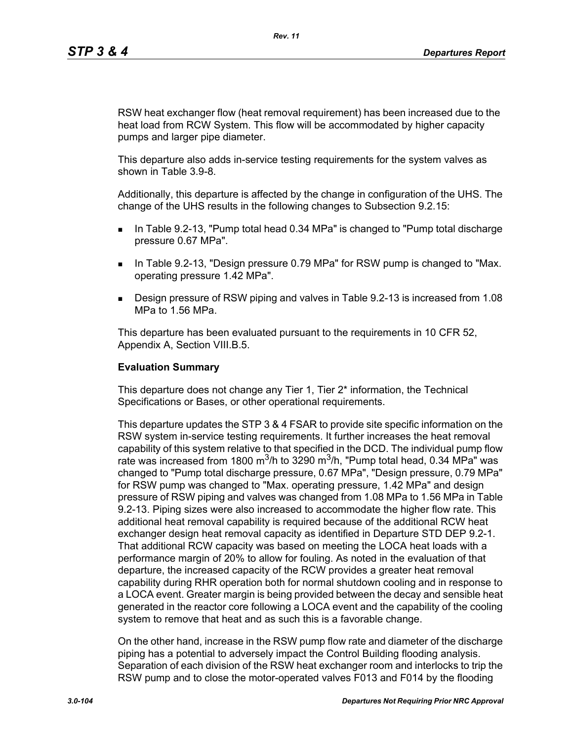RSW heat exchanger flow (heat removal requirement) has been increased due to the heat load from RCW System. This flow will be accommodated by higher capacity pumps and larger pipe diameter.

This departure also adds in-service testing requirements for the system valves as shown in Table 3.9-8.

Additionally, this departure is affected by the change in configuration of the UHS. The change of the UHS results in the following changes to Subsection 9.2.15:

- In Table 9.2-13, "Pump total head 0.34 MPa" is changed to "Pump total discharge pressure 0.67 MPa".
- In Table 9.2-13, "Design pressure 0.79 MPa" for RSW pump is changed to "Max. operating pressure 1.42 MPa".
- Design pressure of RSW piping and valves in Table 9.2-13 is increased from 1.08 MPa to 1.56 MPa.

This departure has been evaluated pursuant to the requirements in 10 CFR 52, Appendix A, Section VIII.B.5.

**Evaluation Summary**

This departure does not change any Tier 1, Tier 2* information, the Technical Specifications or Bases, or other operational requirements.

This departure updates the STP 3 & 4 FSAR to provide site specific information on the RSW system in-service testing requirements. It further increases the heat removal capability of this system relative to that specified in the DCD. The individual pump flow rate was increased from 1800 $m^3$/h to 3290 $m^3$/h, "Pump total head, 0.34 MPa" was changed to "Pump total discharge pressure, 0.67 MPa", "Design pressure, 0.79 MPa" for RSW pump was changed to "Max. operating pressure, 1.42 MPa" and design pressure of RSW piping and valves was changed from 1.08 MPa to 1.56 MPa in Table 9.2-13. Piping sizes were also increased to accommodate the higher flow rate. This additional heat removal capability is required because of the additional RCW heat exchanger design heat removal capacity as identified in Departure STD DEP 9.2-1. That additional RCW capacity was based on meeting the LOCA heat loads with a performance margin of 20% to allow for fouling. As noted in the evaluation of that departure, the increased capacity of the RCW provides a greater heat removal capability during RHR operation both for normal shutdown cooling and in response to a LOCA event. Greater margin is being provided between the decay and sensible heat generated in the reactor core following a LOCA event and the capability of the cooling system to remove that heat and as such this is a favorable change.

On the other hand, increase in the RSW pump flow rate and diameter of the discharge piping has a potential to adversely impact the Control Building flooding analysis. Separation of each division of the RSW heat exchanger room and interlocks to trip the RSW pump and to close the motor-operated valves F013 and F014 by the flooding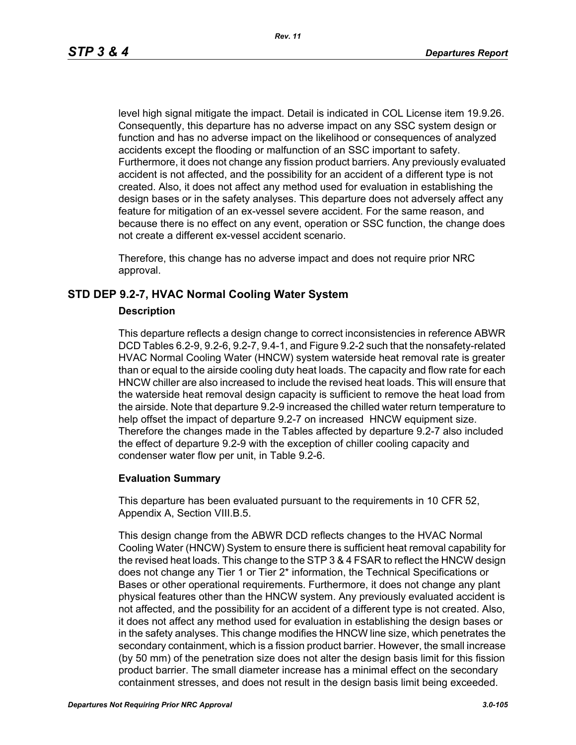level high signal mitigate the impact. Detail is indicated in COL License item 19.9.26. Consequently, this departure has no adverse impact on any SSC system design or function and has no adverse impact on the likelihood or consequences of analyzed accidents except the flooding or malfunction of an SSC important to safety. Furthermore, it does not change any fission product barriers. Any previously evaluated accident is not affected, and the possibility for an accident of a different type is not created. Also, it does not affect any method used for evaluation in establishing the design bases or in the safety analyses. This departure does not adversely affect any feature for mitigation of an ex-vessel severe accident. For the same reason, and because there is no effect on any event, operation or SSC function, the change does not create a different ex-vessel accident scenario.

Therefore, this change has no adverse impact and does not require prior NRC approval.

## STD DEP 9.2-7, HVAC Normal Cooling Water System

### Description

This departure reflects a design change to correct inconsistencies in reference ABWR DCD Tables 6.2-9, 9.2-6, 9.2-7, 9.4-1, and Figure 9.2-2 such that the nonsafety-related HVAC Normal Cooling Water (HNCW) system waterside heat removal rate is greater than or equal to the airside cooling duty heat loads. The capacity and flow rate for each HNCW chiller are also increased to include the revised heat loads. This will ensure that the waterside heat removal design capacity is sufficient to remove the heat load from the airside. Note that departure 9.2-9 increased the chilled water return temperature to help offset the impact of departure 9.2-7 on increased HNCW equipment size. Therefore the changes made in the Tables affected by departure 9.2-7 also included the effect of departure 9.2-9 with the exception of chiller cooling capacity and condenser water flow per unit, in Table 9.2-6.

### Evaluation Summary

This departure has been evaluated pursuant to the requirements in 10 CFR 52, Appendix A, Section VIII.B.5.

This design change from the ABWR DCD reflects changes to the HVAC Normal Cooling Water (HNCW) System to ensure there is sufficient heat removal capability for the revised heat loads. This change to the STP 3 & 4 FSAR to reflect the HNCW design does not change any Tier 1 or Tier 2* information, the Technical Specifications or Bases or other operational requirements. Furthermore, it does not change any plant physical features other than the HNCW system. Any previously evaluated accident is not affected, and the possibility for an accident of a different type is not created. Also, it does not affect any method used for evaluation in establishing the design bases or in the safety analyses. This change modifies the HNCW line size, which penetrates the secondary containment, which is a fission product barrier. However, the small increase (by 50 mm) of the penetration size does not alter the design basis limit for this fission product barrier. The small diameter increase has a minimal effect on the secondary containment stresses, and does not result in the design basis limit being exceeded.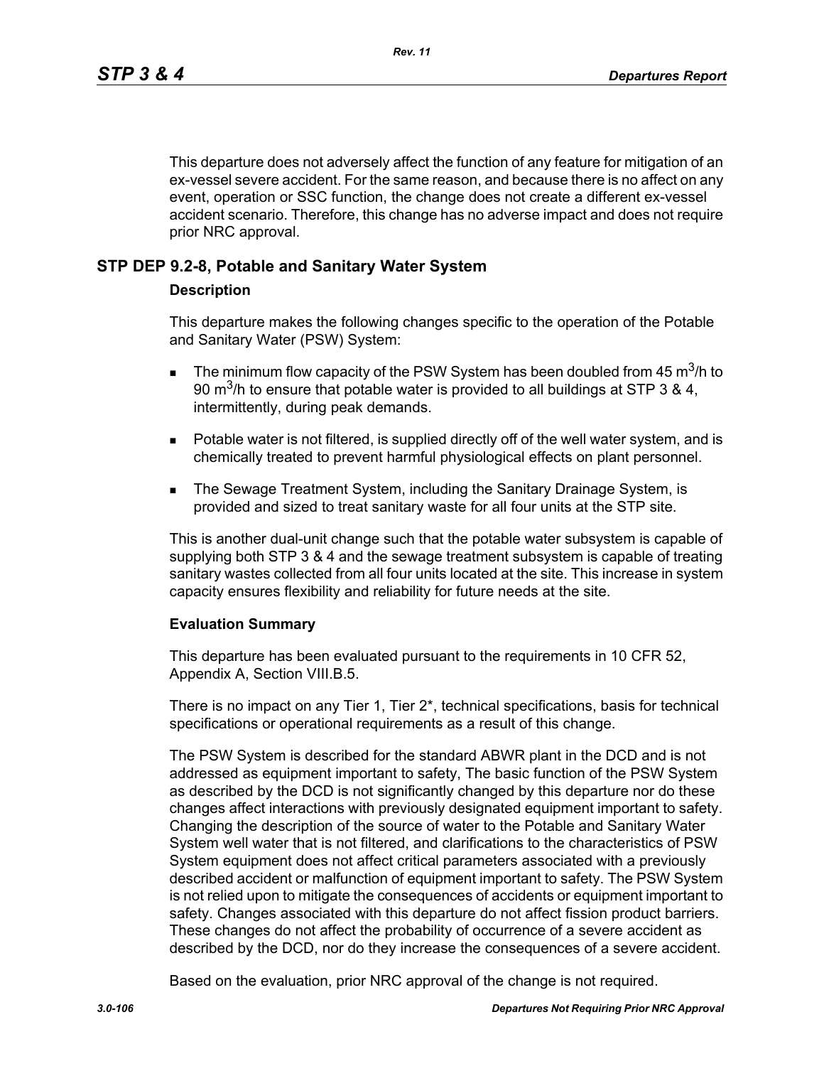This departure does not adversely affect the function of any feature for mitigation of an ex-vessel severe accident. For the same reason, and because there is no affect on any event, operation or SSC function, the change does not create a different ex-vessel accident scenario. Therefore, this change has no adverse impact and does not require prior NRC approval.

## STP DEP 9.2-8, Potable and Sanitary Water System

### Description

This departure makes the following changes specific to the operation of the Potable and Sanitary Water (PSW) System:

- The minimum flow capacity of the PSW System has been doubled from 45 $m^3$/h to 90 $m^3$/h to ensure that potable water is provided to all buildings at STP 3 & 4, intermittently, during peak demands.
- Potable water is not filtered, is supplied directly off of the well water system, and is chemically treated to prevent harmful physiological effects on plant personnel.
- The Sewage Treatment System, including the Sanitary Drainage System, is provided and sized to treat sanitary waste for all four units at the STP site.

This is another dual-unit change such that the potable water subsystem is capable of supplying both STP 3 & 4 and the sewage treatment subsystem is capable of treating sanitary wastes collected from all four units located at the site. This increase in system capacity ensures flexibility and reliability for future needs at the site.

### Evaluation Summary

This departure has been evaluated pursuant to the requirements in 10 CFR 52, Appendix A, Section VIII.B.5.

There is no impact on any Tier 1, Tier 2*, technical specifications, basis for technical specifications or operational requirements as a result of this change.

The PSW System is described for the standard ABWR plant in the DCD and is not addressed as equipment important to safety, The basic function of the PSW System as described by the DCD is not significantly changed by this departure nor do these changes affect interactions with previously designated equipment important to safety. Changing the description of the source of water to the Potable and Sanitary Water System well water that is not filtered, and clarifications to the characteristics of PSW System equipment does not affect critical parameters associated with a previously described accident or malfunction of equipment important to safety. The PSW System is not relied upon to mitigate the consequences of accidents or equipment important to safety. Changes associated with this departure do not affect fission product barriers. These changes do not affect the probability of occurrence of a severe accident as described by the DCD, nor do they increase the consequences of a severe accident.

Based on the evaluation, prior NRC approval of the change is not required.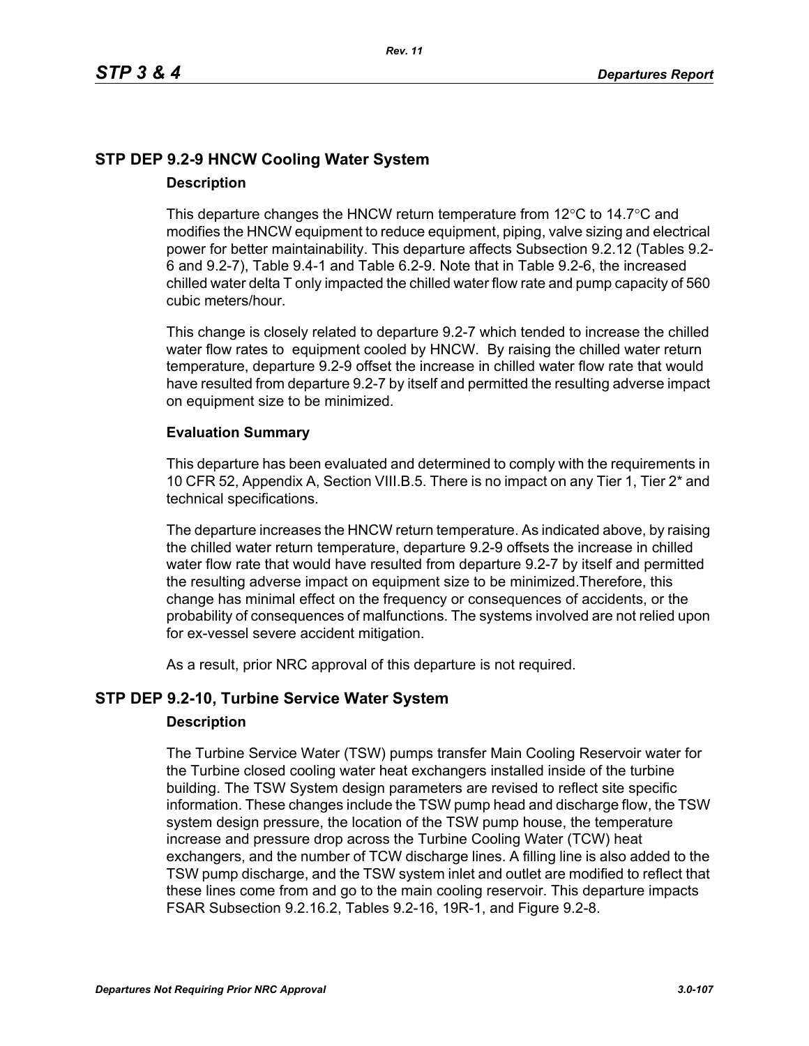## STP DEP 9.2-9 HNCW Cooling Water System

### Description

This departure changes the HNCW return temperature from 12°C to 14.7°C and modifies the HNCW equipment to reduce equipment, piping, valve sizing and electrical power for better maintainability. This departure affects Subsection 9.2.12 (Tables 9.2-6 and 9.2-7), Table 9.4-1 and Table 6.2-9. Note that in Table 9.2-6, the increased chilled water delta T only impacted the chilled water flow rate and pump capacity of 560 cubic meters/hour.

This change is closely related to departure 9.2-7 which tended to increase the chilled water flow rates to equipment cooled by HNCW. By raising the chilled water return temperature, departure 9.2-9 offset the increase in chilled water flow rate that would have resulted from departure 9.2-7 by itself and permitted the resulting adverse impact on equipment size to be minimized.

### Evaluation Summary

This departure has been evaluated and determined to comply with the requirements in 10 CFR 52, Appendix A, Section VIII.B.5. There is no impact on any Tier 1, Tier 2* and technical specifications.

The departure increases the HNCW return temperature. As indicated above, by raising the chilled water return temperature, departure 9.2-9 offsets the increase in chilled water flow rate that would have resulted from departure 9.2-7 by itself and permitted the resulting adverse impact on equipment size to be minimized.Therefore, this change has minimal effect on the frequency or consequences of accidents, or the probability of consequences of malfunctions. The systems involved are not relied upon for ex-vessel severe accident mitigation.

As a result, prior NRC approval of this departure is not required.

## STP DEP 9.2-10, Turbine Service Water System

### Description

The Turbine Service Water (TSW) pumps transfer Main Cooling Reservoir water for the Turbine closed cooling water heat exchangers installed inside of the turbine building. The TSW System design parameters are revised to reflect site specific information. These changes include the TSW pump head and discharge flow, the TSW system design pressure, the location of the TSW pump house, the temperature increase and pressure drop across the Turbine Cooling Water (TCW) heat exchangers, and the number of TCW discharge lines. A filling line is also added to the TSW pump discharge, and the TSW system inlet and outlet are modified to reflect that these lines come from and go to the main cooling reservoir. This departure impacts FSAR Subsection 9.2.16.2, Tables 9.2-16, 19R-1, and Figure 9.2-8.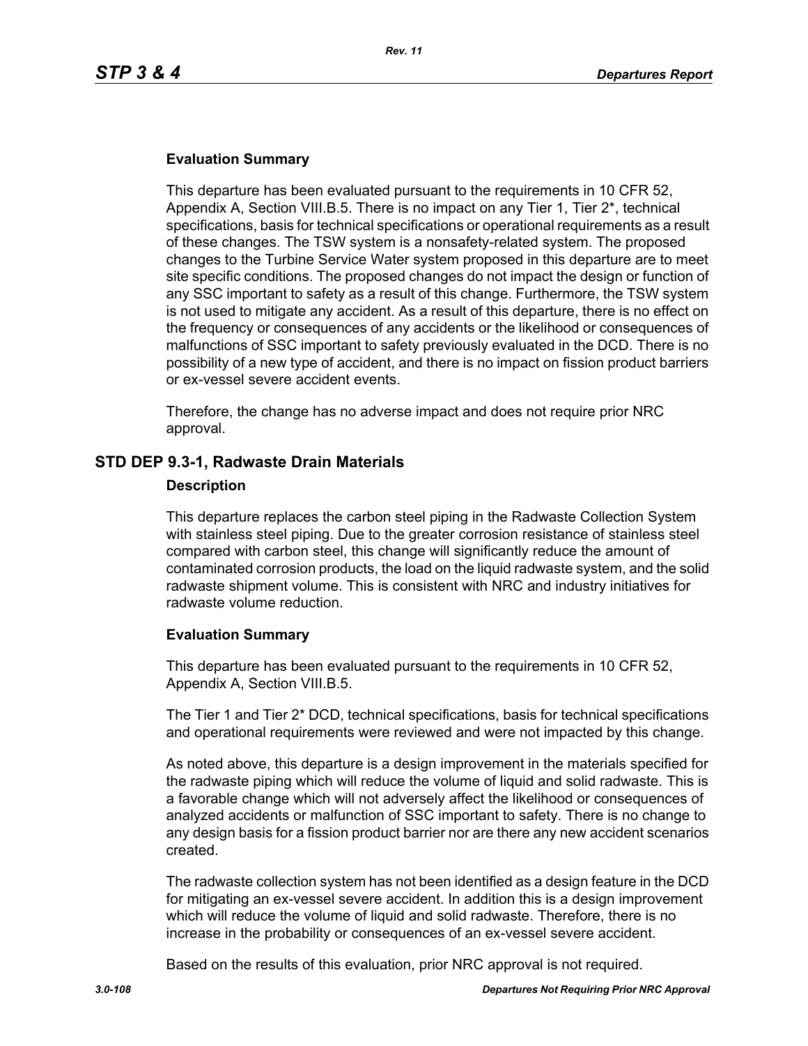### Evaluation Summary

This departure has been evaluated pursuant to the requirements in 10 CFR 52, Appendix A, Section VIII.B.5. There is no impact on any Tier 1, Tier 2*, technical specifications, basis for technical specifications or operational requirements as a result of these changes. The TSW system is a nonsafety-related system. The proposed changes to the Turbine Service Water system proposed in this departure are to meet site specific conditions. The proposed changes do not impact the design or function of any SSC important to safety as a result of this change. Furthermore, the TSW system is not used to mitigate any accident. As a result of this departure, there is no effect on the frequency or consequences of any accidents or the likelihood or consequences of malfunctions of SSC important to safety previously evaluated in the DCD. There is no possibility of a new type of accident, and there is no impact on fission product barriers or ex-vessel severe accident events.

Therefore, the change has no adverse impact and does not require prior NRC approval.

## STD DEP 9.3-1, Radwaste Drain Materials

### Description

This departure replaces the carbon steel piping in the Radwaste Collection System with stainless steel piping. Due to the greater corrosion resistance of stainless steel compared with carbon steel, this change will significantly reduce the amount of contaminated corrosion products, the load on the liquid radwaste system, and the solid radwaste shipment volume. This is consistent with NRC and industry initiatives for radwaste volume reduction.

### Evaluation Summary

This departure has been evaluated pursuant to the requirements in 10 CFR 52, Appendix A, Section VIII.B.5.

The Tier 1 and Tier 2* DCD, technical specifications, basis for technical specifications and operational requirements were reviewed and were not impacted by this change.

As noted above, this departure is a design improvement in the materials specified for the radwaste piping which will reduce the volume of liquid and solid radwaste. This is a favorable change which will not adversely affect the likelihood or consequences of analyzed accidents or malfunction of SSC important to safety. There is no change to any design basis for a fission product barrier nor are there any new accident scenarios created.

The radwaste collection system has not been identified as a design feature in the DCD for mitigating an ex-vessel severe accident. In addition this is a design improvement which will reduce the volume of liquid and solid radwaste. Therefore, there is no increase in the probability or consequences of an ex-vessel severe accident.

Based on the results of this evaluation, prior NRC approval is not required.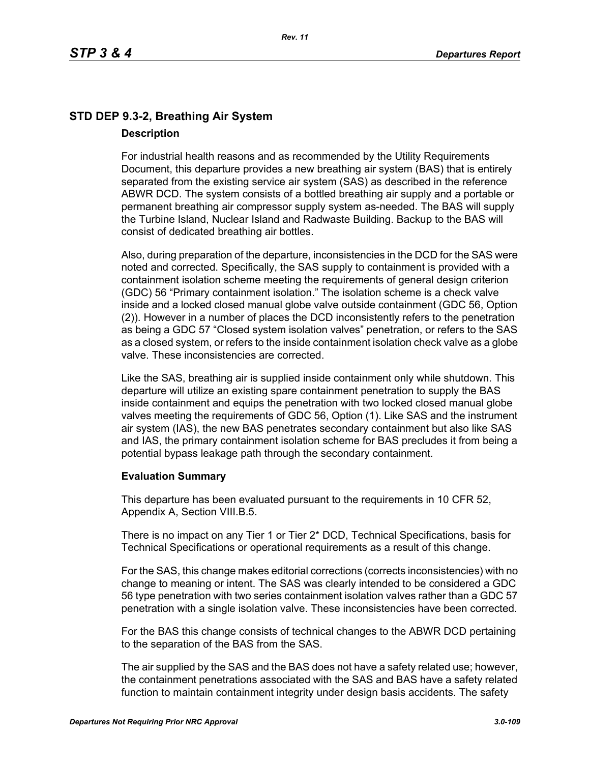## STD DEP 9.3-2, Breathing Air System

### Description

For industrial health reasons and as recommended by the Utility Requirements Document, this departure provides a new breathing air system (BAS) that is entirely separated from the existing service air system (SAS) as described in the reference ABWR DCD. The system consists of a bottled breathing air supply and a portable or permanent breathing air compressor supply system as-needed. The BAS will supply the Turbine Island, Nuclear Island and Radwaste Building. Backup to the BAS will consist of dedicated breathing air bottles.

Also, during preparation of the departure, inconsistencies in the DCD for the SAS were noted and corrected. Specifically, the SAS supply to containment is provided with a containment isolation scheme meeting the requirements of general design criterion (GDC) 56 "Primary containment isolation." The isolation scheme is a check valve inside and a locked closed manual globe valve outside containment (GDC 56, Option (2)). However in a number of places the DCD inconsistently refers to the penetration as being a GDC 57 "Closed system isolation valves" penetration, or refers to the SAS as a closed system, or refers to the inside containment isolation check valve as a globe valve. These inconsistencies are corrected.

Like the SAS, breathing air is supplied inside containment only while shutdown. This departure will utilize an existing spare containment penetration to supply the BAS inside containment and equips the penetration with two locked closed manual globe valves meeting the requirements of GDC 56, Option (1). Like SAS and the instrument air system (IAS), the new BAS penetrates secondary containment but also like SAS and IAS, the primary containment isolation scheme for BAS precludes it from being a potential bypass leakage path through the secondary containment.

### Evaluation Summary

This departure has been evaluated pursuant to the requirements in 10 CFR 52, Appendix A, Section VIII.B.5.

There is no impact on any Tier 1 or Tier 2* DCD, Technical Specifications, basis for Technical Specifications or operational requirements as a result of this change.

For the SAS, this change makes editorial corrections (corrects inconsistencies) with no change to meaning or intent. The SAS was clearly intended to be considered a GDC 56 type penetration with two series containment isolation valves rather than a GDC 57 penetration with a single isolation valve. These inconsistencies have been corrected.

For the BAS this change consists of technical changes to the ABWR DCD pertaining to the separation of the BAS from the SAS.

The air supplied by the SAS and the BAS does not have a safety related use; however, the containment penetrations associated with the SAS and BAS have a safety related function to maintain containment integrity under design basis accidents. The safety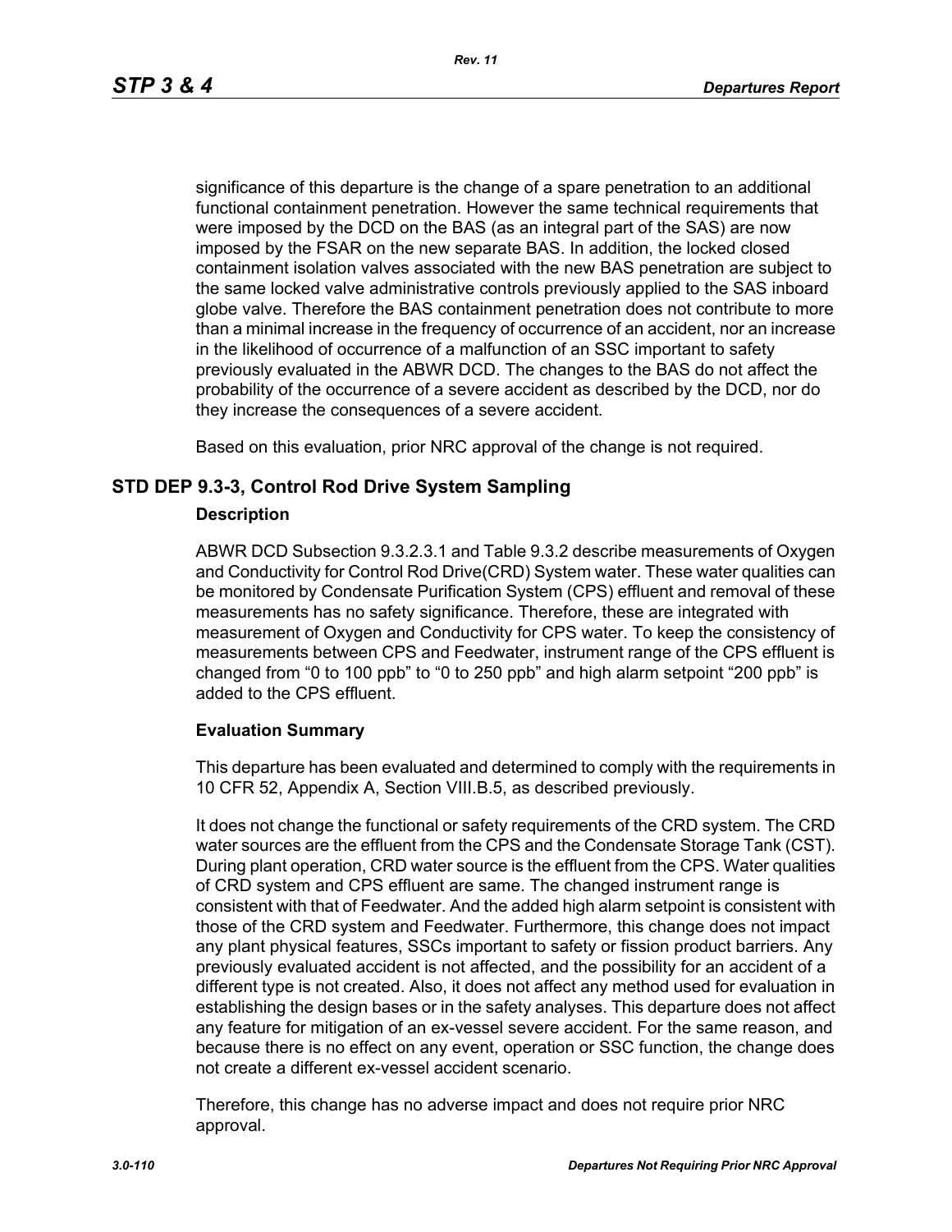significance of this departure is the change of a spare penetration to an additional functional containment penetration. However the same technical requirements that were imposed by the DCD on the BAS (as an integral part of the SAS) are now imposed by the FSAR on the new separate BAS. In addition, the locked closed containment isolation valves associated with the new BAS penetration are subject to the same locked valve administrative controls previously applied to the SAS inboard globe valve. Therefore the BAS containment penetration does not contribute to more than a minimal increase in the frequency of occurrence of an accident, nor an increase in the likelihood of occurrence of a malfunction of an SSC important to safety previously evaluated in the ABWR DCD. The changes to the BAS do not affect the probability of the occurrence of a severe accident as described by the DCD, nor do they increase the consequences of a severe accident.

Based on this evaluation, prior NRC approval of the change is not required.

## STD DEP 9.3-3, Control Rod Drive System Sampling

### Description

ABWR DCD Subsection 9.3.2.3.1 and Table 9.3.2 describe measurements of Oxygen and Conductivity for Control Rod Drive(CRD) System water. These water qualities can be monitored by Condensate Purification System (CPS) effluent and removal of these measurements has no safety significance. Therefore, these are integrated with measurement of Oxygen and Conductivity for CPS water. To keep the consistency of measurements between CPS and Feedwater, instrument range of the CPS effluent is changed from “0 to 100 ppb” to “0 to 250 ppb” and high alarm setpoint “200 ppb” is added to the CPS effluent.

### Evaluation Summary

This departure has been evaluated and determined to comply with the requirements in 10 CFR 52, Appendix A, Section VIII.B.5, as described previously.

It does not change the functional or safety requirements of the CRD system. The CRD water sources are the effluent from the CPS and the Condensate Storage Tank (CST). During plant operation, CRD water source is the effluent from the CPS. Water qualities of CRD system and CPS effluent are same. The changed instrument range is consistent with that of Feedwater. And the added high alarm setpoint is consistent with those of the CRD system and Feedwater. Furthermore, this change does not impact any plant physical features, SSCs important to safety or fission product barriers. Any previously evaluated accident is not affected, and the possibility for an accident of a different type is not created. Also, it does not affect any method used for evaluation in establishing the design bases or in the safety analyses. This departure does not affect any feature for mitigation of an ex-vessel severe accident. For the same reason, and because there is no effect on any event, operation or SSC function, the change does not create a different ex-vessel accident scenario.

Therefore, this change has no adverse impact and does not require prior NRC approval.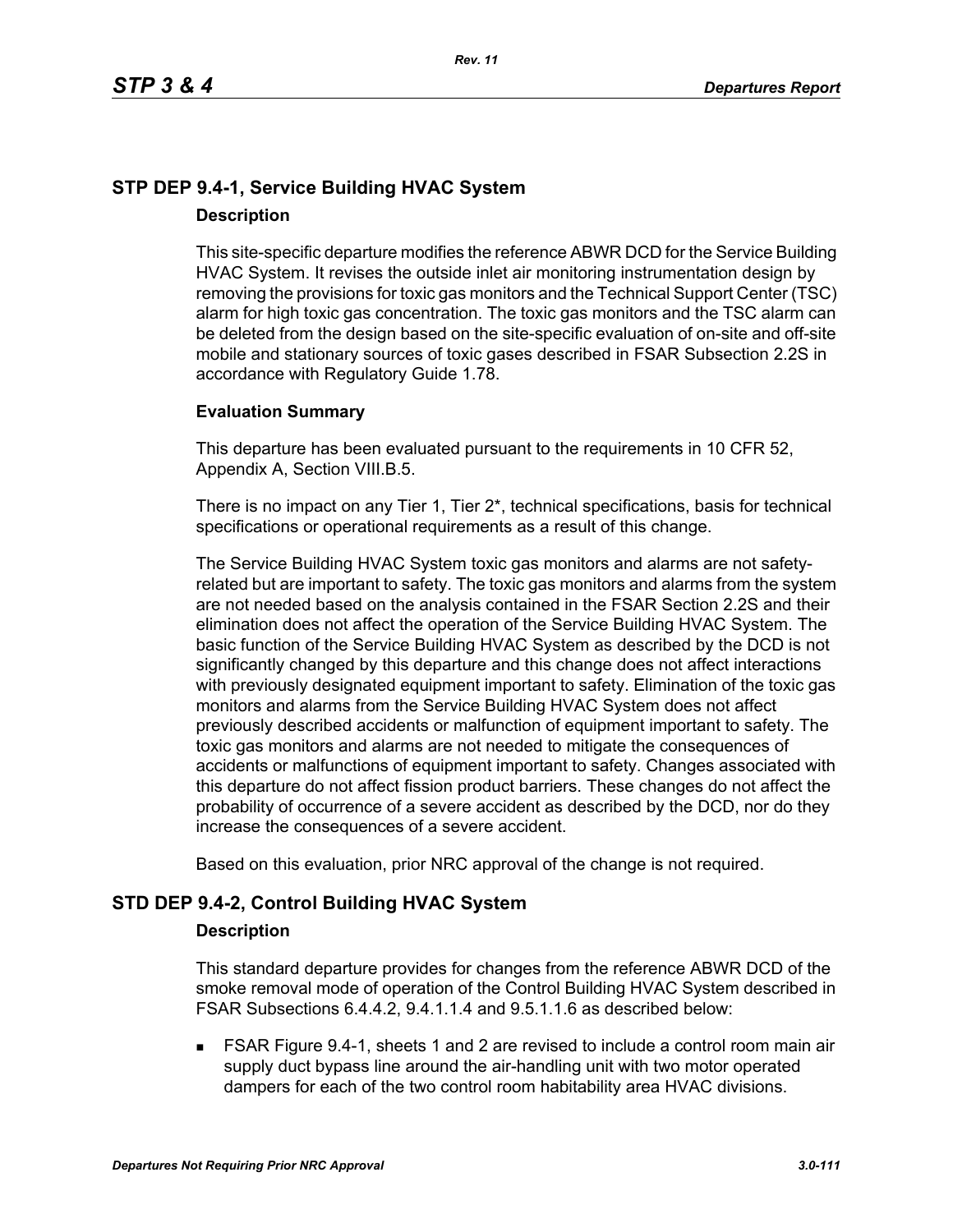## STP DEP 9.4-1, Service Building HVAC System

### Description

This site-specific departure modifies the reference ABWR DCD for the Service Building HVAC System. It revises the outside inlet air monitoring instrumentation design by removing the provisions for toxic gas monitors and the Technical Support Center (TSC) alarm for high toxic gas concentration. The toxic gas monitors and the TSC alarm can be deleted from the design based on the site-specific evaluation of on-site and off-site mobile and stationary sources of toxic gases described in FSAR Subsection 2.2S in accordance with Regulatory Guide 1.78.

### Evaluation Summary

This departure has been evaluated pursuant to the requirements in 10 CFR 52, Appendix A, Section VIII.B.5.

There is no impact on any Tier 1, Tier 2*, technical specifications, basis for technical specifications or operational requirements as a result of this change.

The Service Building HVAC System toxic gas monitors and alarms are not safety-related but are important to safety. The toxic gas monitors and alarms from the system are not needed based on the analysis contained in the FSAR Section 2.2S and their elimination does not affect the operation of the Service Building HVAC System. The basic function of the Service Building HVAC System as described by the DCD is not significantly changed by this departure and this change does not affect interactions with previously designated equipment important to safety. Elimination of the toxic gas monitors and alarms from the Service Building HVAC System does not affect previously described accidents or malfunction of equipment important to safety. The toxic gas monitors and alarms are not needed to mitigate the consequences of accidents or malfunctions of equipment important to safety. Changes associated with this departure do not affect fission product barriers. These changes do not affect the probability of occurrence of a severe accident as described by the DCD, nor do they increase the consequences of a severe accident.

Based on this evaluation, prior NRC approval of the change is not required.

## STD DEP 9.4-2, Control Building HVAC System

### Description

This standard departure provides for changes from the reference ABWR DCD of the smoke removal mode of operation of the Control Building HVAC System described in FSAR Subsections 6.4.4.2, 9.4.1.1.4 and 9.5.1.1.6 as described below:

- FSAR Figure 9.4-1, sheets 1 and 2 are revised to include a control room main air supply duct bypass line around the air-handling unit with two motor operated dampers for each of the two control room habitability area HVAC divisions.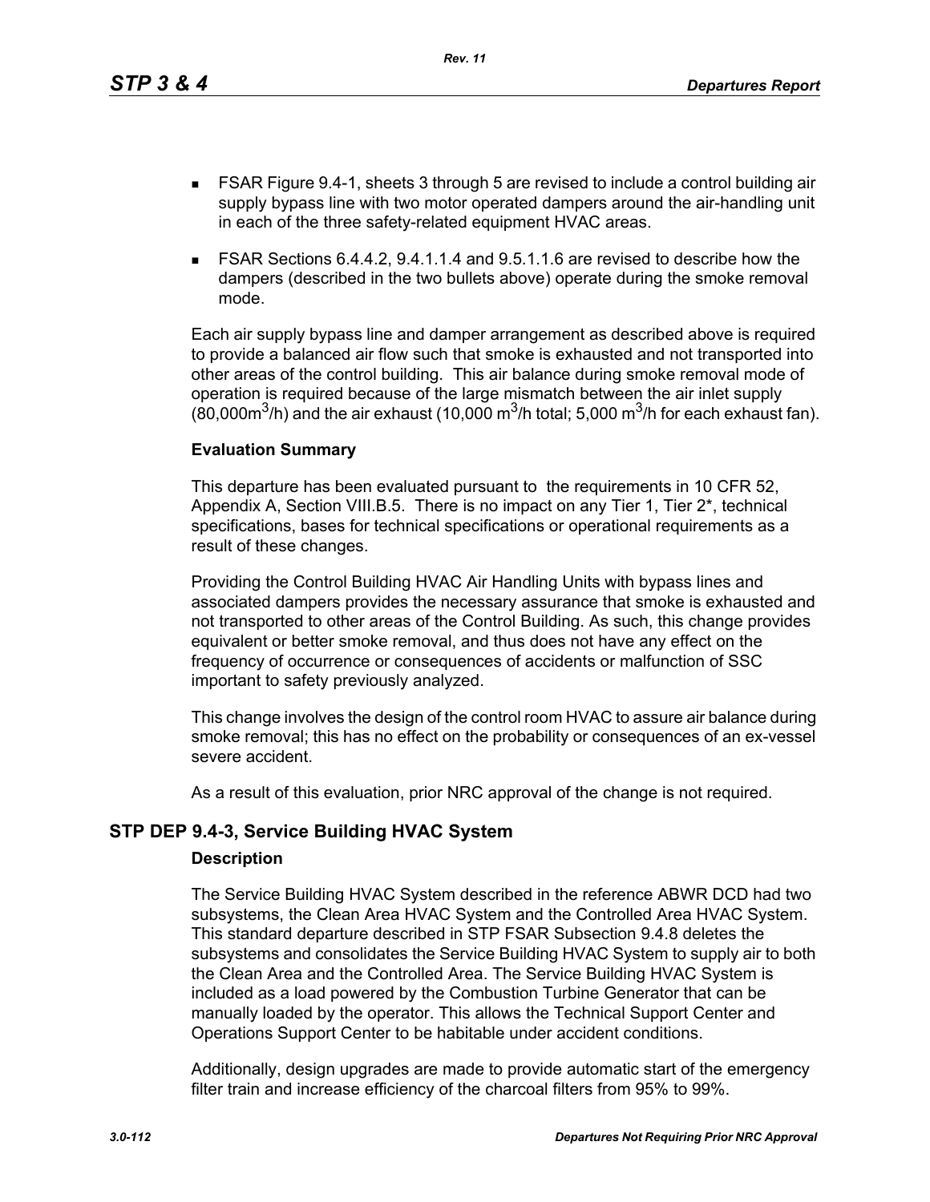- FSAR Figure 9.4-1, sheets 3 through 5 are revised to include a control building air supply bypass line with two motor operated dampers around the air-handling unit in each of the three safety-related equipment HVAC areas.
- FSAR Sections 6.4.4.2, 9.4.1.1.4 and 9.5.1.1.6 are revised to describe how the dampers (described in the two bullets above) operate during the smoke removal mode.

Each air supply bypass line and damper arrangement as described above is required to provide a balanced air flow such that smoke is exhausted and not transported into other areas of the control building. This air balance during smoke removal mode of operation is required because of the large mismatch between the air inlet supply (80,000$m^3$/h) and the air exhaust (10,000 $m^3$/h total; 5,000 $m^3$/h for each exhaust fan).

**Evaluation Summary**

This departure has been evaluated pursuant to the requirements in 10 CFR 52, Appendix A, Section VIII.B.5. There is no impact on any Tier 1, Tier 2*, technical specifications, bases for technical specifications or operational requirements as a result of these changes.

Providing the Control Building HVAC Air Handling Units with bypass lines and associated dampers provides the necessary assurance that smoke is exhausted and not transported to other areas of the Control Building. As such, this change provides equivalent or better smoke removal, and thus does not have any effect on the frequency of occurrence or consequences of accidents or malfunction of SSC important to safety previously analyzed.

This change involves the design of the control room HVAC to assure air balance during smoke removal; this has no effect on the probability or consequences of an ex-vessel severe accident.

As a result of this evaluation, prior NRC approval of the change is not required.

## STP DEP 9.4-3, Service Building HVAC System

**Description**

The Service Building HVAC System described in the reference ABWR DCD had two subsystems, the Clean Area HVAC System and the Controlled Area HVAC System. This standard departure described in STP FSAR Subsection 9.4.8 deletes the subsystems and consolidates the Service Building HVAC System to supply air to both the Clean Area and the Controlled Area. The Service Building HVAC System is included as a load powered by the Combustion Turbine Generator that can be manually loaded by the operator. This allows the Technical Support Center and Operations Support Center to be habitable under accident conditions.

Additionally, design upgrades are made to provide automatic start of the emergency filter train and increase efficiency of the charcoal filters from 95% to 99%.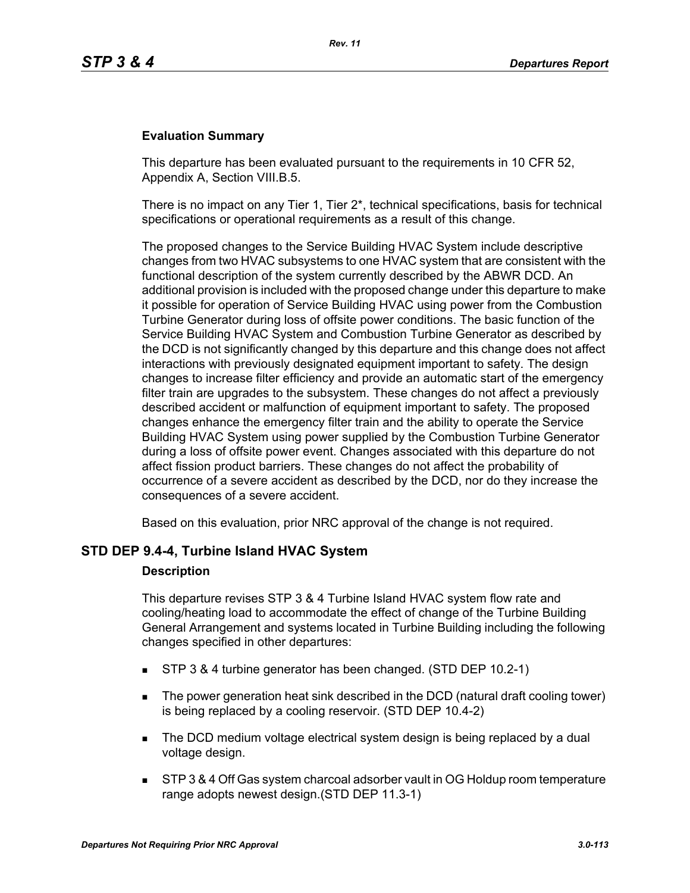### Evaluation Summary

This departure has been evaluated pursuant to the requirements in 10 CFR 52, Appendix A, Section VIII.B.5.

There is no impact on any Tier 1, Tier 2*, technical specifications, basis for technical specifications or operational requirements as a result of this change.

The proposed changes to the Service Building HVAC System include descriptive changes from two HVAC subsystems to one HVAC system that are consistent with the functional description of the system currently described by the ABWR DCD. An additional provision is included with the proposed change under this departure to make it possible for operation of Service Building HVAC using power from the Combustion Turbine Generator during loss of offsite power conditions. The basic function of the Service Building HVAC System and Combustion Turbine Generator as described by the DCD is not significantly changed by this departure and this change does not affect interactions with previously designated equipment important to safety. The design changes to increase filter efficiency and provide an automatic start of the emergency filter train are upgrades to the subsystem. These changes do not affect a previously described accident or malfunction of equipment important to safety. The proposed changes enhance the emergency filter train and the ability to operate the Service Building HVAC System using power supplied by the Combustion Turbine Generator during a loss of offsite power event. Changes associated with this departure do not affect fission product barriers. These changes do not affect the probability of occurrence of a severe accident as described by the DCD, nor do they increase the consequences of a severe accident.

Based on this evaluation, prior NRC approval of the change is not required.

## STD DEP 9.4-4, Turbine Island HVAC System

### Description

This departure revises STP 3 & 4 Turbine Island HVAC system flow rate and cooling/heating load to accommodate the effect of change of the Turbine Building General Arrangement and systems located in Turbine Building including the following changes specified in other departures:

- STP 3 & 4 turbine generator has been changed. (STD DEP 10.2-1)
- The power generation heat sink described in the DCD (natural draft cooling tower) is being replaced by a cooling reservoir. (STD DEP 10.4-2)
- The DCD medium voltage electrical system design is being replaced by a dual voltage design.
- STP 3 & 4 Off Gas system charcoal adsorber vault in OG Holdup room temperature range adopts newest design.(STD DEP 11.3-1)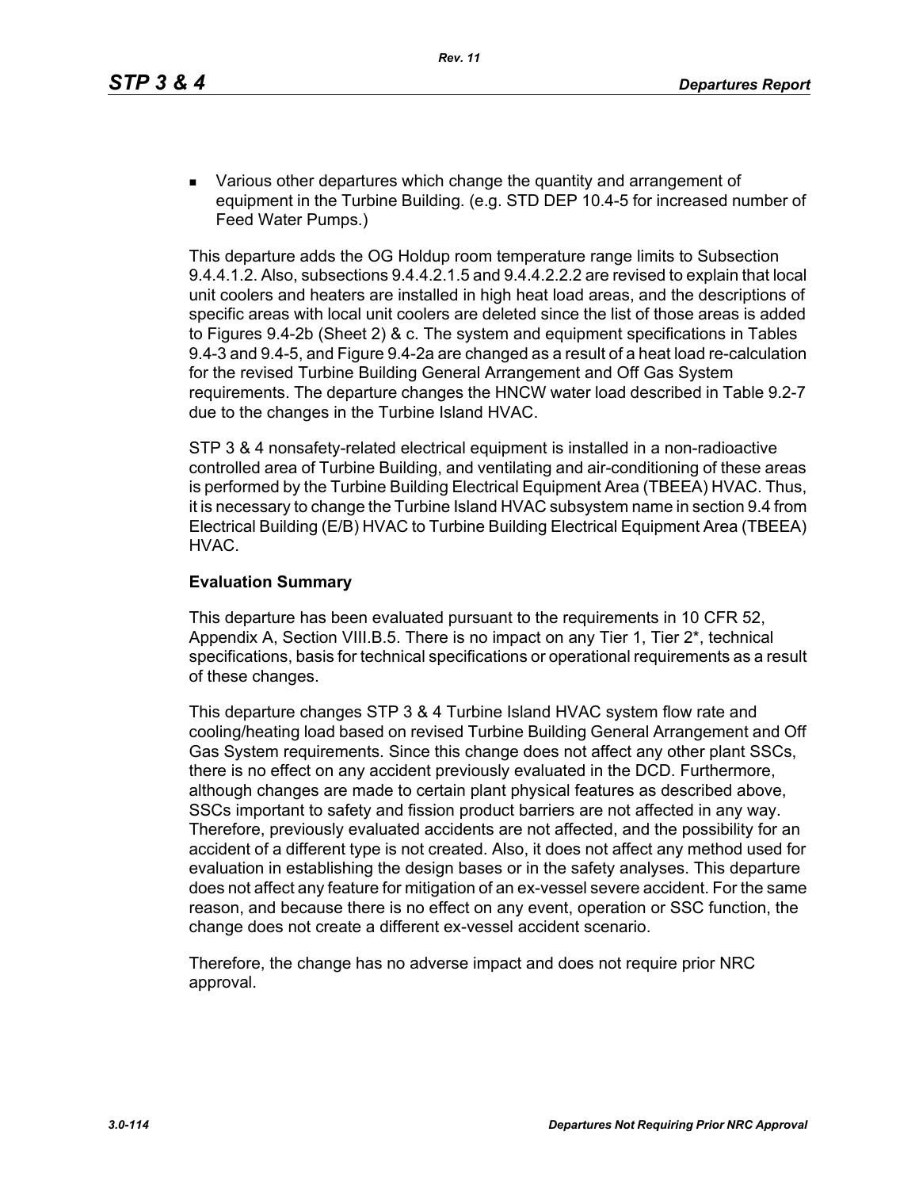- Various other departures which change the quantity and arrangement of equipment in the Turbine Building. (e.g. STD DEP 10.4-5 for increased number of Feed Water Pumps.)

This departure adds the OG Holdup room temperature range limits to Subsection 9.4.4.1.2. Also, subsections 9.4.4.2.1.5 and 9.4.4.2.2.2 are revised to explain that local unit coolers and heaters are installed in high heat load areas, and the descriptions of specific areas with local unit coolers are deleted since the list of those areas is added to Figures 9.4-2b (Sheet 2) & c. The system and equipment specifications in Tables 9.4-3 and 9.4-5, and Figure 9.4-2a are changed as a result of a heat load re-calculation for the revised Turbine Building General Arrangement and Off Gas System requirements. The departure changes the HNCW water load described in Table 9.2-7 due to the changes in the Turbine Island HVAC.

STP 3 & 4 nonsafety-related electrical equipment is installed in a non-radioactive controlled area of Turbine Building, and ventilating and air-conditioning of these areas is performed by the Turbine Building Electrical Equipment Area (TBEEA) HVAC. Thus, it is necessary to change the Turbine Island HVAC subsystem name in section 9.4 from Electrical Building (E/B) HVAC to Turbine Building Electrical Equipment Area (TBEEA) HVAC.

**Evaluation Summary**

This departure has been evaluated pursuant to the requirements in 10 CFR 52, Appendix A, Section VIII.B.5. There is no impact on any Tier 1, Tier 2*, technical specifications, basis for technical specifications or operational requirements as a result of these changes.

This departure changes STP 3 & 4 Turbine Island HVAC system flow rate and cooling/heating load based on revised Turbine Building General Arrangement and Off Gas System requirements. Since this change does not affect any other plant SSCs, there is no effect on any accident previously evaluated in the DCD. Furthermore, although changes are made to certain plant physical features as described above, SSCs important to safety and fission product barriers are not affected in any way. Therefore, previously evaluated accidents are not affected, and the possibility for an accident of a different type is not created. Also, it does not affect any method used for evaluation in establishing the design bases or in the safety analyses. This departure does not affect any feature for mitigation of an ex-vessel severe accident. For the same reason, and because there is no effect on any event, operation or SSC function, the change does not create a different ex-vessel accident scenario.

Therefore, the change has no adverse impact and does not require prior NRC approval.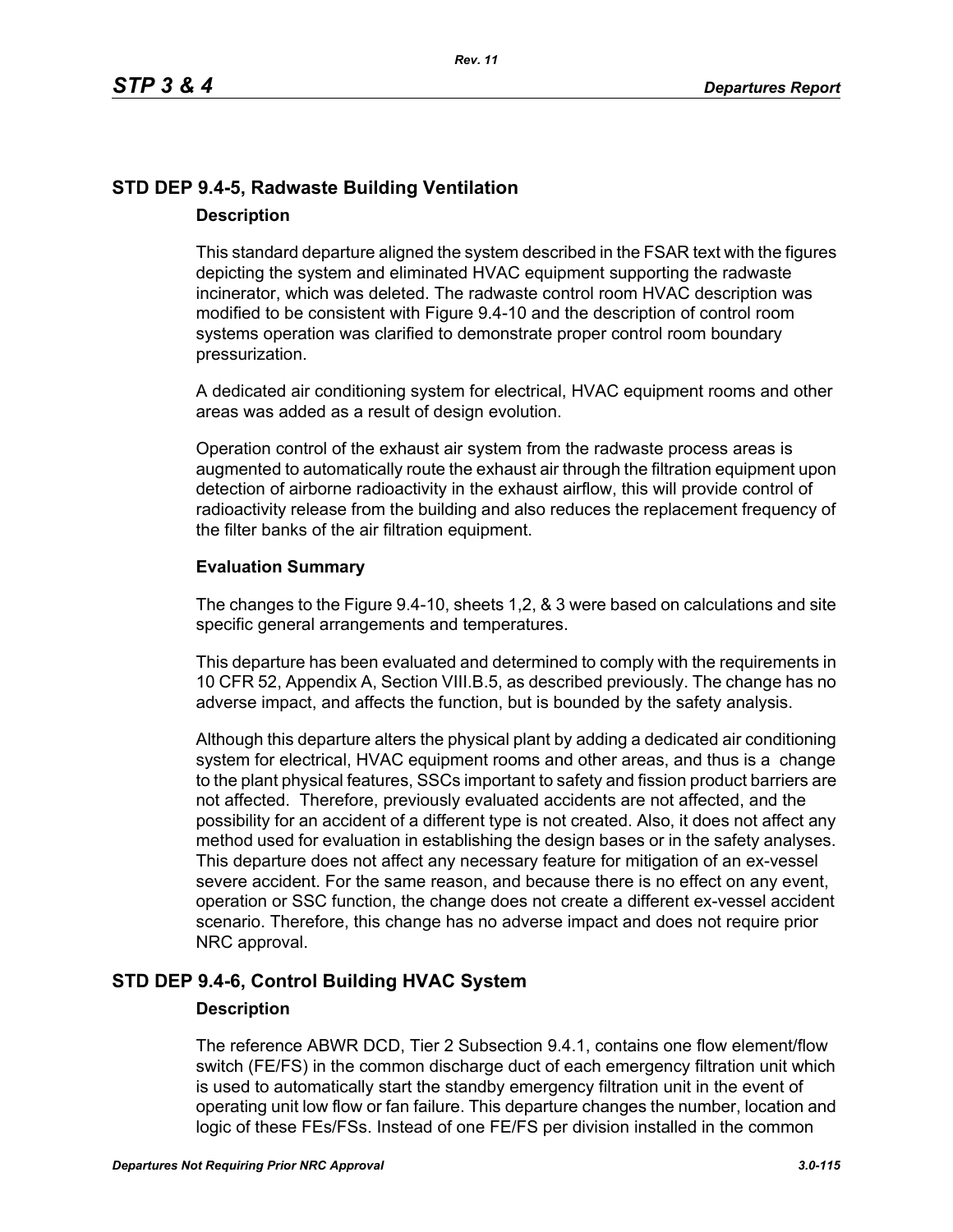## STD DEP 9.4-5, Radwaste Building Ventilation

### Description

This standard departure aligned the system described in the FSAR text with the figures depicting the system and eliminated HVAC equipment supporting the radwaste incinerator, which was deleted. The radwaste control room HVAC description was modified to be consistent with Figure 9.4-10 and the description of control room systems operation was clarified to demonstrate proper control room boundary pressurization.

A dedicated air conditioning system for electrical, HVAC equipment rooms and other areas was added as a result of design evolution.

Operation control of the exhaust air system from the radwaste process areas is augmented to automatically route the exhaust air through the filtration equipment upon detection of airborne radioactivity in the exhaust airflow, this will provide control of radioactivity release from the building and also reduces the replacement frequency of the filter banks of the air filtration equipment.

### Evaluation Summary

The changes to the Figure 9.4-10, sheets 1,2, & 3 were based on calculations and site specific general arrangements and temperatures.

This departure has been evaluated and determined to comply with the requirements in 10 CFR 52, Appendix A, Section VIII.B.5, as described previously. The change has no adverse impact, and affects the function, but is bounded by the safety analysis.

Although this departure alters the physical plant by adding a dedicated air conditioning system for electrical, HVAC equipment rooms and other areas, and thus is a change to the plant physical features, SSCs important to safety and fission product barriers are not affected. Therefore, previously evaluated accidents are not affected, and the possibility for an accident of a different type is not created. Also, it does not affect any method used for evaluation in establishing the design bases or in the safety analyses. This departure does not affect any necessary feature for mitigation of an ex-vessel severe accident. For the same reason, and because there is no effect on any event, operation or SSC function, the change does not create a different ex-vessel accident scenario. Therefore, this change has no adverse impact and does not require prior NRC approval.

## STD DEP 9.4-6, Control Building HVAC System

### Description

The reference ABWR DCD, Tier 2 Subsection 9.4.1, contains one flow element/flow switch (FE/FS) in the common discharge duct of each emergency filtration unit which is used to automatically start the standby emergency filtration unit in the event of operating unit low flow or fan failure. This departure changes the number, location and logic of these FEs/FSs. Instead of one FE/FS per division installed in the common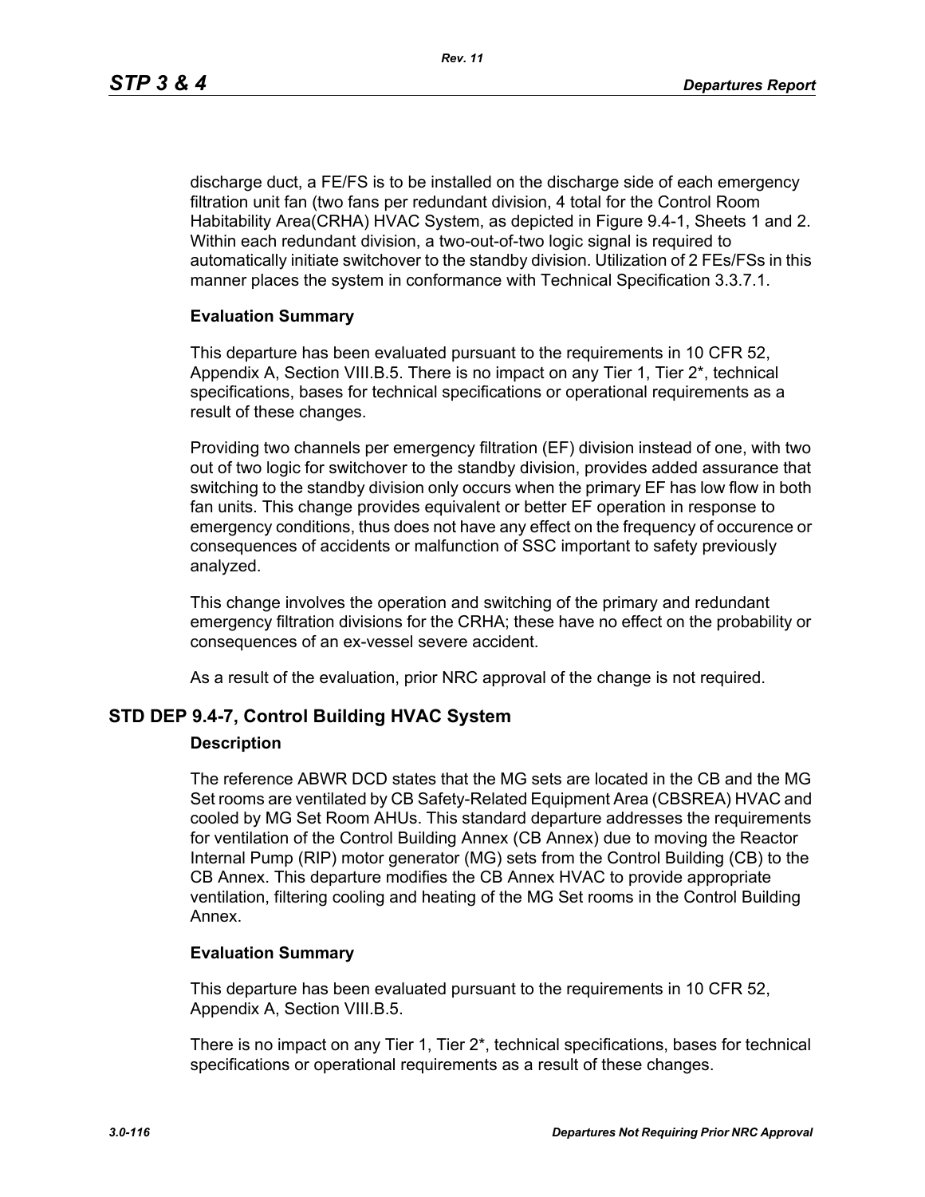discharge duct, a FE/FS is to be installed on the discharge side of each emergency filtration unit fan (two fans per redundant division, 4 total for the Control Room Habitability Area(CRHA) HVAC System, as depicted in Figure 9.4-1, Sheets 1 and 2. Within each redundant division, a two-out-of-two logic signal is required to automatically initiate switchover to the standby division. Utilization of 2 FEs/FSs in this manner places the system in conformance with Technical Specification 3.3.7.1.

**Evaluation Summary**

This departure has been evaluated pursuant to the requirements in 10 CFR 52, Appendix A, Section VIII.B.5. There is no impact on any Tier 1, Tier 2*, technical specifications, bases for technical specifications or operational requirements as a result of these changes.

Providing two channels per emergency filtration (EF) division instead of one, with two out of two logic for switchover to the standby division, provides added assurance that switching to the standby division only occurs when the primary EF has low flow in both fan units. This change provides equivalent or better EF operation in response to emergency conditions, thus does not have any effect on the frequency of occurence or consequences of accidents or malfunction of SSC important to safety previously analyzed.

This change involves the operation and switching of the primary and redundant emergency filtration divisions for the CRHA; these have no effect on the probability or consequences of an ex-vessel severe accident.

As a result of the evaluation, prior NRC approval of the change is not required.

## STD DEP 9.4-7, Control Building HVAC System

**Description**

The reference ABWR DCD states that the MG sets are located in the CB and the MG Set rooms are ventilated by CB Safety-Related Equipment Area (CBSREA) HVAC and cooled by MG Set Room AHUs. This standard departure addresses the requirements for ventilation of the Control Building Annex (CB Annex) due to moving the Reactor Internal Pump (RIP) motor generator (MG) sets from the Control Building (CB) to the CB Annex. This departure modifies the CB Annex HVAC to provide appropriate ventilation, filtering cooling and heating of the MG Set rooms in the Control Building Annex.

**Evaluation Summary**

This departure has been evaluated pursuant to the requirements in 10 CFR 52, Appendix A, Section VIII.B.5.

There is no impact on any Tier 1, Tier 2*, technical specifications, bases for technical specifications or operational requirements as a result of these changes.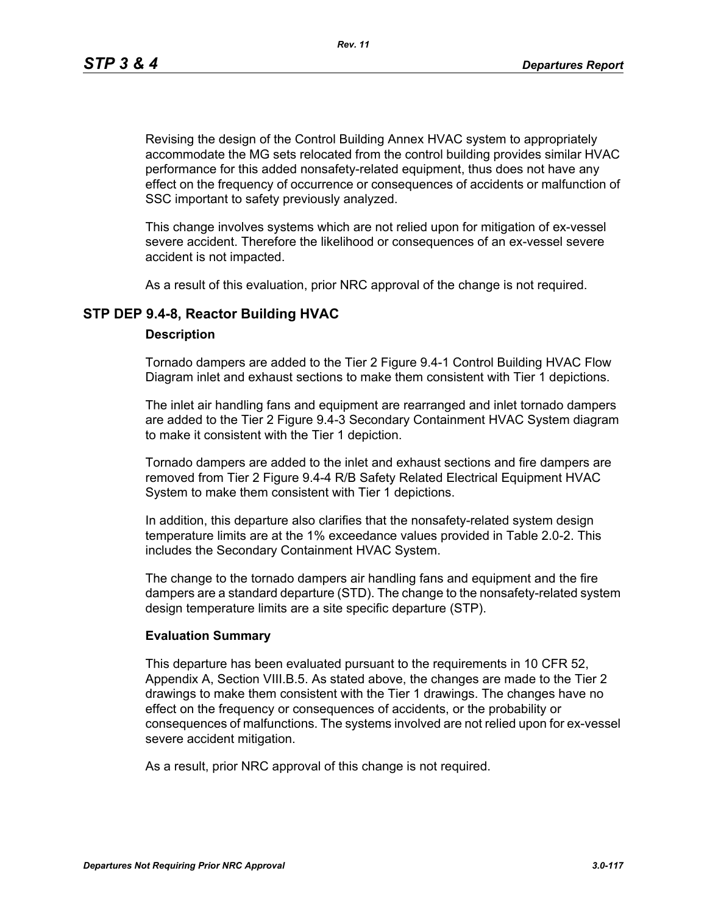Revising the design of the Control Building Annex HVAC system to appropriately accommodate the MG sets relocated from the control building provides similar HVAC performance for this added nonsafety-related equipment, thus does not have any effect on the frequency of occurrence or consequences of accidents or malfunction of SSC important to safety previously analyzed.

This change involves systems which are not relied upon for mitigation of ex-vessel severe accident. Therefore the likelihood or consequences of an ex-vessel severe accident is not impacted.

As a result of this evaluation, prior NRC approval of the change is not required.

## STP DEP 9.4-8, Reactor Building HVAC

### Description

Tornado dampers are added to the Tier 2 Figure 9.4-1 Control Building HVAC Flow Diagram inlet and exhaust sections to make them consistent with Tier 1 depictions.

The inlet air handling fans and equipment are rearranged and inlet tornado dampers are added to the Tier 2 Figure 9.4-3 Secondary Containment HVAC System diagram to make it consistent with the Tier 1 depiction.

Tornado dampers are added to the inlet and exhaust sections and fire dampers are removed from Tier 2 Figure 9.4-4 R/B Safety Related Electrical Equipment HVAC System to make them consistent with Tier 1 depictions.

In addition, this departure also clarifies that the nonsafety-related system design temperature limits are at the 1% exceedance values provided in Table 2.0-2. This includes the Secondary Containment HVAC System.

The change to the tornado dampers air handling fans and equipment and the fire dampers are a standard departure (STD). The change to the nonsafety-related system design temperature limits are a site specific departure (STP).

### Evaluation Summary

This departure has been evaluated pursuant to the requirements in 10 CFR 52, Appendix A, Section VIII.B.5. As stated above, the changes are made to the Tier 2 drawings to make them consistent with the Tier 1 drawings. The changes have no effect on the frequency or consequences of accidents, or the probability or consequences of malfunctions. The systems involved are not relied upon for ex-vessel severe accident mitigation.

As a result, prior NRC approval of this change is not required.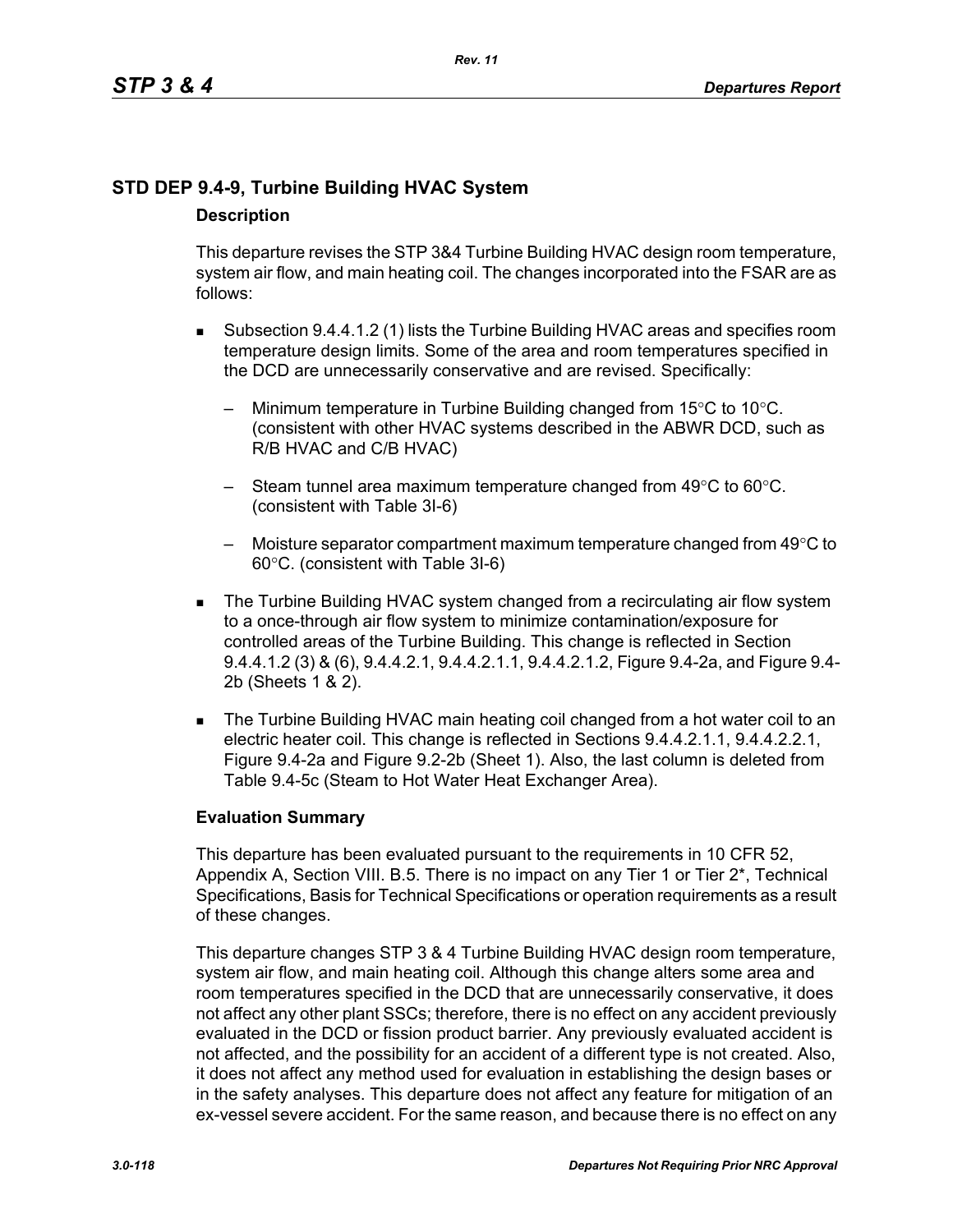## STD DEP 9.4-9, Turbine Building HVAC System

### Description

This departure revises the STP 3&4 Turbine Building HVAC design room temperature, system air flow, and main heating coil. The changes incorporated into the FSAR are as follows:

- Subsection 9.4.4.1.2 (1) lists the Turbine Building HVAC areas and specifies room temperature design limits. Some of the area and room temperatures specified in the DCD are unnecessarily conservative and are revised. Specifically:
  - Minimum temperature in Turbine Building changed from 15°C to 10°C. (consistent with other HVAC systems described in the ABWR DCD, such as R/B HVAC and C/B HVAC)
  - Steam tunnel area maximum temperature changed from 49°C to 60°C. (consistent with Table 3I-6)
  - Moisture separator compartment maximum temperature changed from 49°C to 60°C. (consistent with Table 3I-6)
- The Turbine Building HVAC system changed from a recirculating air flow system to a once-through air flow system to minimize contamination/exposure for controlled areas of the Turbine Building. This change is reflected in Section 9.4.4.1.2 (3) & (6), 9.4.4.2.1, 9.4.4.2.1.1, 9.4.4.2.1.2, Figure 9.4-2a, and Figure 9.4-2b (Sheets 1 & 2).
- The Turbine Building HVAC main heating coil changed from a hot water coil to an electric heater coil. This change is reflected in Sections 9.4.4.2.1.1, 9.4.4.2.2.1, Figure 9.4-2a and Figure 9.2-2b (Sheet 1). Also, the last column is deleted from Table 9.4-5c (Steam to Hot Water Heat Exchanger Area).

### Evaluation Summary

This departure has been evaluated pursuant to the requirements in 10 CFR 52, Appendix A, Section VIII. B.5. There is no impact on any Tier 1 or Tier 2*, Technical Specifications, Basis for Technical Specifications or operation requirements as a result of these changes.

This departure changes STP 3 & 4 Turbine Building HVAC design room temperature, system air flow, and main heating coil. Although this change alters some area and room temperatures specified in the DCD that are unnecessarily conservative, it does not affect any other plant SSCs; therefore, there is no effect on any accident previously evaluated in the DCD or fission product barrier. Any previously evaluated accident is not affected, and the possibility for an accident of a different type is not created. Also, it does not affect any method used for evaluation in establishing the design bases or in the safety analyses. This departure does not affect any feature for mitigation of an ex-vessel severe accident. For the same reason, and because there is no effect on any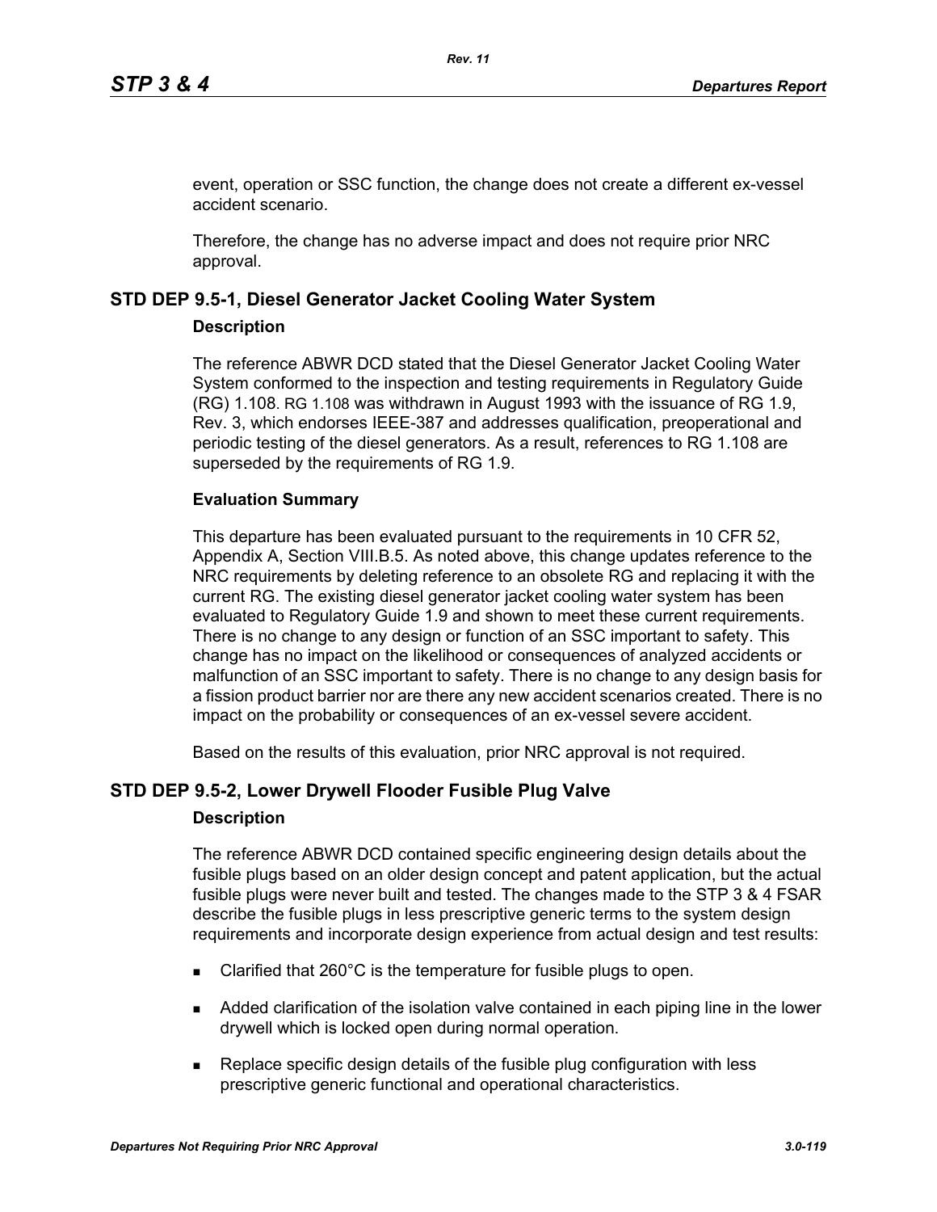event, operation or SSC function, the change does not create a different ex-vessel accident scenario.

Therefore, the change has no adverse impact and does not require prior NRC approval.

## STD DEP 9.5-1, Diesel Generator Jacket Cooling Water System

### Description

The reference ABWR DCD stated that the Diesel Generator Jacket Cooling Water System conformed to the inspection and testing requirements in Regulatory Guide (RG) 1.108. RG 1.108 was withdrawn in August 1993 with the issuance of RG 1.9, Rev. 3, which endorses IEEE-387 and addresses qualification, preoperational and periodic testing of the diesel generators. As a result, references to RG 1.108 are superseded by the requirements of RG 1.9.

### Evaluation Summary

This departure has been evaluated pursuant to the requirements in 10 CFR 52, Appendix A, Section VIII.B.5. As noted above, this change updates reference to the NRC requirements by deleting reference to an obsolete RG and replacing it with the current RG. The existing diesel generator jacket cooling water system has been evaluated to Regulatory Guide 1.9 and shown to meet these current requirements. There is no change to any design or function of an SSC important to safety. This change has no impact on the likelihood or consequences of analyzed accidents or malfunction of an SSC important to safety. There is no change to any design basis for a fission product barrier nor are there any new accident scenarios created. There is no impact on the probability or consequences of an ex-vessel severe accident.

Based on the results of this evaluation, prior NRC approval is not required.

## STD DEP 9.5-2, Lower Drywell Flooder Fusible Plug Valve

### Description

The reference ABWR DCD contained specific engineering design details about the fusible plugs based on an older design concept and patent application, but the actual fusible plugs were never built and tested. The changes made to the STP 3 & 4 FSAR describe the fusible plugs in less prescriptive generic terms to the system design requirements and incorporate design experience from actual design and test results:

- Clarified that 260°C is the temperature for fusible plugs to open.
- Added clarification of the isolation valve contained in each piping line in the lower drywell which is locked open during normal operation.
- Replace specific design details of the fusible plug configuration with less prescriptive generic functional and operational characteristics.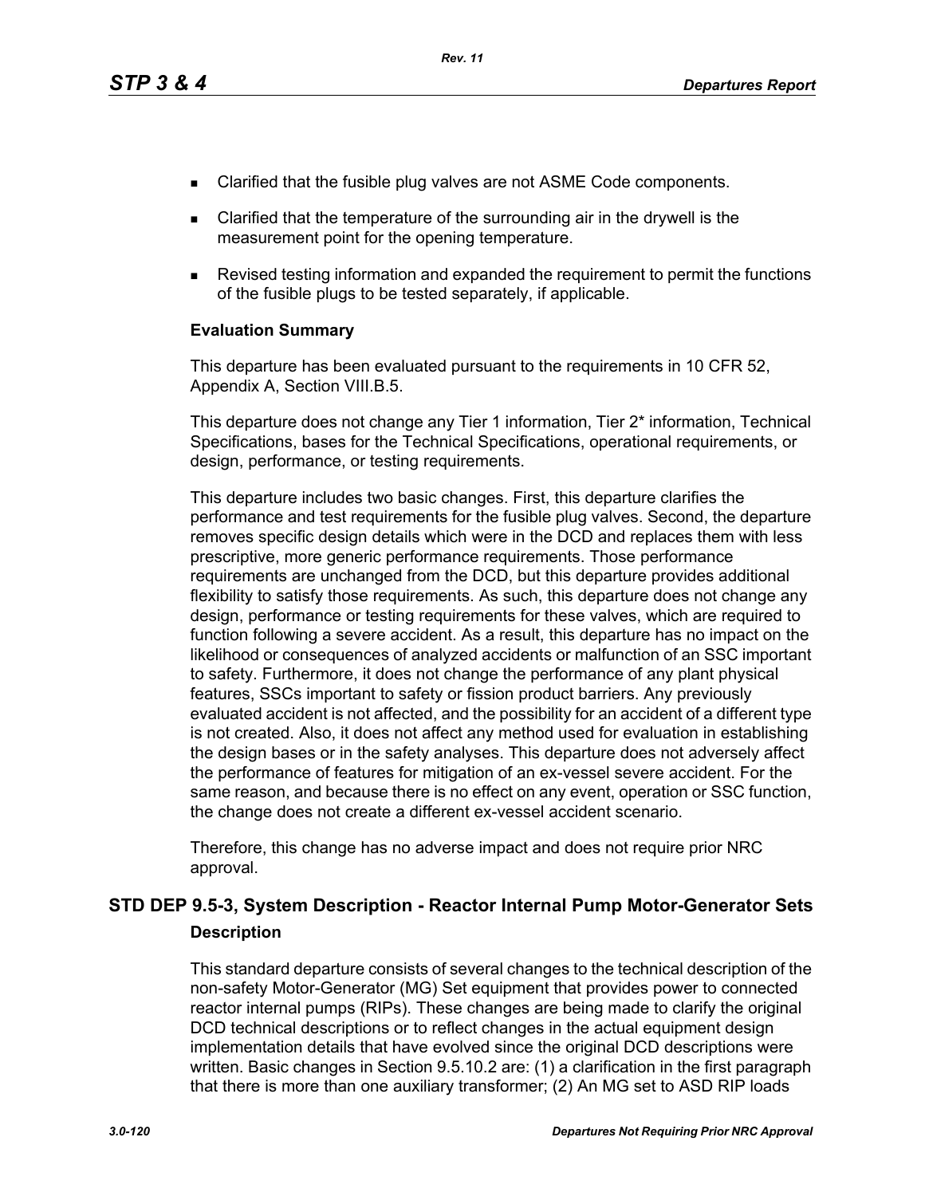- Clarified that the fusible plug valves are not ASME Code components.
- Clarified that the temperature of the surrounding air in the drywell is the measurement point for the opening temperature.
- Revised testing information and expanded the requirement to permit the functions of the fusible plugs to be tested separately, if applicable.

**Evaluation Summary**

This departure has been evaluated pursuant to the requirements in 10 CFR 52, Appendix A, Section VIII.B.5.

This departure does not change any Tier 1 information, Tier 2* information, Technical Specifications, bases for the Technical Specifications, operational requirements, or design, performance, or testing requirements.

This departure includes two basic changes. First, this departure clarifies the performance and test requirements for the fusible plug valves. Second, the departure removes specific design details which were in the DCD and replaces them with less prescriptive, more generic performance requirements. Those performance requirements are unchanged from the DCD, but this departure provides additional flexibility to satisfy those requirements. As such, this departure does not change any design, performance or testing requirements for these valves, which are required to function following a severe accident. As a result, this departure has no impact on the likelihood or consequences of analyzed accidents or malfunction of an SSC important to safety. Furthermore, it does not change the performance of any plant physical features, SSCs important to safety or fission product barriers. Any previously evaluated accident is not affected, and the possibility for an accident of a different type is not created. Also, it does not affect any method used for evaluation in establishing the design bases or in the safety analyses. This departure does not adversely affect the performance of features for mitigation of an ex-vessel severe accident. For the same reason, and because there is no effect on any event, operation or SSC function, the change does not create a different ex-vessel accident scenario.

Therefore, this change has no adverse impact and does not require prior NRC approval.

## STD DEP 9.5-3, System Description - Reactor Internal Pump Motor-Generator Sets

**Description**

This standard departure consists of several changes to the technical description of the non-safety Motor-Generator (MG) Set equipment that provides power to connected reactor internal pumps (RIPs). These changes are being made to clarify the original DCD technical descriptions or to reflect changes in the actual equipment design implementation details that have evolved since the original DCD descriptions were written. Basic changes in Section 9.5.10.2 are: (1) a clarification in the first paragraph that there is more than one auxiliary transformer; (2) An MG set to ASD RIP loads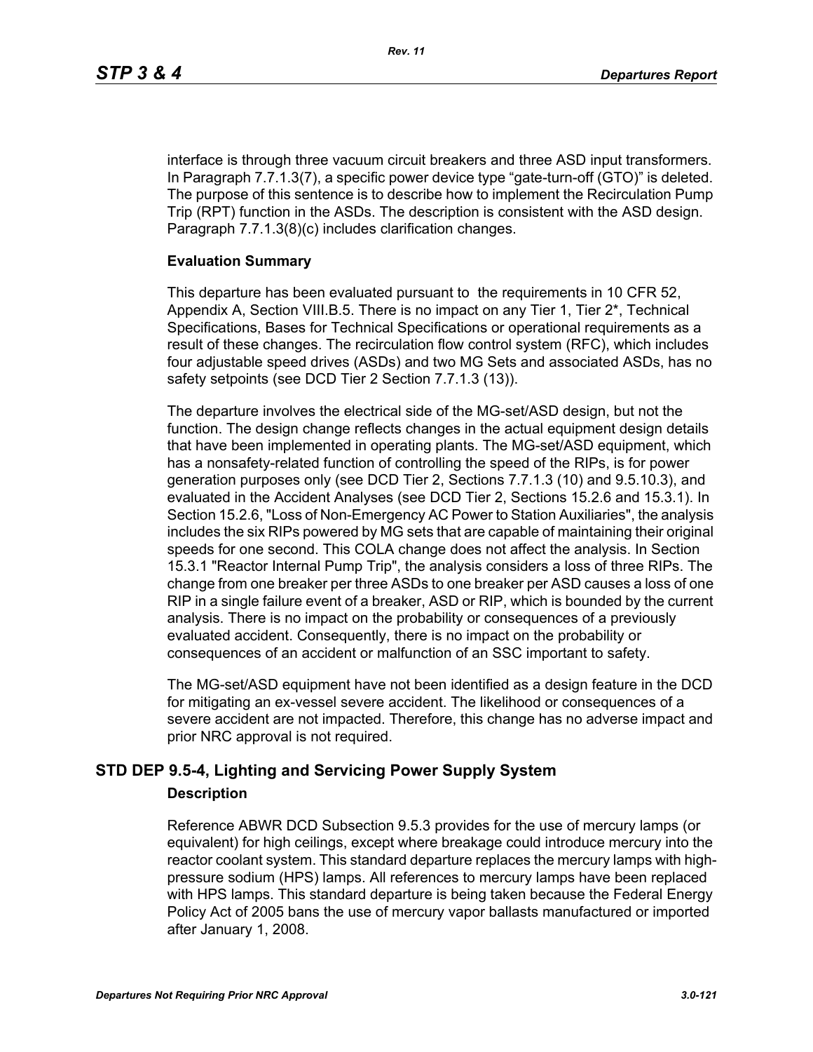interface is through three vacuum circuit breakers and three ASD input transformers. In Paragraph 7.7.1.3(7), a specific power device type “gate-turn-off (GTO)” is deleted. The purpose of this sentence is to describe how to implement the Recirculation Pump Trip (RPT) function in the ASDs. The description is consistent with the ASD design. Paragraph 7.7.1.3(8)(c) includes clarification changes.

**Evaluation Summary**

This departure has been evaluated pursuant to the requirements in 10 CFR 52, Appendix A, Section VIII.B.5. There is no impact on any Tier 1, Tier 2*, Technical Specifications, Bases for Technical Specifications or operational requirements as a result of these changes. The recirculation flow control system (RFC), which includes four adjustable speed drives (ASDs) and two MG Sets and associated ASDs, has no safety setpoints (see DCD Tier 2 Section 7.7.1.3 (13)).

The departure involves the electrical side of the MG-set/ASD design, but not the function. The design change reflects changes in the actual equipment design details that have been implemented in operating plants. The MG-set/ASD equipment, which has a nonsafety-related function of controlling the speed of the RIPs, is for power generation purposes only (see DCD Tier 2, Sections 7.7.1.3 (10) and 9.5.10.3), and evaluated in the Accident Analyses (see DCD Tier 2, Sections 15.2.6 and 15.3.1). In Section 15.2.6, "Loss of Non-Emergency AC Power to Station Auxiliaries", the analysis includes the six RIPs powered by MG sets that are capable of maintaining their original speeds for one second. This COLA change does not affect the analysis. In Section 15.3.1 "Reactor Internal Pump Trip", the analysis considers a loss of three RIPs. The change from one breaker per three ASDs to one breaker per ASD causes a loss of one RIP in a single failure event of a breaker, ASD or RIP, which is bounded by the current analysis. There is no impact on the probability or consequences of a previously evaluated accident. Consequently, there is no impact on the probability or consequences of an accident or malfunction of an SSC important to safety.

The MG-set/ASD equipment have not been identified as a design feature in the DCD for mitigating an ex-vessel severe accident. The likelihood or consequences of a severe accident are not impacted. Therefore, this change has no adverse impact and prior NRC approval is not required.

## STD DEP 9.5-4, Lighting and Servicing Power Supply System

**Description**

Reference ABWR DCD Subsection 9.5.3 provides for the use of mercury lamps (or equivalent) for high ceilings, except where breakage could introduce mercury into the reactor coolant system. This standard departure replaces the mercury lamps with high-pressure sodium (HPS) lamps. All references to mercury lamps have been replaced with HPS lamps. This standard departure is being taken because the Federal Energy Policy Act of 2005 bans the use of mercury vapor ballasts manufactured or imported after January 1, 2008.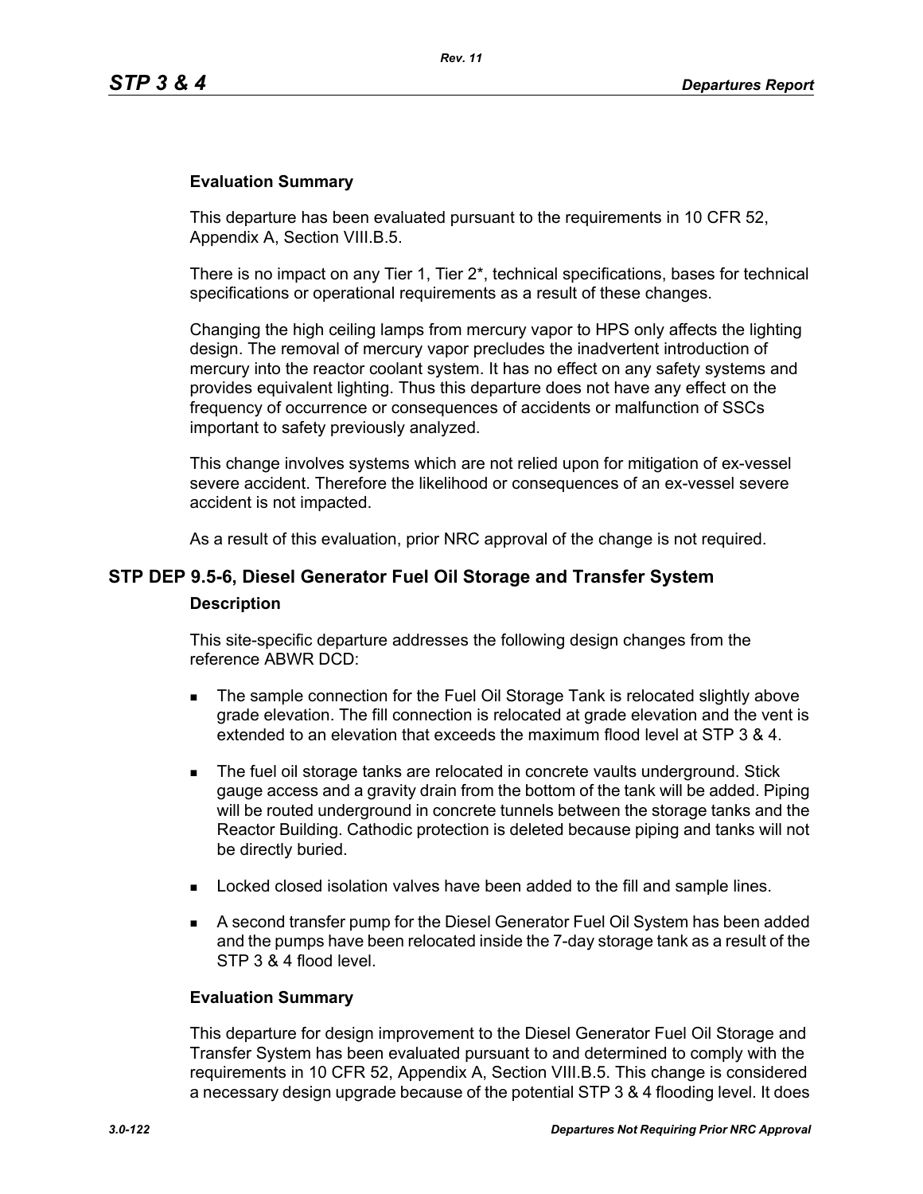**Evaluation Summary**

This departure has been evaluated pursuant to the requirements in 10 CFR 52, Appendix A, Section VIII.B.5.

There is no impact on any Tier 1, Tier 2*, technical specifications, bases for technical specifications or operational requirements as a result of these changes.

Changing the high ceiling lamps from mercury vapor to HPS only affects the lighting design. The removal of mercury vapor precludes the inadvertent introduction of mercury into the reactor coolant system. It has no effect on any safety systems and provides equivalent lighting. Thus this departure does not have any effect on the frequency of occurrence or consequences of accidents or malfunction of SSCs important to safety previously analyzed.

This change involves systems which are not relied upon for mitigation of ex-vessel severe accident. Therefore the likelihood or consequences of an ex-vessel severe accident is not impacted.

As a result of this evaluation, prior NRC approval of the change is not required.

## STP DEP 9.5-6, Diesel Generator Fuel Oil Storage and Transfer System

**Description**

This site-specific departure addresses the following design changes from the reference ABWR DCD:

- The sample connection for the Fuel Oil Storage Tank is relocated slightly above grade elevation. The fill connection is relocated at grade elevation and the vent is extended to an elevation that exceeds the maximum flood level at STP 3 & 4.
- The fuel oil storage tanks are relocated in concrete vaults underground. Stick gauge access and a gravity drain from the bottom of the tank will be added. Piping will be routed underground in concrete tunnels between the storage tanks and the Reactor Building. Cathodic protection is deleted because piping and tanks will not be directly buried.
- Locked closed isolation valves have been added to the fill and sample lines.
- A second transfer pump for the Diesel Generator Fuel Oil System has been added and the pumps have been relocated inside the 7-day storage tank as a result of the STP 3 & 4 flood level.

**Evaluation Summary**

This departure for design improvement to the Diesel Generator Fuel Oil Storage and Transfer System has been evaluated pursuant to and determined to comply with the requirements in 10 CFR 52, Appendix A, Section VIII.B.5. This change is considered a necessary design upgrade because of the potential STP 3 & 4 flooding level. It does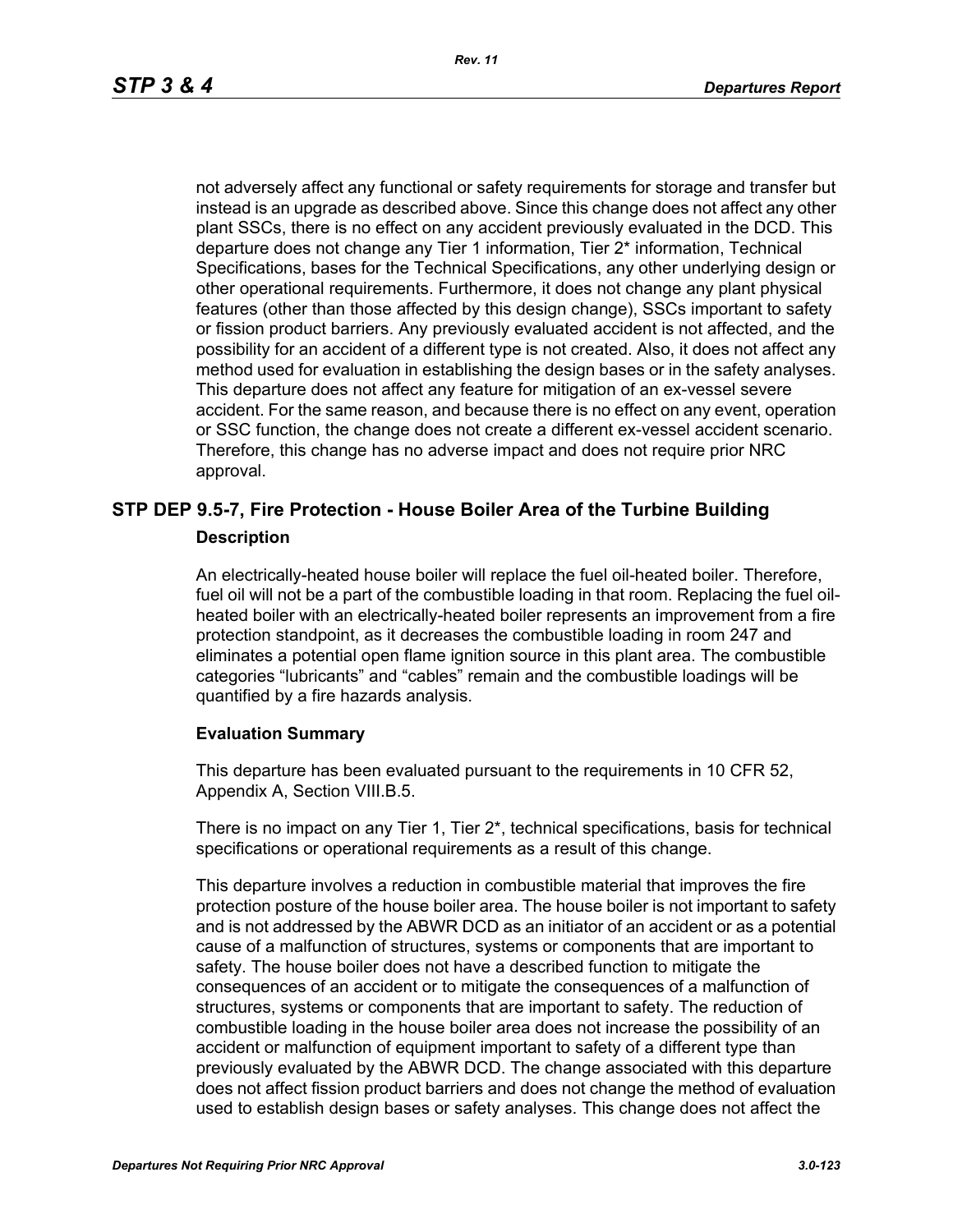not adversely affect any functional or safety requirements for storage and transfer but instead is an upgrade as described above. Since this change does not affect any other plant SSCs, there is no effect on any accident previously evaluated in the DCD. This departure does not change any Tier 1 information, Tier 2* information, Technical Specifications, bases for the Technical Specifications, any other underlying design or other operational requirements. Furthermore, it does not change any plant physical features (other than those affected by this design change), SSCs important to safety or fission product barriers. Any previously evaluated accident is not affected, and the possibility for an accident of a different type is not created. Also, it does not affect any method used for evaluation in establishing the design bases or in the safety analyses. This departure does not affect any feature for mitigation of an ex-vessel severe accident. For the same reason, and because there is no effect on any event, operation or SSC function, the change does not create a different ex-vessel accident scenario. Therefore, this change has no adverse impact and does not require prior NRC approval.

## STP DEP 9.5-7, Fire Protection - House Boiler Area of the Turbine Building

### Description

An electrically-heated house boiler will replace the fuel oil-heated boiler. Therefore, fuel oil will not be a part of the combustible loading in that room. Replacing the fuel oil-heated boiler with an electrically-heated boiler represents an improvement from a fire protection standpoint, as it decreases the combustible loading in room 247 and eliminates a potential open flame ignition source in this plant area. The combustible categories "lubricants" and "cables" remain and the combustible loadings will be quantified by a fire hazards analysis.

### Evaluation Summary

This departure has been evaluated pursuant to the requirements in 10 CFR 52, Appendix A, Section VIII.B.5.

There is no impact on any Tier 1, Tier 2*, technical specifications, basis for technical specifications or operational requirements as a result of this change.

This departure involves a reduction in combustible material that improves the fire protection posture of the house boiler area. The house boiler is not important to safety and is not addressed by the ABWR DCD as an initiator of an accident or as a potential cause of a malfunction of structures, systems or components that are important to safety. The house boiler does not have a described function to mitigate the consequences of an accident or to mitigate the consequences of a malfunction of structures, systems or components that are important to safety. The reduction of combustible loading in the house boiler area does not increase the possibility of an accident or malfunction of equipment important to safety of a different type than previously evaluated by the ABWR DCD. The change associated with this departure does not affect fission product barriers and does not change the method of evaluation used to establish design bases or safety analyses. This change does not affect the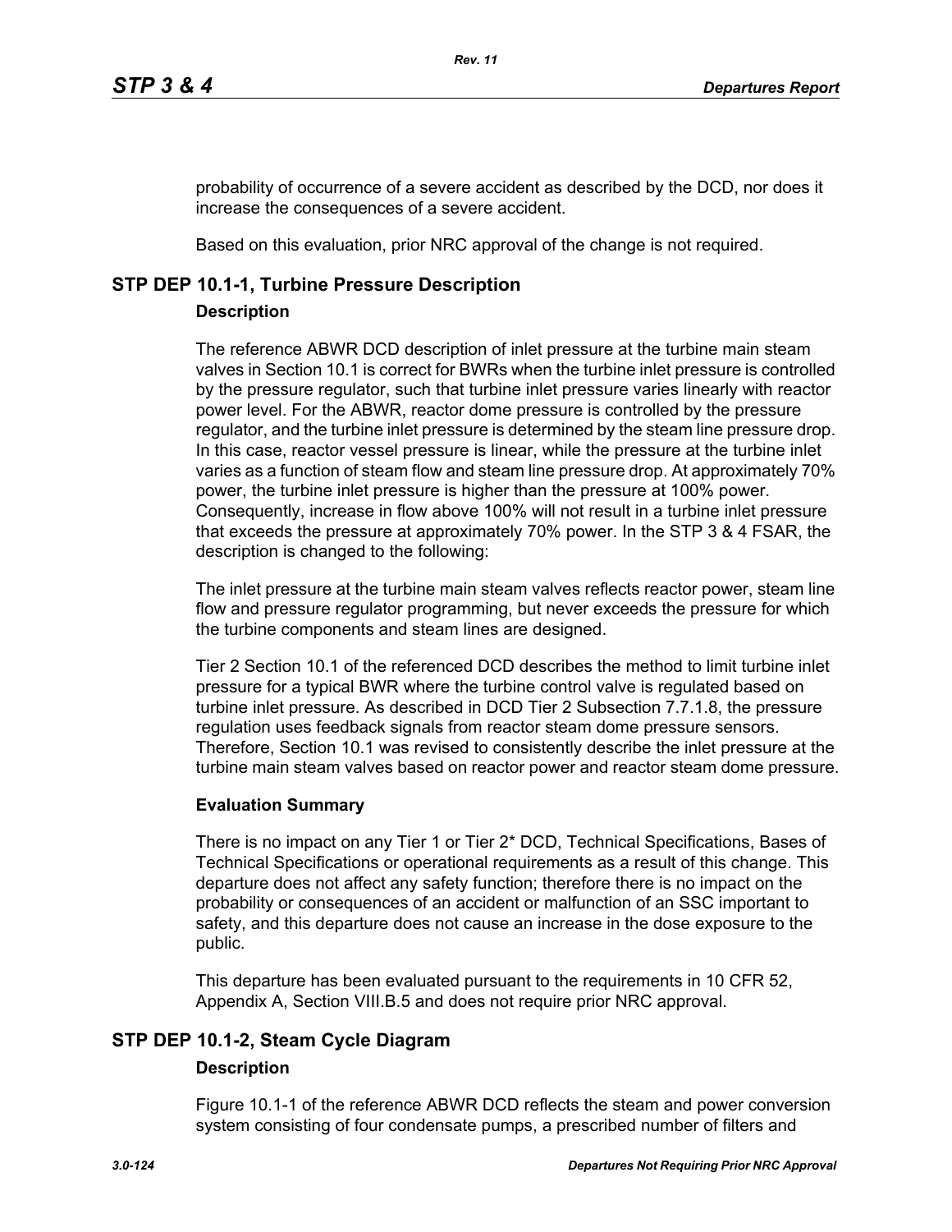probability of occurrence of a severe accident as described by the DCD, nor does it increase the consequences of a severe accident.

Based on this evaluation, prior NRC approval of the change is not required.

## STP DEP 10.1-1, Turbine Pressure Description

### Description

The reference ABWR DCD description of inlet pressure at the turbine main steam valves in Section 10.1 is correct for BWRs when the turbine inlet pressure is controlled by the pressure regulator, such that turbine inlet pressure varies linearly with reactor power level. For the ABWR, reactor dome pressure is controlled by the pressure regulator, and the turbine inlet pressure is determined by the steam line pressure drop. In this case, reactor vessel pressure is linear, while the pressure at the turbine inlet varies as a function of steam flow and steam line pressure drop. At approximately 70% power, the turbine inlet pressure is higher than the pressure at 100% power. Consequently, increase in flow above 100% will not result in a turbine inlet pressure that exceeds the pressure at approximately 70% power. In the STP 3 & 4 FSAR, the description is changed to the following:

The inlet pressure at the turbine main steam valves reflects reactor power, steam line flow and pressure regulator programming, but never exceeds the pressure for which the turbine components and steam lines are designed.

Tier 2 Section 10.1 of the referenced DCD describes the method to limit turbine inlet pressure for a typical BWR where the turbine control valve is regulated based on turbine inlet pressure. As described in DCD Tier 2 Subsection 7.7.1.8, the pressure regulation uses feedback signals from reactor steam dome pressure sensors. Therefore, Section 10.1 was revised to consistently describe the inlet pressure at the turbine main steam valves based on reactor power and reactor steam dome pressure.

### Evaluation Summary

There is no impact on any Tier 1 or Tier 2* DCD, Technical Specifications, Bases of Technical Specifications or operational requirements as a result of this change. This departure does not affect any safety function; therefore there is no impact on the probability or consequences of an accident or malfunction of an SSC important to safety, and this departure does not cause an increase in the dose exposure to the public.

This departure has been evaluated pursuant to the requirements in 10 CFR 52, Appendix A, Section VIII.B.5 and does not require prior NRC approval.

## STP DEP 10.1-2, Steam Cycle Diagram

### Description

Figure 10.1-1 of the reference ABWR DCD reflects the steam and power conversion system consisting of four condensate pumps, a prescribed number of filters and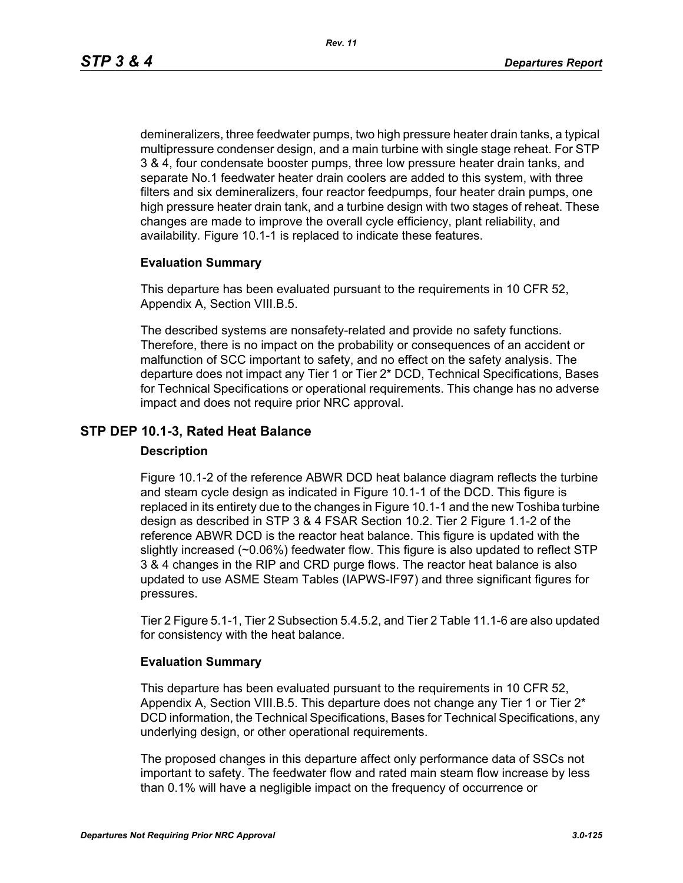demineralizers, three feedwater pumps, two high pressure heater drain tanks, a typical multipressure condenser design, and a main turbine with single stage reheat. For STP 3 & 4, four condensate booster pumps, three low pressure heater drain tanks, and separate No.1 feedwater heater drain coolers are added to this system, with three filters and six demineralizers, four reactor feedpumps, four heater drain pumps, one high pressure heater drain tank, and a turbine design with two stages of reheat. These changes are made to improve the overall cycle efficiency, plant reliability, and availability. Figure 10.1-1 is replaced to indicate these features.

**Evaluation Summary**

This departure has been evaluated pursuant to the requirements in 10 CFR 52, Appendix A, Section VIII.B.5.

The described systems are nonsafety-related and provide no safety functions. Therefore, there is no impact on the probability or consequences of an accident or malfunction of SCC important to safety, and no effect on the safety analysis. The departure does not impact any Tier 1 or Tier 2* DCD, Technical Specifications, Bases for Technical Specifications or operational requirements. This change has no adverse impact and does not require prior NRC approval.

## STP DEP 10.1-3, Rated Heat Balance

**Description**

Figure 10.1-2 of the reference ABWR DCD heat balance diagram reflects the turbine and steam cycle design as indicated in Figure 10.1-1 of the DCD. This figure is replaced in its entirety due to the changes in Figure 10.1-1 and the new Toshiba turbine design as described in STP 3 & 4 FSAR Section 10.2. Tier 2 Figure 1.1-2 of the reference ABWR DCD is the reactor heat balance. This figure is updated with the slightly increased (~0.06%) feedwater flow. This figure is also updated to reflect STP 3 & 4 changes in the RIP and CRD purge flows. The reactor heat balance is also updated to use ASME Steam Tables (IAPWS-IF97) and three significant figures for pressures.

Tier 2 Figure 5.1-1, Tier 2 Subsection 5.4.5.2, and Tier 2 Table 11.1-6 are also updated for consistency with the heat balance.

**Evaluation Summary**

This departure has been evaluated pursuant to the requirements in 10 CFR 52, Appendix A, Section VIII.B.5. This departure does not change any Tier 1 or Tier 2* DCD information, the Technical Specifications, Bases for Technical Specifications, any underlying design, or other operational requirements.

The proposed changes in this departure affect only performance data of SSCs not important to safety. The feedwater flow and rated main steam flow increase by less than 0.1% will have a negligible impact on the frequency of occurrence or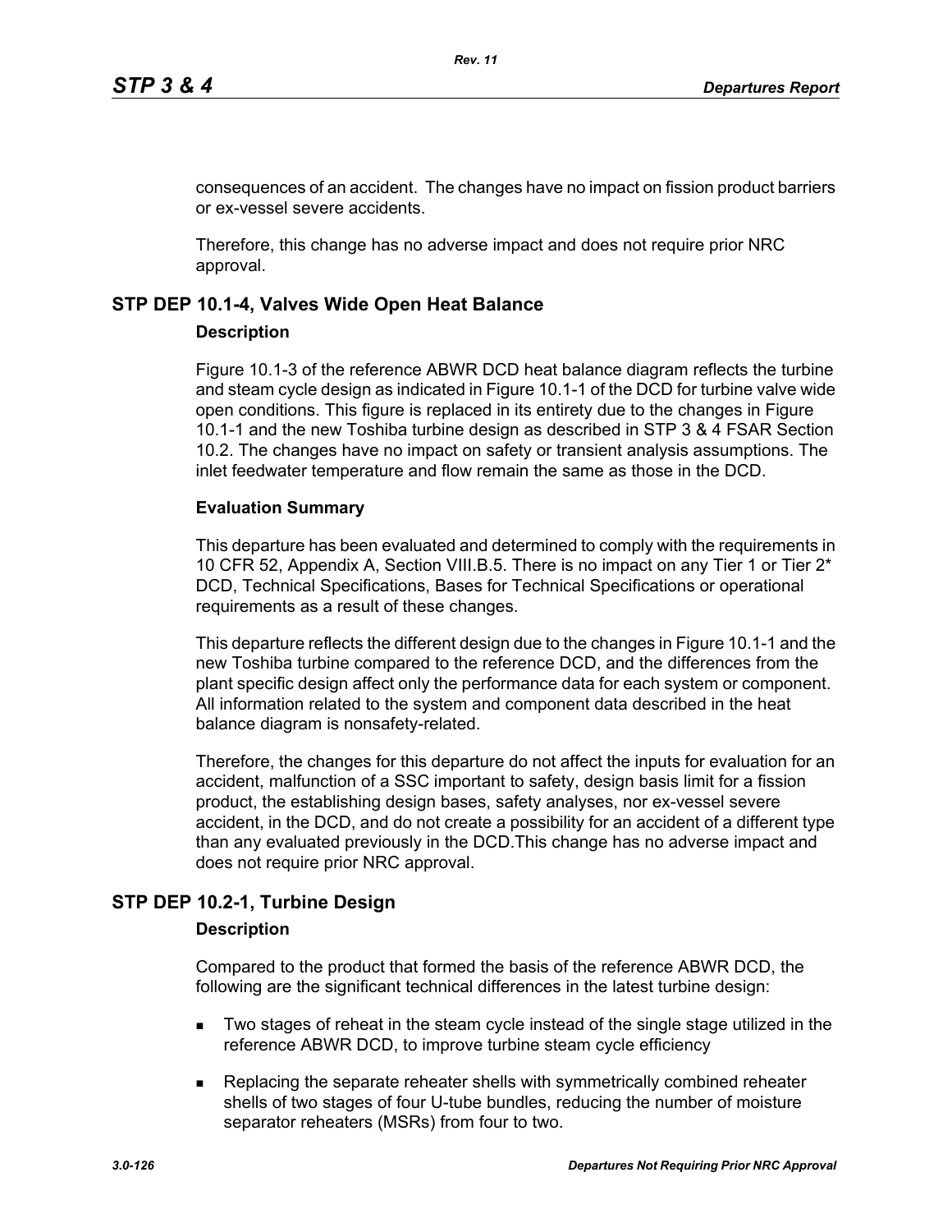consequences of an accident. The changes have no impact on fission product barriers or ex-vessel severe accidents.

Therefore, this change has no adverse impact and does not require prior NRC approval.

## STP DEP 10.1-4, Valves Wide Open Heat Balance

### Description

Figure 10.1-3 of the reference ABWR DCD heat balance diagram reflects the turbine and steam cycle design as indicated in Figure 10.1-1 of the DCD for turbine valve wide open conditions. This figure is replaced in its entirety due to the changes in Figure 10.1-1 and the new Toshiba turbine design as described in STP 3 & 4 FSAR Section 10.2. The changes have no impact on safety or transient analysis assumptions. The inlet feedwater temperature and flow remain the same as those in the DCD.

### Evaluation Summary

This departure has been evaluated and determined to comply with the requirements in 10 CFR 52, Appendix A, Section VIII.B.5. There is no impact on any Tier 1 or Tier 2* DCD, Technical Specifications, Bases for Technical Specifications or operational requirements as a result of these changes.

This departure reflects the different design due to the changes in Figure 10.1-1 and the new Toshiba turbine compared to the reference DCD, and the differences from the plant specific design affect only the performance data for each system or component. All information related to the system and component data described in the heat balance diagram is nonsafety-related.

Therefore, the changes for this departure do not affect the inputs for evaluation for an accident, malfunction of a SSC important to safety, design basis limit for a fission product, the establishing design bases, safety analyses, nor ex-vessel severe accident, in the DCD, and do not create a possibility for an accident of a different type than any evaluated previously in the DCD.This change has no adverse impact and does not require prior NRC approval.

## STP DEP 10.2-1, Turbine Design

### Description

Compared to the product that formed the basis of the reference ABWR DCD, the following are the significant technical differences in the latest turbine design:

- Two stages of reheat in the steam cycle instead of the single stage utilized in the reference ABWR DCD, to improve turbine steam cycle efficiency
- Replacing the separate reheater shells with symmetrically combined reheater shells of two stages of four U-tube bundles, reducing the number of moisture separator reheaters (MSRs) from four to two.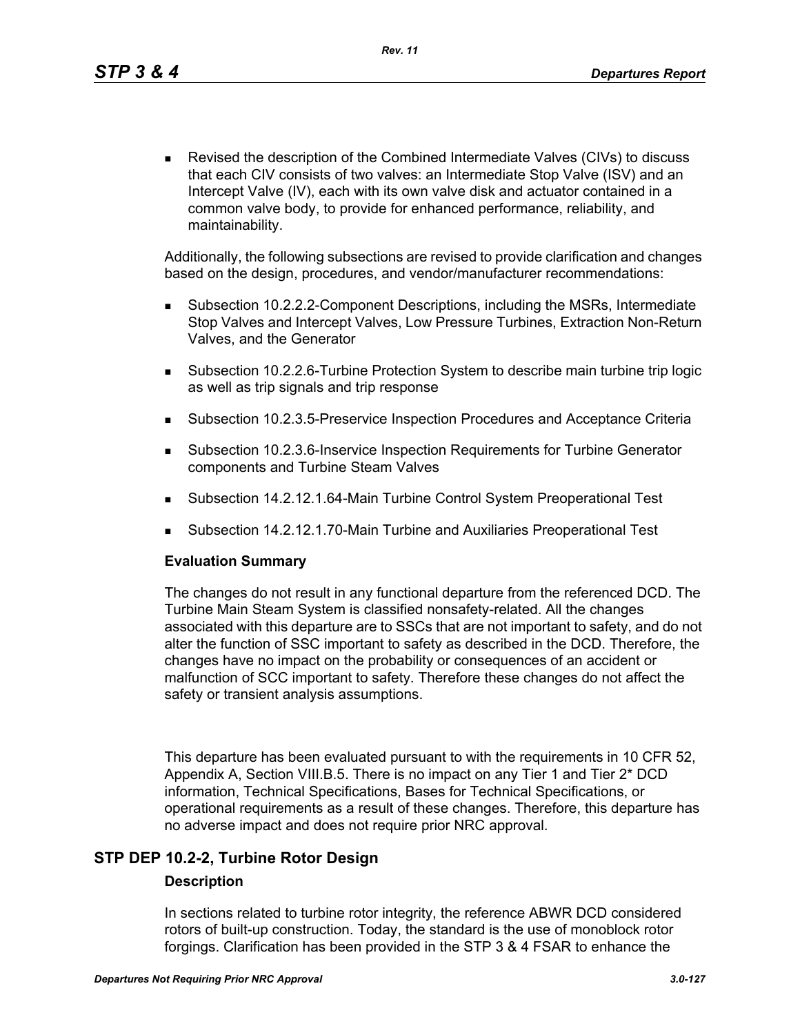- Revised the description of the Combined Intermediate Valves (CIVs) to discuss that each CIV consists of two valves: an Intermediate Stop Valve (ISV) and an Intercept Valve (IV), each with its own valve disk and actuator contained in a common valve body, to provide for enhanced performance, reliability, and maintainability.

Additionally, the following subsections are revised to provide clarification and changes based on the design, procedures, and vendor/manufacturer recommendations:

- Subsection 10.2.2.2-Component Descriptions, including the MSRs, Intermediate Stop Valves and Intercept Valves, Low Pressure Turbines, Extraction Non-Return Valves, and the Generator
- Subsection 10.2.2.6-Turbine Protection System to describe main turbine trip logic as well as trip signals and trip response
- Subsection 10.2.3.5-Preservice Inspection Procedures and Acceptance Criteria
- Subsection 10.2.3.6-Inservice Inspection Requirements for Turbine Generator components and Turbine Steam Valves
- Subsection 14.2.12.1.64-Main Turbine Control System Preoperational Test
- Subsection 14.2.12.1.70-Main Turbine and Auxiliaries Preoperational Test

**Evaluation Summary**

The changes do not result in any functional departure from the referenced DCD. The Turbine Main Steam System is classified nonsafety-related. All the changes associated with this departure are to SSCs that are not important to safety, and do not alter the function of SSC important to safety as described in the DCD. Therefore, the changes have no impact on the probability or consequences of an accident or malfunction of SCC important to safety. Therefore these changes do not affect the safety or transient analysis assumptions.

This departure has been evaluated pursuant to with the requirements in 10 CFR 52, Appendix A, Section VIII.B.5. There is no impact on any Tier 1 and Tier 2* DCD information, Technical Specifications, Bases for Technical Specifications, or operational requirements as a result of these changes. Therefore, this departure has no adverse impact and does not require prior NRC approval.

## STP DEP 10.2-2, Turbine Rotor Design

**Description**

In sections related to turbine rotor integrity, the reference ABWR DCD considered rotors of built-up construction. Today, the standard is the use of monoblock rotor forgings. Clarification has been provided in the STP 3 & 4 FSAR to enhance the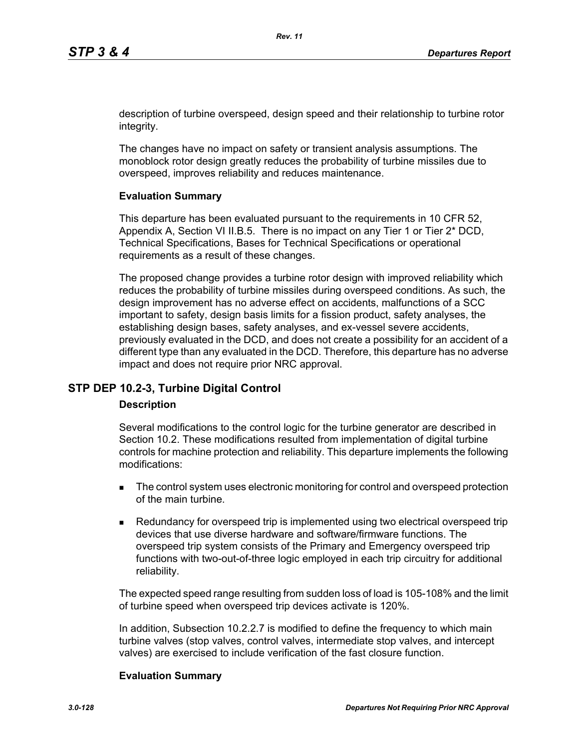description of turbine overspeed, design speed and their relationship to turbine rotor integrity.

The changes have no impact on safety or transient analysis assumptions. The monoblock rotor design greatly reduces the probability of turbine missiles due to overspeed, improves reliability and reduces maintenance.

**Evaluation Summary**

This departure has been evaluated pursuant to the requirements in 10 CFR 52, Appendix A, Section VI II.B.5. There is no impact on any Tier 1 or Tier 2* DCD, Technical Specifications, Bases for Technical Specifications or operational requirements as a result of these changes.

The proposed change provides a turbine rotor design with improved reliability which reduces the probability of turbine missiles during overspeed conditions. As such, the design improvement has no adverse effect on accidents, malfunctions of a SCC important to safety, design basis limits for a fission product, safety analyses, the establishing design bases, safety analyses, and ex-vessel severe accidents, previously evaluated in the DCD, and does not create a possibility for an accident of a different type than any evaluated in the DCD. Therefore, this departure has no adverse impact and does not require prior NRC approval.

## STP DEP 10.2-3, Turbine Digital Control

**Description**

Several modifications to the control logic for the turbine generator are described in Section 10.2. These modifications resulted from implementation of digital turbine controls for machine protection and reliability. This departure implements the following modifications:

- The control system uses electronic monitoring for control and overspeed protection of the main turbine.
- Redundancy for overspeed trip is implemented using two electrical overspeed trip devices that use diverse hardware and software/firmware functions. The overspeed trip system consists of the Primary and Emergency overspeed trip functions with two-out-of-three logic employed in each trip circuitry for additional reliability.

The expected speed range resulting from sudden loss of load is 105-108% and the limit of turbine speed when overspeed trip devices activate is 120%.

In addition, Subsection 10.2.2.7 is modified to define the frequency to which main turbine valves (stop valves, control valves, intermediate stop valves, and intercept valves) are exercised to include verification of the fast closure function.

**Evaluation Summary**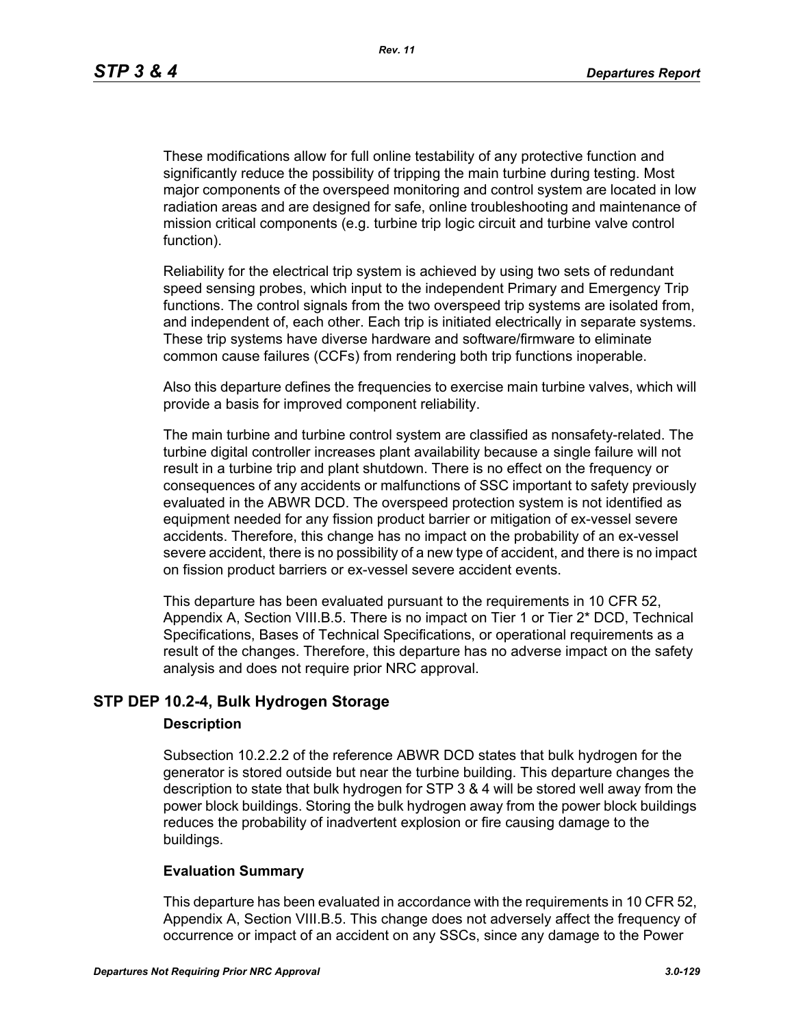These modifications allow for full online testability of any protective function and significantly reduce the possibility of tripping the main turbine during testing. Most major components of the overspeed monitoring and control system are located in low radiation areas and are designed for safe, online troubleshooting and maintenance of mission critical components (e.g. turbine trip logic circuit and turbine valve control function).

Reliability for the electrical trip system is achieved by using two sets of redundant speed sensing probes, which input to the independent Primary and Emergency Trip functions. The control signals from the two overspeed trip systems are isolated from, and independent of, each other. Each trip is initiated electrically in separate systems. These trip systems have diverse hardware and software/firmware to eliminate common cause failures (CCFs) from rendering both trip functions inoperable.

Also this departure defines the frequencies to exercise main turbine valves, which will provide a basis for improved component reliability.

The main turbine and turbine control system are classified as nonsafety-related. The turbine digital controller increases plant availability because a single failure will not result in a turbine trip and plant shutdown. There is no effect on the frequency or consequences of any accidents or malfunctions of SSC important to safety previously evaluated in the ABWR DCD. The overspeed protection system is not identified as equipment needed for any fission product barrier or mitigation of ex-vessel severe accidents. Therefore, this change has no impact on the probability of an ex-vessel severe accident, there is no possibility of a new type of accident, and there is no impact on fission product barriers or ex-vessel severe accident events.

This departure has been evaluated pursuant to the requirements in 10 CFR 52, Appendix A, Section VIII.B.5. There is no impact on Tier 1 or Tier 2* DCD, Technical Specifications, Bases of Technical Specifications, or operational requirements as a result of the changes. Therefore, this departure has no adverse impact on the safety analysis and does not require prior NRC approval.

## STP DEP 10.2-4, Bulk Hydrogen Storage

### Description

Subsection 10.2.2.2 of the reference ABWR DCD states that bulk hydrogen for the generator is stored outside but near the turbine building. This departure changes the description to state that bulk hydrogen for STP 3 & 4 will be stored well away from the power block buildings. Storing the bulk hydrogen away from the power block buildings reduces the probability of inadvertent explosion or fire causing damage to the buildings.

### Evaluation Summary

This departure has been evaluated in accordance with the requirements in 10 CFR 52, Appendix A, Section VIII.B.5. This change does not adversely affect the frequency of occurrence or impact of an accident on any SSCs, since any damage to the Power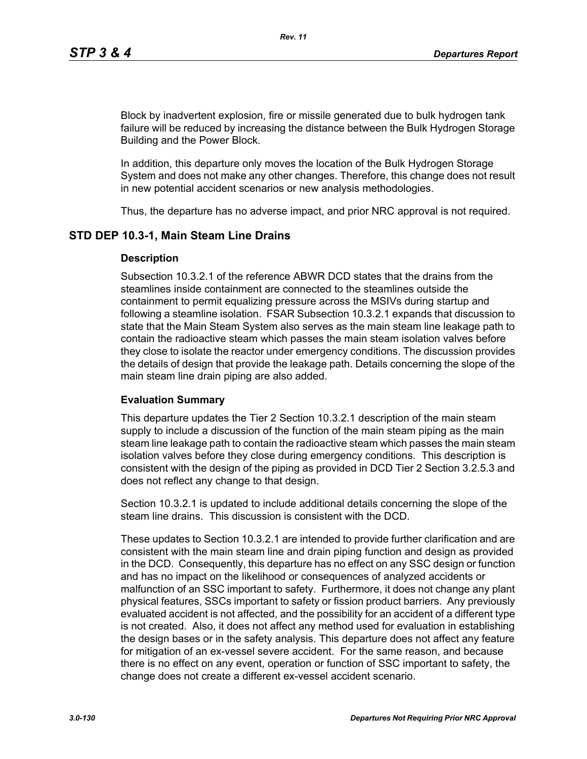Block by inadvertent explosion, fire or missile generated due to bulk hydrogen tank failure will be reduced by increasing the distance between the Bulk Hydrogen Storage Building and the Power Block.

In addition, this departure only moves the location of the Bulk Hydrogen Storage System and does not make any other changes. Therefore, this change does not result in new potential accident scenarios or new analysis methodologies.

Thus, the departure has no adverse impact, and prior NRC approval is not required.

## STD DEP 10.3-1, Main Steam Line Drains

### Description

Subsection 10.3.2.1 of the reference ABWR DCD states that the drains from the steamlines inside containment are connected to the steamlines outside the containment to permit equalizing pressure across the MSIVs during startup and following a steamline isolation. FSAR Subsection 10.3.2.1 expands that discussion to state that the Main Steam System also serves as the main steam line leakage path to contain the radioactive steam which passes the main steam isolation valves before they close to isolate the reactor under emergency conditions. The discussion provides the details of design that provide the leakage path. Details concerning the slope of the main steam line drain piping are also added.

### Evaluation Summary

This departure updates the Tier 2 Section 10.3.2.1 description of the main steam supply to include a discussion of the function of the main steam piping as the main steam line leakage path to contain the radioactive steam which passes the main steam isolation valves before they close during emergency conditions. This description is consistent with the design of the piping as provided in DCD Tier 2 Section 3.2.5.3 and does not reflect any change to that design.

Section 10.3.2.1 is updated to include additional details concerning the slope of the steam line drains. This discussion is consistent with the DCD.

These updates to Section 10.3.2.1 are intended to provide further clarification and are consistent with the main steam line and drain piping function and design as provided in the DCD. Consequently, this departure has no effect on any SSC design or function and has no impact on the likelihood or consequences of analyzed accidents or malfunction of an SSC important to safety. Furthermore, it does not change any plant physical features, SSCs important to safety or fission product barriers. Any previously evaluated accident is not affected, and the possibility for an accident of a different type is not created. Also, it does not affect any method used for evaluation in establishing the design bases or in the safety analysis. This departure does not affect any feature for mitigation of an ex-vessel severe accident. For the same reason, and because there is no effect on any event, operation or function of SSC important to safety, the change does not create a different ex-vessel accident scenario.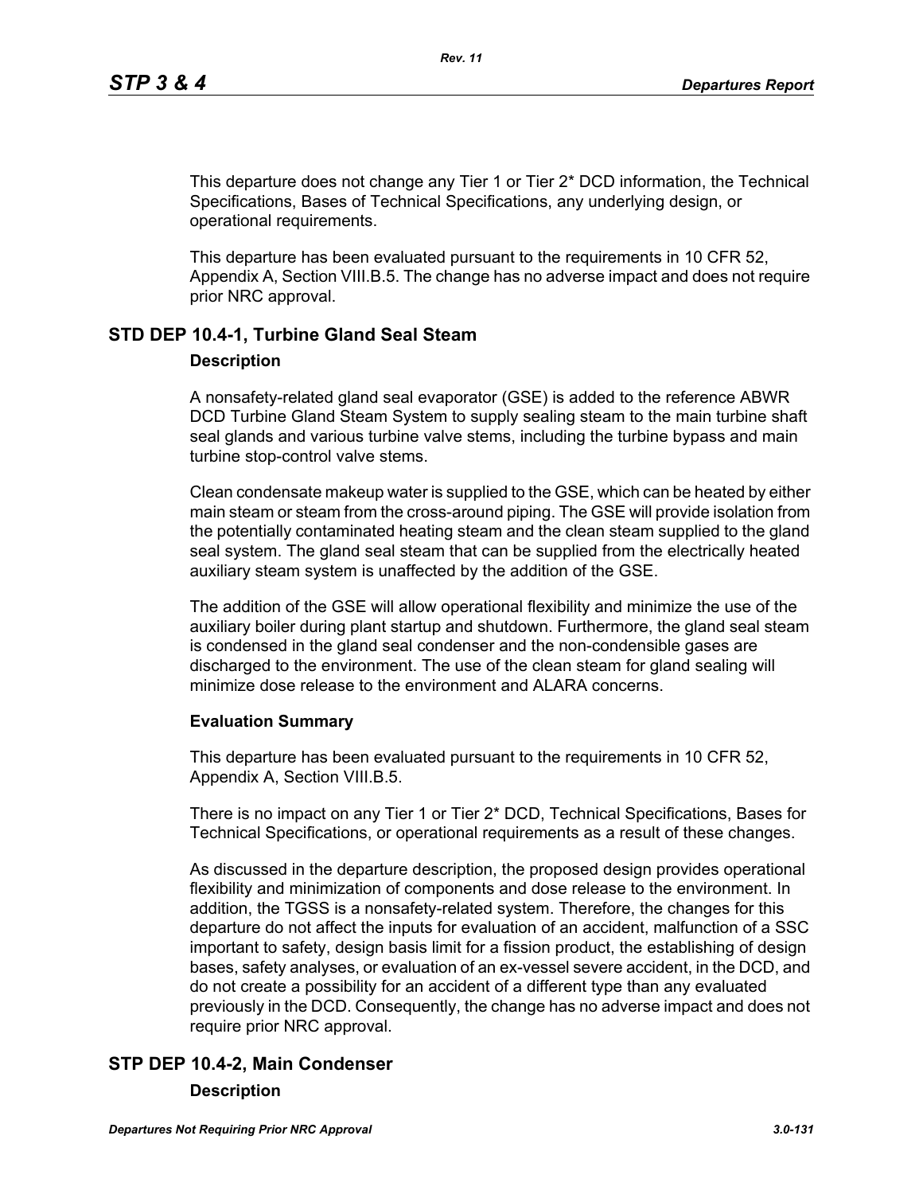This departure does not change any Tier 1 or Tier 2* DCD information, the Technical Specifications, Bases of Technical Specifications, any underlying design, or operational requirements.

This departure has been evaluated pursuant to the requirements in 10 CFR 52, Appendix A, Section VIII.B.5. The change has no adverse impact and does not require prior NRC approval.

## STD DEP 10.4-1, Turbine Gland Seal Steam

### Description

A nonsafety-related gland seal evaporator (GSE) is added to the reference ABWR DCD Turbine Gland Steam System to supply sealing steam to the main turbine shaft seal glands and various turbine valve stems, including the turbine bypass and main turbine stop-control valve stems.

Clean condensate makeup water is supplied to the GSE, which can be heated by either main steam or steam from the cross-around piping. The GSE will provide isolation from the potentially contaminated heating steam and the clean steam supplied to the gland seal system. The gland seal steam that can be supplied from the electrically heated auxiliary steam system is unaffected by the addition of the GSE.

The addition of the GSE will allow operational flexibility and minimize the use of the auxiliary boiler during plant startup and shutdown. Furthermore, the gland seal steam is condensed in the gland seal condenser and the non-condensible gases are discharged to the environment. The use of the clean steam for gland sealing will minimize dose release to the environment and ALARA concerns.

### Evaluation Summary

This departure has been evaluated pursuant to the requirements in 10 CFR 52, Appendix A, Section VIII.B.5.

There is no impact on any Tier 1 or Tier 2* DCD, Technical Specifications, Bases for Technical Specifications, or operational requirements as a result of these changes.

As discussed in the departure description, the proposed design provides operational flexibility and minimization of components and dose release to the environment. In addition, the TGSS is a nonsafety-related system. Therefore, the changes for this departure do not affect the inputs for evaluation of an accident, malfunction of a SSC important to safety, design basis limit for a fission product, the establishing of design bases, safety analyses, or evaluation of an ex-vessel severe accident, in the DCD, and do not create a possibility for an accident of a different type than any evaluated previously in the DCD. Consequently, the change has no adverse impact and does not require prior NRC approval.

## STP DEP 10.4-2, Main Condenser

### Description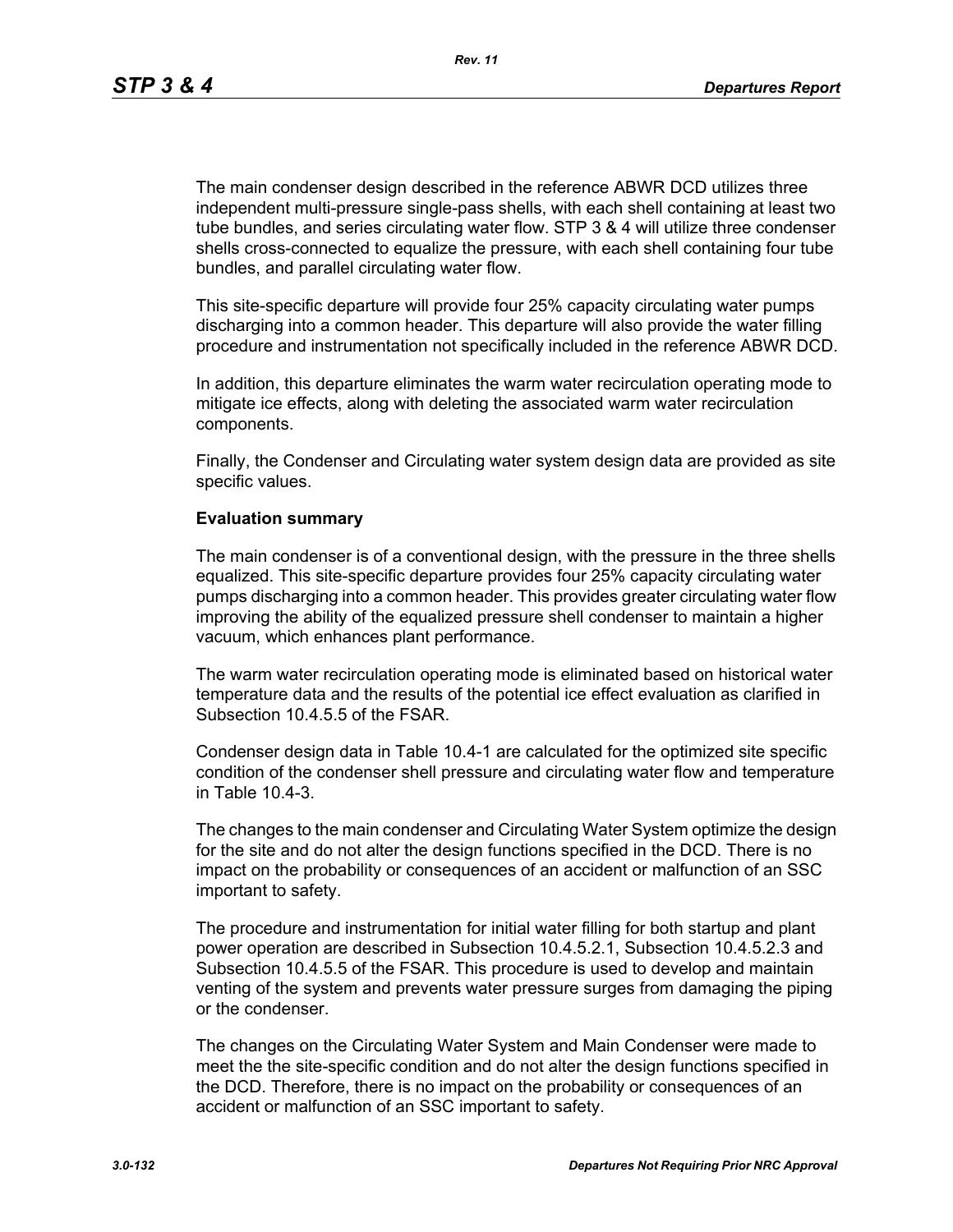The main condenser design described in the reference ABWR DCD utilizes three independent multi-pressure single-pass shells, with each shell containing at least two tube bundles, and series circulating water flow. STP 3 & 4 will utilize three condenser shells cross-connected to equalize the pressure, with each shell containing four tube bundles, and parallel circulating water flow.

This site-specific departure will provide four 25% capacity circulating water pumps discharging into a common header. This departure will also provide the water filling procedure and instrumentation not specifically included in the reference ABWR DCD.

In addition, this departure eliminates the warm water recirculation operating mode to mitigate ice effects, along with deleting the associated warm water recirculation components.

Finally, the Condenser and Circulating water system design data are provided as site specific values.

**Evaluation summary**

The main condenser is of a conventional design, with the pressure in the three shells equalized. This site-specific departure provides four 25% capacity circulating water pumps discharging into a common header. This provides greater circulating water flow improving the ability of the equalized pressure shell condenser to maintain a higher vacuum, which enhances plant performance.

The warm water recirculation operating mode is eliminated based on historical water temperature data and the results of the potential ice effect evaluation as clarified in Subsection 10.4.5.5 of the FSAR.

Condenser design data in Table 10.4-1 are calculated for the optimized site specific condition of the condenser shell pressure and circulating water flow and temperature in Table 10.4-3.

The changes to the main condenser and Circulating Water System optimize the design for the site and do not alter the design functions specified in the DCD. There is no impact on the probability or consequences of an accident or malfunction of an SSC important to safety.

The procedure and instrumentation for initial water filling for both startup and plant power operation are described in Subsection 10.4.5.2.1, Subsection 10.4.5.2.3 and Subsection 10.4.5.5 of the FSAR. This procedure is used to develop and maintain venting of the system and prevents water pressure surges from damaging the piping or the condenser.

The changes on the Circulating Water System and Main Condenser were made to meet the the site-specific condition and do not alter the design functions specified in the DCD. Therefore, there is no impact on the probability or consequences of an accident or malfunction of an SSC important to safety.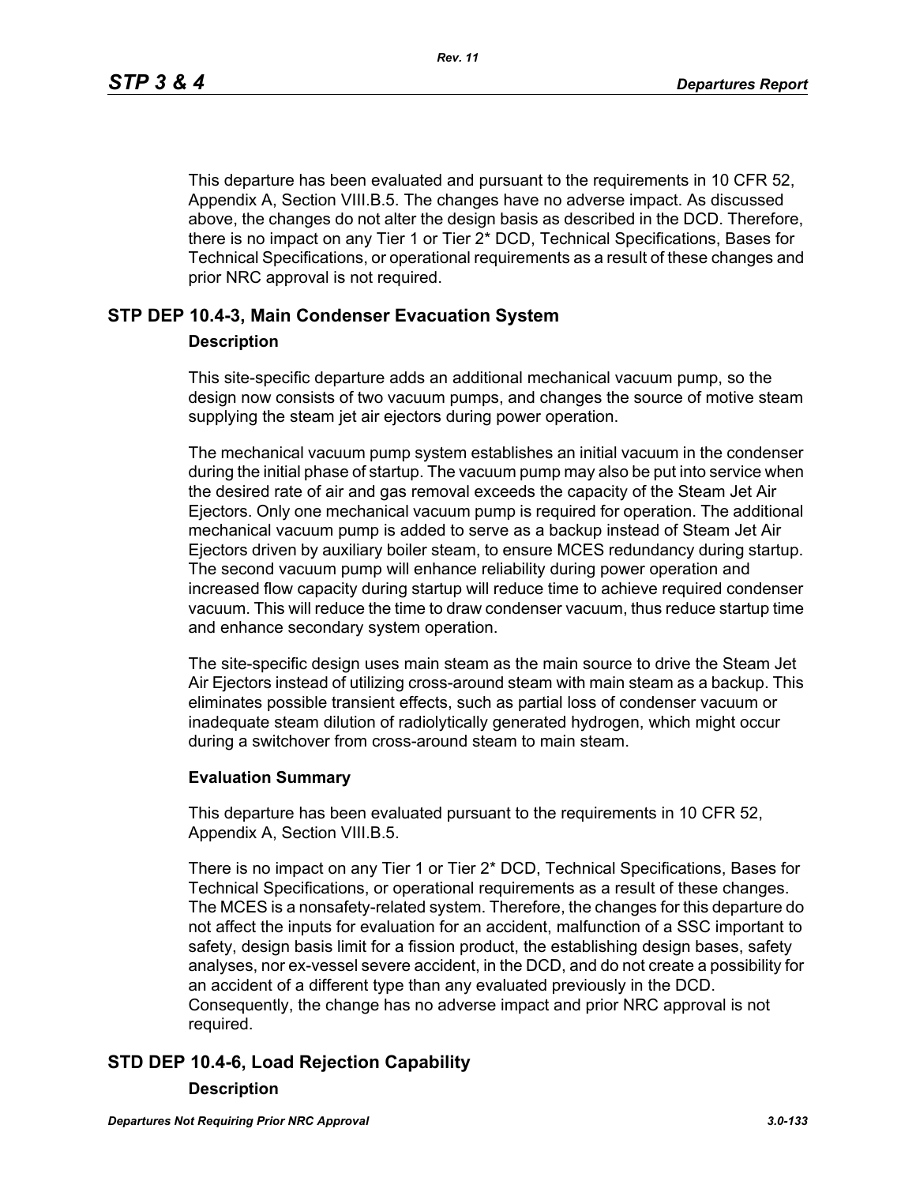This departure has been evaluated and pursuant to the requirements in 10 CFR 52, Appendix A, Section VIII.B.5. The changes have no adverse impact. As discussed above, the changes do not alter the design basis as described in the DCD. Therefore, there is no impact on any Tier 1 or Tier 2* DCD, Technical Specifications, Bases for Technical Specifications, or operational requirements as a result of these changes and prior NRC approval is not required.

## STP DEP 10.4-3, Main Condenser Evacuation System

### Description

This site-specific departure adds an additional mechanical vacuum pump, so the design now consists of two vacuum pumps, and changes the source of motive steam supplying the steam jet air ejectors during power operation.

The mechanical vacuum pump system establishes an initial vacuum in the condenser during the initial phase of startup. The vacuum pump may also be put into service when the desired rate of air and gas removal exceeds the capacity of the Steam Jet Air Ejectors. Only one mechanical vacuum pump is required for operation. The additional mechanical vacuum pump is added to serve as a backup instead of Steam Jet Air Ejectors driven by auxiliary boiler steam, to ensure MCES redundancy during startup. The second vacuum pump will enhance reliability during power operation and increased flow capacity during startup will reduce time to achieve required condenser vacuum. This will reduce the time to draw condenser vacuum, thus reduce startup time and enhance secondary system operation.

The site-specific design uses main steam as the main source to drive the Steam Jet Air Ejectors instead of utilizing cross-around steam with main steam as a backup. This eliminates possible transient effects, such as partial loss of condenser vacuum or inadequate steam dilution of radiolytically generated hydrogen, which might occur during a switchover from cross-around steam to main steam.

### Evaluation Summary

This departure has been evaluated pursuant to the requirements in 10 CFR 52, Appendix A, Section VIII.B.5.

There is no impact on any Tier 1 or Tier 2* DCD, Technical Specifications, Bases for Technical Specifications, or operational requirements as a result of these changes. The MCES is a nonsafety-related system. Therefore, the changes for this departure do not affect the inputs for evaluation for an accident, malfunction of a SSC important to safety, design basis limit for a fission product, the establishing design bases, safety analyses, nor ex-vessel severe accident, in the DCD, and do not create a possibility for an accident of a different type than any evaluated previously in the DCD. Consequently, the change has no adverse impact and prior NRC approval is not required.

## STD DEP 10.4-6, Load Rejection Capability

### Description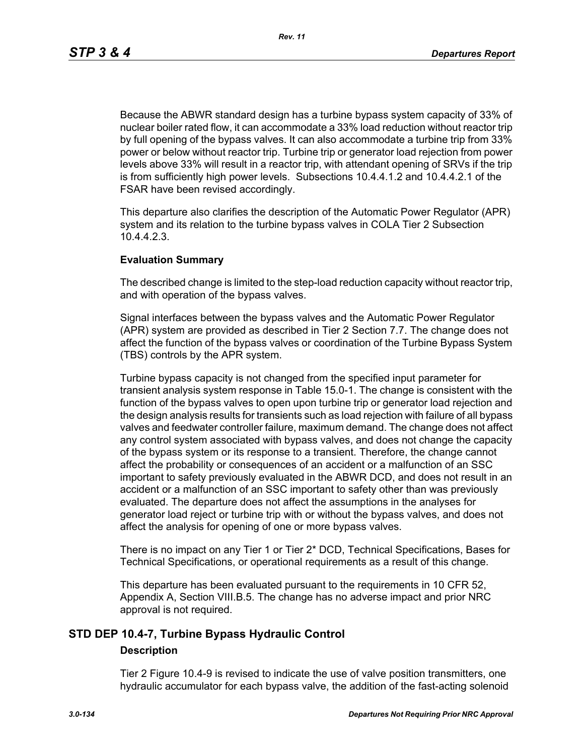Because the ABWR standard design has a turbine bypass system capacity of 33% of nuclear boiler rated flow, it can accommodate a 33% load reduction without reactor trip by full opening of the bypass valves. It can also accommodate a turbine trip from 33% power or below without reactor trip. Turbine trip or generator load rejection from power levels above 33% will result in a reactor trip, with attendant opening of SRVs if the trip is from sufficiently high power levels. Subsections 10.4.4.1.2 and 10.4.4.2.1 of the FSAR have been revised accordingly.

This departure also clarifies the description of the Automatic Power Regulator (APR) system and its relation to the turbine bypass valves in COLA Tier 2 Subsection 10.4.4.2.3.

**Evaluation Summary**

The described change is limited to the step-load reduction capacity without reactor trip, and with operation of the bypass valves.

Signal interfaces between the bypass valves and the Automatic Power Regulator (APR) system are provided as described in Tier 2 Section 7.7. The change does not affect the function of the bypass valves or coordination of the Turbine Bypass System (TBS) controls by the APR system.

Turbine bypass capacity is not changed from the specified input parameter for transient analysis system response in Table 15.0-1. The change is consistent with the function of the bypass valves to open upon turbine trip or generator load rejection and the design analysis results for transients such as load rejection with failure of all bypass valves and feedwater controller failure, maximum demand. The change does not affect any control system associated with bypass valves, and does not change the capacity of the bypass system or its response to a transient. Therefore, the change cannot affect the probability or consequences of an accident or a malfunction of an SSC important to safety previously evaluated in the ABWR DCD, and does not result in an accident or a malfunction of an SSC important to safety other than was previously evaluated. The departure does not affect the assumptions in the analyses for generator load reject or turbine trip with or without the bypass valves, and does not affect the analysis for opening of one or more bypass valves.

There is no impact on any Tier 1 or Tier 2* DCD, Technical Specifications, Bases for Technical Specifications, or operational requirements as a result of this change.

This departure has been evaluated pursuant to the requirements in 10 CFR 52, Appendix A, Section VIII.B.5. The change has no adverse impact and prior NRC approval is not required.

## STD DEP 10.4-7, Turbine Bypass Hydraulic Control

**Description**

Tier 2 Figure 10.4-9 is revised to indicate the use of valve position transmitters, one hydraulic accumulator for each bypass valve, the addition of the fast-acting solenoid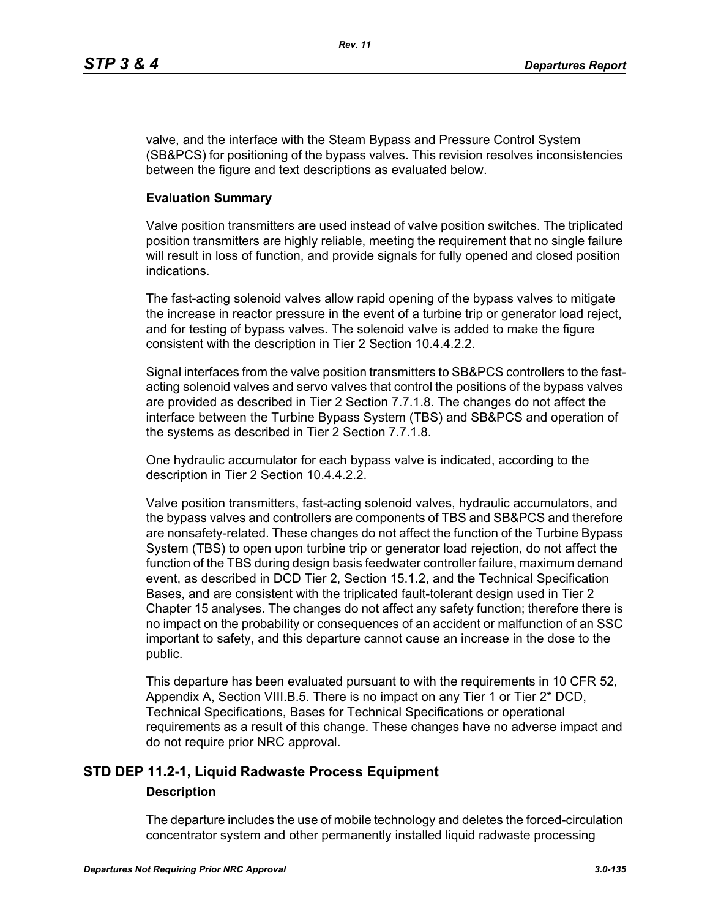valve, and the interface with the Steam Bypass and Pressure Control System (SB&PCS) for positioning of the bypass valves. This revision resolves inconsistencies between the figure and text descriptions as evaluated below.

**Evaluation Summary**

Valve position transmitters are used instead of valve position switches. The triplicated position transmitters are highly reliable, meeting the requirement that no single failure will result in loss of function, and provide signals for fully opened and closed position indications.

The fast-acting solenoid valves allow rapid opening of the bypass valves to mitigate the increase in reactor pressure in the event of a turbine trip or generator load reject, and for testing of bypass valves. The solenoid valve is added to make the figure consistent with the description in Tier 2 Section 10.4.4.2.2.

Signal interfaces from the valve position transmitters to SB&PCS controllers to the fast-acting solenoid valves and servo valves that control the positions of the bypass valves are provided as described in Tier 2 Section 7.7.1.8. The changes do not affect the interface between the Turbine Bypass System (TBS) and SB&PCS and operation of the systems as described in Tier 2 Section 7.7.1.8.

One hydraulic accumulator for each bypass valve is indicated, according to the description in Tier 2 Section 10.4.4.2.2.

Valve position transmitters, fast-acting solenoid valves, hydraulic accumulators, and the bypass valves and controllers are components of TBS and SB&PCS and therefore are nonsafety-related. These changes do not affect the function of the Turbine Bypass System (TBS) to open upon turbine trip or generator load rejection, do not affect the function of the TBS during design basis feedwater controller failure, maximum demand event, as described in DCD Tier 2, Section 15.1.2, and the Technical Specification Bases, and are consistent with the triplicated fault-tolerant design used in Tier 2 Chapter 15 analyses. The changes do not affect any safety function; therefore there is no impact on the probability or consequences of an accident or malfunction of an SSC important to safety, and this departure cannot cause an increase in the dose to the public.

This departure has been evaluated pursuant to with the requirements in 10 CFR 52, Appendix A, Section VIII.B.5. There is no impact on any Tier 1 or Tier 2* DCD, Technical Specifications, Bases for Technical Specifications or operational requirements as a result of this change. These changes have no adverse impact and do not require prior NRC approval.

## STD DEP 11.2-1, Liquid Radwaste Process Equipment

**Description**

The departure includes the use of mobile technology and deletes the forced-circulation concentrator system and other permanently installed liquid radwaste processing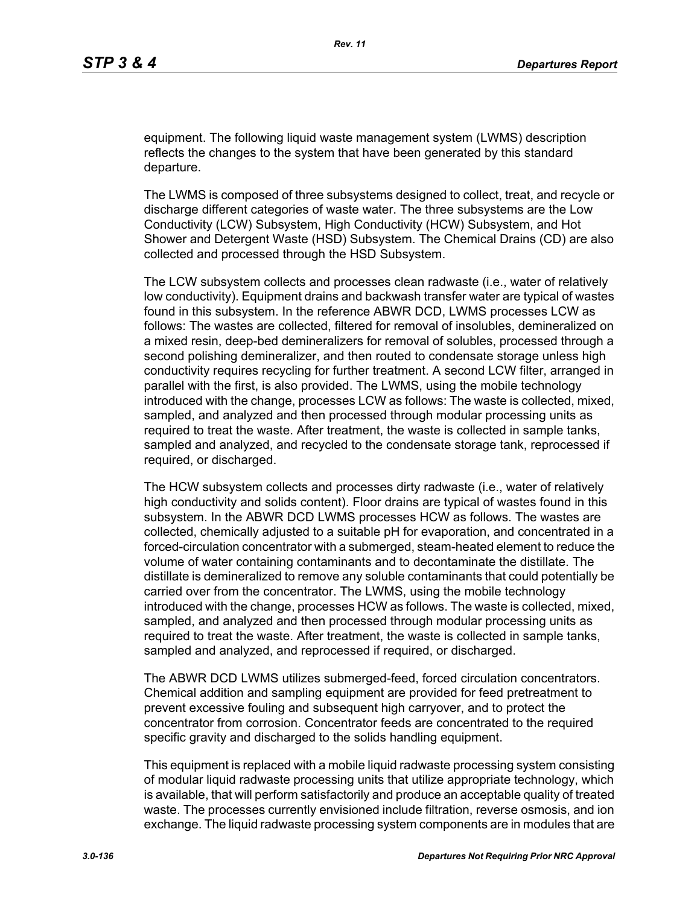equipment. The following liquid waste management system (LWMS) description reflects the changes to the system that have been generated by this standard departure.

The LWMS is composed of three subsystems designed to collect, treat, and recycle or discharge different categories of waste water. The three subsystems are the Low Conductivity (LCW) Subsystem, High Conductivity (HCW) Subsystem, and Hot Shower and Detergent Waste (HSD) Subsystem. The Chemical Drains (CD) are also collected and processed through the HSD Subsystem.

The LCW subsystem collects and processes clean radwaste (i.e., water of relatively low conductivity). Equipment drains and backwash transfer water are typical of wastes found in this subsystem. In the reference ABWR DCD, LWMS processes LCW as follows: The wastes are collected, filtered for removal of insolubles, demineralized on a mixed resin, deep-bed demineralizers for removal of solubles, processed through a second polishing demineralizer, and then routed to condensate storage unless high conductivity requires recycling for further treatment. A second LCW filter, arranged in parallel with the first, is also provided. The LWMS, using the mobile technology introduced with the change, processes LCW as follows: The waste is collected, mixed, sampled, and analyzed and then processed through modular processing units as required to treat the waste. After treatment, the waste is collected in sample tanks, sampled and analyzed, and recycled to the condensate storage tank, reprocessed if required, or discharged.

The HCW subsystem collects and processes dirty radwaste (i.e., water of relatively high conductivity and solids content). Floor drains are typical of wastes found in this subsystem. In the ABWR DCD LWMS processes HCW as follows. The wastes are collected, chemically adjusted to a suitable pH for evaporation, and concentrated in a forced-circulation concentrator with a submerged, steam-heated element to reduce the volume of water containing contaminants and to decontaminate the distillate. The distillate is demineralized to remove any soluble contaminants that could potentially be carried over from the concentrator. The LWMS, using the mobile technology introduced with the change, processes HCW as follows. The waste is collected, mixed, sampled, and analyzed and then processed through modular processing units as required to treat the waste. After treatment, the waste is collected in sample tanks, sampled and analyzed, and reprocessed if required, or discharged.

The ABWR DCD LWMS utilizes submerged-feed, forced circulation concentrators. Chemical addition and sampling equipment are provided for feed pretreatment to prevent excessive fouling and subsequent high carryover, and to protect the concentrator from corrosion. Concentrator feeds are concentrated to the required specific gravity and discharged to the solids handling equipment.

This equipment is replaced with a mobile liquid radwaste processing system consisting of modular liquid radwaste processing units that utilize appropriate technology, which is available, that will perform satisfactorily and produce an acceptable quality of treated waste. The processes currently envisioned include filtration, reverse osmosis, and ion exchange. The liquid radwaste processing system components are in modules that are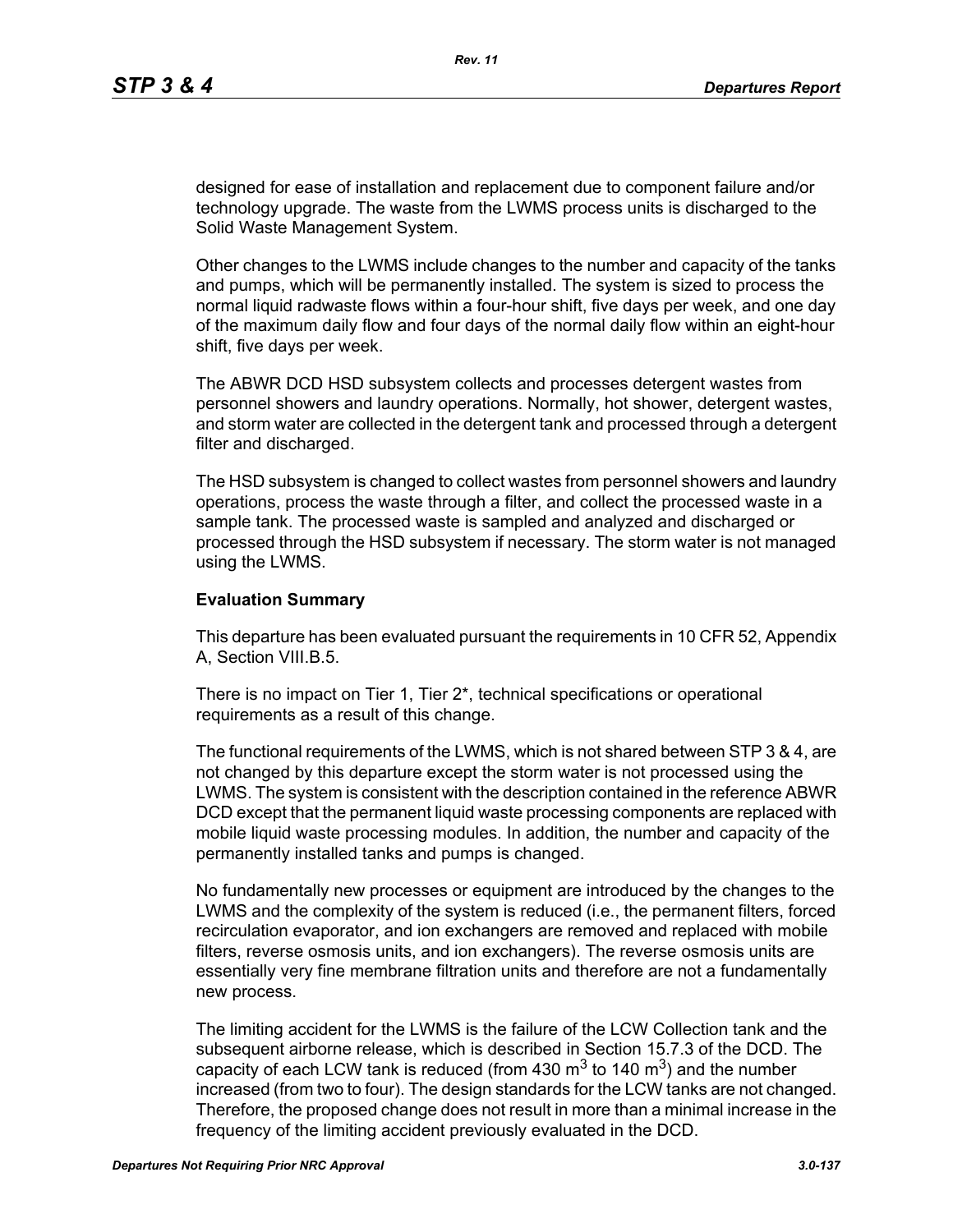designed for ease of installation and replacement due to component failure and/or technology upgrade. The waste from the LWMS process units is discharged to the Solid Waste Management System.

Other changes to the LWMS include changes to the number and capacity of the tanks and pumps, which will be permanently installed. The system is sized to process the normal liquid radwaste flows within a four-hour shift, five days per week, and one day of the maximum daily flow and four days of the normal daily flow within an eight-hour shift, five days per week.

The ABWR DCD HSD subsystem collects and processes detergent wastes from personnel showers and laundry operations. Normally, hot shower, detergent wastes, and storm water are collected in the detergent tank and processed through a detergent filter and discharged.

The HSD subsystem is changed to collect wastes from personnel showers and laundry operations, process the waste through a filter, and collect the processed waste in a sample tank. The processed waste is sampled and analyzed and discharged or processed through the HSD subsystem if necessary. The storm water is not managed using the LWMS.

**Evaluation Summary**

This departure has been evaluated pursuant the requirements in 10 CFR 52, Appendix A, Section VIII.B.5.

There is no impact on Tier 1, Tier 2*, technical specifications or operational requirements as a result of this change.

The functional requirements of the LWMS, which is not shared between STP 3 & 4, are not changed by this departure except the storm water is not processed using the LWMS. The system is consistent with the description contained in the reference ABWR DCD except that the permanent liquid waste processing components are replaced with mobile liquid waste processing modules. In addition, the number and capacity of the permanently installed tanks and pumps is changed.

No fundamentally new processes or equipment are introduced by the changes to the LWMS and the complexity of the system is reduced (i.e., the permanent filters, forced recirculation evaporator, and ion exchangers are removed and replaced with mobile filters, reverse osmosis units, and ion exchangers). The reverse osmosis units are essentially very fine membrane filtration units and therefore are not a fundamentally new process.

The limiting accident for the LWMS is the failure of the LCW Collection tank and the subsequent airborne release, which is described in Section 15.7.3 of the DCD. The capacity of each LCW tank is reduced (from 430 $m^3$ to 140 $m^3$) and the number increased (from two to four). The design standards for the LCW tanks are not changed. Therefore, the proposed change does not result in more than a minimal increase in the frequency of the limiting accident previously evaluated in the DCD.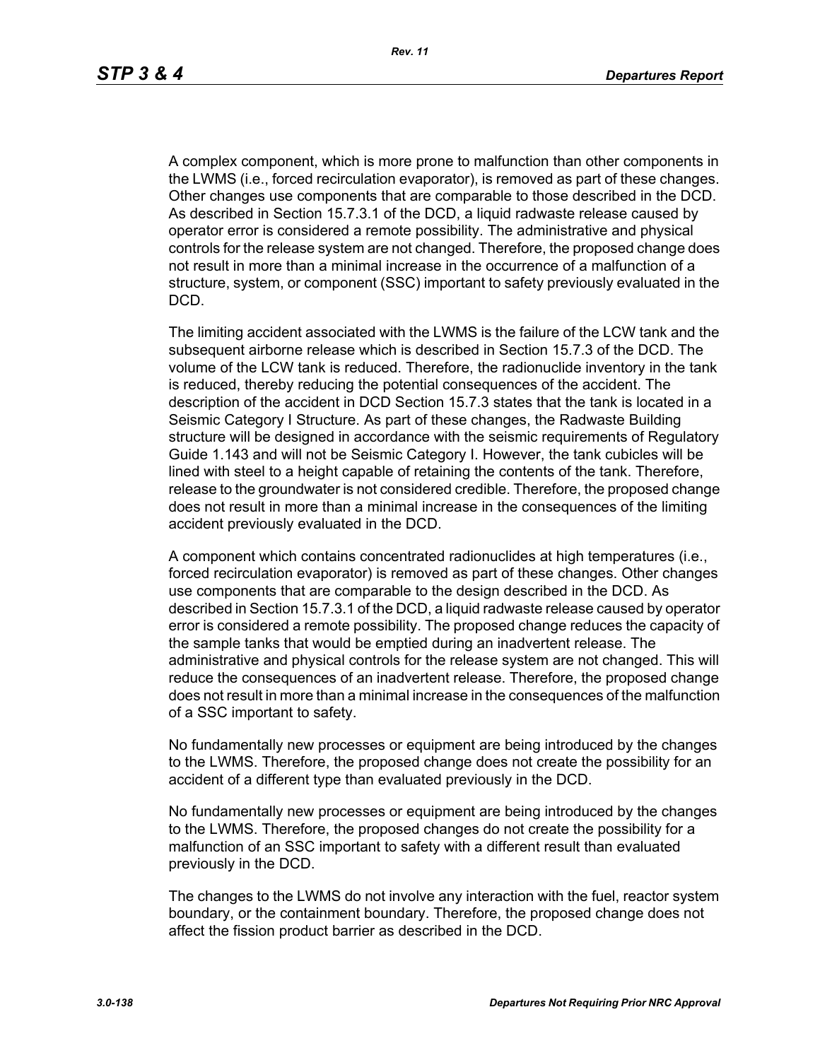A complex component, which is more prone to malfunction than other components in the LWMS (i.e., forced recirculation evaporator), is removed as part of these changes. Other changes use components that are comparable to those described in the DCD. As described in Section 15.7.3.1 of the DCD, a liquid radwaste release caused by operator error is considered a remote possibility. The administrative and physical controls for the release system are not changed. Therefore, the proposed change does not result in more than a minimal increase in the occurrence of a malfunction of a structure, system, or component (SSC) important to safety previously evaluated in the DCD.

The limiting accident associated with the LWMS is the failure of the LCW tank and the subsequent airborne release which is described in Section 15.7.3 of the DCD. The volume of the LCW tank is reduced. Therefore, the radionuclide inventory in the tank is reduced, thereby reducing the potential consequences of the accident. The description of the accident in DCD Section 15.7.3 states that the tank is located in a Seismic Category I Structure. As part of these changes, the Radwaste Building structure will be designed in accordance with the seismic requirements of Regulatory Guide 1.143 and will not be Seismic Category I. However, the tank cubicles will be lined with steel to a height capable of retaining the contents of the tank. Therefore, release to the groundwater is not considered credible. Therefore, the proposed change does not result in more than a minimal increase in the consequences of the limiting accident previously evaluated in the DCD.

A component which contains concentrated radionuclides at high temperatures (i.e., forced recirculation evaporator) is removed as part of these changes. Other changes use components that are comparable to the design described in the DCD. As described in Section 15.7.3.1 of the DCD, a liquid radwaste release caused by operator error is considered a remote possibility. The proposed change reduces the capacity of the sample tanks that would be emptied during an inadvertent release. The administrative and physical controls for the release system are not changed. This will reduce the consequences of an inadvertent release. Therefore, the proposed change does not result in more than a minimal increase in the consequences of the malfunction of a SSC important to safety.

No fundamentally new processes or equipment are being introduced by the changes to the LWMS. Therefore, the proposed change does not create the possibility for an accident of a different type than evaluated previously in the DCD.

No fundamentally new processes or equipment are being introduced by the changes to the LWMS. Therefore, the proposed changes do not create the possibility for a malfunction of an SSC important to safety with a different result than evaluated previously in the DCD.

The changes to the LWMS do not involve any interaction with the fuel, reactor system boundary, or the containment boundary. Therefore, the proposed change does not affect the fission product barrier as described in the DCD.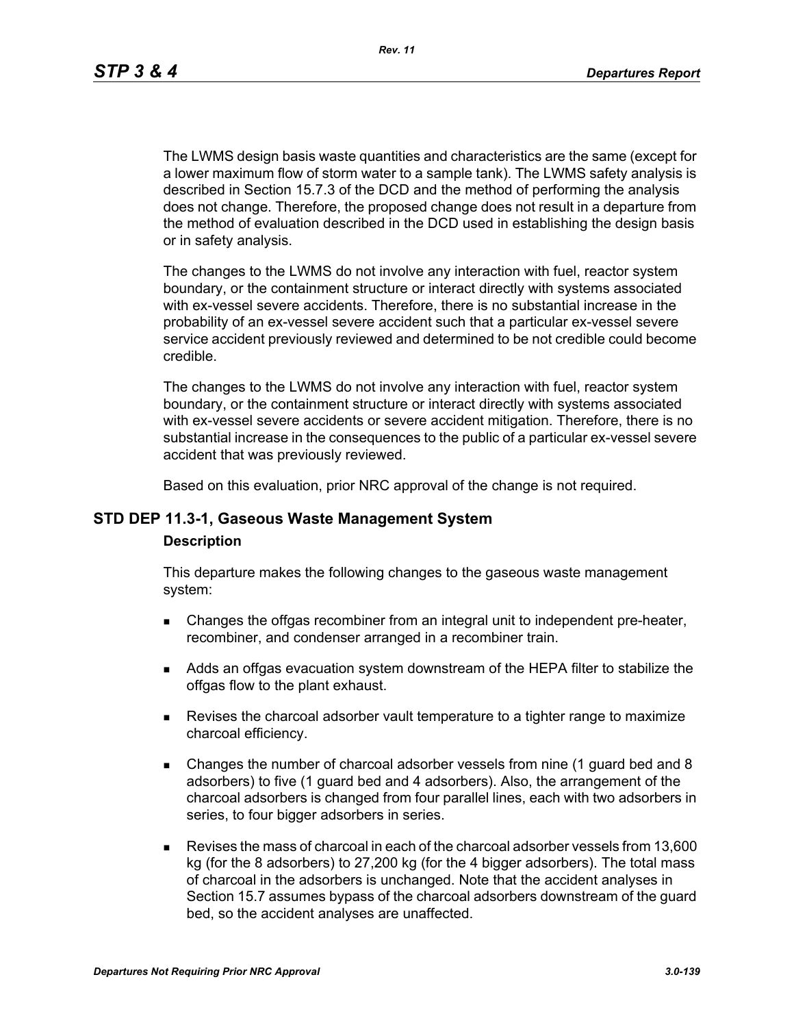The LWMS design basis waste quantities and characteristics are the same (except for a lower maximum flow of storm water to a sample tank). The LWMS safety analysis is described in Section 15.7.3 of the DCD and the method of performing the analysis does not change. Therefore, the proposed change does not result in a departure from the method of evaluation described in the DCD used in establishing the design basis or in safety analysis.

The changes to the LWMS do not involve any interaction with fuel, reactor system boundary, or the containment structure or interact directly with systems associated with ex-vessel severe accidents. Therefore, there is no substantial increase in the probability of an ex-vessel severe accident such that a particular ex-vessel severe service accident previously reviewed and determined to be not credible could become credible.

The changes to the LWMS do not involve any interaction with fuel, reactor system boundary, or the containment structure or interact directly with systems associated with ex-vessel severe accidents or severe accident mitigation. Therefore, there is no substantial increase in the consequences to the public of a particular ex-vessel severe accident that was previously reviewed.

Based on this evaluation, prior NRC approval of the change is not required.

## STD DEP 11.3-1, Gaseous Waste Management System

### Description

This departure makes the following changes to the gaseous waste management system:

- Changes the offgas recombiner from an integral unit to independent pre-heater, recombiner, and condenser arranged in a recombiner train.
- Adds an offgas evacuation system downstream of the HEPA filter to stabilize the offgas flow to the plant exhaust.
- Revises the charcoal adsorber vault temperature to a tighter range to maximize charcoal efficiency.
- Changes the number of charcoal adsorber vessels from nine (1 guard bed and 8 adsorbers) to five (1 guard bed and 4 adsorbers). Also, the arrangement of the charcoal adsorbers is changed from four parallel lines, each with two adsorbers in series, to four bigger adsorbers in series.
- Revises the mass of charcoal in each of the charcoal adsorber vessels from 13,600 kg (for the 8 adsorbers) to 27,200 kg (for the 4 bigger adsorbers). The total mass of charcoal in the adsorbers is unchanged. Note that the accident analyses in Section 15.7 assumes bypass of the charcoal adsorbers downstream of the guard bed, so the accident analyses are unaffected.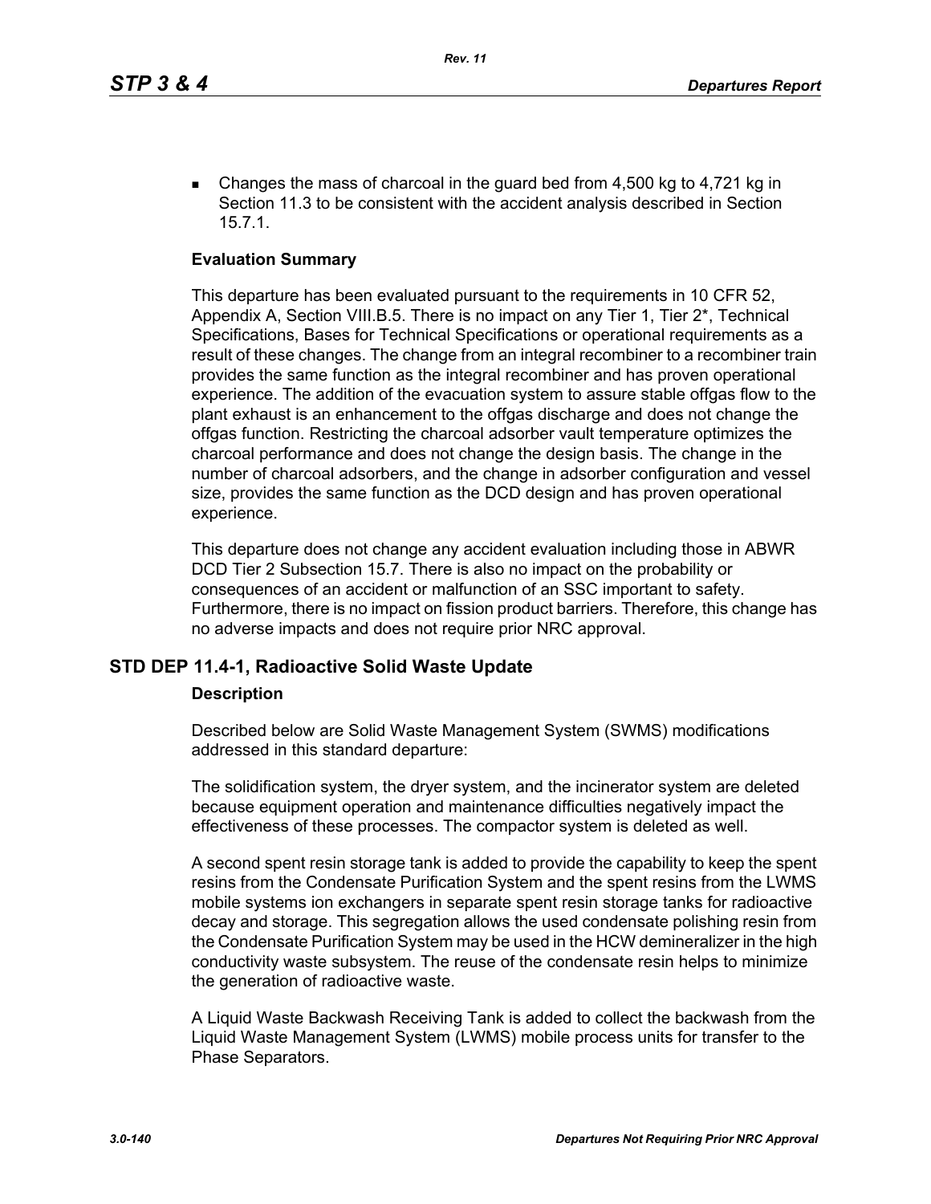- Changes the mass of charcoal in the guard bed from 4,500 kg to 4,721 kg in Section 11.3 to be consistent with the accident analysis described in Section 15.7.1.

**Evaluation Summary**

This departure has been evaluated pursuant to the requirements in 10 CFR 52, Appendix A, Section VIII.B.5. There is no impact on any Tier 1, Tier 2*, Technical Specifications, Bases for Technical Specifications or operational requirements as a result of these changes. The change from an integral recombiner to a recombiner train provides the same function as the integral recombiner and has proven operational experience. The addition of the evacuation system to assure stable offgas flow to the plant exhaust is an enhancement to the offgas discharge and does not change the offgas function. Restricting the charcoal adsorber vault temperature optimizes the charcoal performance and does not change the design basis. The change in the number of charcoal adsorbers, and the change in adsorber configuration and vessel size, provides the same function as the DCD design and has proven operational experience.

This departure does not change any accident evaluation including those in ABWR DCD Tier 2 Subsection 15.7. There is also no impact on the probability or consequences of an accident or malfunction of an SSC important to safety. Furthermore, there is no impact on fission product barriers. Therefore, this change has no adverse impacts and does not require prior NRC approval.

## STD DEP 11.4-1, Radioactive Solid Waste Update

**Description**

Described below are Solid Waste Management System (SWMS) modifications addressed in this standard departure:

The solidification system, the dryer system, and the incinerator system are deleted because equipment operation and maintenance difficulties negatively impact the effectiveness of these processes. The compactor system is deleted as well.

A second spent resin storage tank is added to provide the capability to keep the spent resins from the Condensate Purification System and the spent resins from the LWMS mobile systems ion exchangers in separate spent resin storage tanks for radioactive decay and storage. This segregation allows the used condensate polishing resin from the Condensate Purification System may be used in the HCW demineralizer in the high conductivity waste subsystem. The reuse of the condensate resin helps to minimize the generation of radioactive waste.

A Liquid Waste Backwash Receiving Tank is added to collect the backwash from the Liquid Waste Management System (LWMS) mobile process units for transfer to the Phase Separators.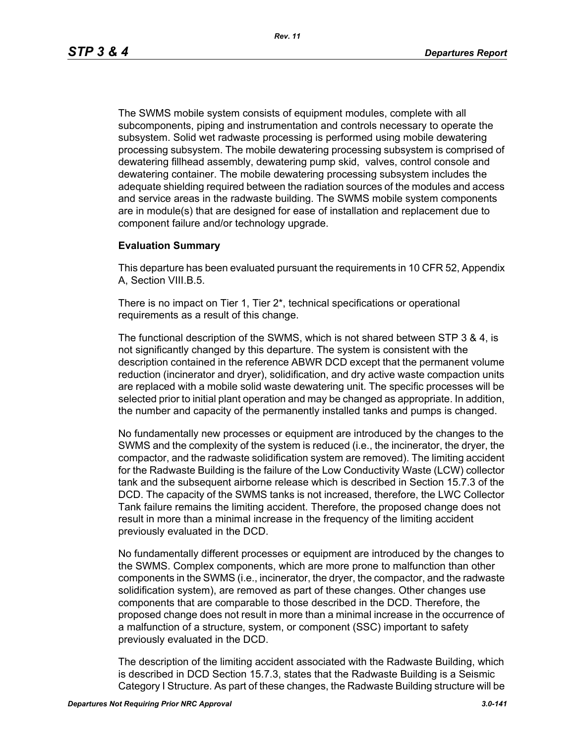The SWMS mobile system consists of equipment modules, complete with all subcomponents, piping and instrumentation and controls necessary to operate the subsystem. Solid wet radwaste processing is performed using mobile dewatering processing subsystem. The mobile dewatering processing subsystem is comprised of dewatering fillhead assembly, dewatering pump skid, valves, control console and dewatering container. The mobile dewatering processing subsystem includes the adequate shielding required between the radiation sources of the modules and access and service areas in the radwaste building. The SWMS mobile system components are in module(s) that are designed for ease of installation and replacement due to component failure and/or technology upgrade.

**Evaluation Summary**

This departure has been evaluated pursuant the requirements in 10 CFR 52, Appendix A, Section VIII.B.5.

There is no impact on Tier 1, Tier 2*, technical specifications or operational requirements as a result of this change.

The functional description of the SWMS, which is not shared between STP 3 & 4, is not significantly changed by this departure. The system is consistent with the description contained in the reference ABWR DCD except that the permanent volume reduction (incinerator and dryer), solidification, and dry active waste compaction units are replaced with a mobile solid waste dewatering unit. The specific processes will be selected prior to initial plant operation and may be changed as appropriate. In addition, the number and capacity of the permanently installed tanks and pumps is changed.

No fundamentally new processes or equipment are introduced by the changes to the SWMS and the complexity of the system is reduced (i.e., the incinerator, the dryer, the compactor, and the radwaste solidification system are removed). The limiting accident for the Radwaste Building is the failure of the Low Conductivity Waste (LCW) collector tank and the subsequent airborne release which is described in Section 15.7.3 of the DCD. The capacity of the SWMS tanks is not increased, therefore, the LWC Collector Tank failure remains the limiting accident. Therefore, the proposed change does not result in more than a minimal increase in the frequency of the limiting accident previously evaluated in the DCD.

No fundamentally different processes or equipment are introduced by the changes to the SWMS. Complex components, which are more prone to malfunction than other components in the SWMS (i.e., incinerator, the dryer, the compactor, and the radwaste solidification system), are removed as part of these changes. Other changes use components that are comparable to those described in the DCD. Therefore, the proposed change does not result in more than a minimal increase in the occurrence of a malfunction of a structure, system, or component (SSC) important to safety previously evaluated in the DCD.

The description of the limiting accident associated with the Radwaste Building, which is described in DCD Section 15.7.3, states that the Radwaste Building is a Seismic Category I Structure. As part of these changes, the Radwaste Building structure will be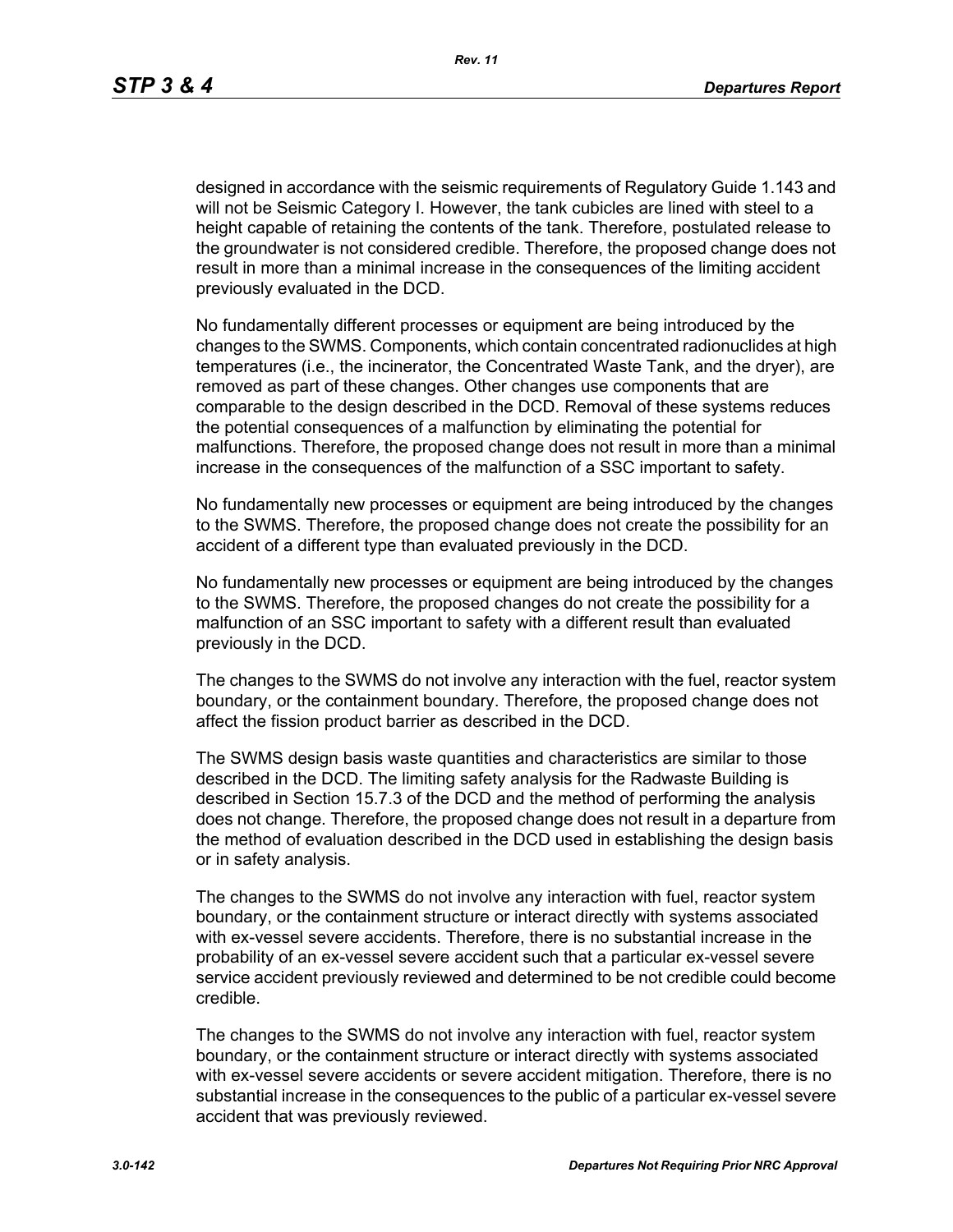designed in accordance with the seismic requirements of Regulatory Guide 1.143 and will not be Seismic Category I. However, the tank cubicles are lined with steel to a height capable of retaining the contents of the tank. Therefore, postulated release to the groundwater is not considered credible. Therefore, the proposed change does not result in more than a minimal increase in the consequences of the limiting accident previously evaluated in the DCD.

No fundamentally different processes or equipment are being introduced by the changes to the SWMS. Components, which contain concentrated radionuclides at high temperatures (i.e., the incinerator, the Concentrated Waste Tank, and the dryer), are removed as part of these changes. Other changes use components that are comparable to the design described in the DCD. Removal of these systems reduces the potential consequences of a malfunction by eliminating the potential for malfunctions. Therefore, the proposed change does not result in more than a minimal increase in the consequences of the malfunction of a SSC important to safety.

No fundamentally new processes or equipment are being introduced by the changes to the SWMS. Therefore, the proposed change does not create the possibility for an accident of a different type than evaluated previously in the DCD.

No fundamentally new processes or equipment are being introduced by the changes to the SWMS. Therefore, the proposed changes do not create the possibility for a malfunction of an SSC important to safety with a different result than evaluated previously in the DCD.

The changes to the SWMS do not involve any interaction with the fuel, reactor system boundary, or the containment boundary. Therefore, the proposed change does not affect the fission product barrier as described in the DCD.

The SWMS design basis waste quantities and characteristics are similar to those described in the DCD. The limiting safety analysis for the Radwaste Building is described in Section 15.7.3 of the DCD and the method of performing the analysis does not change. Therefore, the proposed change does not result in a departure from the method of evaluation described in the DCD used in establishing the design basis or in safety analysis.

The changes to the SWMS do not involve any interaction with fuel, reactor system boundary, or the containment structure or interact directly with systems associated with ex-vessel severe accidents. Therefore, there is no substantial increase in the probability of an ex-vessel severe accident such that a particular ex-vessel severe service accident previously reviewed and determined to be not credible could become credible.

The changes to the SWMS do not involve any interaction with fuel, reactor system boundary, or the containment structure or interact directly with systems associated with ex-vessel severe accidents or severe accident mitigation. Therefore, there is no substantial increase in the consequences to the public of a particular ex-vessel severe accident that was previously reviewed.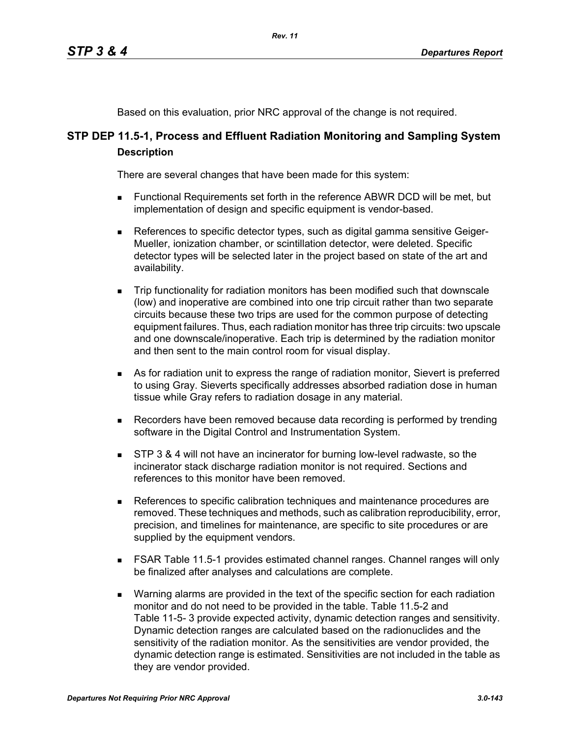Based on this evaluation, prior NRC approval of the change is not required.

## STP DEP 11.5-1, Process and Effluent Radiation Monitoring and Sampling System

### Description

There are several changes that have been made for this system:

- Functional Requirements set forth in the reference ABWR DCD will be met, but implementation of design and specific equipment is vendor-based.
- References to specific detector types, such as digital gamma sensitive Geiger-Mueller, ionization chamber, or scintillation detector, were deleted. Specific detector types will be selected later in the project based on state of the art and availability.
- Trip functionality for radiation monitors has been modified such that downscale (low) and inoperative are combined into one trip circuit rather than two separate circuits because these two trips are used for the common purpose of detecting equipment failures. Thus, each radiation monitor has three trip circuits: two upscale and one downscale/inoperative. Each trip is determined by the radiation monitor and then sent to the main control room for visual display.
- As for radiation unit to express the range of radiation monitor, Sievert is preferred to using Gray. Sieverts specifically addresses absorbed radiation dose in human tissue while Gray refers to radiation dosage in any material.
- Recorders have been removed because data recording is performed by trending software in the Digital Control and Instrumentation System.
- STP 3 & 4 will not have an incinerator for burning low-level radwaste, so the incinerator stack discharge radiation monitor is not required. Sections and references to this monitor have been removed.
- References to specific calibration techniques and maintenance procedures are removed. These techniques and methods, such as calibration reproducibility, error, precision, and timelines for maintenance, are specific to site procedures or are supplied by the equipment vendors.
- FSAR Table 11.5-1 provides estimated channel ranges. Channel ranges will only be finalized after analyses and calculations are complete.
- Warning alarms are provided in the text of the specific section for each radiation monitor and do not need to be provided in the table. Table 11.5-2 and Table 11-5- 3 provide expected activity, dynamic detection ranges and sensitivity. Dynamic detection ranges are calculated based on the radionuclides and the sensitivity of the radiation monitor. As the sensitivities are vendor provided, the dynamic detection range is estimated. Sensitivities are not included in the table as they are vendor provided.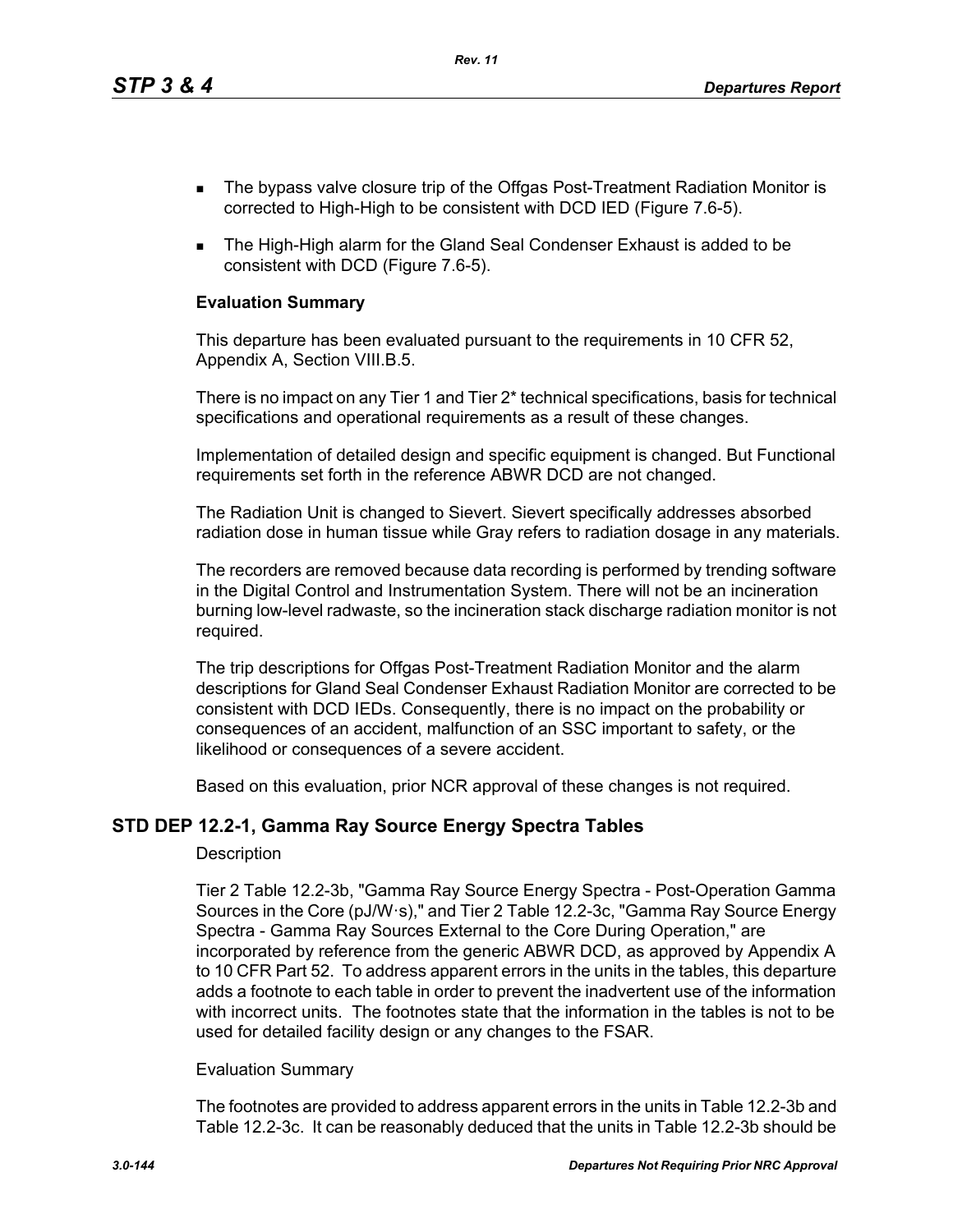- The bypass valve closure trip of the Offgas Post-Treatment Radiation Monitor is corrected to High-High to be consistent with DCD IED (Figure 7.6-5).
- The High-High alarm for the Gland Seal Condenser Exhaust is added to be consistent with DCD (Figure 7.6-5).

**Evaluation Summary**

This departure has been evaluated pursuant to the requirements in 10 CFR 52, Appendix A, Section VIII.B.5.

There is no impact on any Tier 1 and Tier 2* technical specifications, basis for technical specifications and operational requirements as a result of these changes.

Implementation of detailed design and specific equipment is changed. But Functional requirements set forth in the reference ABWR DCD are not changed.

The Radiation Unit is changed to Sievert. Sievert specifically addresses absorbed radiation dose in human tissue while Gray refers to radiation dosage in any materials.

The recorders are removed because data recording is performed by trending software in the Digital Control and Instrumentation System. There will not be an incineration burning low-level radwaste, so the incineration stack discharge radiation monitor is not required.

The trip descriptions for Offgas Post-Treatment Radiation Monitor and the alarm descriptions for Gland Seal Condenser Exhaust Radiation Monitor are corrected to be consistent with DCD IEDs. Consequently, there is no impact on the probability or consequences of an accident, malfunction of an SSC important to safety, or the likelihood or consequences of a severe accident.

Based on this evaluation, prior NCR approval of these changes is not required.

## STD DEP 12.2-1, Gamma Ray Source Energy Spectra Tables

Description

Tier 2 Table 12.2-3b, "Gamma Ray Source Energy Spectra - Post-Operation Gamma Sources in the Core (pJ/W·s)," and Tier 2 Table 12.2-3c, "Gamma Ray Source Energy Spectra - Gamma Ray Sources External to the Core During Operation," are incorporated by reference from the generic ABWR DCD, as approved by Appendix A to 10 CFR Part 52. To address apparent errors in the units in the tables, this departure adds a footnote to each table in order to prevent the inadvertent use of the information with incorrect units. The footnotes state that the information in the tables is not to be used for detailed facility design or any changes to the FSAR.

Evaluation Summary

The footnotes are provided to address apparent errors in the units in Table 12.2-3b and Table 12.2-3c. It can be reasonably deduced that the units in Table 12.2-3b should be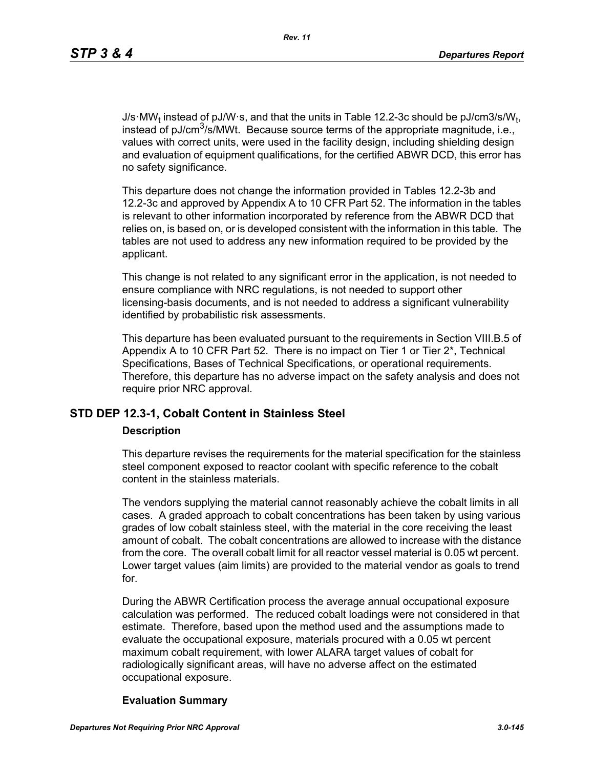$J/s \cdot MW_t$ instead of $pJ/W \cdot s$, and that the units in Table 12.2-3c should be $pJ/cm3/s/W_t$, instead of $pJ/cm^3/s/MWt$. Because source terms of the appropriate magnitude, i.e., values with correct units, were used in the facility design, including shielding design and evaluation of equipment qualifications, for the certified ABWR DCD, this error has no safety significance.

This departure does not change the information provided in Tables 12.2-3b and 12.2-3c and approved by Appendix A to 10 CFR Part 52. The information in the tables is relevant to other information incorporated by reference from the ABWR DCD that relies on, is based on, or is developed consistent with the information in this table. The tables are not used to address any new information required to be provided by the applicant.

This change is not related to any significant error in the application, is not needed to ensure compliance with NRC regulations, is not needed to support other licensing-basis documents, and is not needed to address a significant vulnerability identified by probabilistic risk assessments.

This departure has been evaluated pursuant to the requirements in Section VIII.B.5 of Appendix A to 10 CFR Part 52. There is no impact on Tier 1 or Tier 2*, Technical Specifications, Bases of Technical Specifications, or operational requirements. Therefore, this departure has no adverse impact on the safety analysis and does not require prior NRC approval.

## STD DEP 12.3-1, Cobalt Content in Stainless Steel

### Description

This departure revises the requirements for the material specification for the stainless steel component exposed to reactor coolant with specific reference to the cobalt content in the stainless materials.

The vendors supplying the material cannot reasonably achieve the cobalt limits in all cases. A graded approach to cobalt concentrations has been taken by using various grades of low cobalt stainless steel, with the material in the core receiving the least amount of cobalt. The cobalt concentrations are allowed to increase with the distance from the core. The overall cobalt limit for all reactor vessel material is 0.05 wt percent. Lower target values (aim limits) are provided to the material vendor as goals to trend for.

During the ABWR Certification process the average annual occupational exposure calculation was performed. The reduced cobalt loadings were not considered in that estimate. Therefore, based upon the method used and the assumptions made to evaluate the occupational exposure, materials procured with a 0.05 wt percent maximum cobalt requirement, with lower ALARA target values of cobalt for radiologically significant areas, will have no adverse affect on the estimated occupational exposure.

### Evaluation Summary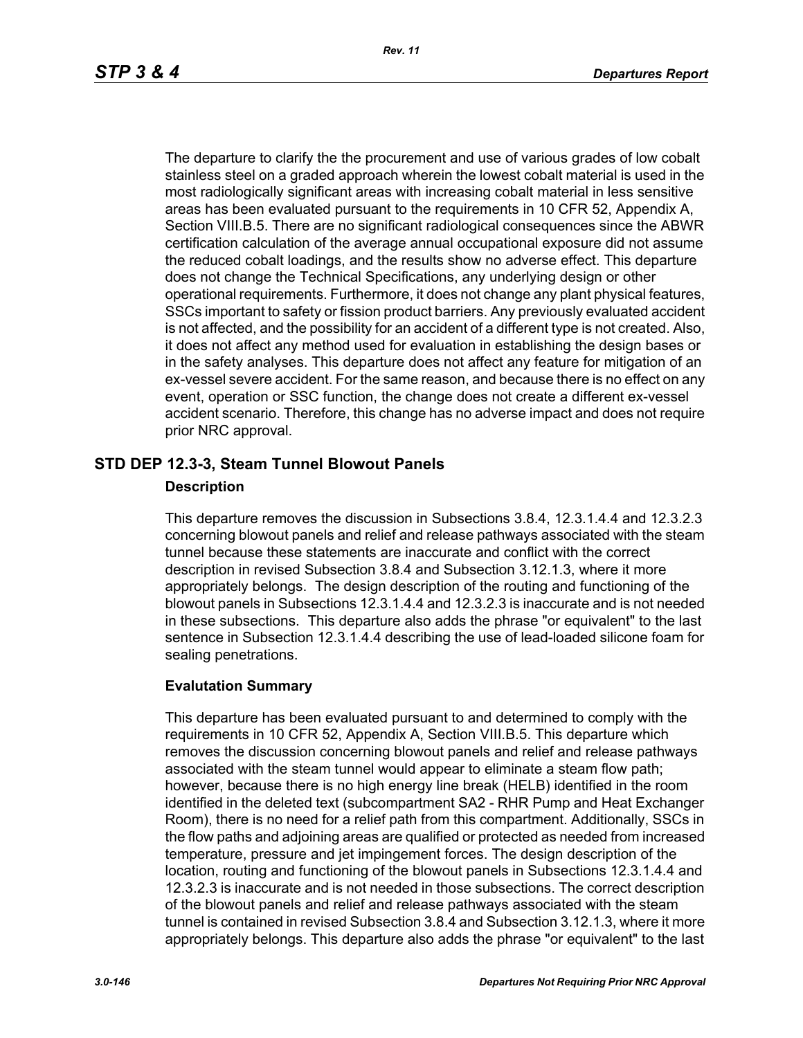The departure to clarify the the procurement and use of various grades of low cobalt stainless steel on a graded approach wherein the lowest cobalt material is used in the most radiologically significant areas with increasing cobalt material in less sensitive areas has been evaluated pursuant to the requirements in 10 CFR 52, Appendix A, Section VIII.B.5. There are no significant radiological consequences since the ABWR certification calculation of the average annual occupational exposure did not assume the reduced cobalt loadings, and the results show no adverse effect. This departure does not change the Technical Specifications, any underlying design or other operational requirements. Furthermore, it does not change any plant physical features, SSCs important to safety or fission product barriers. Any previously evaluated accident is not affected, and the possibility for an accident of a different type is not created. Also, it does not affect any method used for evaluation in establishing the design bases or in the safety analyses. This departure does not affect any feature for mitigation of an ex-vessel severe accident. For the same reason, and because there is no effect on any event, operation or SSC function, the change does not create a different ex-vessel accident scenario. Therefore, this change has no adverse impact and does not require prior NRC approval.

## STD DEP 12.3-3, Steam Tunnel Blowout Panels

### Description

This departure removes the discussion in Subsections 3.8.4, 12.3.1.4.4 and 12.3.2.3 concerning blowout panels and relief and release pathways associated with the steam tunnel because these statements are inaccurate and conflict with the correct description in revised Subsection 3.8.4 and Subsection 3.12.1.3, where it more appropriately belongs. The design description of the routing and functioning of the blowout panels in Subsections 12.3.1.4.4 and 12.3.2.3 is inaccurate and is not needed in these subsections. This departure also adds the phrase "or equivalent" to the last sentence in Subsection 12.3.1.4.4 describing the use of lead-loaded silicone foam for sealing penetrations.

### Evaluation Summary

This departure has been evaluated pursuant to and determined to comply with the requirements in 10 CFR 52, Appendix A, Section VIII.B.5. This departure which removes the discussion concerning blowout panels and relief and release pathways associated with the steam tunnel would appear to eliminate a steam flow path; however, because there is no high energy line break (HELB) identified in the room identified in the deleted text (subcompartment SA2 - RHR Pump and Heat Exchanger Room), there is no need for a relief path from this compartment. Additionally, SSCs in the flow paths and adjoining areas are qualified or protected as needed from increased temperature, pressure and jet impingement forces. The design description of the location, routing and functioning of the blowout panels in Subsections 12.3.1.4.4 and 12.3.2.3 is inaccurate and is not needed in those subsections. The correct description of the blowout panels and relief and release pathways associated with the steam tunnel is contained in revised Subsection 3.8.4 and Subsection 3.12.1.3, where it more appropriately belongs. This departure also adds the phrase "or equivalent" to the last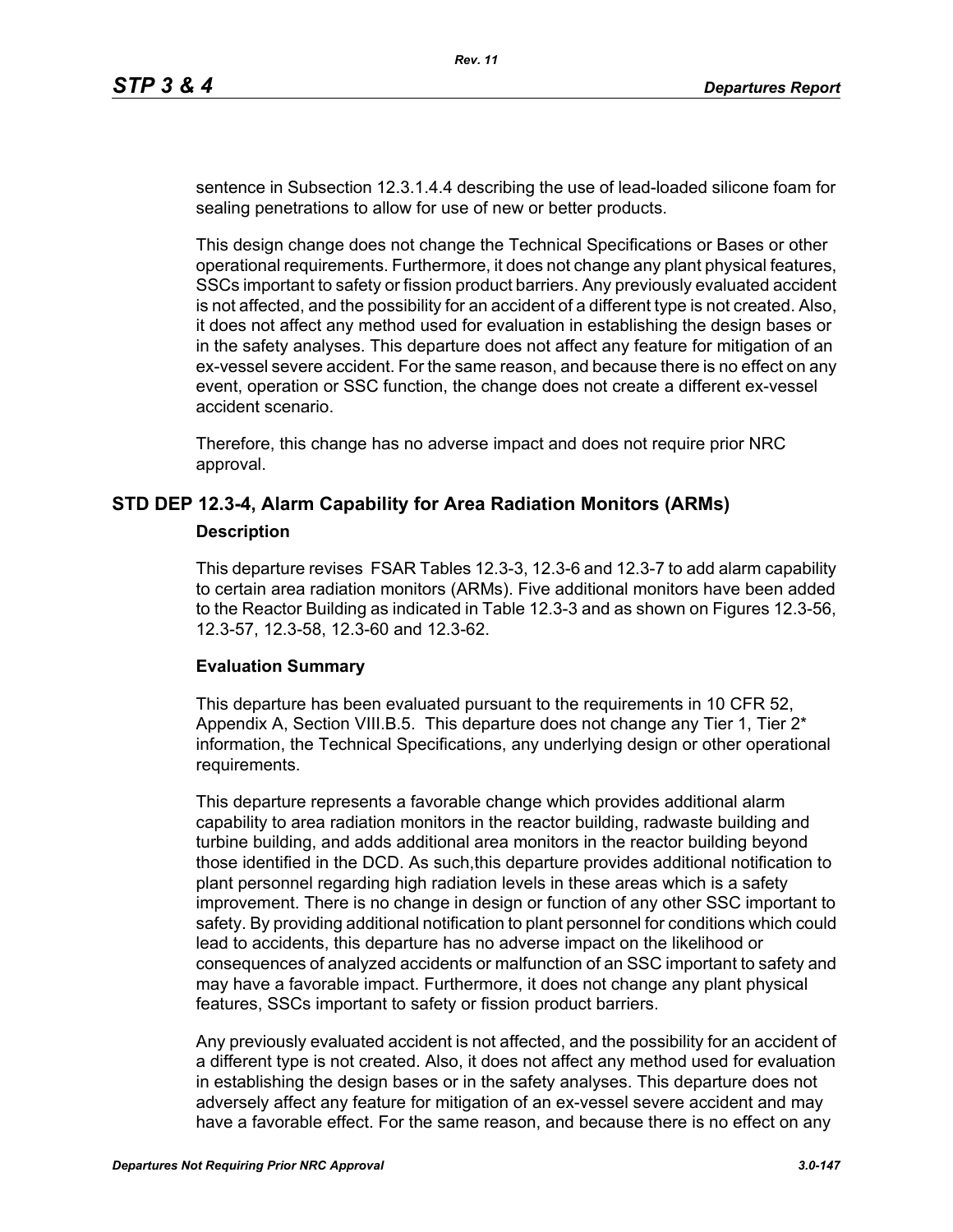sentence in Subsection 12.3.1.4.4 describing the use of lead-loaded silicone foam for sealing penetrations to allow for use of new or better products.

This design change does not change the Technical Specifications or Bases or other operational requirements. Furthermore, it does not change any plant physical features, SSCs important to safety or fission product barriers. Any previously evaluated accident is not affected, and the possibility for an accident of a different type is not created. Also, it does not affect any method used for evaluation in establishing the design bases or in the safety analyses. This departure does not affect any feature for mitigation of an ex-vessel severe accident. For the same reason, and because there is no effect on any event, operation or SSC function, the change does not create a different ex-vessel accident scenario.

Therefore, this change has no adverse impact and does not require prior NRC approval.

## STD DEP 12.3-4, Alarm Capability for Area Radiation Monitors (ARMs)

### Description

This departure revises FSAR Tables 12.3-3, 12.3-6 and 12.3-7 to add alarm capability to certain area radiation monitors (ARMs). Five additional monitors have been added to the Reactor Building as indicated in Table 12.3-3 and as shown on Figures 12.3-56, 12.3-57, 12.3-58, 12.3-60 and 12.3-62.

### Evaluation Summary

This departure has been evaluated pursuant to the requirements in 10 CFR 52, Appendix A, Section VIII.B.5. This departure does not change any Tier 1, Tier 2* information, the Technical Specifications, any underlying design or other operational requirements.

This departure represents a favorable change which provides additional alarm capability to area radiation monitors in the reactor building, radwaste building and turbine building, and adds additional area monitors in the reactor building beyond those identified in the DCD. As such,this departure provides additional notification to plant personnel regarding high radiation levels in these areas which is a safety improvement. There is no change in design or function of any other SSC important to safety. By providing additional notification to plant personnel for conditions which could lead to accidents, this departure has no adverse impact on the likelihood or consequences of analyzed accidents or malfunction of an SSC important to safety and may have a favorable impact. Furthermore, it does not change any plant physical features, SSCs important to safety or fission product barriers.

Any previously evaluated accident is not affected, and the possibility for an accident of a different type is not created. Also, it does not affect any method used for evaluation in establishing the design bases or in the safety analyses. This departure does not adversely affect any feature for mitigation of an ex-vessel severe accident and may have a favorable effect. For the same reason, and because there is no effect on any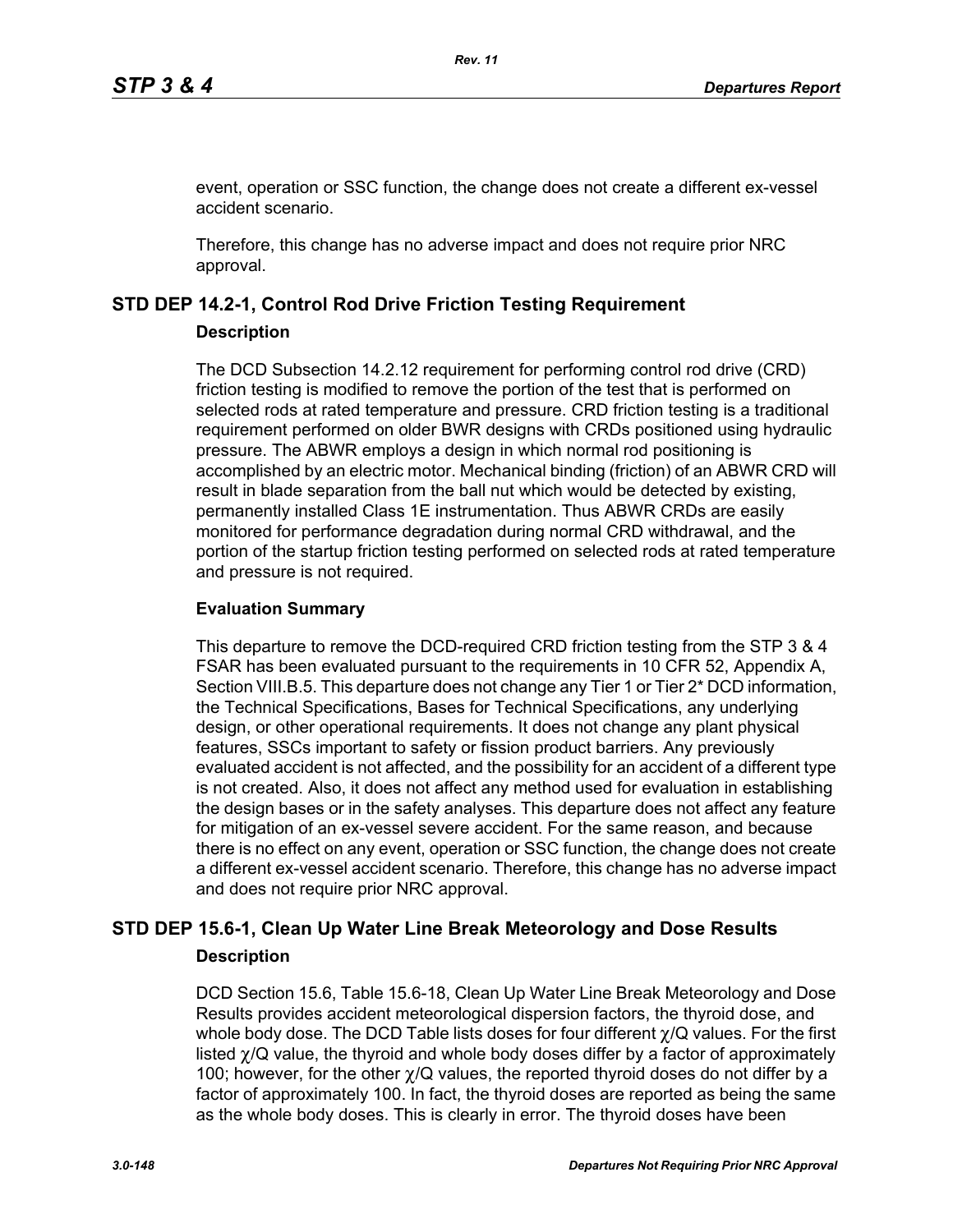event, operation or SSC function, the change does not create a different ex-vessel accident scenario.

Therefore, this change has no adverse impact and does not require prior NRC approval.

## STD DEP 14.2-1, Control Rod Drive Friction Testing Requirement

### Description

The DCD Subsection 14.2.12 requirement for performing control rod drive (CRD) friction testing is modified to remove the portion of the test that is performed on selected rods at rated temperature and pressure. CRD friction testing is a traditional requirement performed on older BWR designs with CRDs positioned using hydraulic pressure. The ABWR employs a design in which normal rod positioning is accomplished by an electric motor. Mechanical binding (friction) of an ABWR CRD will result in blade separation from the ball nut which would be detected by existing, permanently installed Class 1E instrumentation. Thus ABWR CRDs are easily monitored for performance degradation during normal CRD withdrawal, and the portion of the startup friction testing performed on selected rods at rated temperature and pressure is not required.

### Evaluation Summary

This departure to remove the DCD-required CRD friction testing from the STP 3 & 4 FSAR has been evaluated pursuant to the requirements in 10 CFR 52, Appendix A, Section VIII.B.5. This departure does not change any Tier 1 or Tier 2* DCD information, the Technical Specifications, Bases for Technical Specifications, any underlying design, or other operational requirements. It does not change any plant physical features, SSCs important to safety or fission product barriers. Any previously evaluated accident is not affected, and the possibility for an accident of a different type is not created. Also, it does not affect any method used for evaluation in establishing the design bases or in the safety analyses. This departure does not affect any feature for mitigation of an ex-vessel severe accident. For the same reason, and because there is no effect on any event, operation or SSC function, the change does not create a different ex-vessel accident scenario. Therefore, this change has no adverse impact and does not require prior NRC approval.

## STD DEP 15.6-1, Clean Up Water Line Break Meteorology and Dose Results

### Description

DCD Section 15.6, Table 15.6-18, Clean Up Water Line Break Meteorology and Dose Results provides accident meteorological dispersion factors, the thyroid dose, and whole body dose. The DCD Table lists doses for four different $\chi$/Q values. For the first listed $\chi$/Q value, the thyroid and whole body doses differ by a factor of approximately 100; however, for the other $\chi$/Q values, the reported thyroid doses do not differ by a factor of approximately 100. In fact, the thyroid doses are reported as being the same as the whole body doses. This is clearly in error. The thyroid doses have been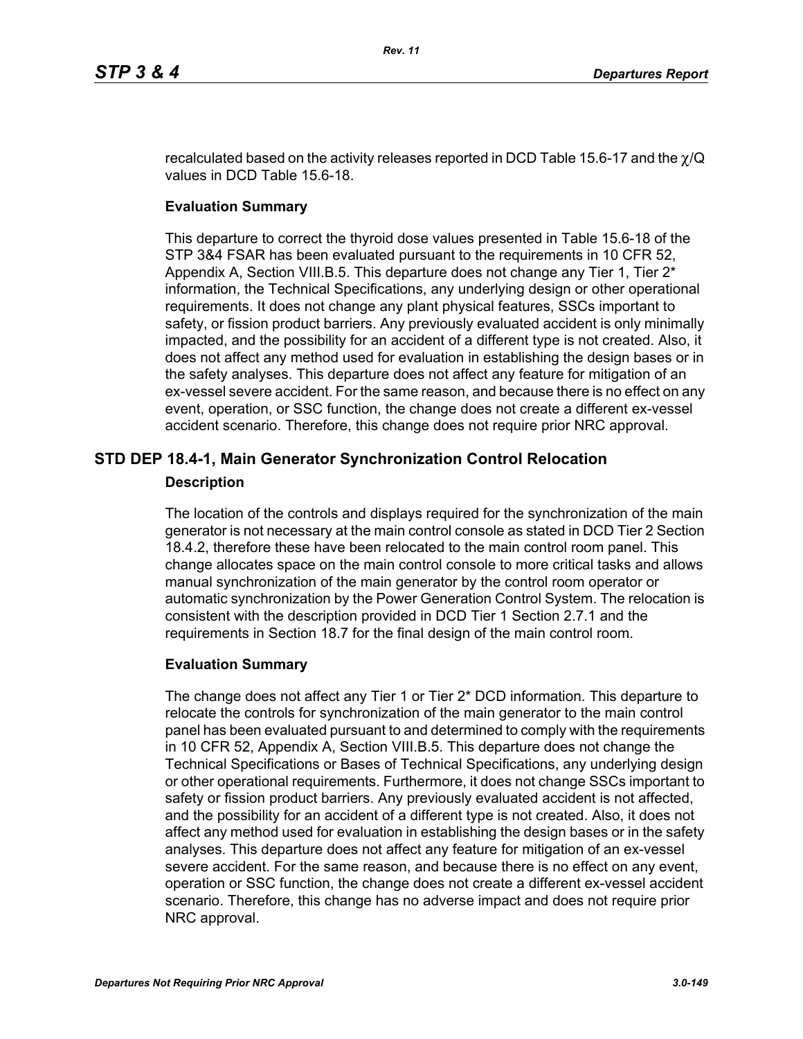recalculated based on the activity releases reported in DCD Table 15.6-17 and the $\chi$/Q values in DCD Table 15.6-18.

### Evaluation Summary

This departure to correct the thyroid dose values presented in Table 15.6-18 of the STP 3&4 FSAR has been evaluated pursuant to the requirements in 10 CFR 52, Appendix A, Section VIII.B.5. This departure does not change any Tier 1, Tier 2* information, the Technical Specifications, any underlying design or other operational requirements. It does not change any plant physical features, SSCs important to safety, or fission product barriers. Any previously evaluated accident is only minimally impacted, and the possibility for an accident of a different type is not created. Also, it does not affect any method used for evaluation in establishing the design bases or in the safety analyses. This departure does not affect any feature for mitigation of an ex-vessel severe accident. For the same reason, and because there is no effect on any event, operation, or SSC function, the change does not create a different ex-vessel accident scenario. Therefore, this change does not require prior NRC approval.

## STD DEP 18.4-1, Main Generator Synchronization Control Relocation

### Description

The location of the controls and displays required for the synchronization of the main generator is not necessary at the main control console as stated in DCD Tier 2 Section 18.4.2, therefore these have been relocated to the main control room panel. This change allocates space on the main control console to more critical tasks and allows manual synchronization of the main generator by the control room operator or automatic synchronization by the Power Generation Control System. The relocation is consistent with the description provided in DCD Tier 1 Section 2.7.1 and the requirements in Section 18.7 for the final design of the main control room.

### Evaluation Summary

The change does not affect any Tier 1 or Tier 2* DCD information. This departure to relocate the controls for synchronization of the main generator to the main control panel has been evaluated pursuant to and determined to comply with the requirements in 10 CFR 52, Appendix A, Section VIII.B.5. This departure does not change the Technical Specifications or Bases of Technical Specifications, any underlying design or other operational requirements. Furthermore, it does not change SSCs important to safety or fission product barriers. Any previously evaluated accident is not affected, and the possibility for an accident of a different type is not created. Also, it does not affect any method used for evaluation in establishing the design bases or in the safety analyses. This departure does not affect any feature for mitigation of an ex-vessel severe accident. For the same reason, and because there is no effect on any event, operation or SSC function, the change does not create a different ex-vessel accident scenario. Therefore, this change has no adverse impact and does not require prior NRC approval.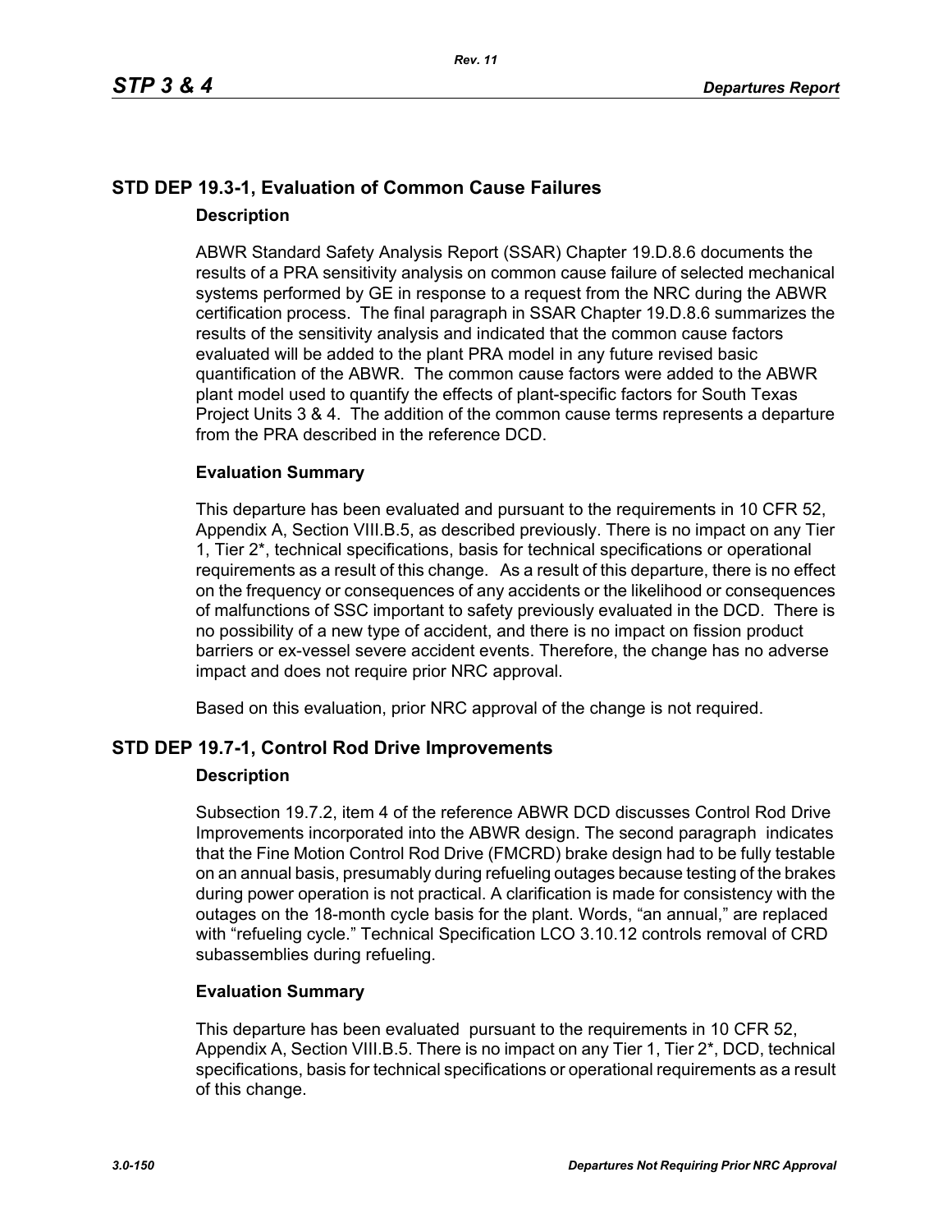## STD DEP 19.3-1, Evaluation of Common Cause Failures

### Description

ABWR Standard Safety Analysis Report (SSAR) Chapter 19.D.8.6 documents the results of a PRA sensitivity analysis on common cause failure of selected mechanical systems performed by GE in response to a request from the NRC during the ABWR certification process. The final paragraph in SSAR Chapter 19.D.8.6 summarizes the results of the sensitivity analysis and indicated that the common cause factors evaluated will be added to the plant PRA model in any future revised basic quantification of the ABWR. The common cause factors were added to the ABWR plant model used to quantify the effects of plant-specific factors for South Texas Project Units 3 & 4. The addition of the common cause terms represents a departure from the PRA described in the reference DCD.

### Evaluation Summary

This departure has been evaluated and pursuant to the requirements in 10 CFR 52, Appendix A, Section VIII.B.5, as described previously. There is no impact on any Tier 1, Tier 2*, technical specifications, basis for technical specifications or operational requirements as a result of this change. As a result of this departure, there is no effect on the frequency or consequences of any accidents or the likelihood or consequences of malfunctions of SSC important to safety previously evaluated in the DCD. There is no possibility of a new type of accident, and there is no impact on fission product barriers or ex-vessel severe accident events. Therefore, the change has no adverse impact and does not require prior NRC approval.

Based on this evaluation, prior NRC approval of the change is not required.

## STD DEP 19.7-1, Control Rod Drive Improvements

### Description

Subsection 19.7.2, item 4 of the reference ABWR DCD discusses Control Rod Drive Improvements incorporated into the ABWR design. The second paragraph indicates that the Fine Motion Control Rod Drive (FMCRD) brake design had to be fully testable on an annual basis, presumably during refueling outages because testing of the brakes during power operation is not practical. A clarification is made for consistency with the outages on the 18-month cycle basis for the plant. Words, "an annual," are replaced with "refueling cycle." Technical Specification LCO 3.10.12 controls removal of CRD subassemblies during refueling.

### Evaluation Summary

This departure has been evaluated pursuant to the requirements in 10 CFR 52, Appendix A, Section VIII.B.5. There is no impact on any Tier 1, Tier 2*, DCD, technical specifications, basis for technical specifications or operational requirements as a result of this change.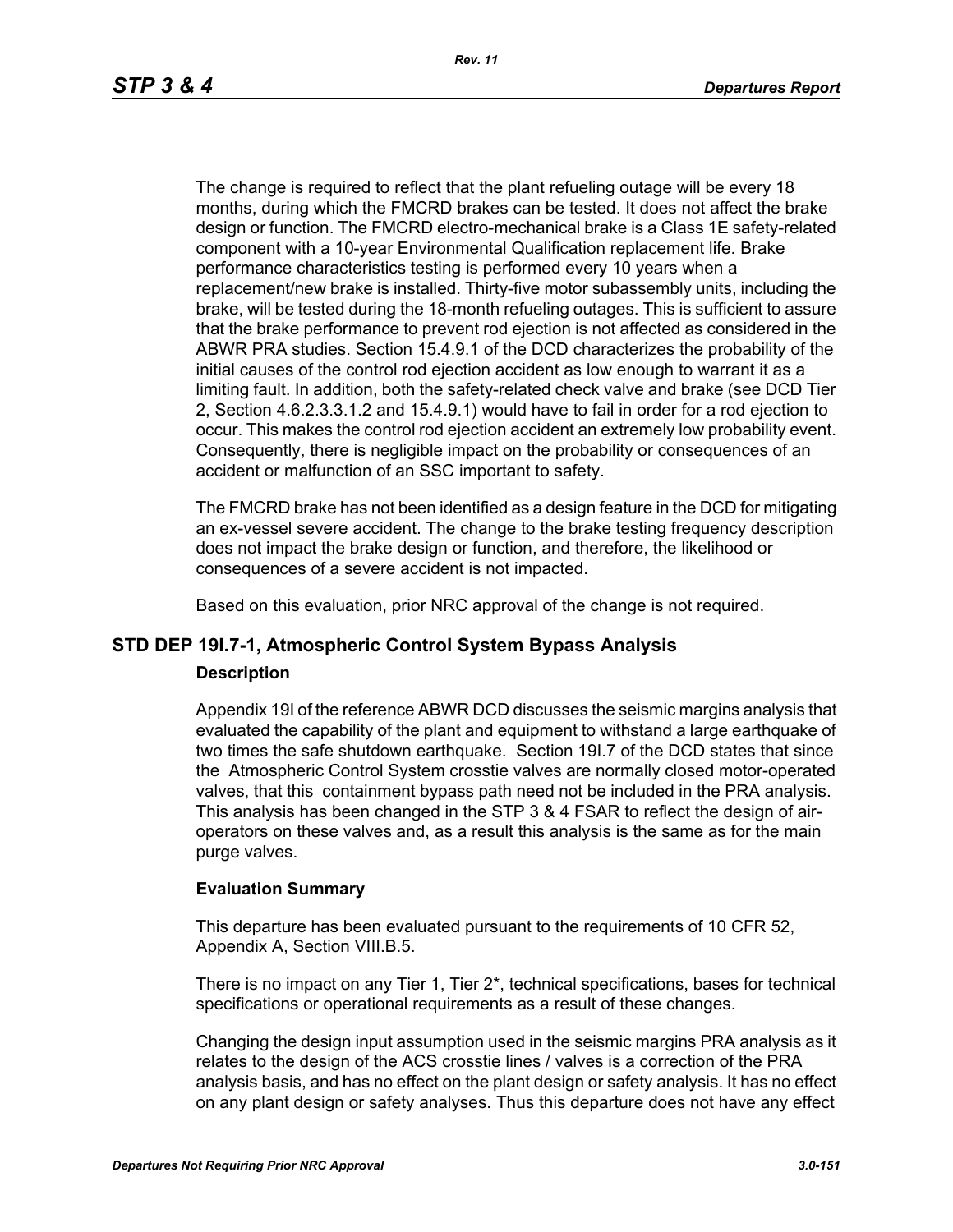The change is required to reflect that the plant refueling outage will be every 18 months, during which the FMCRD brakes can be tested. It does not affect the brake design or function. The FMCRD electro-mechanical brake is a Class 1E safety-related component with a 10-year Environmental Qualification replacement life. Brake performance characteristics testing is performed every 10 years when a replacement/new brake is installed. Thirty-five motor subassembly units, including the brake, will be tested during the 18-month refueling outages. This is sufficient to assure that the brake performance to prevent rod ejection is not affected as considered in the ABWR PRA studies. Section 15.4.9.1 of the DCD characterizes the probability of the initial causes of the control rod ejection accident as low enough to warrant it as a limiting fault. In addition, both the safety-related check valve and brake (see DCD Tier 2, Section 4.6.2.3.3.1.2 and 15.4.9.1) would have to fail in order for a rod ejection to occur. This makes the control rod ejection accident an extremely low probability event. Consequently, there is negligible impact on the probability or consequences of an accident or malfunction of an SSC important to safety.

The FMCRD brake has not been identified as a design feature in the DCD for mitigating an ex-vessel severe accident. The change to the brake testing frequency description does not impact the brake design or function, and therefore, the likelihood or consequences of a severe accident is not impacted.

Based on this evaluation, prior NRC approval of the change is not required.

## STD DEP 19I.7-1, Atmospheric Control System Bypass Analysis

### Description

Appendix 19I of the reference ABWR DCD discusses the seismic margins analysis that evaluated the capability of the plant and equipment to withstand a large earthquake of two times the safe shutdown earthquake. Section 19I.7 of the DCD states that since the Atmospheric Control System crosstie valves are normally closed motor-operated valves, that this containment bypass path need not be included in the PRA analysis. This analysis has been changed in the STP 3 & 4 FSAR to reflect the design of air-operators on these valves and, as a result this analysis is the same as for the main purge valves.

### Evaluation Summary

This departure has been evaluated pursuant to the requirements of 10 CFR 52, Appendix A, Section VIII.B.5.

There is no impact on any Tier 1, Tier 2*, technical specifications, bases for technical specifications or operational requirements as a result of these changes.

Changing the design input assumption used in the seismic margins PRA analysis as it relates to the design of the ACS crosstie lines / valves is a correction of the PRA analysis basis, and has no effect on the plant design or safety analysis. It has no effect on any plant design or safety analyses. Thus this departure does not have any effect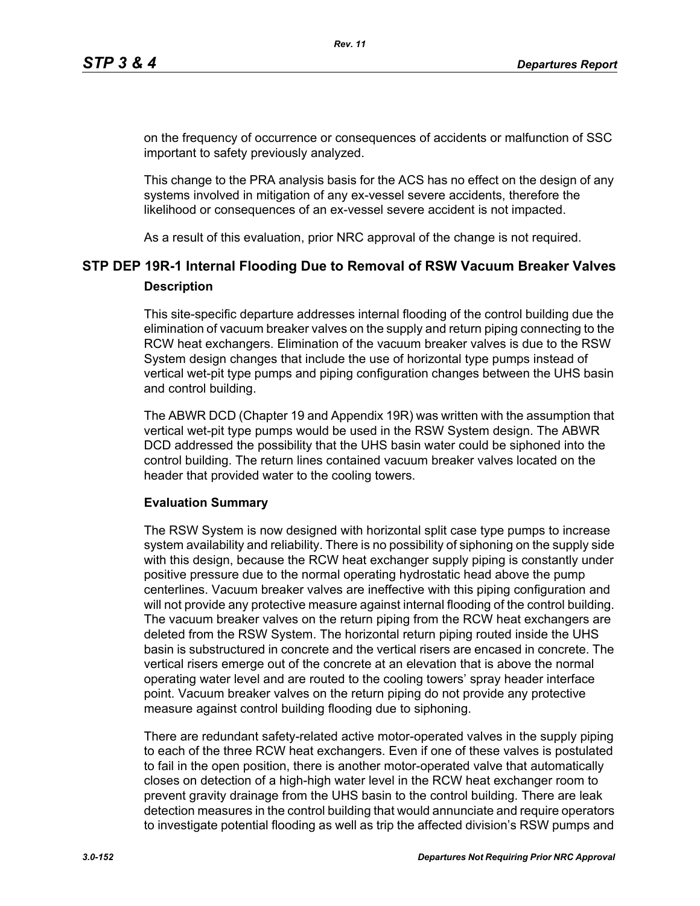on the frequency of occurrence or consequences of accidents or malfunction of SSC important to safety previously analyzed.

This change to the PRA analysis basis for the ACS has no effect on the design of any systems involved in mitigation of any ex-vessel severe accidents, therefore the likelihood or consequences of an ex-vessel severe accident is not impacted.

As a result of this evaluation, prior NRC approval of the change is not required.

## STP DEP 19R-1 Internal Flooding Due to Removal of RSW Vacuum Breaker Valves

### Description

This site-specific departure addresses internal flooding of the control building due the elimination of vacuum breaker valves on the supply and return piping connecting to the RCW heat exchangers. Elimination of the vacuum breaker valves is due to the RSW System design changes that include the use of horizontal type pumps instead of vertical wet-pit type pumps and piping configuration changes between the UHS basin and control building.

The ABWR DCD (Chapter 19 and Appendix 19R) was written with the assumption that vertical wet-pit type pumps would be used in the RSW System design. The ABWR DCD addressed the possibility that the UHS basin water could be siphoned into the control building. The return lines contained vacuum breaker valves located on the header that provided water to the cooling towers.

### Evaluation Summary

The RSW System is now designed with horizontal split case type pumps to increase system availability and reliability. There is no possibility of siphoning on the supply side with this design, because the RCW heat exchanger supply piping is constantly under positive pressure due to the normal operating hydrostatic head above the pump centerlines. Vacuum breaker valves are ineffective with this piping configuration and will not provide any protective measure against internal flooding of the control building. The vacuum breaker valves on the return piping from the RCW heat exchangers are deleted from the RSW System. The horizontal return piping routed inside the UHS basin is substructured in concrete and the vertical risers are encased in concrete. The vertical risers emerge out of the concrete at an elevation that is above the normal operating water level and are routed to the cooling towers' spray header interface point. Vacuum breaker valves on the return piping do not provide any protective measure against control building flooding due to siphoning.

There are redundant safety-related active motor-operated valves in the supply piping to each of the three RCW heat exchangers. Even if one of these valves is postulated to fail in the open position, there is another motor-operated valve that automatically closes on detection of a high-high water level in the RCW heat exchanger room to prevent gravity drainage from the UHS basin to the control building. There are leak detection measures in the control building that would annunciate and require operators to investigate potential flooding as well as trip the affected division's RSW pumps and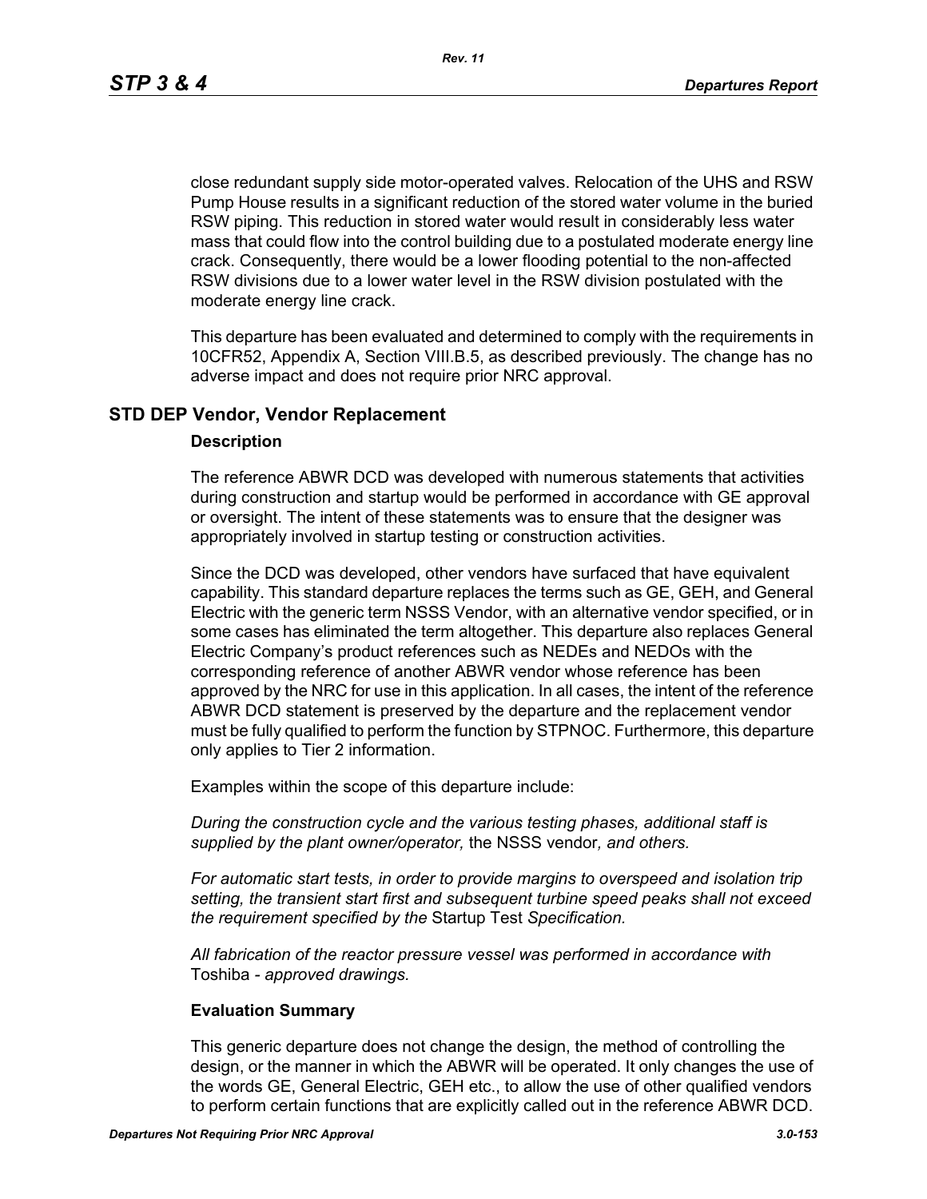close redundant supply side motor-operated valves. Relocation of the UHS and RSW Pump House results in a significant reduction of the stored water volume in the buried RSW piping. This reduction in stored water would result in considerably less water mass that could flow into the control building due to a postulated moderate energy line crack. Consequently, there would be a lower flooding potential to the non-affected RSW divisions due to a lower water level in the RSW division postulated with the moderate energy line crack.

This departure has been evaluated and determined to comply with the requirements in 10CFR52, Appendix A, Section VIII.B.5, as described previously. The change has no adverse impact and does not require prior NRC approval.

## STD DEP Vendor, Vendor Replacement

### Description

The reference ABWR DCD was developed with numerous statements that activities during construction and startup would be performed in accordance with GE approval or oversight. The intent of these statements was to ensure that the designer was appropriately involved in startup testing or construction activities.

Since the DCD was developed, other vendors have surfaced that have equivalent capability. This standard departure replaces the terms such as GE, GEH, and General Electric with the generic term NSSS Vendor, with an alternative vendor specified, or in some cases has eliminated the term altogether. This departure also replaces General Electric Company's product references such as NEDEs and NEDOs with the corresponding reference of another ABWR vendor whose reference has been approved by the NRC for use in this application. In all cases, the intent of the reference ABWR DCD statement is preserved by the departure and the replacement vendor must be fully qualified to perform the function by STPNOC. Furthermore, this departure only applies to Tier 2 information.

Examples within the scope of this departure include:

*During the construction cycle and the various testing phases, additional staff is supplied by the plant owner/operator,* the NSSS vendor*, and others.*

*For automatic start tests, in order to provide margins to overspeed and isolation trip setting, the transient start first and subsequent turbine speed peaks shall not exceed the requirement specified by the* Startup Test *Specification.*

*All fabrication of the reactor pressure vessel was performed in accordance with* Toshiba - *approved drawings.*

### Evaluation Summary

This generic departure does not change the design, the method of controlling the design, or the manner in which the ABWR will be operated. It only changes the use of the words GE, General Electric, GEH etc., to allow the use of other qualified vendors to perform certain functions that are explicitly called out in the reference ABWR DCD.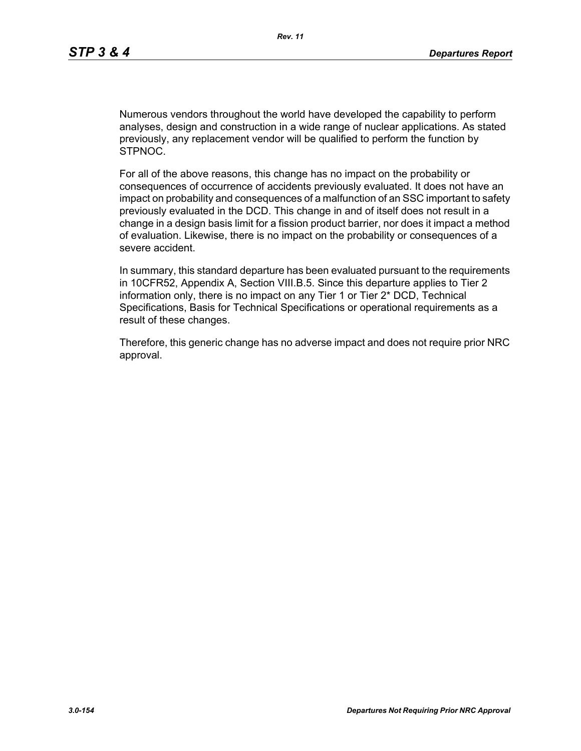Numerous vendors throughout the world have developed the capability to perform analyses, design and construction in a wide range of nuclear applications. As stated previously, any replacement vendor will be qualified to perform the function by STPNOC.

For all of the above reasons, this change has no impact on the probability or consequences of occurrence of accidents previously evaluated. It does not have an impact on probability and consequences of a malfunction of an SSC important to safety previously evaluated in the DCD. This change in and of itself does not result in a change in a design basis limit for a fission product barrier, nor does it impact a method of evaluation. Likewise, there is no impact on the probability or consequences of a severe accident.

In summary, this standard departure has been evaluated pursuant to the requirements in 10CFR52, Appendix A, Section VIII.B.5. Since this departure applies to Tier 2 information only, there is no impact on any Tier 1 or Tier 2* DCD, Technical Specifications, Basis for Technical Specifications or operational requirements as a result of these changes.

Therefore, this generic change has no adverse impact and does not require prior NRC approval.